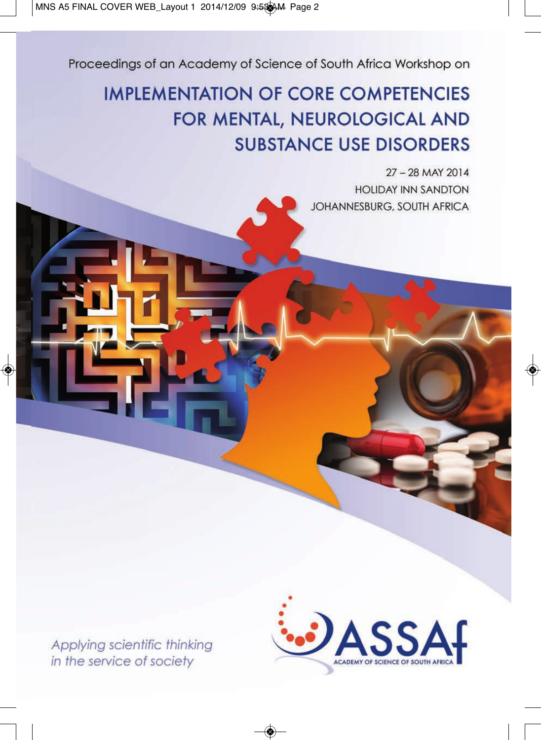Proceedings of an Academy of Science of South Africa Workshop on

# IMPLEMENTATION OF CORE COMPETENCIES FOR MENTAL, NEUROLOGICAL AND SUBSTANCE USE DISORDERS

27 – 28 MAY 2014
HOLIDAY INN SANDTON
JOHANNESBURG, SOUTH AFRICA

*Applying scientific thinking in the service of society*

ASSAf
ACADEMY OF SCIENCE OF SOUTH AFRICA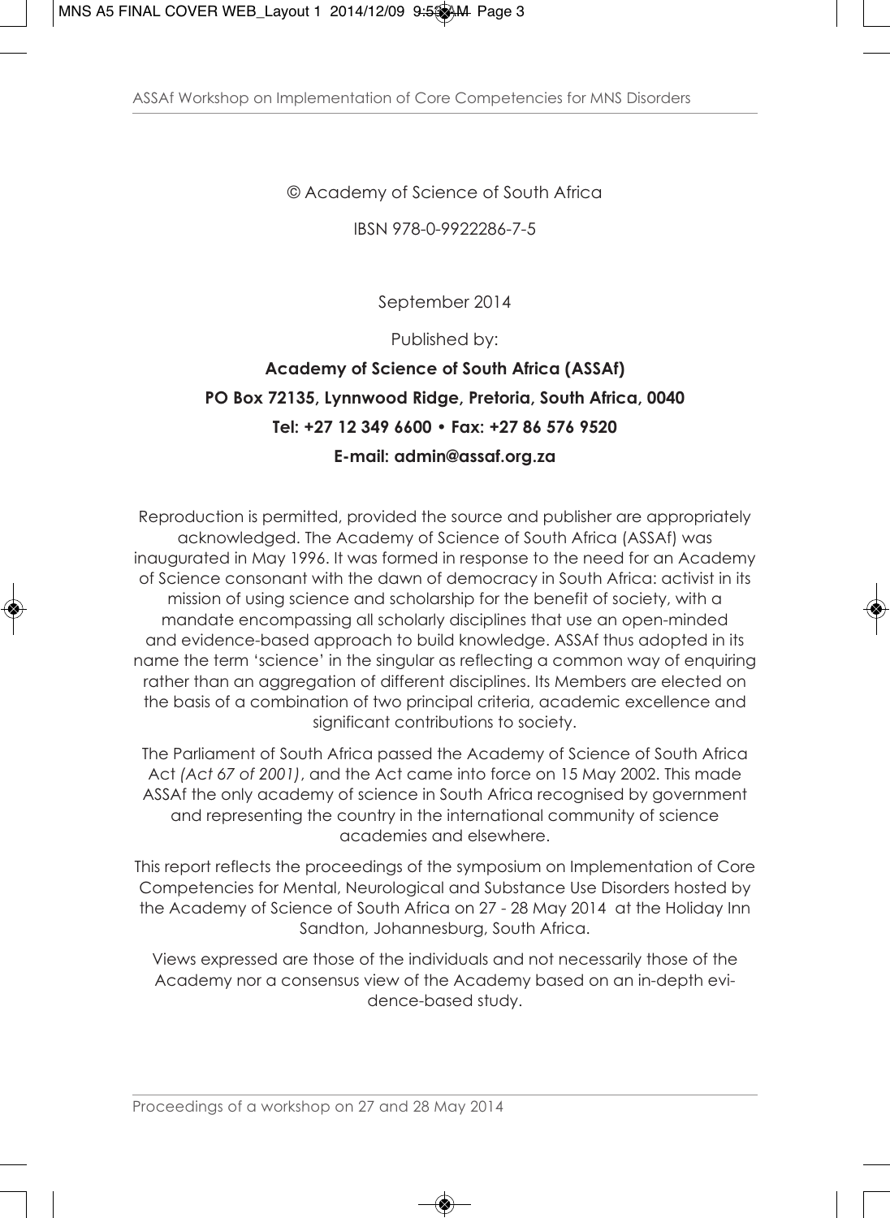© Academy of Science of South Africa

IBSN 978-0-9922286-7-5

September 2014

Published by:

**Academy of Science of South Africa (ASSAf)**

**PO Box 72135, Lynnwood Ridge, Pretoria, South Africa, 0040**

**Tel: +27 12 349 6600 • Fax: +27 86 576 9520**

**E-mail: admin@assaf.org.za**

Reproduction is permitted, provided the source and publisher are appropriately acknowledged. The Academy of Science of South Africa (ASSAf) was inaugurated in May 1996. It was formed in response to the need for an Academy of Science consonant with the dawn of democracy in South Africa: activist in its mission of using science and scholarship for the benefit of society, with a mandate encompassing all scholarly disciplines that use an open-minded and evidence-based approach to build knowledge. ASSAf thus adopted in its name the term 'science' in the singular as reflecting a common way of enquiring rather than an aggregation of different disciplines. Its Members are elected on the basis of a combination of two principal criteria, academic excellence and significant contributions to society.

The Parliament of South Africa passed the Academy of Science of South Africa Act *(Act 67 of 2001)*, and the Act came into force on 15 May 2002. This made ASSAf the only academy of science in South Africa recognised by government and representing the country in the international community of science academies and elsewhere.

This report reflects the proceedings of the symposium on Implementation of Core Competencies for Mental, Neurological and Substance Use Disorders hosted by the Academy of Science of South Africa on 27 - 28 May 2014 at the Holiday Inn Sandton, Johannesburg, South Africa.

Views expressed are those of the individuals and not necessarily those of the Academy nor a consensus view of the Academy based on an in-depth evidence-based study.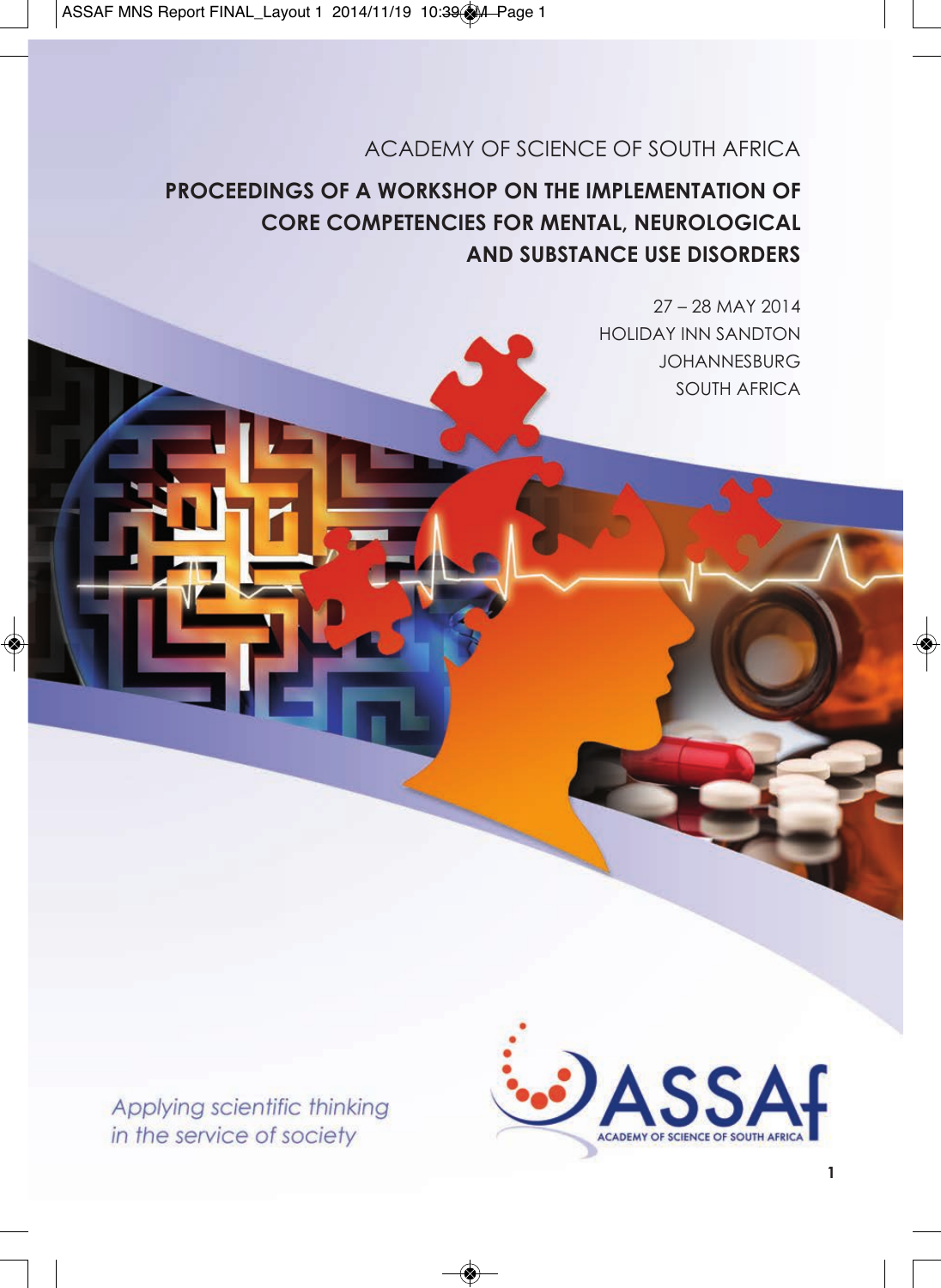ACADEMY OF SCIENCE OF SOUTH AFRICA

# PROCEEDINGS OF A WORKSHOP ON THE IMPLEMENTATION OF CORE COMPETENCIES FOR MENTAL, NEUROLOGICAL AND SUBSTANCE USE DISORDERS

27 – 28 MAY 2014
HOLIDAY INN SANDTON
JOHANNESBURG
SOUTH AFRICA

*Applying scientific thinking in the service of society*

ASSAf
ACADEMY OF SCIENCE OF SOUTH AFRICA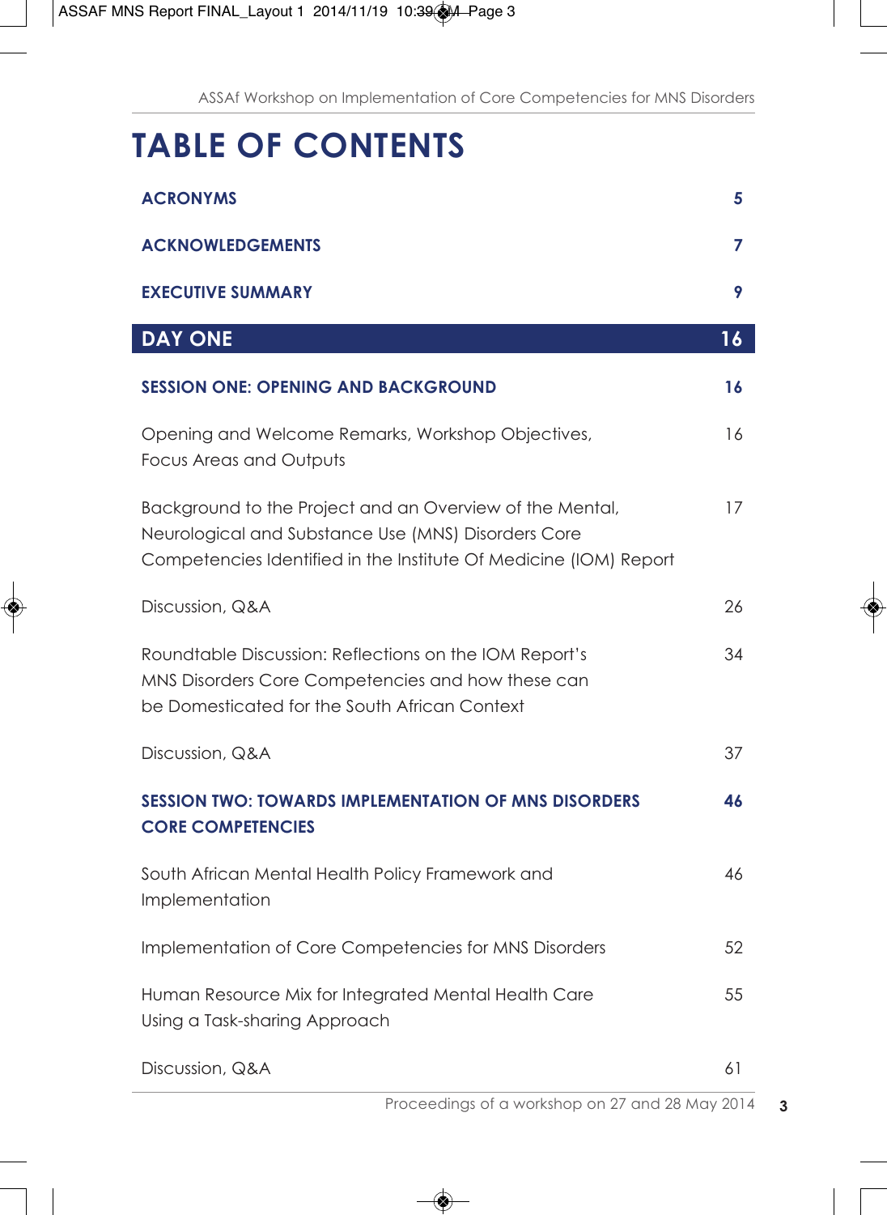# TABLE OF CONTENTS

| | |
|---|---|
| **ACRONYMS** | **5** |
| **ACKNOWLEDGEMENTS** | **7** |
| **EXECUTIVE SUMMARY** | **9** |
| **DAY ONE** | **16** |
| **SESSION ONE: OPENING AND BACKGROUND** | **16** |
| Opening and Welcome Remarks, Workshop Objectives, Focus Areas and Outputs | 16 |
| Background to the Project and an Overview of the Mental, Neurological and Substance Use (MNS) Disorders Core Competencies Identified in the Institute Of Medicine (IOM) Report | 17 |
| Discussion, Q&A | 26 |
| Roundtable Discussion: Reflections on the IOM Report's MNS Disorders Core Competencies and how these can be Domesticated for the South African Context | 34 |
| Discussion, Q&A | 37 |
| **SESSION TWO: TOWARDS IMPLEMENTATION OF MNS DISORDERS CORE COMPETENCIES** | **46** |
| South African Mental Health Policy Framework and Implementation | 46 |
| Implementation of Core Competencies for MNS Disorders | 52 |
| Human Resource Mix for Integrated Mental Health Care Using a Task-sharing Approach | 55 |
| Discussion, Q&A | 61 |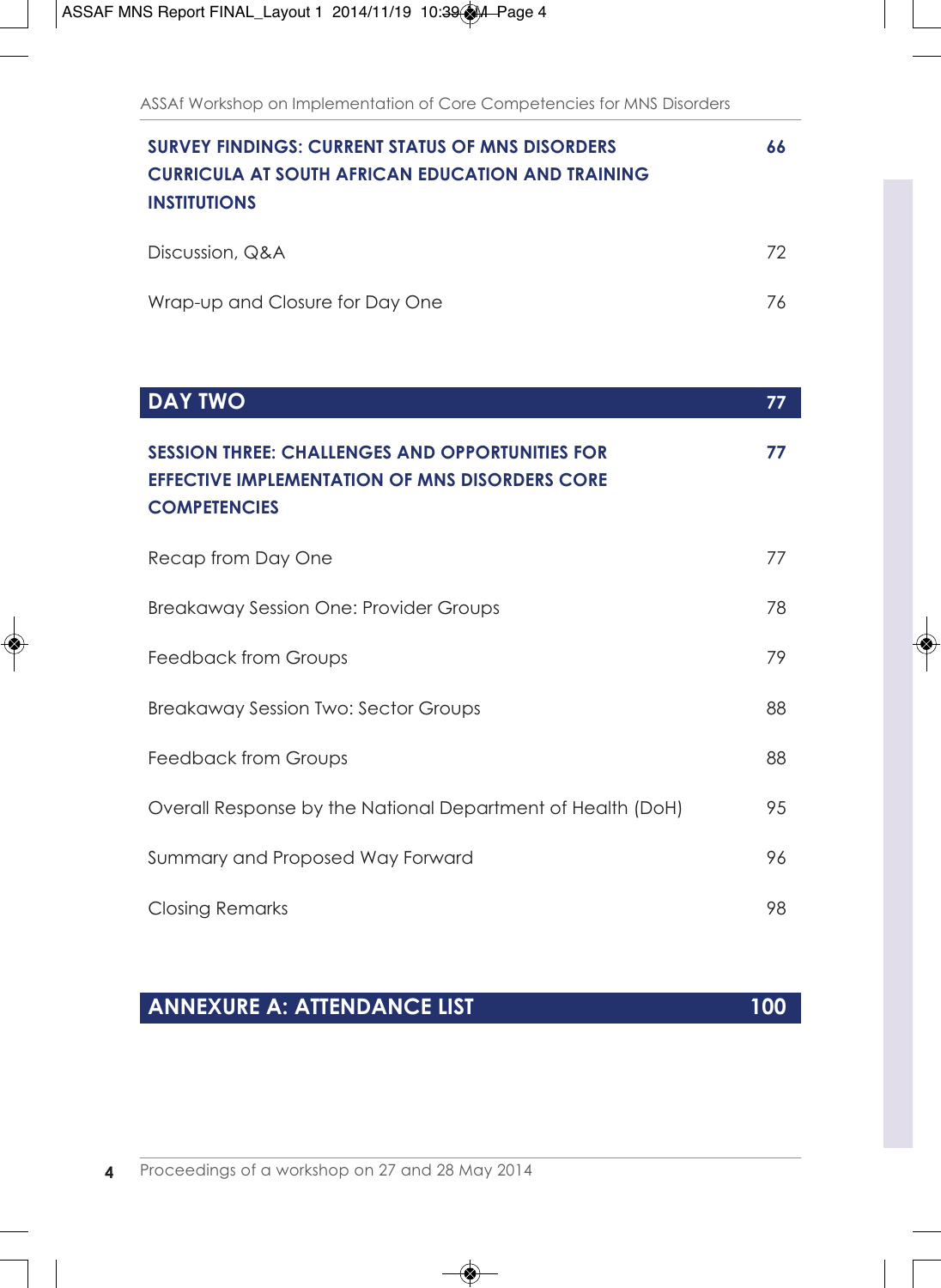| | |
|---|---|
| **SURVEY FINDINGS: CURRENT STATUS OF MNS DISORDERS CURRICULA AT SOUTH AFRICAN EDUCATION AND TRAINING INSTITUTIONS** | **66** |
| Discussion, Q&A | 72 |
| Wrap-up and Closure for Day One | 76 |
| **DAY TWO** | **77** |
| **SESSION THREE: CHALLENGES AND OPPORTUNITIES FOR EFFECTIVE IMPLEMENTATION OF MNS DISORDERS CORE COMPETENCIES** | **77** |
| Recap from Day One | 77 |
| Breakaway Session One: Provider Groups | 78 |
| Feedback from Groups | 79 |
| Breakaway Session Two: Sector Groups | 88 |
| Feedback from Groups | 88 |
| Overall Response by the National Department of Health (DoH) | 95 |
| Summary and Proposed Way Forward | 96 |
| Closing Remarks | 98 |
| **ANNEXURE A: ATTENDANCE LIST** | **100** |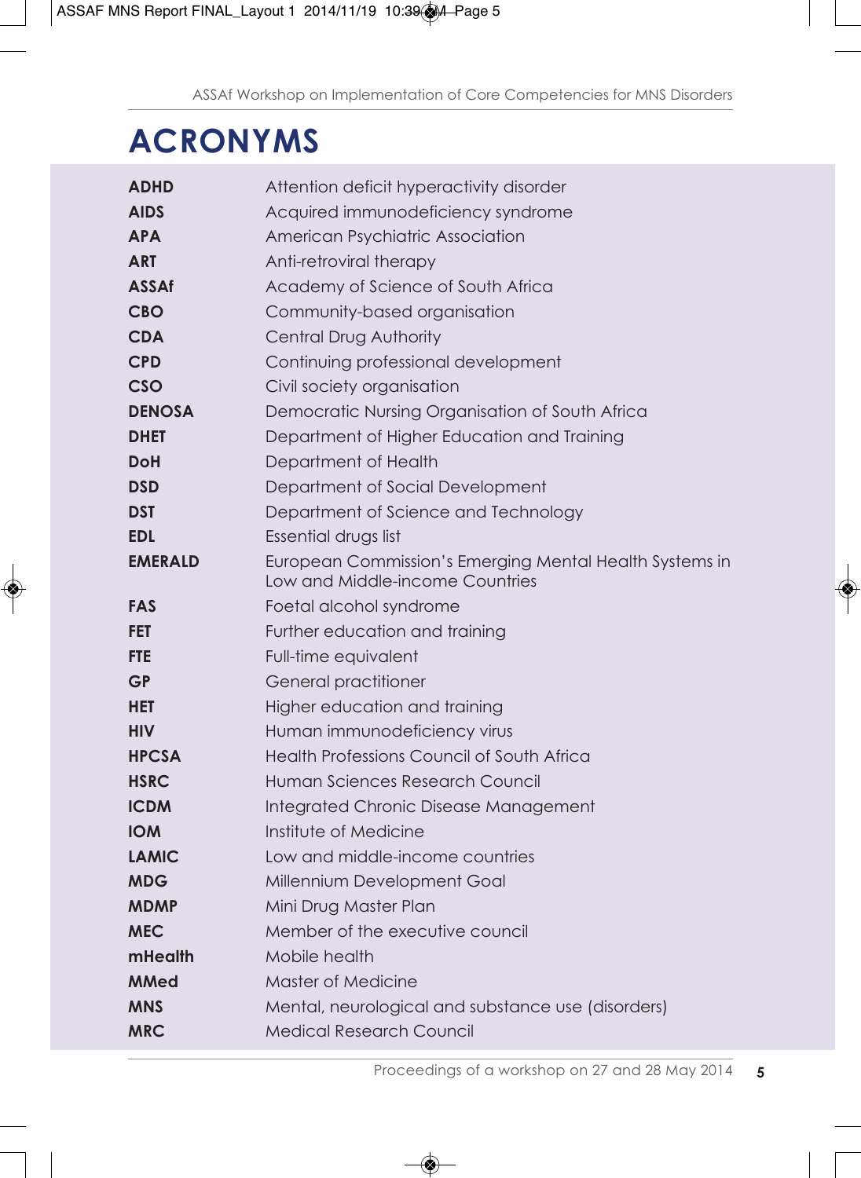# ACRONYMS

| | |
|---|---|
| **ADHD** | Attention deficit hyperactivity disorder |
| **AIDS** | Acquired immunodeficiency syndrome |
| **APA** | American Psychiatric Association |
| **ART** | Anti-retroviral therapy |
| **ASSAf** | Academy of Science of South Africa |
| **CBO** | Community-based organisation |
| **CDA** | Central Drug Authority |
| **CPD** | Continuing professional development |
| **CSO** | Civil society organisation |
| **DENOSA** | Democratic Nursing Organisation of South Africa |
| **DHET** | Department of Higher Education and Training |
| **DoH** | Department of Health |
| **DSD** | Department of Social Development |
| **DST** | Department of Science and Technology |
| **EDL** | Essential drugs list |
| **EMERALD** | European Commission's Emerging Mental Health Systems in Low and Middle-income Countries |
| **FAS** | Foetal alcohol syndrome |
| **FET** | Further education and training |
| **FTE** | Full-time equivalent |
| **GP** | General practitioner |
| **HET** | Higher education and training |
| **HIV** | Human immunodeficiency virus |
| **HPCSA** | Health Professions Council of South Africa |
| **HSRC** | Human Sciences Research Council |
| **ICDM** | Integrated Chronic Disease Management |
| **IOM** | Institute of Medicine |
| **LAMIC** | Low and middle-income countries |
| **MDG** | Millennium Development Goal |
| **MDMP** | Mini Drug Master Plan |
| **MEC** | Member of the executive council |
| **mHealth** | Mobile health |
| **MMed** | Master of Medicine |
| **MNS** | Mental, neurological and substance use (disorders) |
| **MRC** | Medical Research Council |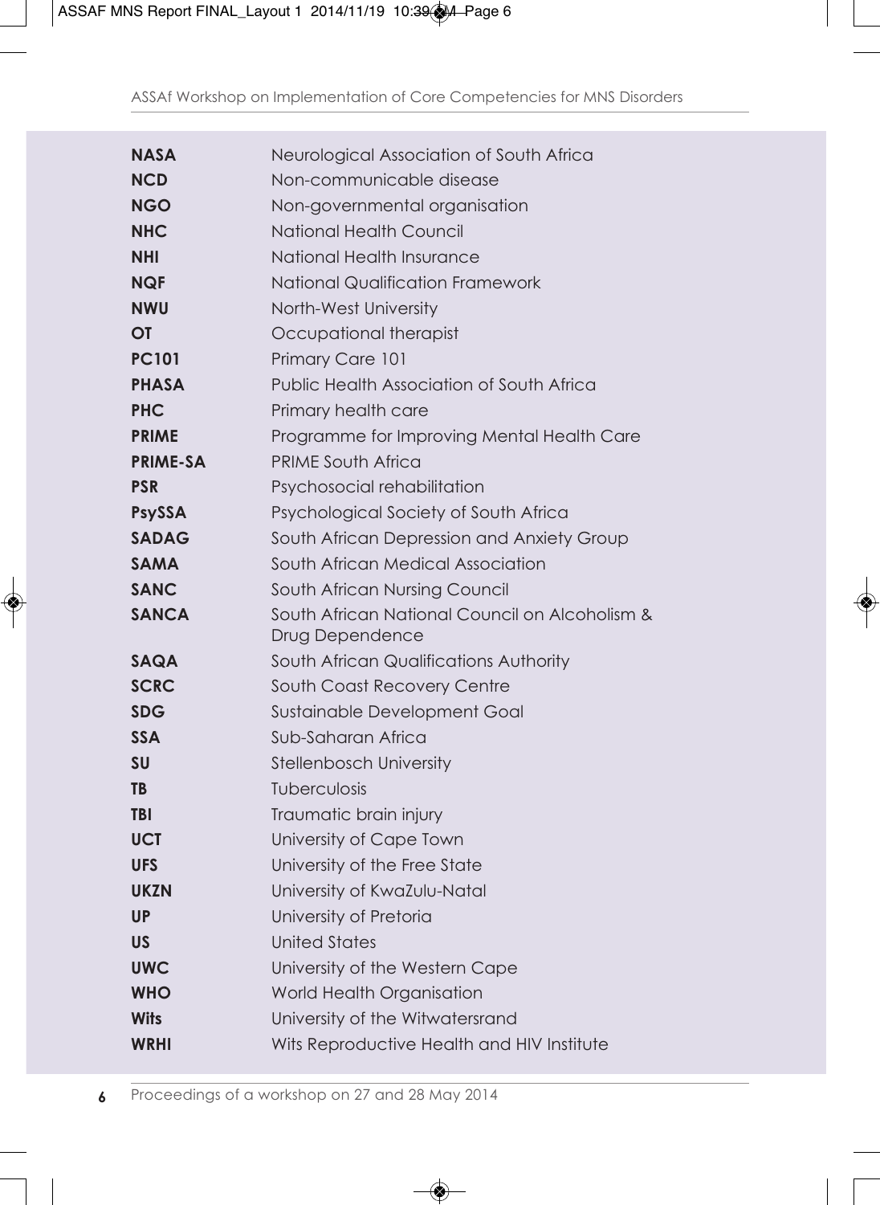| | |
|---|---|
| **NASA** | Neurological Association of South Africa |
| **NCD** | Non-communicable disease |
| **NGO** | Non-governmental organisation |
| **NHC** | National Health Council |
| **NHI** | National Health Insurance |
| **NQF** | National Qualification Framework |
| **NWU** | North-West University |
| **OT** | Occupational therapist |
| **PC101** | Primary Care 101 |
| **PHASA** | Public Health Association of South Africa |
| **PHC** | Primary health care |
| **PRIME** | Programme for Improving Mental Health Care |
| **PRIME-SA** | PRIME South Africa |
| **PSR** | Psychosocial rehabilitation |
| **PsySSA** | Psychological Society of South Africa |
| **SADAG** | South African Depression and Anxiety Group |
| **SAMA** | South African Medical Association |
| **SANC** | South African Nursing Council |
| **SANCA** | South African National Council on Alcoholism & Drug Dependence |
| **SAQA** | South African Qualifications Authority |
| **SCRC** | South Coast Recovery Centre |
| **SDG** | Sustainable Development Goal |
| **SSA** | Sub-Saharan Africa |
| **SU** | Stellenbosch University |
| **TB** | Tuberculosis |
| **TBI** | Traumatic brain injury |
| **UCT** | University of Cape Town |
| **UFS** | University of the Free State |
| **UKZN** | University of KwaZulu-Natal |
| **UP** | University of Pretoria |
| **US** | United States |
| **UWC** | University of the Western Cape |
| **WHO** | World Health Organisation |
| **Wits** | University of the Witwatersrand |
| **WRHI** | Wits Reproductive Health and HIV Institute |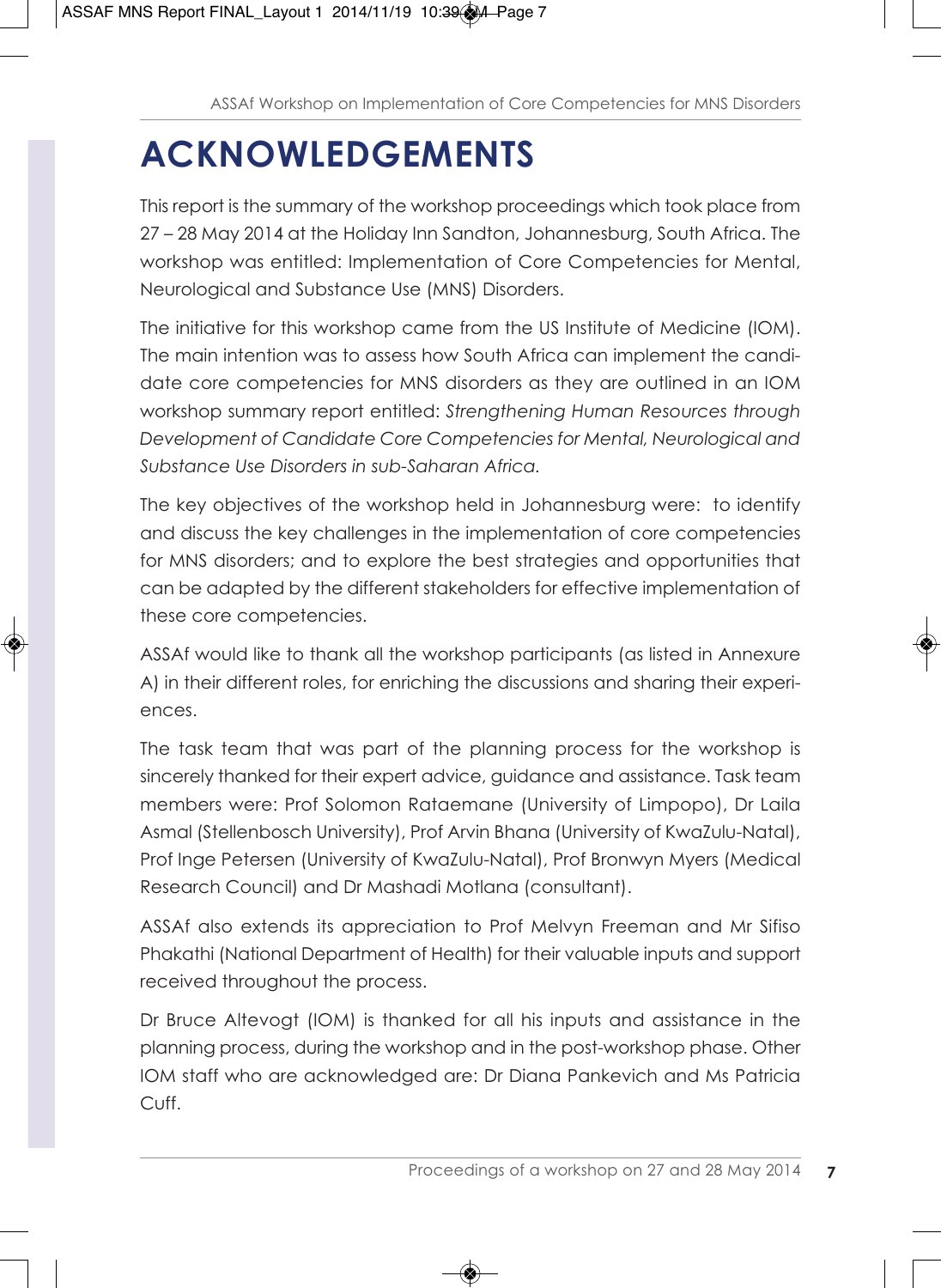# ACKNOWLEDGEMENTS

This report is the summary of the workshop proceedings which took place from 27 – 28 May 2014 at the Holiday Inn Sandton, Johannesburg, South Africa. The workshop was entitled: Implementation of Core Competencies for Mental, Neurological and Substance Use (MNS) Disorders.

The initiative for this workshop came from the US Institute of Medicine (IOM). The main intention was to assess how South Africa can implement the candidate core competencies for MNS disorders as they are outlined in an IOM workshop summary report entitled: *Strengthening Human Resources through Development of Candidate Core Competencies for Mental, Neurological and Substance Use Disorders in sub-Saharan Africa.*

The key objectives of the workshop held in Johannesburg were: to identify and discuss the key challenges in the implementation of core competencies for MNS disorders; and to explore the best strategies and opportunities that can be adapted by the different stakeholders for effective implementation of these core competencies.

ASSAf would like to thank all the workshop participants (as listed in Annexure A) in their different roles, for enriching the discussions and sharing their experiences.

The task team that was part of the planning process for the workshop is sincerely thanked for their expert advice, guidance and assistance. Task team members were: Prof Solomon Rataemane (University of Limpopo), Dr Laila Asmal (Stellenbosch University), Prof Arvin Bhana (University of KwaZulu-Natal), Prof Inge Petersen (University of KwaZulu-Natal), Prof Bronwyn Myers (Medical Research Council) and Dr Mashadi Motlana (consultant).

ASSAf also extends its appreciation to Prof Melvyn Freeman and Mr Sifiso Phakathi (National Department of Health) for their valuable inputs and support received throughout the process.

Dr Bruce Altevogt (IOM) is thanked for all his inputs and assistance in the planning process, during the workshop and in the post-workshop phase. Other IOM staff who are acknowledged are: Dr Diana Pankevich and Ms Patricia Cuff.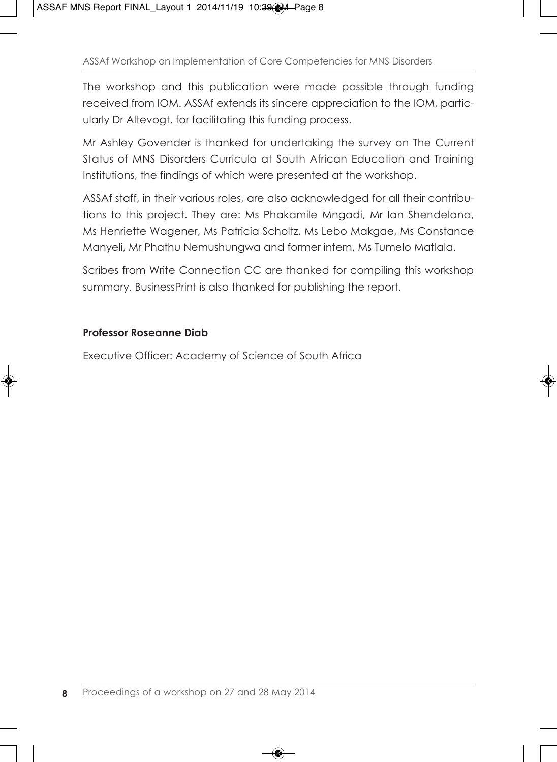The workshop and this publication were made possible through funding received from IOM. ASSAf extends its sincere appreciation to the IOM, particularly Dr Altevogt, for facilitating this funding process.

Mr Ashley Govender is thanked for undertaking the survey on The Current Status of MNS Disorders Curricula at South African Education and Training Institutions, the findings of which were presented at the workshop.

ASSAf staff, in their various roles, are also acknowledged for all their contributions to this project. They are: Ms Phakamile Mngadi, Mr Ian Shendelana, Ms Henriette Wagener, Ms Patricia Scholtz, Ms Lebo Makgae, Ms Constance Manyeli, Mr Phathu Nemushungwa and former intern, Ms Tumelo Matlala.

Scribes from Write Connection CC are thanked for compiling this workshop summary. BusinessPrint is also thanked for publishing the report.

**Professor Roseanne Diab**

Executive Officer: Academy of Science of South Africa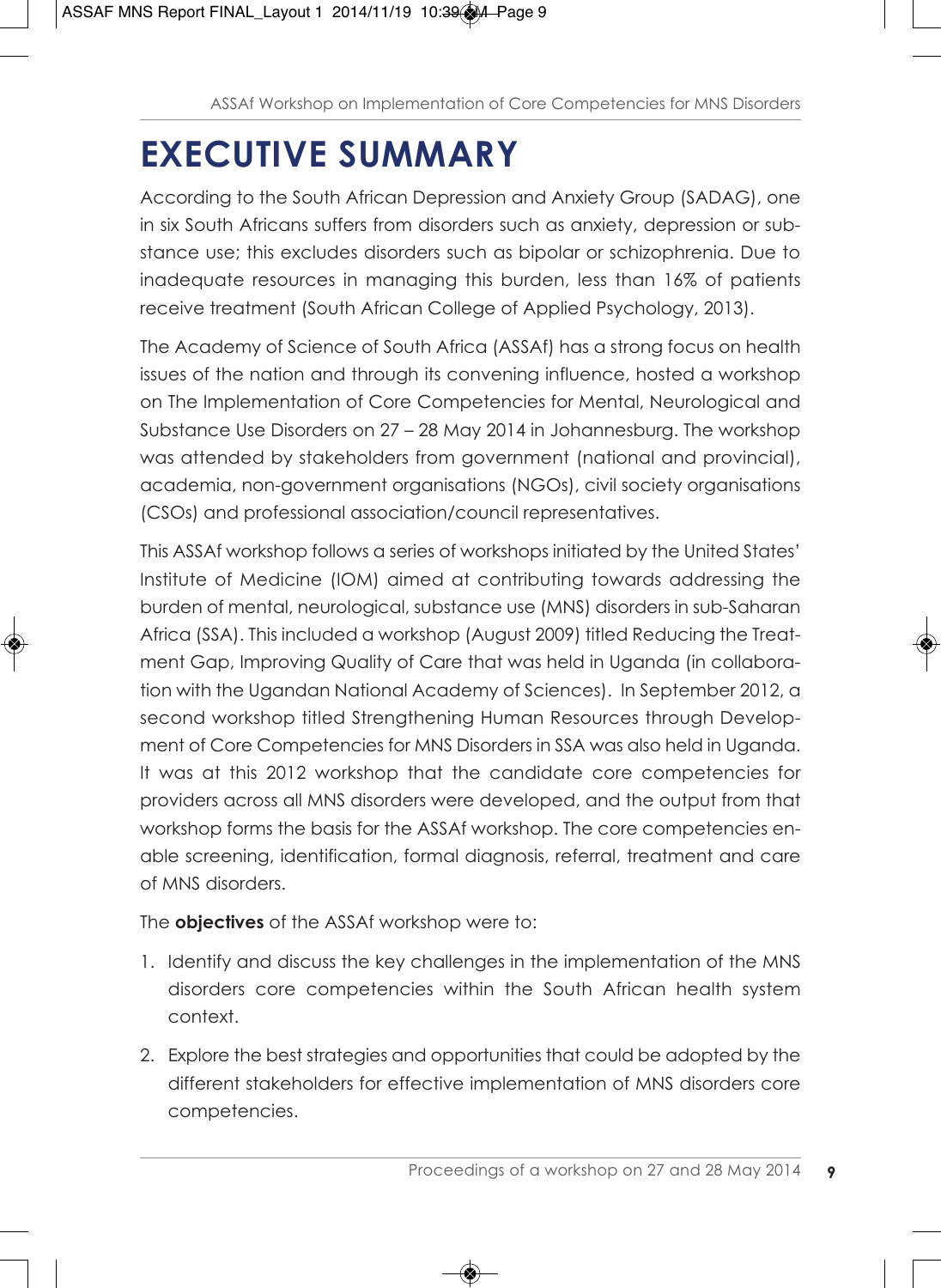# EXECUTIVE SUMMARY

According to the South African Depression and Anxiety Group (SADAG), one in six South Africans suffers from disorders such as anxiety, depression or substance use; this excludes disorders such as bipolar or schizophrenia. Due to inadequate resources in managing this burden, less than 16% of patients receive treatment (South African College of Applied Psychology, 2013).

The Academy of Science of South Africa (ASSAf) has a strong focus on health issues of the nation and through its convening influence, hosted a workshop on The Implementation of Core Competencies for Mental, Neurological and Substance Use Disorders on 27 – 28 May 2014 in Johannesburg. The workshop was attended by stakeholders from government (national and provincial), academia, non-government organisations (NGOs), civil society organisations (CSOs) and professional association/council representatives.

This ASSAf workshop follows a series of workshops initiated by the United States' Institute of Medicine (IOM) aimed at contributing towards addressing the burden of mental, neurological, substance use (MNS) disorders in sub-Saharan Africa (SSA). This included a workshop (August 2009) titled Reducing the Treatment Gap, Improving Quality of Care that was held in Uganda (in collaboration with the Ugandan National Academy of Sciences). In September 2012, a second workshop titled Strengthening Human Resources through Development of Core Competencies for MNS Disorders in SSA was also held in Uganda. It was at this 2012 workshop that the candidate core competencies for providers across all MNS disorders were developed, and the output from that workshop forms the basis for the ASSAf workshop. The core competencies enable screening, identification, formal diagnosis, referral, treatment and care of MNS disorders.

The **objectives** of the ASSAf workshop were to:

1. Identify and discuss the key challenges in the implementation of the MNS disorders core competencies within the South African health system context.
2. Explore the best strategies and opportunities that could be adopted by the different stakeholders for effective implementation of MNS disorders core competencies.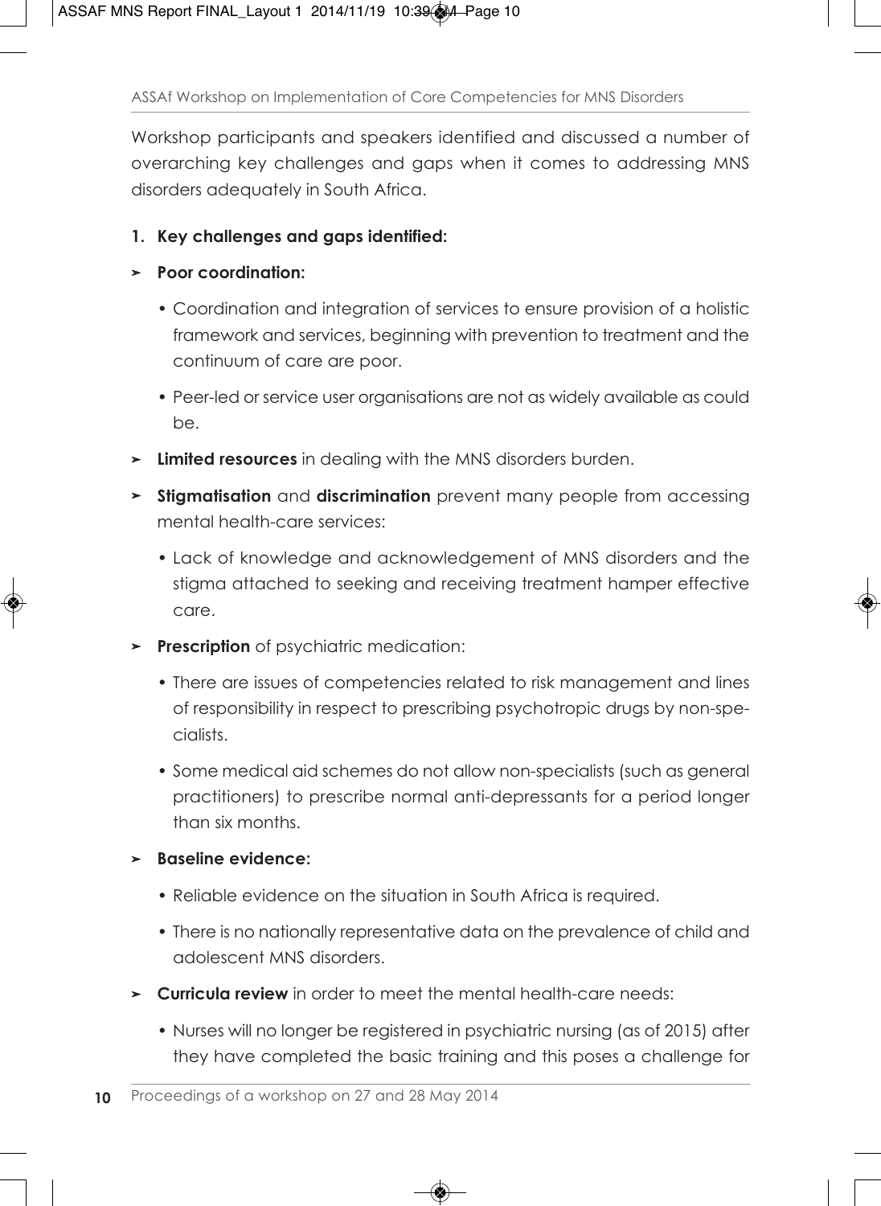Workshop participants and speakers identified and discussed a number of overarching key challenges and gaps when it comes to addressing MNS disorders adequately in South Africa.

1. **Key challenges and gaps identified:**

- **Poor coordination:**
  - Coordination and integration of services to ensure provision of a holistic framework and services, beginning with prevention to treatment and the continuum of care are poor.
  - Peer-led or service user organisations are not as widely available as could be.
- **Limited resources** in dealing with the MNS disorders burden.
- **Stigmatisation** and **discrimination** prevent many people from accessing mental health-care services:
  - Lack of knowledge and acknowledgement of MNS disorders and the stigma attached to seeking and receiving treatment hamper effective care.
- **Prescription** of psychiatric medication:
  - There are issues of competencies related to risk management and lines of responsibility in respect to prescribing psychotropic drugs by non-specialists.
  - Some medical aid schemes do not allow non-specialists (such as general practitioners) to prescribe normal anti-depressants for a period longer than six months.
- **Baseline evidence:**
  - Reliable evidence on the situation in South Africa is required.
  - There is no nationally representative data on the prevalence of child and adolescent MNS disorders.
- **Curricula review** in order to meet the mental health-care needs:
  - Nurses will no longer be registered in psychiatric nursing (as of 2015) after they have completed the basic training and this poses a challenge for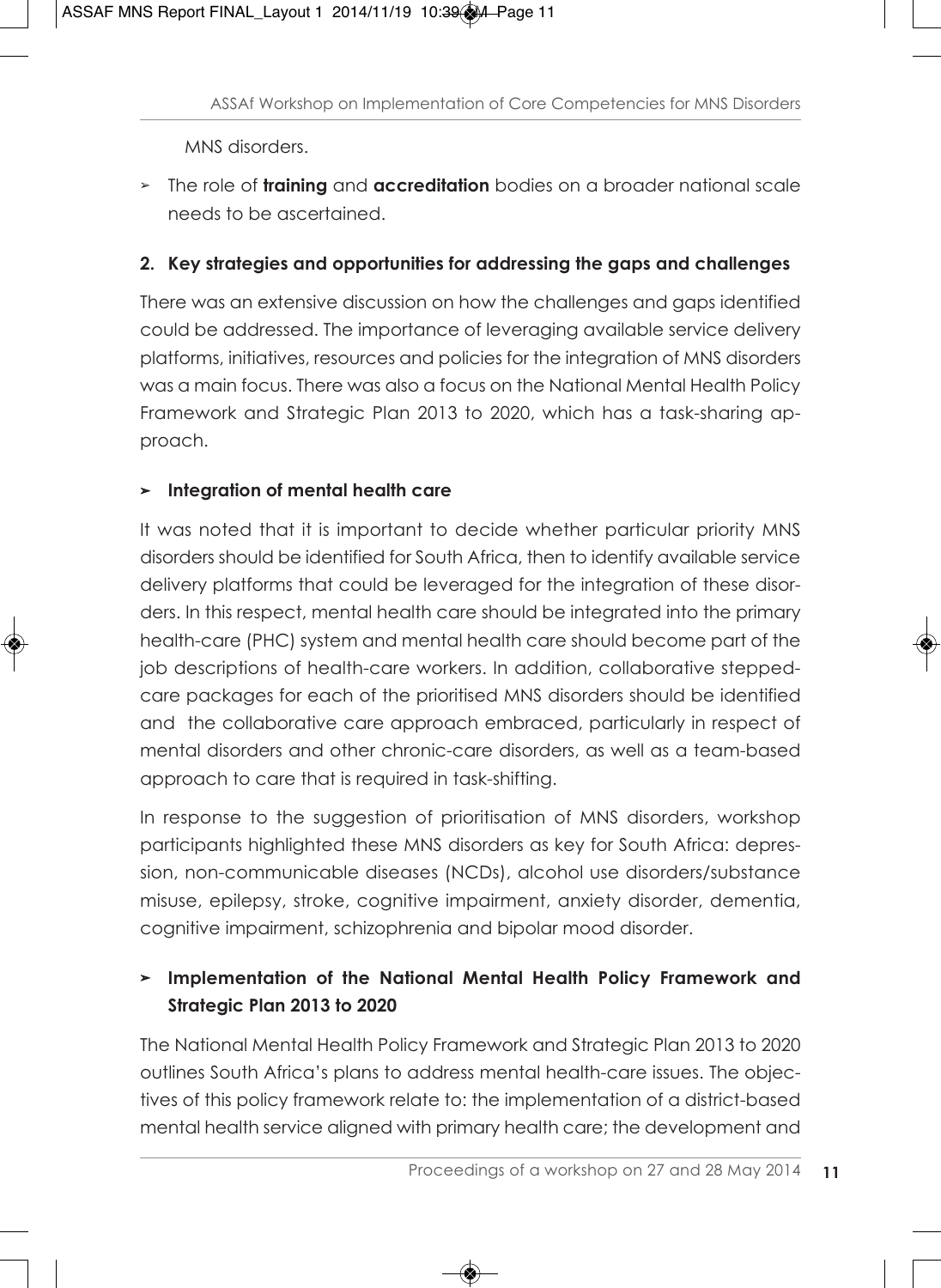MNS disorders.

- The role of **training** and **accreditation** bodies on a broader national scale needs to be ascertained.

## 2. Key strategies and opportunities for addressing the gaps and challenges

There was an extensive discussion on how the challenges and gaps identified could be addressed. The importance of leveraging available service delivery platforms, initiatives, resources and policies for the integration of MNS disorders was a main focus. There was also a focus on the National Mental Health Policy Framework and Strategic Plan 2013 to 2020, which has a task-sharing approach.

### Integration of mental health care

It was noted that it is important to decide whether particular priority MNS disorders should be identified for South Africa, then to identify available service delivery platforms that could be leveraged for the integration of these disorders. In this respect, mental health care should be integrated into the primary health-care (PHC) system and mental health care should become part of the job descriptions of health-care workers. In addition, collaborative stepped-care packages for each of the prioritised MNS disorders should be identified and the collaborative care approach embraced, particularly in respect of mental disorders and other chronic-care disorders, as well as a team-based approach to care that is required in task-shifting.

In response to the suggestion of prioritisation of MNS disorders, workshop participants highlighted these MNS disorders as key for South Africa: depression, non-communicable diseases (NCDs), alcohol use disorders/substance misuse, epilepsy, stroke, cognitive impairment, anxiety disorder, dementia, cognitive impairment, schizophrenia and bipolar mood disorder.

### Implementation of the National Mental Health Policy Framework and Strategic Plan 2013 to 2020

The National Mental Health Policy Framework and Strategic Plan 2013 to 2020 outlines South Africa's plans to address mental health-care issues. The objectives of this policy framework relate to: the implementation of a district-based mental health service aligned with primary health care; the development and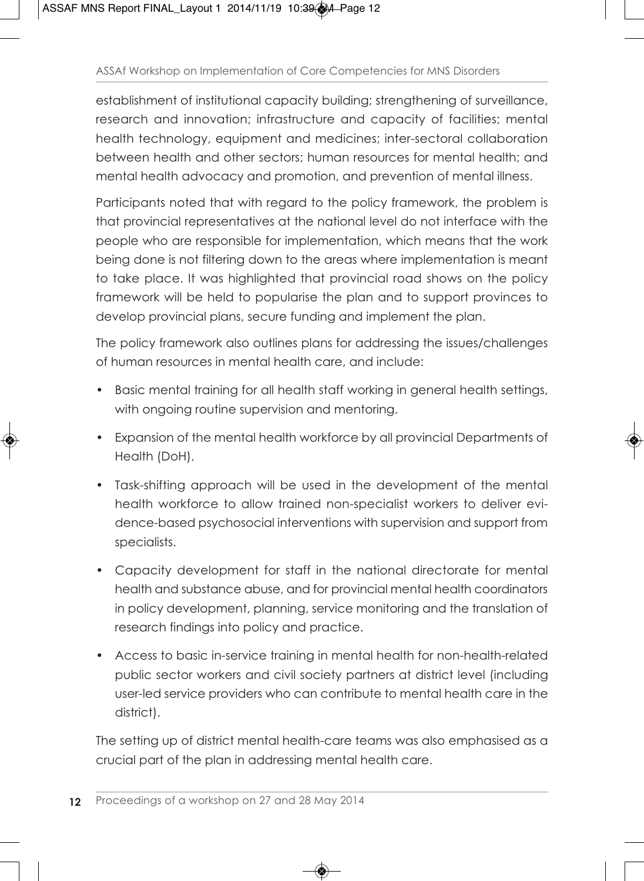establishment of institutional capacity building; strengthening of surveillance, research and innovation; infrastructure and capacity of facilities; mental health technology, equipment and medicines; inter-sectoral collaboration between health and other sectors; human resources for mental health; and mental health advocacy and promotion, and prevention of mental illness.

Participants noted that with regard to the policy framework, the problem is that provincial representatives at the national level do not interface with the people who are responsible for implementation, which means that the work being done is not filtering down to the areas where implementation is meant to take place. It was highlighted that provincial road shows on the policy framework will be held to popularise the plan and to support provinces to develop provincial plans, secure funding and implement the plan.

The policy framework also outlines plans for addressing the issues/challenges of human resources in mental health care, and include:

- Basic mental training for all health staff working in general health settings, with ongoing routine supervision and mentoring.
- Expansion of the mental health workforce by all provincial Departments of Health (DoH).
- Task-shifting approach will be used in the development of the mental health workforce to allow trained non-specialist workers to deliver evidence-based psychosocial interventions with supervision and support from specialists.
- Capacity development for staff in the national directorate for mental health and substance abuse, and for provincial mental health coordinators in policy development, planning, service monitoring and the translation of research findings into policy and practice.
- Access to basic in-service training in mental health for non-health-related public sector workers and civil society partners at district level (including user-led service providers who can contribute to mental health care in the district).

The setting up of district mental health-care teams was also emphasised as a crucial part of the plan in addressing mental health care.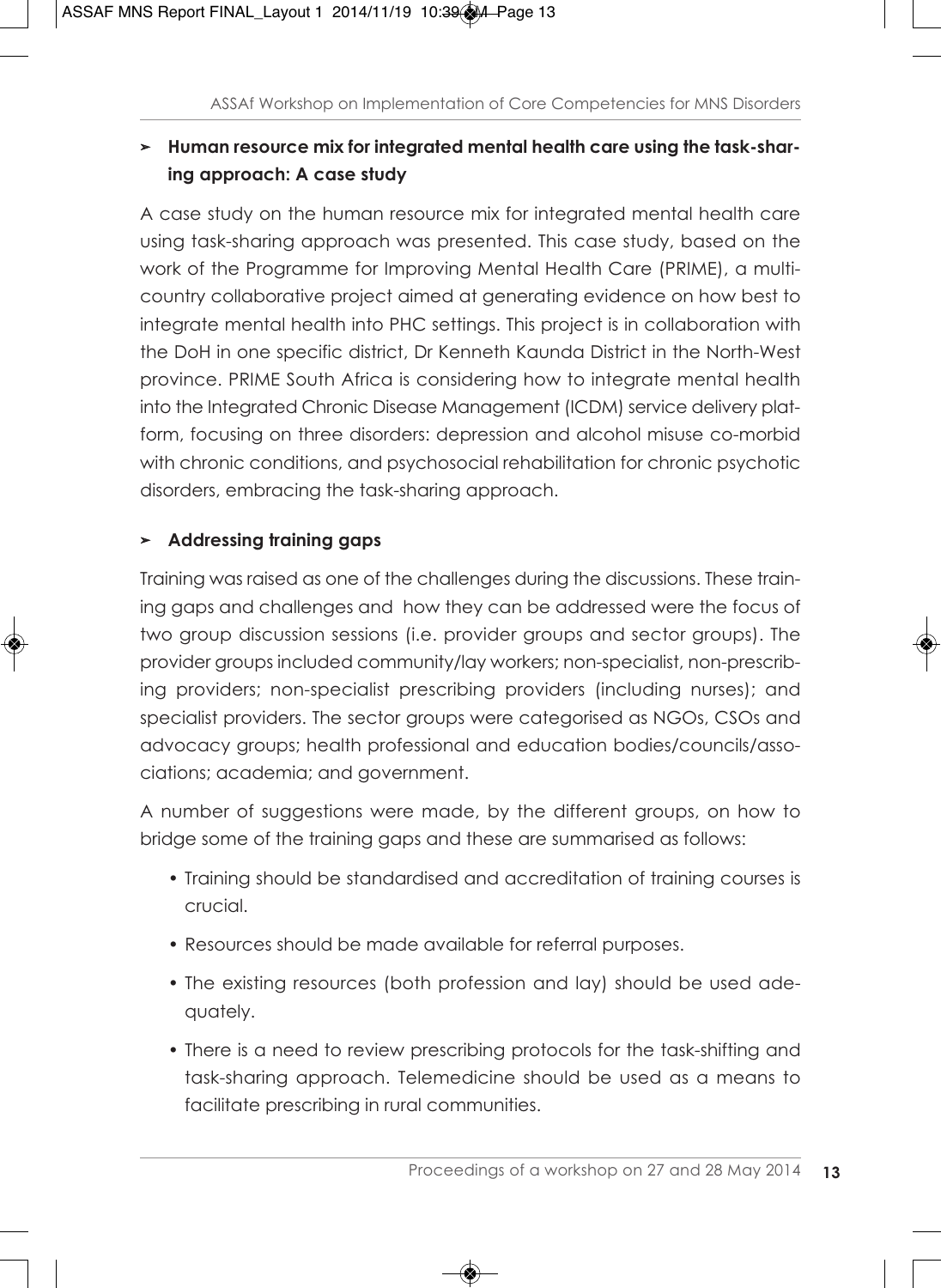## ➢ Human resource mix for integrated mental health care using the task-sharing approach: A case study

A case study on the human resource mix for integrated mental health care using task-sharing approach was presented. This case study, based on the work of the Programme for Improving Mental Health Care (PRIME), a multi-country collaborative project aimed at generating evidence on how best to integrate mental health into PHC settings. This project is in collaboration with the DoH in one specific district, Dr Kenneth Kaunda District in the North-West province. PRIME South Africa is considering how to integrate mental health into the Integrated Chronic Disease Management (ICDM) service delivery platform, focusing on three disorders: depression and alcohol misuse co-morbid with chronic conditions, and psychosocial rehabilitation for chronic psychotic disorders, embracing the task-sharing approach.

## ➢ Addressing training gaps

Training was raised as one of the challenges during the discussions. These training gaps and challenges and how they can be addressed were the focus of two group discussion sessions (i.e. provider groups and sector groups). The provider groups included community/lay workers; non-specialist, non-prescribing providers; non-specialist prescribing providers (including nurses); and specialist providers. The sector groups were categorised as NGOs, CSOs and advocacy groups; health professional and education bodies/councils/associations; academia; and government.

A number of suggestions were made, by the different groups, on how to bridge some of the training gaps and these are summarised as follows:

- Training should be standardised and accreditation of training courses is crucial.
- Resources should be made available for referral purposes.
- The existing resources (both profession and lay) should be used adequately.
- There is a need to review prescribing protocols for the task-shifting and task-sharing approach. Telemedicine should be used as a means to facilitate prescribing in rural communities.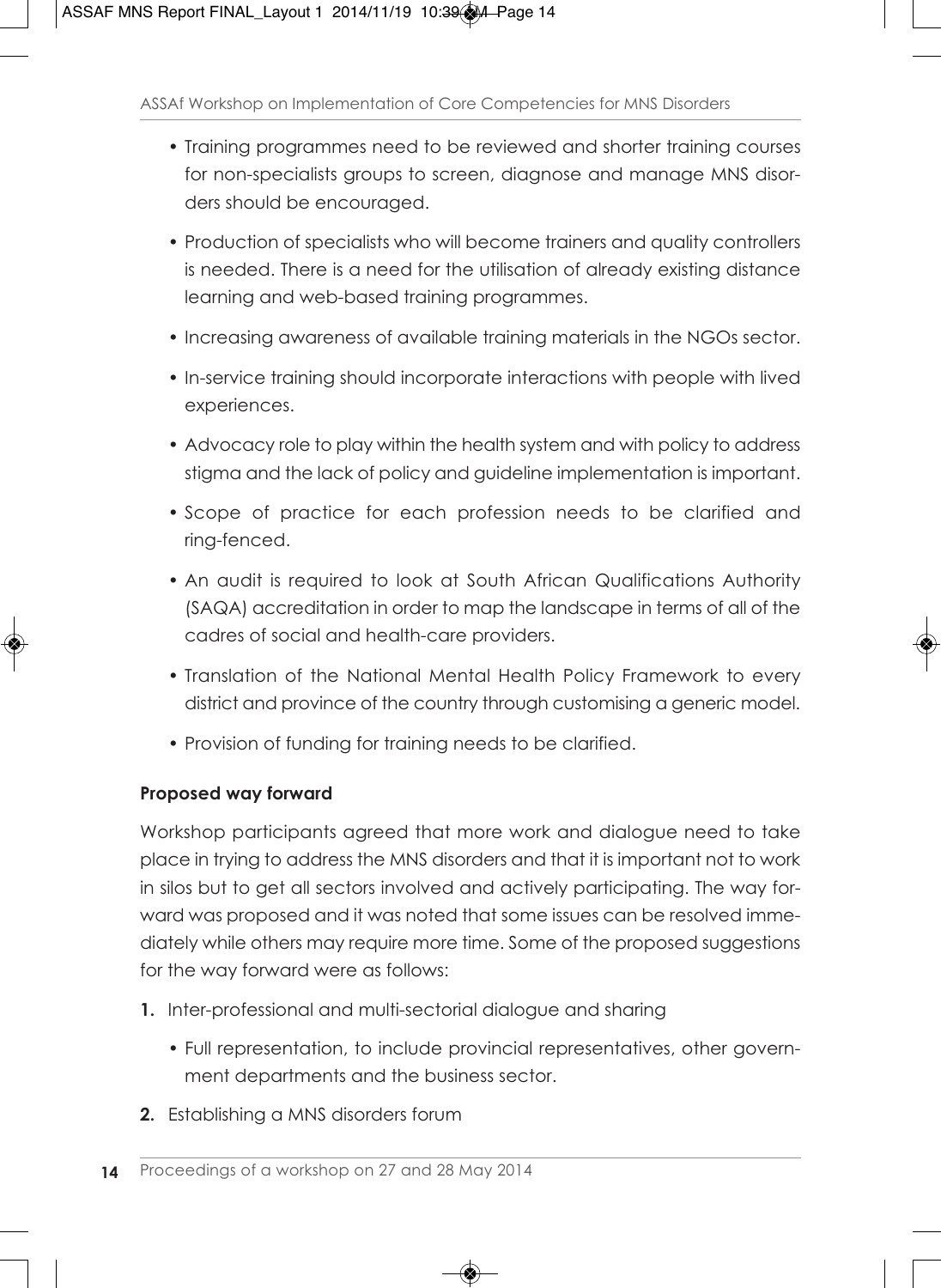- Training programmes need to be reviewed and shorter training courses for non-specialists groups to screen, diagnose and manage MNS disorders should be encouraged.
- Production of specialists who will become trainers and quality controllers is needed. There is a need for the utilisation of already existing distance learning and web-based training programmes.
- Increasing awareness of available training materials in the NGOs sector.
- In-service training should incorporate interactions with people with lived experiences.
- Advocacy role to play within the health system and with policy to address stigma and the lack of policy and guideline implementation is important.
- Scope of practice for each profession needs to be clarified and ring-fenced.
- An audit is required to look at South African Qualifications Authority (SAQA) accreditation in order to map the landscape in terms of all of the cadres of social and health-care providers.
- Translation of the National Mental Health Policy Framework to every district and province of the country through customising a generic model.
- Provision of funding for training needs to be clarified.

**Proposed way forward**

Workshop participants agreed that more work and dialogue need to take place in trying to address the MNS disorders and that it is important not to work in silos but to get all sectors involved and actively participating. The way forward was proposed and it was noted that some issues can be resolved immediately while others may require more time. Some of the proposed suggestions for the way forward were as follows:

1. Inter-professional and multi-sectorial dialogue and sharing
   - Full representation, to include provincial representatives, other government departments and the business sector.
2. Establishing a MNS disorders forum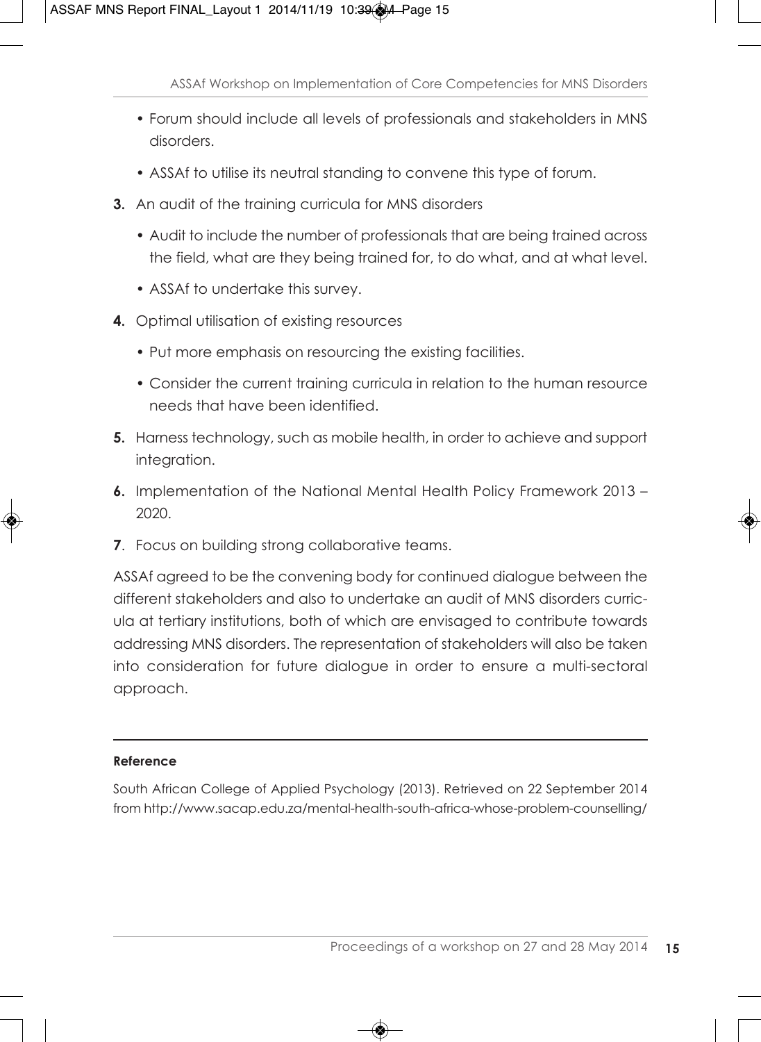- Forum should include all levels of professionals and stakeholders in MNS disorders.
- ASSAf to utilise its neutral standing to convene this type of forum.

3. An audit of the training curricula for MNS disorders
   - Audit to include the number of professionals that are being trained across the field, what are they being trained for, to do what, and at what level.
   - ASSAf to undertake this survey.
4. Optimal utilisation of existing resources
   - Put more emphasis on resourcing the existing facilities.
   - Consider the current training curricula in relation to the human resource needs that have been identified.
5. Harness technology, such as mobile health, in order to achieve and support integration.
6. Implementation of the National Mental Health Policy Framework 2013 – 2020.
7. Focus on building strong collaborative teams.

ASSAf agreed to be the convening body for continued dialogue between the different stakeholders and also to undertake an audit of MNS disorders curricula at tertiary institutions, both of which are envisaged to contribute towards addressing MNS disorders. The representation of stakeholders will also be taken into consideration for future dialogue in order to ensure a multi-sectoral approach.

---

**Reference**

South African College of Applied Psychology (2013). Retrieved on 22 September 2014 from http://www.sacap.edu.za/mental-health-south-africa-whose-problem-counselling/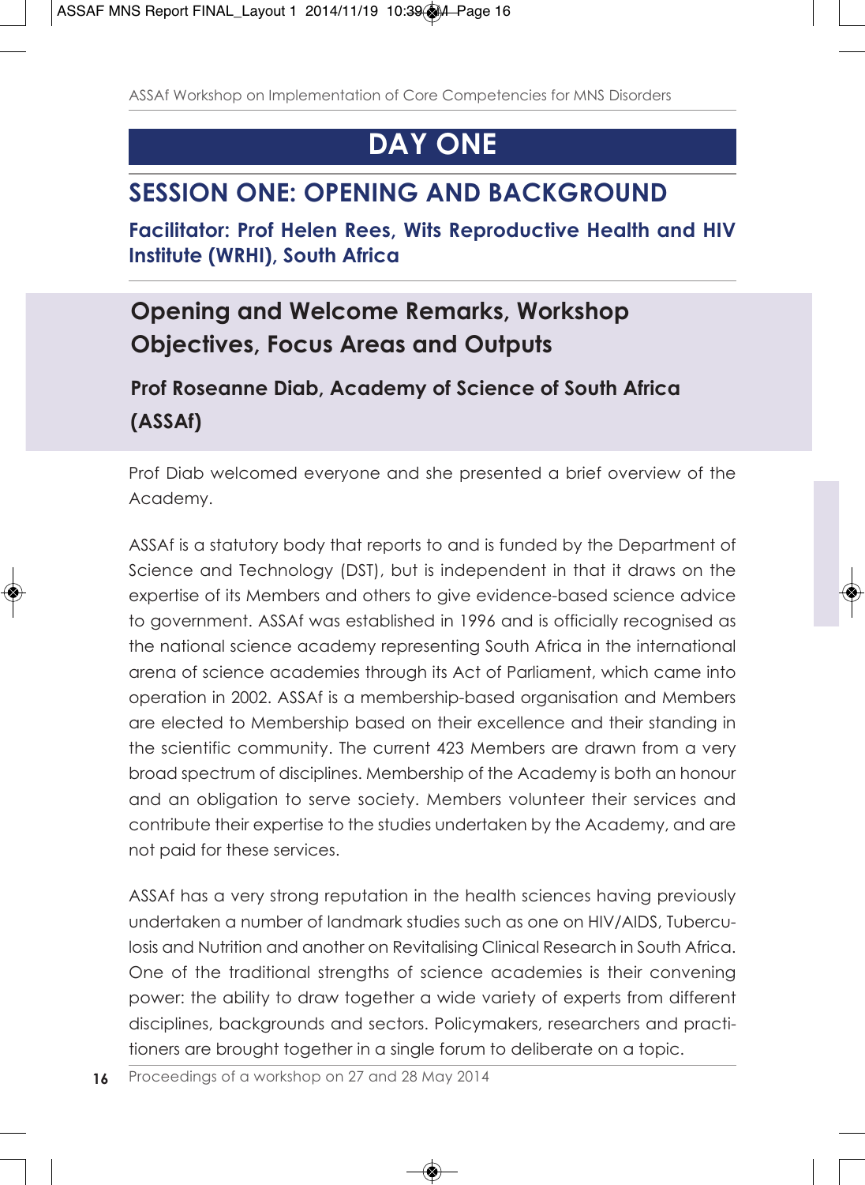# DAY ONE

## SESSION ONE: OPENING AND BACKGROUND

**Facilitator: Prof Helen Rees, Wits Reproductive Health and HIV Institute (WRHI), South Africa**

### Opening and Welcome Remarks, Workshop Objectives, Focus Areas and Outputs

**Prof Roseanne Diab, Academy of Science of South Africa (ASSAf)**

Prof Diab welcomed everyone and she presented a brief overview of the Academy.

ASSAf is a statutory body that reports to and is funded by the Department of Science and Technology (DST), but is independent in that it draws on the expertise of its Members and others to give evidence-based science advice to government. ASSAf was established in 1996 and is officially recognised as the national science academy representing South Africa in the international arena of science academies through its Act of Parliament, which came into operation in 2002. ASSAf is a membership-based organisation and Members are elected to Membership based on their excellence and their standing in the scientific community. The current 423 Members are drawn from a very broad spectrum of disciplines. Membership of the Academy is both an honour and an obligation to serve society. Members volunteer their services and contribute their expertise to the studies undertaken by the Academy, and are not paid for these services.

ASSAf has a very strong reputation in the health sciences having previously undertaken a number of landmark studies such as one on HIV/AIDS, Tuberculosis and Nutrition and another on Revitalising Clinical Research in South Africa. One of the traditional strengths of science academies is their convening power: the ability to draw together a wide variety of experts from different disciplines, backgrounds and sectors. Policymakers, researchers and practitioners are brought together in a single forum to deliberate on a topic.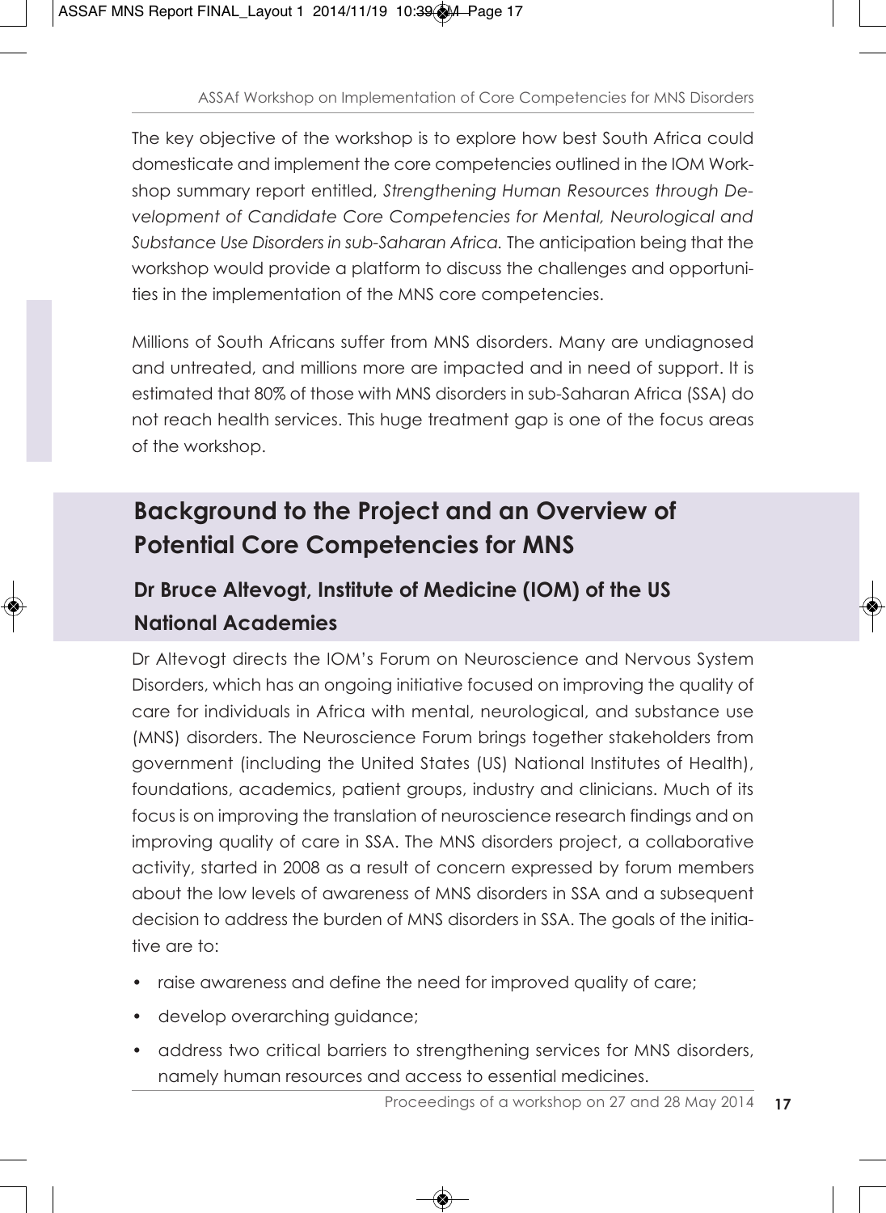The key objective of the workshop is to explore how best South Africa could domesticate and implement the core competencies outlined in the IOM Workshop summary report entitled, *Strengthening Human Resources through Development of Candidate Core Competencies for Mental, Neurological and Substance Use Disorders in sub-Saharan Africa.* The anticipation being that the workshop would provide a platform to discuss the challenges and opportunities in the implementation of the MNS core competencies.

Millions of South Africans suffer from MNS disorders. Many are undiagnosed and untreated, and millions more are impacted and in need of support. It is estimated that 80% of those with MNS disorders in sub-Saharan Africa (SSA) do not reach health services. This huge treatment gap is one of the focus areas of the workshop.

## Background to the Project and an Overview of Potential Core Competencies for MNS

### Dr Bruce Altevogt, Institute of Medicine (IOM) of the US National Academies

Dr Altevogt directs the IOM's Forum on Neuroscience and Nervous System Disorders, which has an ongoing initiative focused on improving the quality of care for individuals in Africa with mental, neurological, and substance use (MNS) disorders. The Neuroscience Forum brings together stakeholders from government (including the United States (US) National Institutes of Health), foundations, academics, patient groups, industry and clinicians. Much of its focus is on improving the translation of neuroscience research findings and on improving quality of care in SSA. The MNS disorders project, a collaborative activity, started in 2008 as a result of concern expressed by forum members about the low levels of awareness of MNS disorders in SSA and a subsequent decision to address the burden of MNS disorders in SSA. The goals of the initiative are to:

- raise awareness and define the need for improved quality of care;
- develop overarching guidance;
- address two critical barriers to strengthening services for MNS disorders, namely human resources and access to essential medicines.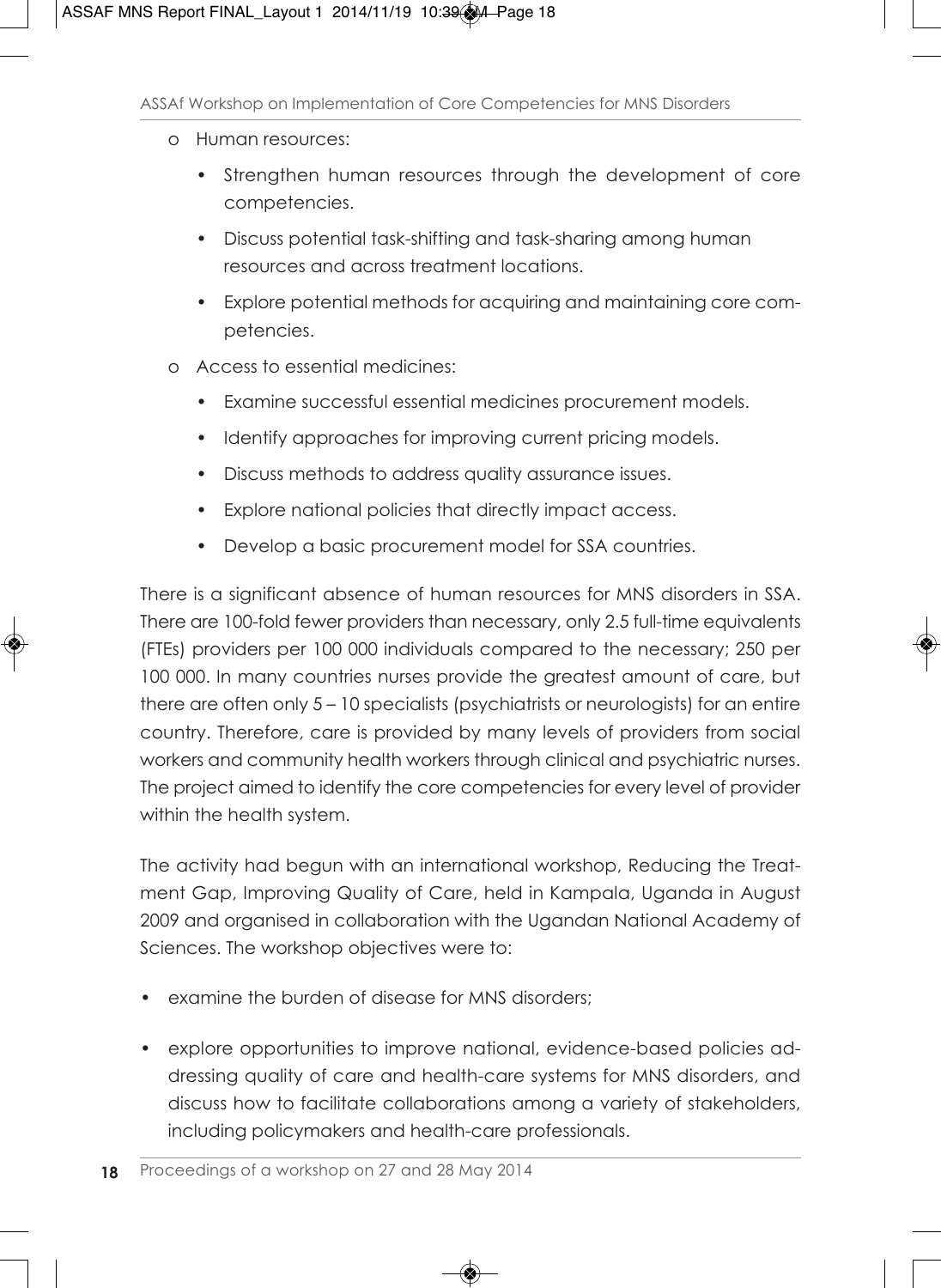- Human resources:
  - Strengthen human resources through the development of core competencies.
  - Discuss potential task-shifting and task-sharing among human resources and across treatment locations.
  - Explore potential methods for acquiring and maintaining core competencies.
- Access to essential medicines:
  - Examine successful essential medicines procurement models.
  - Identify approaches for improving current pricing models.
  - Discuss methods to address quality assurance issues.
  - Explore national policies that directly impact access.
  - Develop a basic procurement model for SSA countries.

There is a significant absence of human resources for MNS disorders in SSA. There are 100-fold fewer providers than necessary, only 2.5 full-time equivalents (FTEs) providers per 100 000 individuals compared to the necessary; 250 per 100 000. In many countries nurses provide the greatest amount of care, but there are often only 5 – 10 specialists (psychiatrists or neurologists) for an entire country. Therefore, care is provided by many levels of providers from social workers and community health workers through clinical and psychiatric nurses. The project aimed to identify the core competencies for every level of provider within the health system.

The activity had begun with an international workshop, Reducing the Treatment Gap, Improving Quality of Care, held in Kampala, Uganda in August 2009 and organised in collaboration with the Ugandan National Academy of Sciences. The workshop objectives were to:

- examine the burden of disease for MNS disorders;
- explore opportunities to improve national, evidence-based policies addressing quality of care and health-care systems for MNS disorders, and discuss how to facilitate collaborations among a variety of stakeholders, including policymakers and health-care professionals.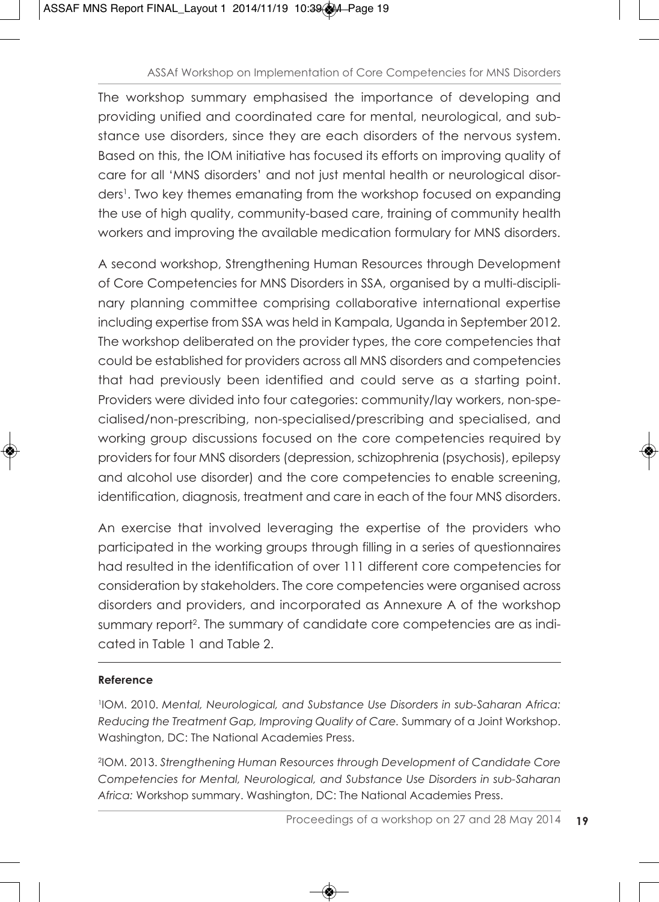The workshop summary emphasised the importance of developing and providing unified and coordinated care for mental, neurological, and substance use disorders, since they are each disorders of the nervous system. Based on this, the IOM initiative has focused its efforts on improving quality of care for all 'MNS disorders' and not just mental health or neurological disorders[1]. Two key themes emanating from the workshop focused on expanding the use of high quality, community-based care, training of community health workers and improving the available medication formulary for MNS disorders.

A second workshop, Strengthening Human Resources through Development of Core Competencies for MNS Disorders in SSA, organised by a multi-disciplinary planning committee comprising collaborative international expertise including expertise from SSA was held in Kampala, Uganda in September 2012. The workshop deliberated on the provider types, the core competencies that could be established for providers across all MNS disorders and competencies that had previously been identified and could serve as a starting point. Providers were divided into four categories: community/lay workers, non-specialised/non-prescribing, non-specialised/prescribing and specialised, and working group discussions focused on the core competencies required by providers for four MNS disorders (depression, schizophrenia (psychosis), epilepsy and alcohol use disorder) and the core competencies to enable screening, identification, diagnosis, treatment and care in each of the four MNS disorders.

An exercise that involved leveraging the expertise of the providers who participated in the working groups through filling in a series of questionnaires had resulted in the identification of over 111 different core competencies for consideration by stakeholders. The core competencies were organised across disorders and providers, and incorporated as Annexure A of the workshop summary report[2]. The summary of candidate core competencies are as indicated in Table 1 and Table 2.

**Reference**

[1]IOM. 2010. *Mental, Neurological, and Substance Use Disorders in sub-Saharan Africa: Reducing the Treatment Gap, Improving Quality of Care.* Summary of a Joint Workshop. Washington, DC: The National Academies Press.

[2]IOM. 2013. *Strengthening Human Resources through Development of Candidate Core Competencies for Mental, Neurological, and Substance Use Disorders in sub-Saharan Africa:* Workshop summary. Washington, DC: The National Academies Press.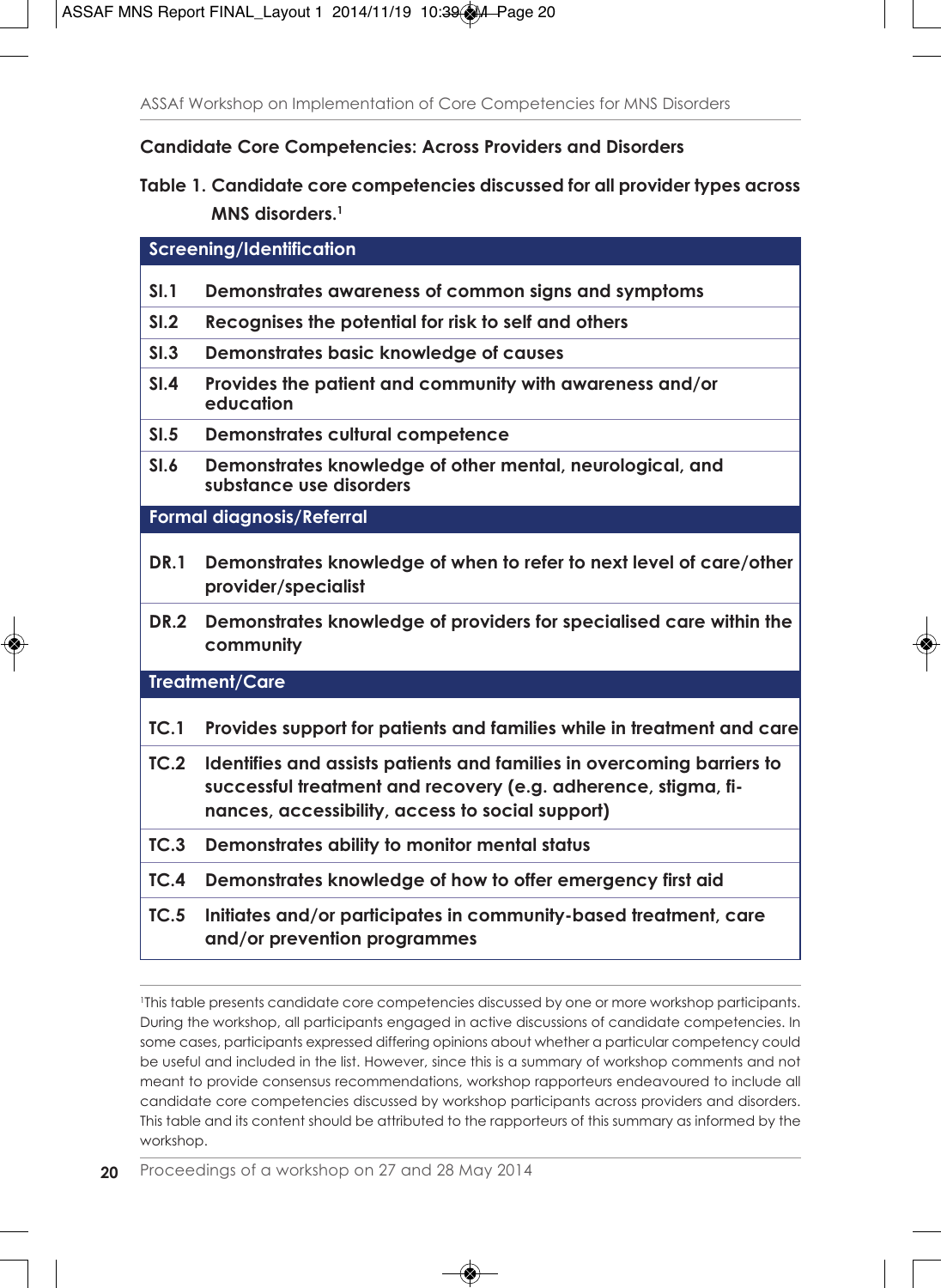## Candidate Core Competencies: Across Providers and Disorders

**Table 1. Candidate core competencies discussed for all provider types across MNS disorders.[1]**

| Code | Competency |
|---|---|
| **Screening/Identification** | |
| SI.1 | Demonstrates awareness of common signs and symptoms |
| SI.2 | Recognises the potential for risk to self and others |
| SI.3 | Demonstrates basic knowledge of causes |
| SI.4 | Provides the patient and community with awareness and/or education |
| SI.5 | Demonstrates cultural competence |
| SI.6 | Demonstrates knowledge of other mental, neurological, and substance use disorders |
| **Formal diagnosis/Referral** | |
| DR.1 | Demonstrates knowledge of when to refer to next level of care/other provider/specialist |
| DR.2 | Demonstrates knowledge of providers for specialised care within the community |
| **Treatment/Care** | |
| TC.1 | Provides support for patients and families while in treatment and care |
| TC.2 | Identifies and assists patients and families in overcoming barriers to successful treatment and recovery (e.g. adherence, stigma, finances, accessibility, access to social support) |
| TC.3 | Demonstrates ability to monitor mental status |
| TC.4 | Demonstrates knowledge of how to offer emergency first aid |
| TC.5 | Initiates and/or participates in community-based treatment, care and/or prevention programmes |

[1]This table presents candidate core competencies discussed by one or more workshop participants. During the workshop, all participants engaged in active discussions of candidate competencies. In some cases, participants expressed differing opinions about whether a particular competency could be useful and included in the list. However, since this is a summary of workshop comments and not meant to provide consensus recommendations, workshop rapporteurs endeavoured to include all candidate core competencies discussed by workshop participants across providers and disorders. This table and its content should be attributed to the rapporteurs of this summary as informed by the workshop.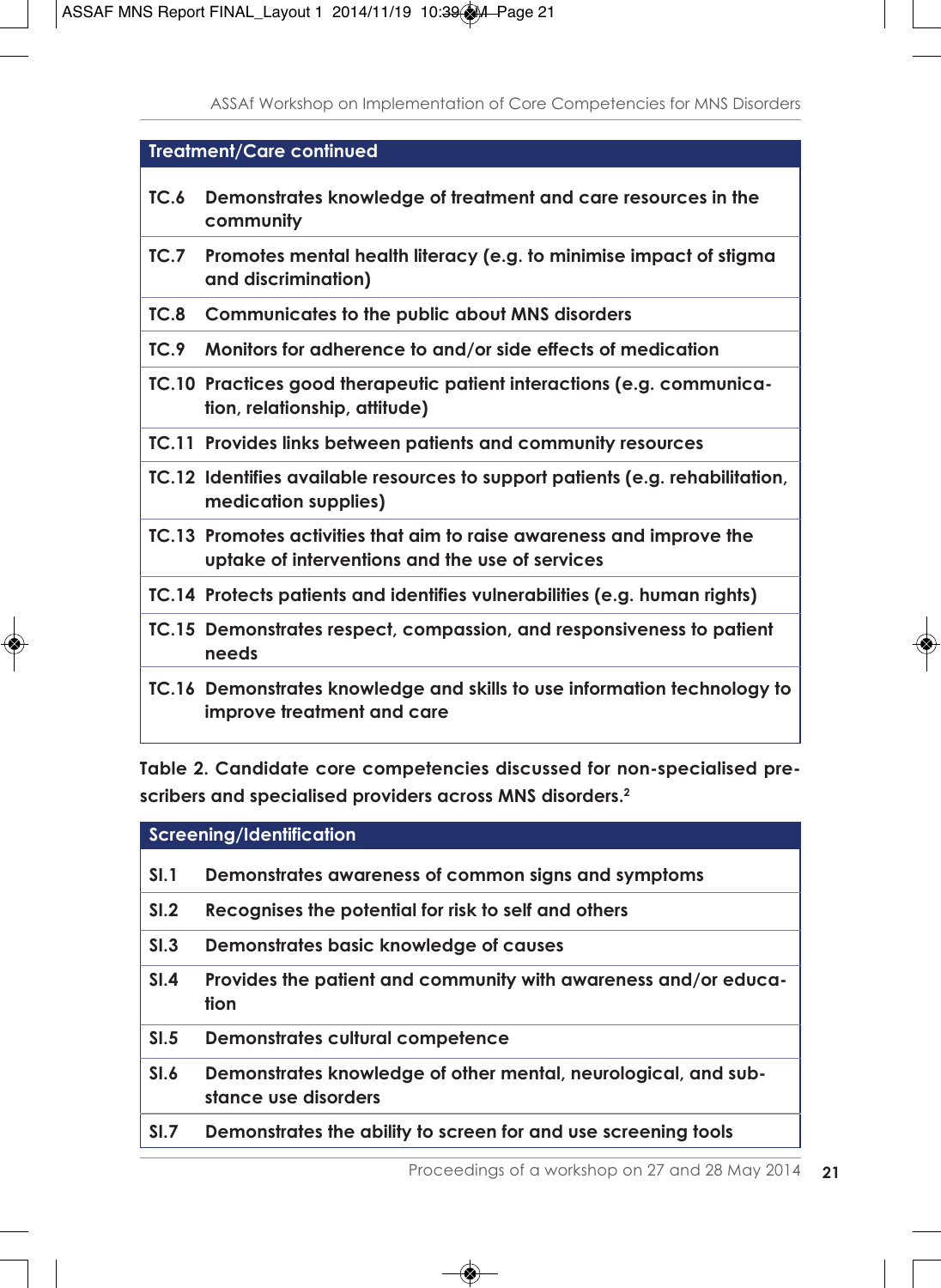| Treatment/Care continued | |
|---|---|
| TC.6 | Demonstrates knowledge of treatment and care resources in the community |
| TC.7 | Promotes mental health literacy (e.g. to minimise impact of stigma and discrimination) |
| TC.8 | Communicates to the public about MNS disorders |
| TC.9 | Monitors for adherence to and/or side effects of medication |
| TC.10 | Practices good therapeutic interactions (e.g. communication, relationship, attitude) |
| TC.11 | Provides links between patients and community resources |
| TC.12 | Identifies available resources to support patients (e.g. rehabilitation, medication supplies) |
| TC.13 | Promotes activities that aim to raise awareness and improve the uptake of interventions and the use of services |
| TC.14 | Protects patients and identifies vulnerabilities (e.g. human rights) |
| TC.15 | Demonstrates respect, compassion, and responsiveness to patient needs |
| TC.16 | Demonstrates knowledge and skills to use information technology to improve treatment and care |

**Table 2. Candidate core competencies discussed for non-specialised prescribers and specialised providers across MNS disorders.**[2]

| Screening/Identification | |
|---|---|
| SI.1 | Demonstrates awareness of common signs and symptoms |
| SI.2 | Recognises the potential for risk to self and others |
| SI.3 | Demonstrates basic knowledge of causes |
| SI.4 | Provides the patient and community with awareness and/or education |
| SI.5 | Demonstrates cultural competence |
| SI.6 | Demonstrates knowledge of other mental, neurological, and substance use disorders |
| SI.7 | Demonstrates the ability to screen for and use screening tools |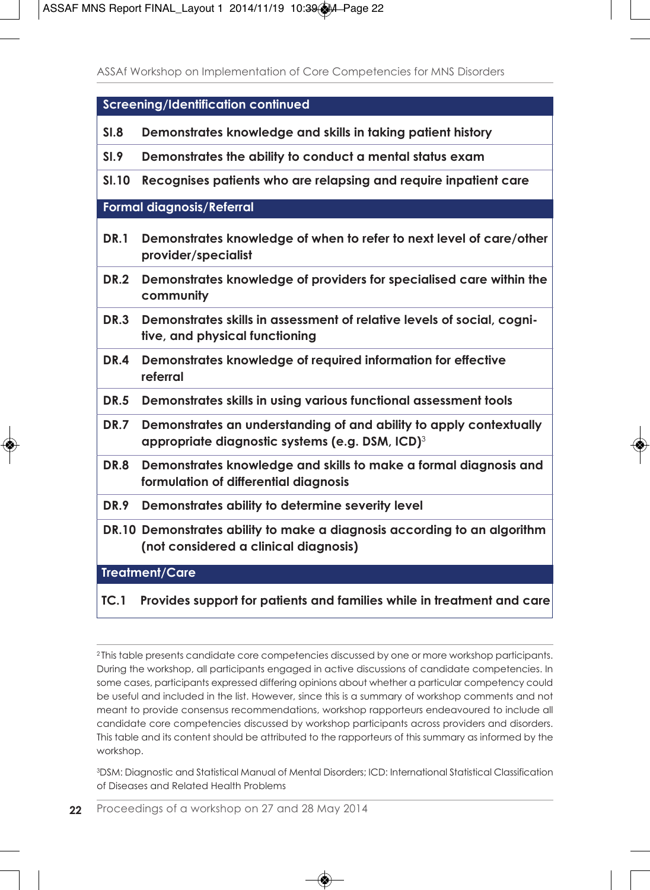| Screening/Identification continued | |
|---|---|
| **SI.8** | **Demonstrates knowledge and skills in taking patient history** |
| **SI.9** | **Demonstrates the ability to conduct a mental status exam** |
| **SI.10** | **Recognises patients who are relapsing and require inpatient care** |
| **Formal diagnosis/Referral** | |
| **DR.1** | **Demonstrates knowledge of when to refer to next level of care/other provider/specialist** |
| **DR.2** | **Demonstrates knowledge of providers for specialised care within the community** |
| **DR.3** | **Demonstrates skills in assessment of relative levels of social, cognitive, and physical functioning** |
| **DR.4** | **Demonstrates knowledge of required information for effective referral** |
| **DR.5** | **Demonstrates skills in using various functional assessment tools** |
| **DR.7** | **Demonstrates an understanding of and ability to apply contextually appropriate diagnostic systems (e.g. DSM, ICD)**[3] |
| **DR.8** | **Demonstrates knowledge and skills to make a formal diagnosis and formulation of differential diagnosis** |
| **DR.9** | **Demonstrates ability to determine severity level** |
| **DR.10** | **Demonstrates ability to make a diagnosis according to an algorithm (not considered a clinical diagnosis)** |
| **Treatment/Care** | |
| **TC.1** | **Provides support for patients and families while in treatment and care** |

[2] This table presents candidate core competencies discussed by one or more workshop participants. During the workshop, all participants engaged in active discussions of candidate competencies. In some cases, participants expressed differing opinions about whether a particular competency could be useful and included in the list. However, since this is a summary of workshop comments and not meant to provide consensus recommendations, workshop rapporteurs endeavoured to include all candidate core competencies discussed by workshop participants across providers and disorders. This table and its content should be attributed to the rapporteurs of this summary as informed by the workshop.

[3] DSM: Diagnostic and Statistical Manual of Mental Disorders; ICD: International Statistical Classification of Diseases and Related Health Problems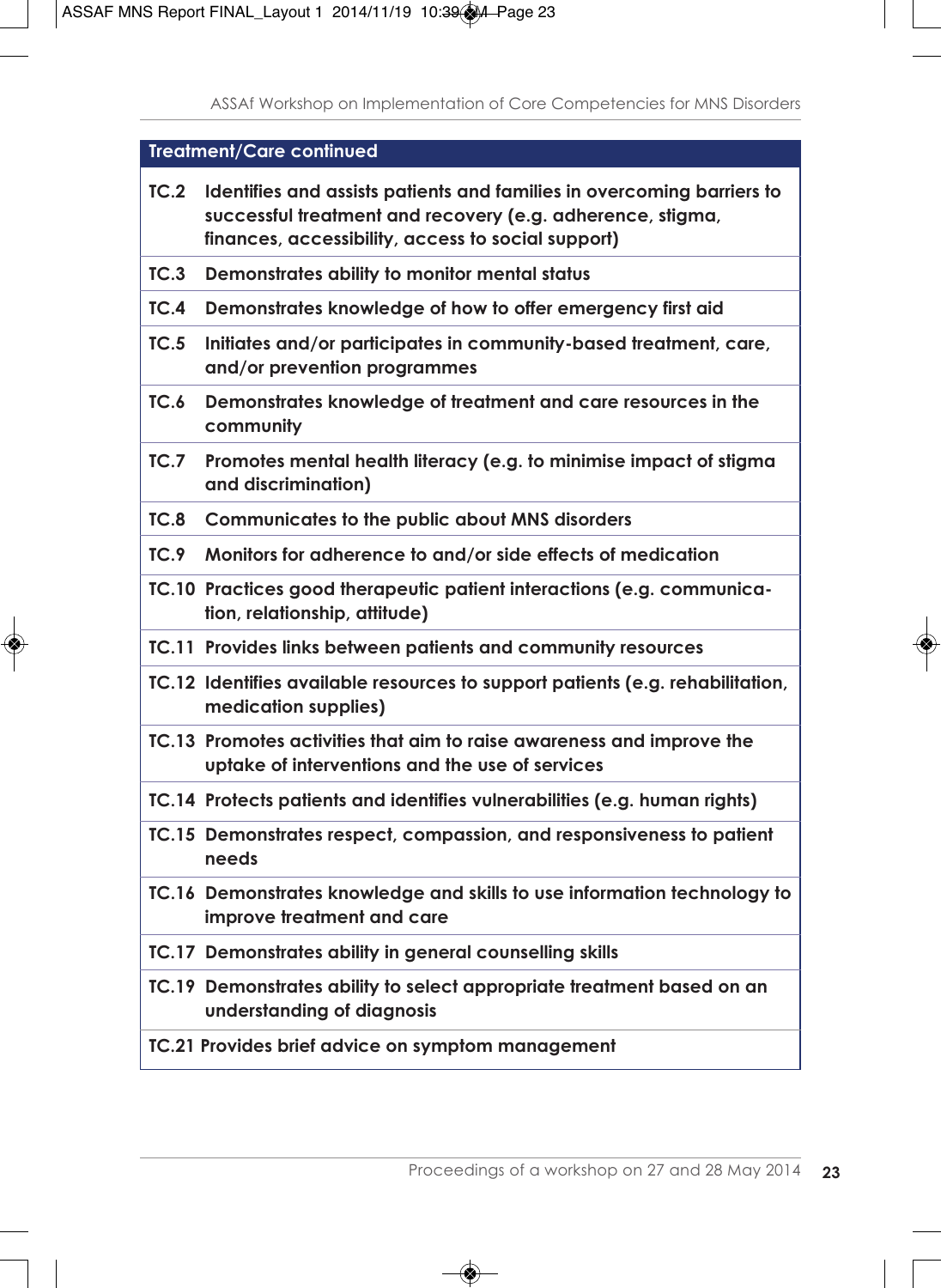| Treatment/Care continued | |
|---|---|
| TC.2 | Identifies and assists patients and families in overcoming barriers to successful treatment and recovery (e.g. adherence, stigma, finances, accessibility, access to social support) |
| TC.3 | Demonstrates ability to monitor mental status |
| TC.4 | Demonstrates knowledge of how to offer emergency first aid |
| TC.5 | Initiates and/or participates in community-based treatment, care, and/or prevention programmes |
| TC.6 | Demonstrates knowledge of treatment and care resources in the community |
| TC.7 | Promotes mental health literacy (e.g. to minimise impact of stigma and discrimination) |
| TC.8 | Communicates to the public about MNS disorders |
| TC.9 | Monitors for adherence to and/or side effects of medication |
| TC.10 | Practices good therapeutic patient interactions (e.g. communication, relationship, attitude) |
| TC.11 | Provides links between patients and community resources |
| TC.12 | Identifies available resources to support patients (e.g. rehabilitation, medication supplies) |
| TC.13 | Promotes activities that aim to raise awareness and improve the uptake of interventions and the use of services |
| TC.14 | Protects patients and identifies vulnerabilities (e.g. human rights) |
| TC.15 | Demonstrates respect, compassion, and responsiveness to patient needs |
| TC.16 | Demonstrates knowledge and skills to use information technology to improve treatment and care |
| TC.17 | Demonstrates ability in general counselling skills |
| TC.19 | Demonstrates ability to select appropriate treatment based on an understanding of diagnosis |
| TC.21 | Provides brief advice on symptom management |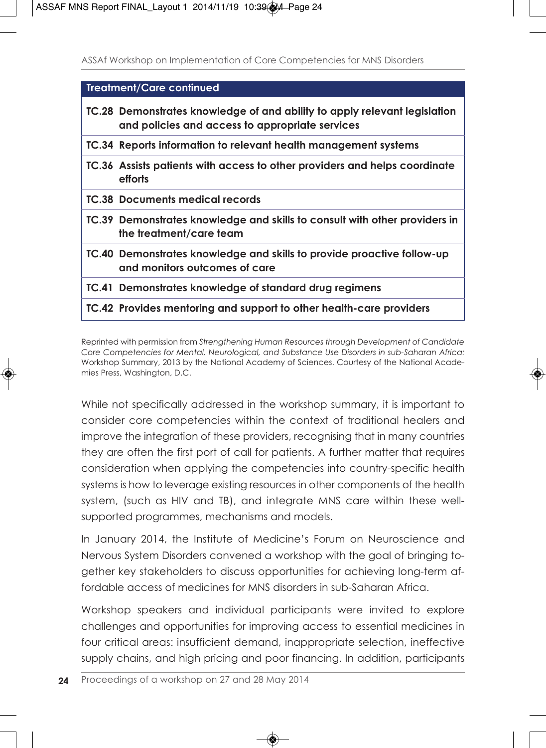| Treatment/Care continued | |
|---|---|
| **TC.28** | **Demonstrates knowledge of and ability to apply relevant legislation and policies and access to appropriate services** |
| **TC.34** | **Reports information to relevant health management systems** |
| **TC.36** | **Assists patients with access to other providers and helps coordinate efforts** |
| **TC.38** | **Documents medical records** |
| **TC.39** | **Demonstrates knowledge and skills to consult with other providers in the treatment/care team** |
| **TC.40** | **Demonstrates knowledge and skills to provide proactive follow-up and monitors outcomes of care** |
| **TC.41** | **Demonstrates knowledge of standard drug regimens** |
| **TC.42** | **Provides mentoring and support to other health-care providers** |

Reprinted with permission from *Strengthening Human Resources through Development of Candidate Core Competencies for Mental, Neurological, and Substance Use Disorders in sub-Saharan Africa:* Workshop Summary, 2013 by the National Academy of Sciences. Courtesy of the National Academies Press, Washington, D.C.

While not specifically addressed in the workshop summary, it is important to consider core competencies within the context of traditional healers and improve the integration of these providers, recognising that in many countries they are often the first port of call for patients. A further matter that requires consideration when applying the competencies into country-specific health systems is how to leverage existing resources in other components of the health system, (such as HIV and TB), and integrate MNS care within these well-supported programmes, mechanisms and models.

In January 2014, the Institute of Medicine's Forum on Neuroscience and Nervous System Disorders convened a workshop with the goal of bringing together key stakeholders to discuss opportunities for achieving long-term affordable access of medicines for MNS disorders in sub-Saharan Africa.

Workshop speakers and individual participants were invited to explore challenges and opportunities for improving access to essential medicines in four critical areas: insufficient demand, inappropriate selection, ineffective supply chains, and high pricing and poor financing. In addition, participants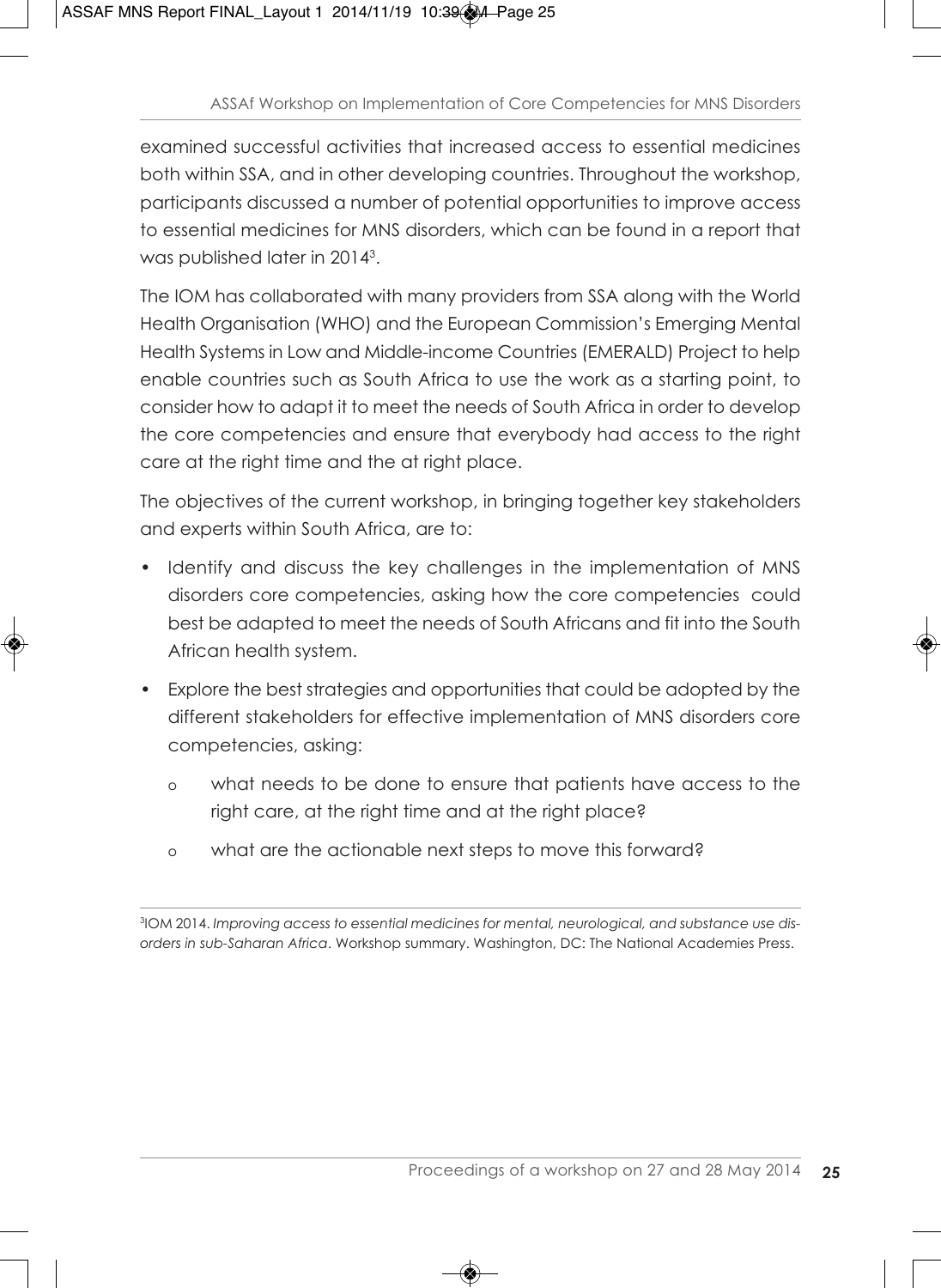examined successful activities that increased access to essential medicines both within SSA, and in other developing countries. Throughout the workshop, participants discussed a number of potential opportunities to improve access to essential medicines for MNS disorders, which can be found in a report that was published later in 2014[3].

The IOM has collaborated with many providers from SSA along with the World Health Organisation (WHO) and the European Commission's Emerging Mental Health Systems in Low and Middle-income Countries (EMERALD) Project to help enable countries such as South Africa to use the work as a starting point, to consider how to adapt it to meet the needs of South Africa in order to develop the core competencies and ensure that everybody had access to the right care at the right time and the at right place.

The objectives of the current workshop, in bringing together key stakeholders and experts within South Africa, are to:

- Identify and discuss the key challenges in the implementation of MNS disorders core competencies, asking how the core competencies could best be adapted to meet the needs of South Africans and fit into the South African health system.
- Explore the best strategies and opportunities that could be adopted by the different stakeholders for effective implementation of MNS disorders core competencies, asking:
  - what needs to be done to ensure that patients have access to the right care, at the right time and at the right place?
  - what are the actionable next steps to move this forward?

[3]IOM 2014. *Improving access to essential medicines for mental, neurological, and substance use disorders in sub-Saharan Africa*. Workshop summary. Washington, DC: The National Academies Press.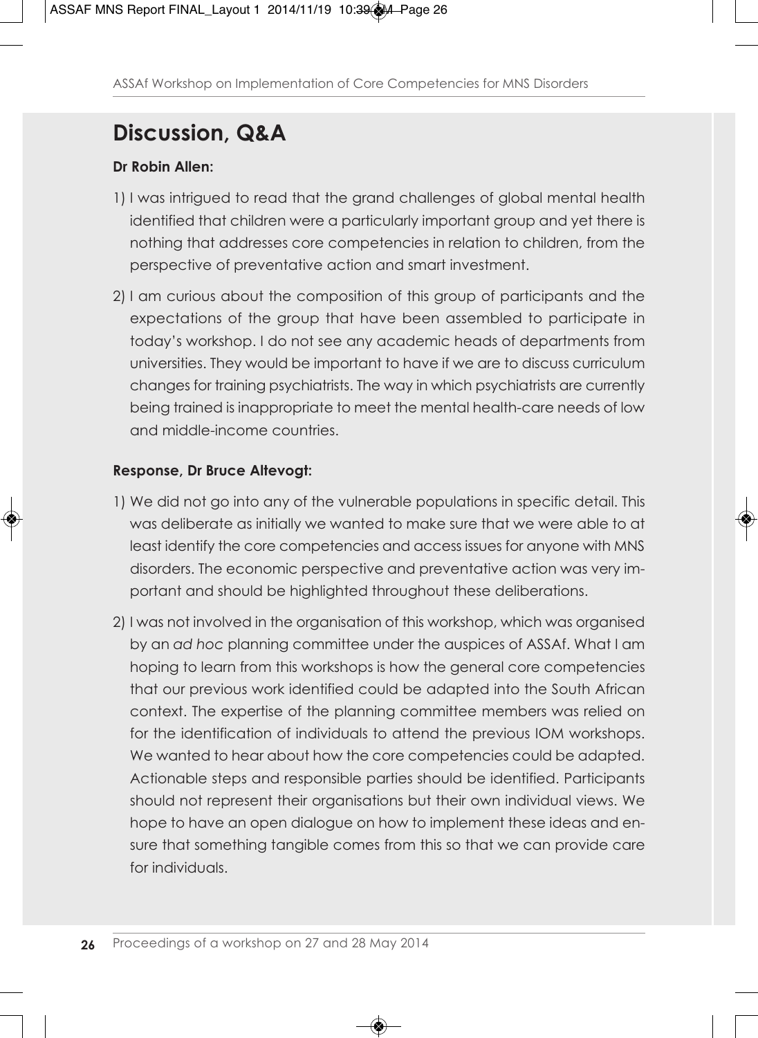## Discussion, Q&A

**Dr Robin Allen:**

1) I was intrigued to read that the grand challenges of global mental health identified that children were a particularly important group and yet there is nothing that addresses core competencies in relation to children, from the perspective of preventative action and smart investment.

2) I am curious about the composition of this group of participants and the expectations of the group that have been assembled to participate in today's workshop. I do not see any academic heads of departments from universities. They would be important to have if we are to discuss curriculum changes for training psychiatrists. The way in which psychiatrists are currently being trained is inappropriate to meet the mental health-care needs of low and middle-income countries.

**Response, Dr Bruce Altevogt:**

1) We did not go into any of the vulnerable populations in specific detail. This was deliberate as initially we wanted to make sure that we were able to at least identify the core competencies and access issues for anyone with MNS disorders. The economic perspective and preventative action was very important and should be highlighted throughout these deliberations.

2) I was not involved in the organisation of this workshop, which was organised by an *ad hoc* planning committee under the auspices of ASSAf. What I am hoping to learn from this workshops is how the general core competencies that our previous work identified could be adapted into the South African context. The expertise of the planning committee members was relied on for the identification of individuals to attend the previous IOM workshops. We wanted to hear about how the core competencies could be adapted. Actionable steps and responsible parties should be identified. Participants should not represent their organisations but their own individual views. We hope to have an open dialogue on how to implement these ideas and ensure that something tangible comes from this so that we can provide care for individuals.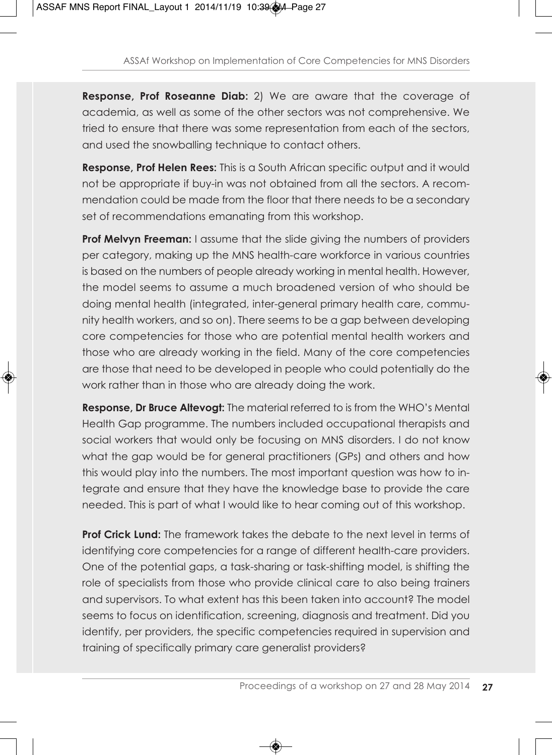**Response, Prof Roseanne Diab:** 2) We are aware that the coverage of academia, as well as some of the other sectors was not comprehensive. We tried to ensure that there was some representation from each of the sectors, and used the snowballing technique to contact others.

**Response, Prof Helen Rees:** This is a South African specific output and it would not be appropriate if buy-in was not obtained from all the sectors. A recommendation could be made from the floor that there needs to be a secondary set of recommendations emanating from this workshop.

**Prof Melvyn Freeman:** I assume that the slide giving the numbers of providers per category, making up the MNS health-care workforce in various countries is based on the numbers of people already working in mental health. However, the model seems to assume a much broadened version of who should be doing mental health (integrated, inter-general primary health care, community health workers, and so on). There seems to be a gap between developing core competencies for those who are potential mental health workers and those who are already working in the field. Many of the core competencies are those that need to be developed in people who could potentially do the work rather than in those who are already doing the work.

**Response, Dr Bruce Altevogt:** The material referred to is from the WHO's Mental Health Gap programme. The numbers included occupational therapists and social workers that would only be focusing on MNS disorders. I do not know what the gap would be for general practitioners (GPs) and others and how this would play into the numbers. The most important question was how to integrate and ensure that they have the knowledge base to provide the care needed. This is part of what I would like to hear coming out of this workshop.

**Prof Crick Lund:** The framework takes the debate to the next level in terms of identifying core competencies for a range of different health-care providers. One of the potential gaps, a task-sharing or task-shifting model, is shifting the role of specialists from those who provide clinical care to also being trainers and supervisors. To what extent has this been taken into account? The model seems to focus on identification, screening, diagnosis and treatment. Did you identify, per providers, the specific competencies required in supervision and training of specifically primary care generalist providers?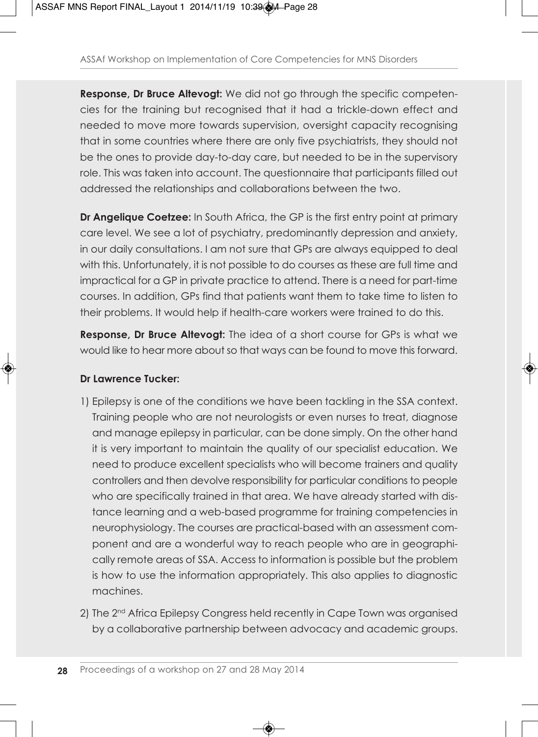**Response, Dr Bruce Altevogt:** We did not go through the specific competencies for the training but recognised that it had a trickle-down effect and needed to move more towards supervision, oversight capacity recognising that in some countries where there are only five psychiatrists, they should not be the ones to provide day-to-day care, but needed to be in the supervisory role. This was taken into account. The questionnaire that participants filled out addressed the relationships and collaborations between the two.

**Dr Angelique Coetzee:** In South Africa, the GP is the first entry point at primary care level. We see a lot of psychiatry, predominantly depression and anxiety, in our daily consultations. I am not sure that GPs are always equipped to deal with this. Unfortunately, it is not possible to do courses as these are full time and impractical for a GP in private practice to attend. There is a need for part-time courses. In addition, GPs find that patients want them to take time to listen to their problems. It would help if health-care workers were trained to do this.

**Response, Dr Bruce Altevogt:** The idea of a short course for GPs is what we would like to hear more about so that ways can be found to move this forward.

**Dr Lawrence Tucker:**

1) Epilepsy is one of the conditions we have been tackling in the SSA context. Training people who are not neurologists or even nurses to treat, diagnose and manage epilepsy in particular, can be done simply. On the other hand it is very important to maintain the quality of our specialist education. We need to produce excellent specialists who will become trainers and quality controllers and then devolve responsibility for particular conditions to people who are specifically trained in that area. We have already started with distance learning and a web-based programme for training competencies in neurophysiology. The courses are practical-based with an assessment component and are a wonderful way to reach people who are in geographically remote areas of SSA. Access to information is possible but the problem is how to use the information appropriately. This also applies to diagnostic machines.
2) The 2nd Africa Epilepsy Congress held recently in Cape Town was organised by a collaborative partnership between advocacy and academic groups.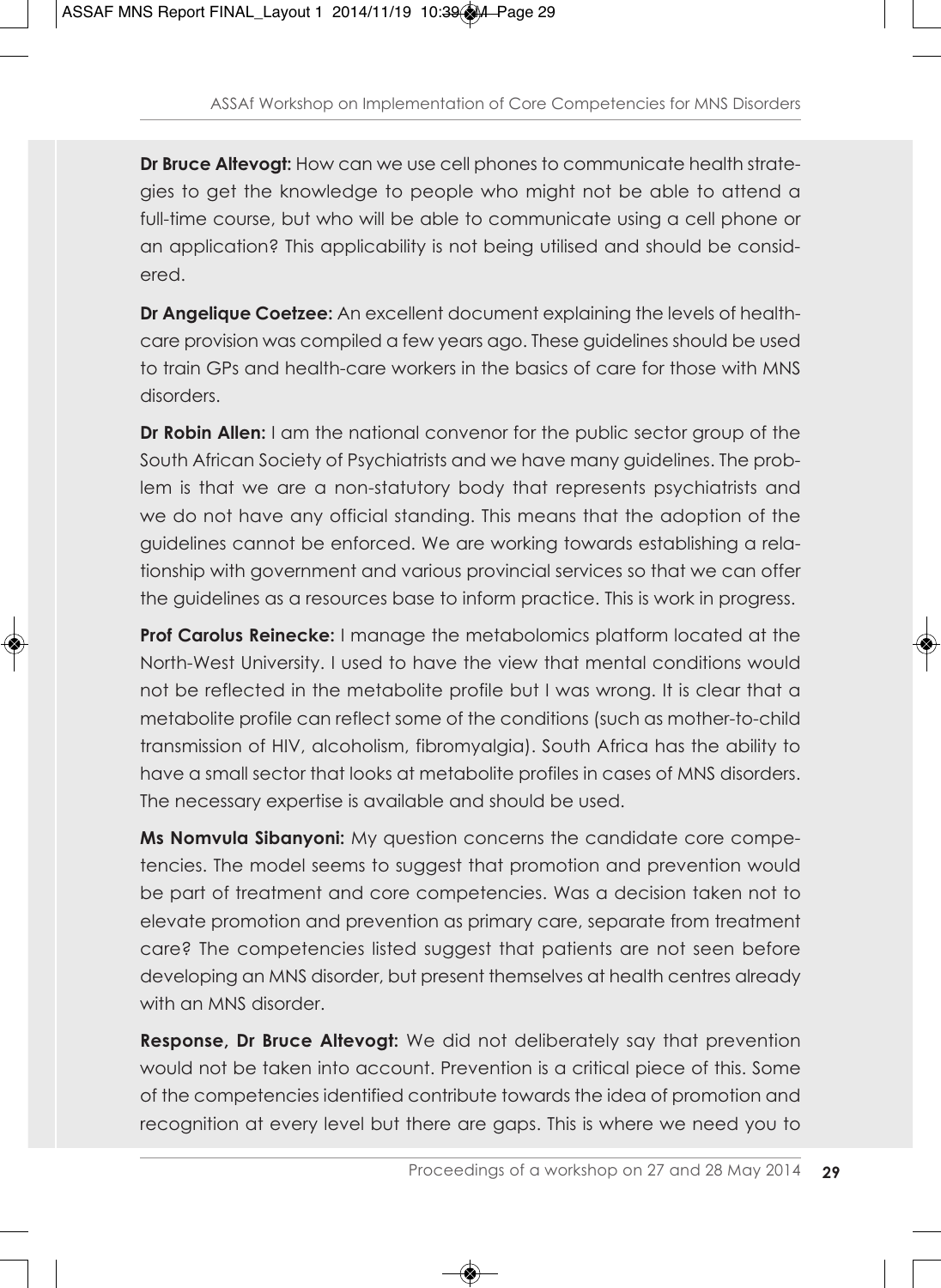**Dr Bruce Altevogt:** How can we use cell phones to communicate health strategies to get the knowledge to people who might not be able to attend a full-time course, but who will be able to communicate using a cell phone or an application? This applicability is not being utilised and should be considered.

**Dr Angelique Coetzee:** An excellent document explaining the levels of health-care provision was compiled a few years ago. These guidelines should be used to train GPs and health-care workers in the basics of care for those with MNS disorders.

**Dr Robin Allen:** I am the national convenor for the public sector group of the South African Society of Psychiatrists and we have many guidelines. The problem is that we are a non-statutory body that represents psychiatrists and we do not have any official standing. This means that the adoption of the guidelines cannot be enforced. We are working towards establishing a relationship with government and various provincial services so that we can offer the guidelines as a resources base to inform practice. This is work in progress.

**Prof Carolus Reinecke:** I manage the metabolomics platform located at the North-West University. I used to have the view that mental conditions would not be reflected in the metabolite profile but I was wrong. It is clear that a metabolite profile can reflect some of the conditions (such as mother-to-child transmission of HIV, alcoholism, fibromyalgia). South Africa has the ability to have a small sector that looks at metabolite profiles in cases of MNS disorders. The necessary expertise is available and should be used.

**Ms Nomvula Sibanyoni:** My question concerns the candidate core competencies. The model seems to suggest that promotion and prevention would be part of treatment and core competencies. Was a decision taken not to elevate promotion and prevention as primary care, separate from treatment care? The competencies listed suggest that patients are not seen before developing an MNS disorder, but present themselves at health centres already with an MNS disorder.

**Response, Dr Bruce Altevogt:** We did not deliberately say that prevention would not be taken into account. Prevention is a critical piece of this. Some of the competencies identified contribute towards the idea of promotion and recognition at every level but there are gaps. This is where we need you to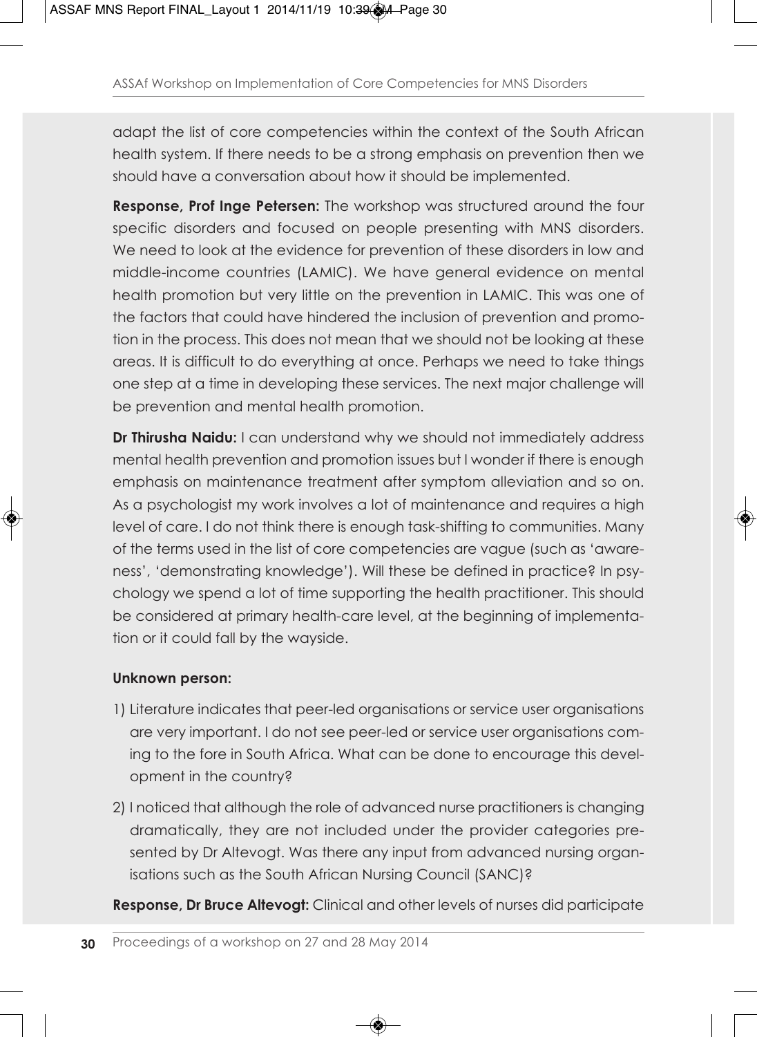adapt the list of core competencies within the context of the South African health system. If there needs to be a strong emphasis on prevention then we should have a conversation about how it should be implemented.

**Response, Prof Inge Petersen:** The workshop was structured around the four specific disorders and focused on people presenting with MNS disorders. We need to look at the evidence for prevention of these disorders in low and middle-income countries (LAMIC). We have general evidence on mental health promotion but very little on the prevention in LAMIC. This was one of the factors that could have hindered the inclusion of prevention and promotion in the process. This does not mean that we should not be looking at these areas. It is difficult to do everything at once. Perhaps we need to take things one step at a time in developing these services. The next major challenge will be prevention and mental health promotion.

**Dr Thirusha Naidu:** I can understand why we should not immediately address mental health prevention and promotion issues but I wonder if there is enough emphasis on maintenance treatment after symptom alleviation and so on. As a psychologist my work involves a lot of maintenance and requires a high level of care. I do not think there is enough task-shifting to communities. Many of the terms used in the list of core competencies are vague (such as 'awareness', 'demonstrating knowledge'). Will these be defined in practice? In psychology we spend a lot of time supporting the health practitioner. This should be considered at primary health-care level, at the beginning of implementation or it could fall by the wayside.

**Unknown person:**

1) Literature indicates that peer-led organisations or service user organisations are very important. I do not see peer-led or service user organisations coming to the fore in South Africa. What can be done to encourage this development in the country?
2) I noticed that although the role of advanced nurse practitioners is changing dramatically, they are not included under the provider categories presented by Dr Altevogt. Was there any input from advanced nursing organisations such as the South African Nursing Council (SANC)?

**Response, Dr Bruce Altevogt:** Clinical and other levels of nurses did participate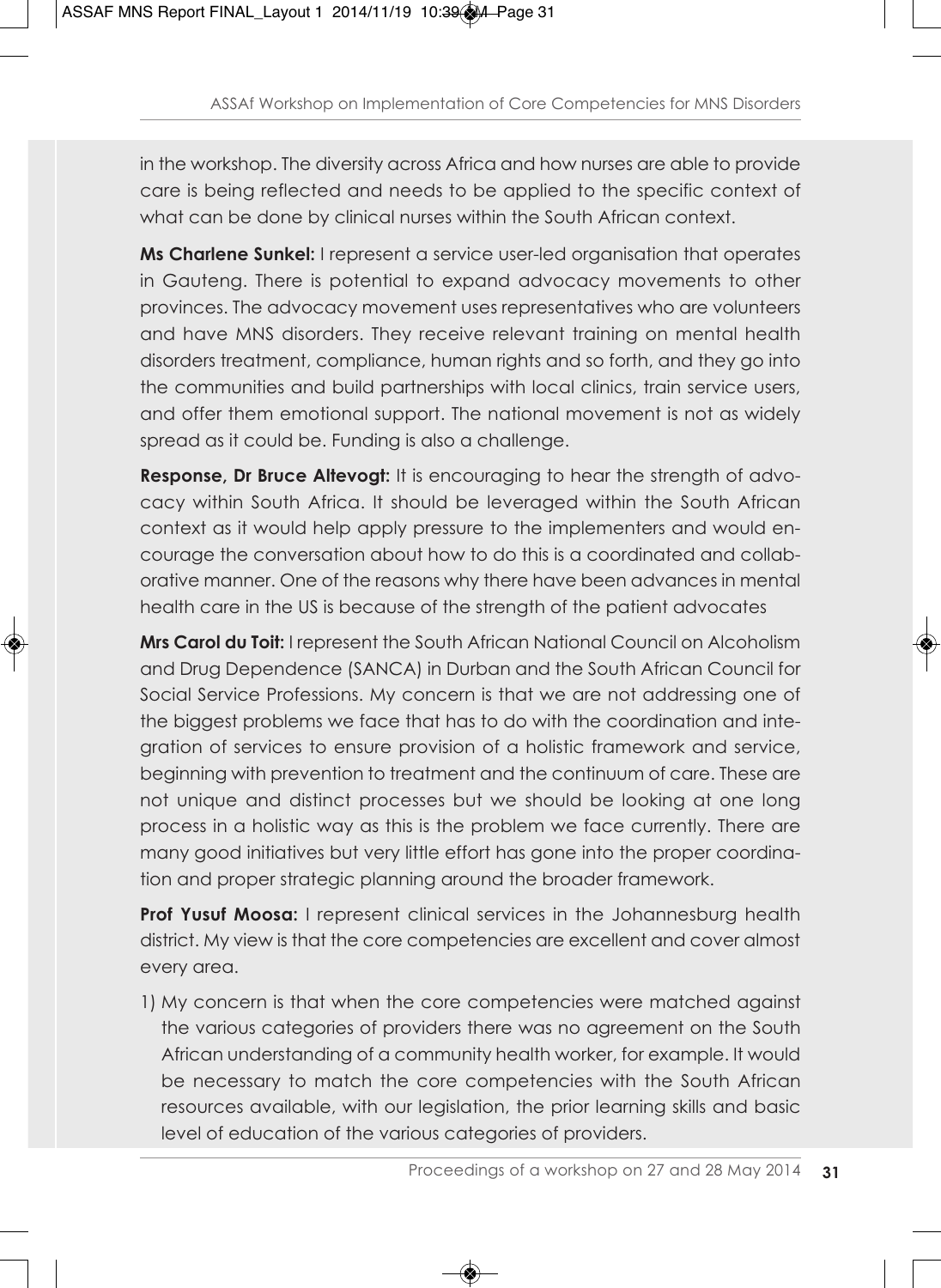in the workshop. The diversity across Africa and how nurses are able to provide care is being reflected and needs to be applied to the specific context of what can be done by clinical nurses within the South African context.

**Ms Charlene Sunkel:** I represent a service user-led organisation that operates in Gauteng. There is potential to expand advocacy movements to other provinces. The advocacy movement uses representatives who are volunteers and have MNS disorders. They receive relevant training on mental health disorders treatment, compliance, human rights and so forth, and they go into the communities and build partnerships with local clinics, train service users, and offer them emotional support. The national movement is not as widely spread as it could be. Funding is also a challenge.

**Response, Dr Bruce Altevogt:** It is encouraging to hear the strength of advocacy within South Africa. It should be leveraged within the South African context as it would help apply pressure to the implementers and would encourage the conversation about how to do this is a coordinated and collaborative manner. One of the reasons why there have been advances in mental health care in the US is because of the strength of the patient advocates

**Mrs Carol du Toit:** I represent the South African National Council on Alcoholism and Drug Dependence (SANCA) in Durban and the South African Council for Social Service Professions. My concern is that we are not addressing one of the biggest problems we face that has to do with the coordination and integration of services to ensure provision of a holistic framework and service, beginning with prevention to treatment and the continuum of care. These are not unique and distinct processes but we should be looking at one long process in a holistic way as this is the problem we face currently. There are many good initiatives but very little effort has gone into the proper coordination and proper strategic planning around the broader framework.

**Prof Yusuf Moosa:** I represent clinical services in the Johannesburg health district. My view is that the core competencies are excellent and cover almost every area.

1) My concern is that when the core competencies were matched against the various categories of providers there was no agreement on the South African understanding of a community health worker, for example. It would be necessary to match the core competencies with the South African resources available, with our legislation, the prior learning skills and basic level of education of the various categories of providers.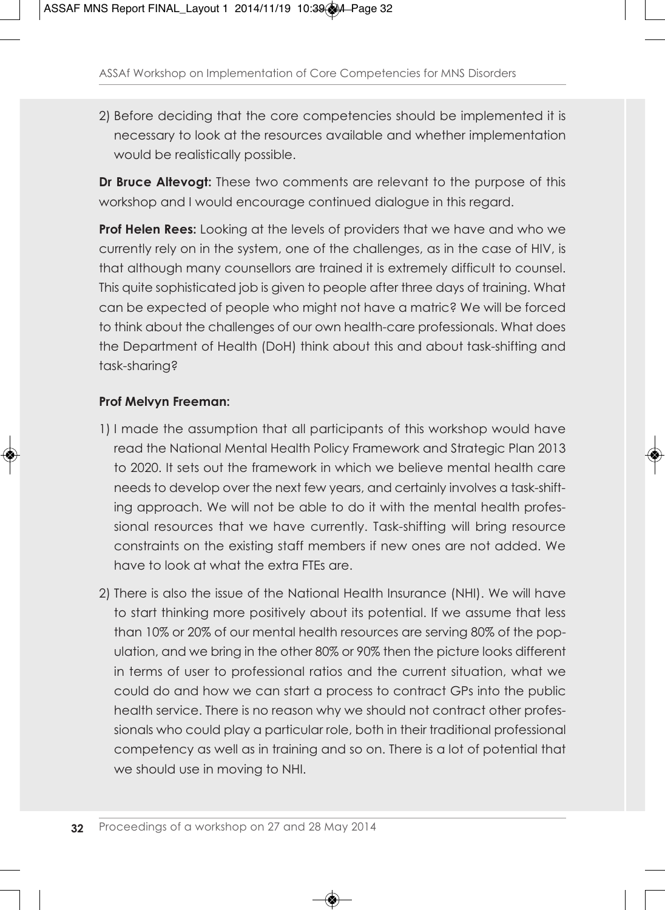2) Before deciding that the core competencies should be implemented it is necessary to look at the resources available and whether implementation would be realistically possible.

**Dr Bruce Altevogt:** These two comments are relevant to the purpose of this workshop and I would encourage continued dialogue in this regard.

**Prof Helen Rees:** Looking at the levels of providers that we have and who we currently rely on in the system, one of the challenges, as in the case of HIV, is that although many counsellors are trained it is extremely difficult to counsel. This quite sophisticated job is given to people after three days of training. What can be expected of people who might not have a matric? We will be forced to think about the challenges of our own health-care professionals. What does the Department of Health (DoH) think about this and about task-shifting and task-sharing?

**Prof Melvyn Freeman:**

1) I made the assumption that all participants of this workshop would have read the National Mental Health Policy Framework and Strategic Plan 2013 to 2020. It sets out the framework in which we believe mental health care needs to develop over the next few years, and certainly involves a task-shifting approach. We will not be able to do it with the mental health professional resources that we have currently. Task-shifting will bring resource constraints on the existing staff members if new ones are not added. We have to look at what the extra FTEs are.

2) There is also the issue of the National Health Insurance (NHI). We will have to start thinking more positively about its potential. If we assume that less than 10% or 20% of our mental health resources are serving 80% of the population, and we bring in the other 80% or 90% then the picture looks different in terms of user to professional ratios and the current situation, what we could do and how we can start a process to contract GPs into the public health service. There is no reason why we should not contract other professionals who could play a particular role, both in their traditional professional competency as well as in training and so on. There is a lot of potential that we should use in moving to NHI.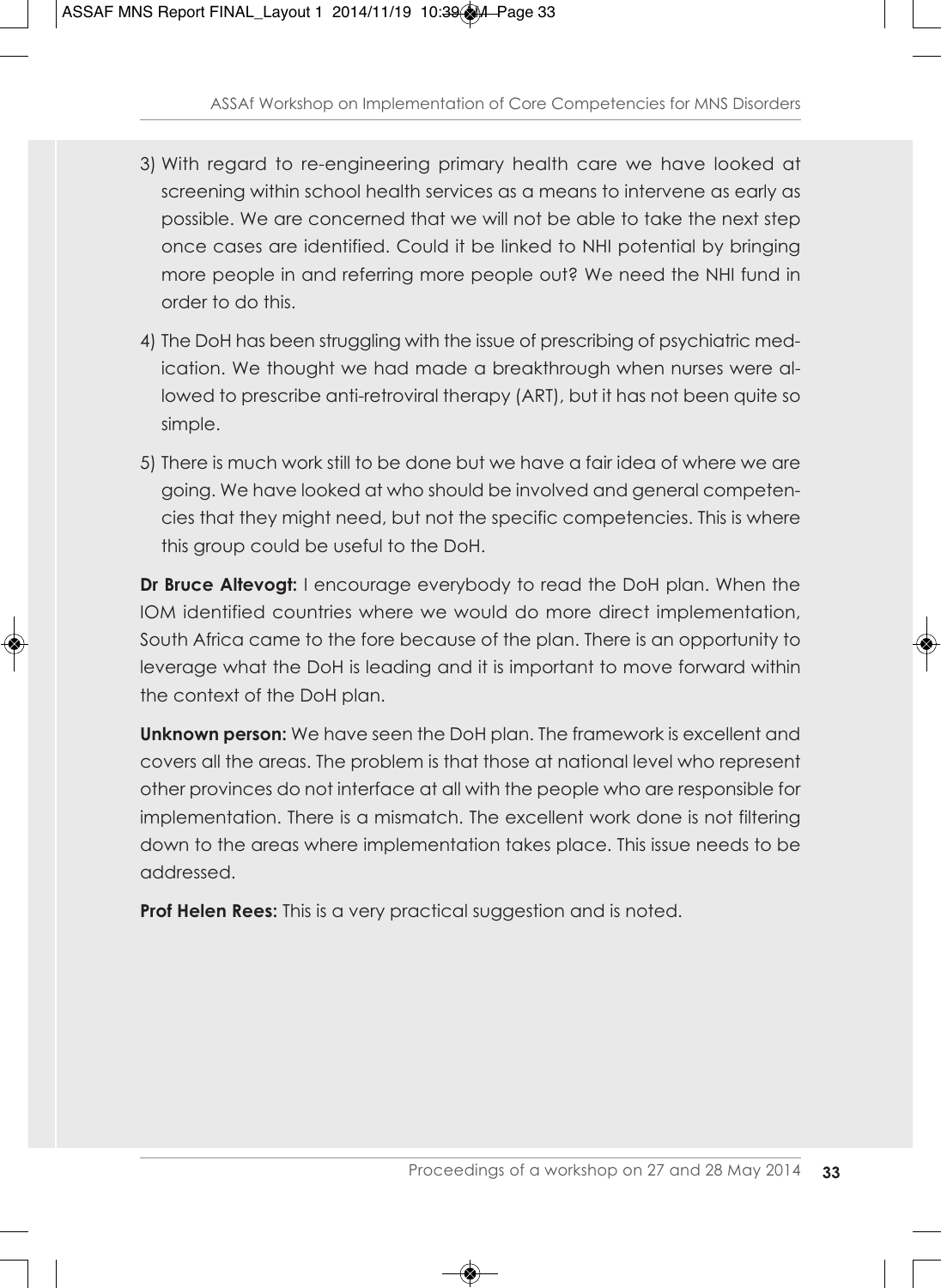3) With regard to re-engineering primary health care we have looked at screening within school health services as a means to intervene as early as possible. We are concerned that we will not be able to take the next step once cases are identified. Could it be linked to NHI potential by bringing more people in and referring more people out? We need the NHI fund in order to do this.

4) The DoH has been struggling with the issue of prescribing of psychiatric medication. We thought we had made a breakthrough when nurses were allowed to prescribe anti-retroviral therapy (ART), but it has not been quite so simple.

5) There is much work still to be done but we have a fair idea of where we are going. We have looked at who should be involved and general competencies that they might need, but not the specific competencies. This is where this group could be useful to the DoH.

**Dr Bruce Altevogt:** I encourage everybody to read the DoH plan. When the IOM identified countries where we would do more direct implementation, South Africa came to the fore because of the plan. There is an opportunity to leverage what the DoH is leading and it is important to move forward within the context of the DoH plan.

**Unknown person:** We have seen the DoH plan. The framework is excellent and covers all the areas. The problem is that those at national level who represent other provinces do not interface at all with the people who are responsible for implementation. There is a mismatch. The excellent work done is not filtering down to the areas where implementation takes place. This issue needs to be addressed.

**Prof Helen Rees:** This is a very practical suggestion and is noted.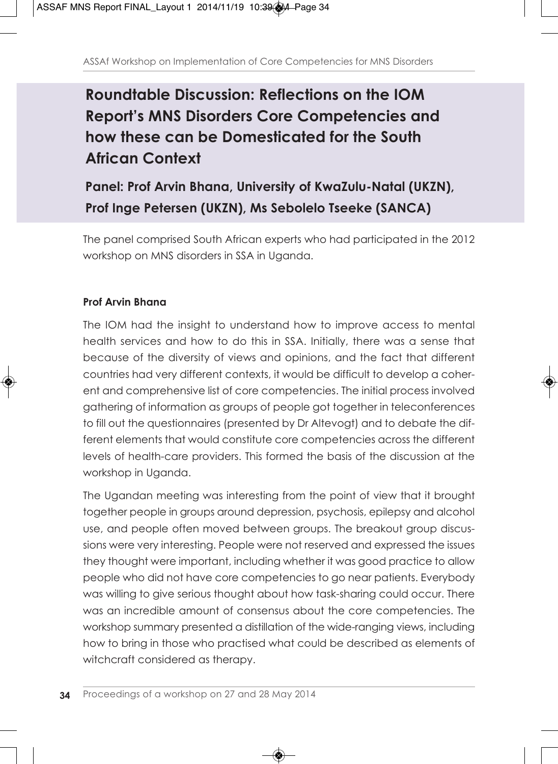# Roundtable Discussion: Reflections on the IOM Report's MNS Disorders Core Competencies and how these can be Domesticated for the South African Context

## Panel: Prof Arvin Bhana, University of KwaZulu-Natal (UKZN), Prof Inge Petersen (UKZN), Ms Sebolelo Tseeke (SANCA)

The panel comprised South African experts who had participated in the 2012 workshop on MNS disorders in SSA in Uganda.

**Prof Arvin Bhana**

The IOM had the insight to understand how to improve access to mental health services and how to do this in SSA. Initially, there was a sense that because of the diversity of views and opinions, and the fact that different countries had very different contexts, it would be difficult to develop a coherent and comprehensive list of core competencies. The initial process involved gathering of information as groups of people got together in teleconferences to fill out the questionnaires (presented by Dr Altevogt) and to debate the different elements that would constitute core competencies across the different levels of health-care providers. This formed the basis of the discussion at the workshop in Uganda.

The Ugandan meeting was interesting from the point of view that it brought together people in groups around depression, psychosis, epilepsy and alcohol use, and people often moved between groups. The breakout group discussions were very interesting. People were not reserved and expressed the issues they thought were important, including whether it was good practice to allow people who did not have core competencies to go near patients. Everybody was willing to give serious thought about how task-sharing could occur. There was an incredible amount of consensus about the core competencies. The workshop summary presented a distillation of the wide-ranging views, including how to bring in those who practised what could be described as elements of witchcraft considered as therapy.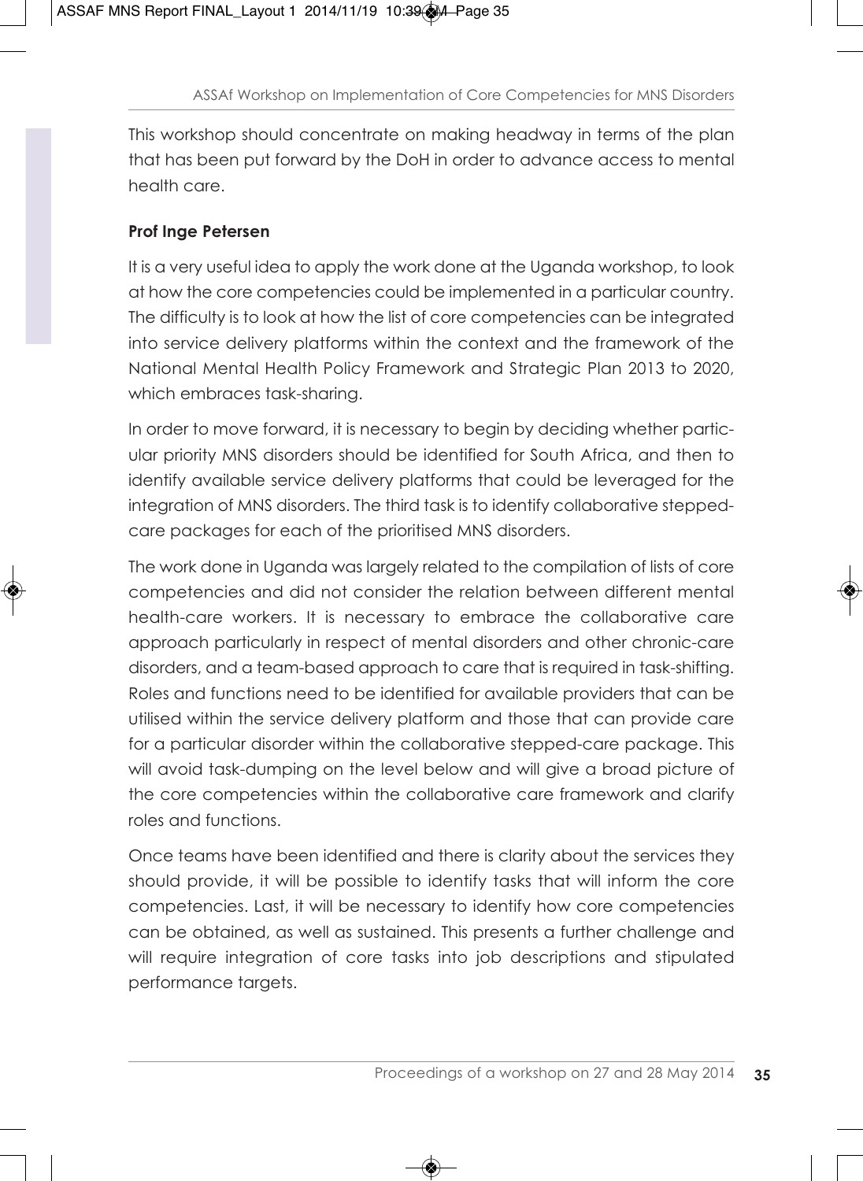This workshop should concentrate on making headway in terms of the plan that has been put forward by the DoH in order to advance access to mental health care.

**Prof Inge Petersen**

It is a very useful idea to apply the work done at the Uganda workshop, to look at how the core competencies could be implemented in a particular country. The difficulty is to look at how the list of core competencies can be integrated into service delivery platforms within the context and the framework of the National Mental Health Policy Framework and Strategic Plan 2013 to 2020, which embraces task-sharing.

In order to move forward, it is necessary to begin by deciding whether particular priority MNS disorders should be identified for South Africa, and then to identify available service delivery platforms that could be leveraged for the integration of MNS disorders. The third task is to identify collaborative stepped-care packages for each of the prioritised MNS disorders.

The work done in Uganda was largely related to the compilation of lists of core competencies and did not consider the relation between different mental health-care workers. It is necessary to embrace the collaborative care approach particularly in respect of mental disorders and other chronic-care disorders, and a team-based approach to care that is required in task-shifting. Roles and functions need to be identified for available providers that can be utilised within the service delivery platform and those that can provide care for a particular disorder within the collaborative stepped-care package. This will avoid task-dumping on the level below and will give a broad picture of the core competencies within the collaborative care framework and clarify roles and functions.

Once teams have been identified and there is clarity about the services they should provide, it will be possible to identify tasks that will inform the core competencies. Last, it will be necessary to identify how core competencies can be obtained, as well as sustained. This presents a further challenge and will require integration of core tasks into job descriptions and stipulated performance targets.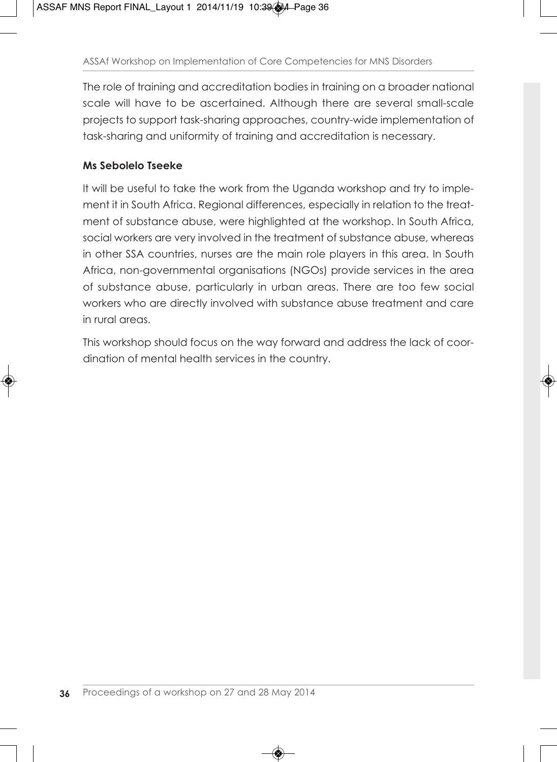The role of training and accreditation bodies in training on a broader national scale will have to be ascertained. Although there are several small-scale projects to support task-sharing approaches, country-wide implementation of task-sharing and uniformity of training and accreditation is necessary.

### Ms Sebolelo Tseeke

It will be useful to take the work from the Uganda workshop and try to implement it in South Africa. Regional differences, especially in relation to the treatment of substance abuse, were highlighted at the workshop. In South Africa, social workers are very involved in the treatment of substance abuse, whereas in other SSA countries, nurses are the main role players in this area. In South Africa, non-governmental organisations (NGOs) provide services in the area of substance abuse, particularly in urban areas. There are too few social workers who are directly involved with substance abuse treatment and care in rural areas.

This workshop should focus on the way forward and address the lack of coordination of mental health services in the country.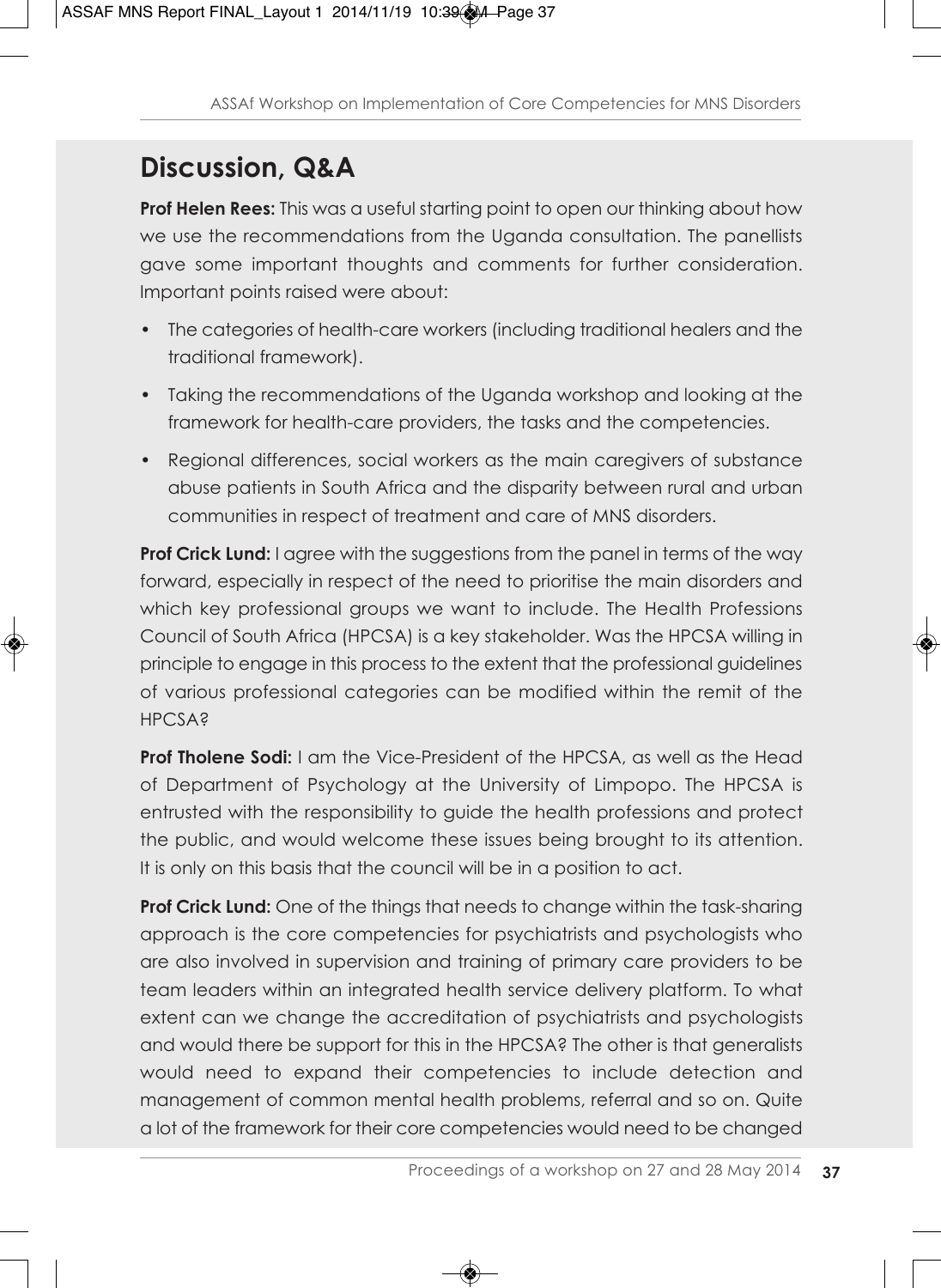## Discussion, Q&A

**Prof Helen Rees:** This was a useful starting point to open our thinking about how we use the recommendations from the Uganda consultation. The panellists gave some important thoughts and comments for further consideration. Important points raised were about:

- The categories of health-care workers (including traditional healers and the traditional framework).
- Taking the recommendations of the Uganda workshop and looking at the framework for health-care providers, the tasks and the competencies.
- Regional differences, social workers as the main caregivers of substance abuse patients in South Africa and the disparity between rural and urban communities in respect of treatment and care of MNS disorders.

**Prof Crick Lund:** I agree with the suggestions from the panel in terms of the way forward, especially in respect of the need to prioritise the main disorders and which key professional groups we want to include. The Health Professions Council of South Africa (HPCSA) is a key stakeholder. Was the HPCSA willing in principle to engage in this process to the extent that the professional guidelines of various professional categories can be modified within the remit of the HPCSA?

**Prof Tholene Sodi:** I am the Vice-President of the HPCSA, as well as the Head of Department of Psychology at the University of Limpopo. The HPCSA is entrusted with the responsibility to guide the health professions and protect the public, and would welcome these issues being brought to its attention. It is only on this basis that the council will be in a position to act.

**Prof Crick Lund:** One of the things that needs to change within the task-sharing approach is the core competencies for psychiatrists and psychologists who are also involved in supervision and training of primary care providers to be team leaders within an integrated health service delivery platform. To what extent can we change the accreditation of psychiatrists and psychologists and would there be support for this in the HPCSA? The other is that generalists would need to expand their competencies to include detection and management of common mental health problems, referral and so on. Quite a lot of the framework for their core competencies would need to be changed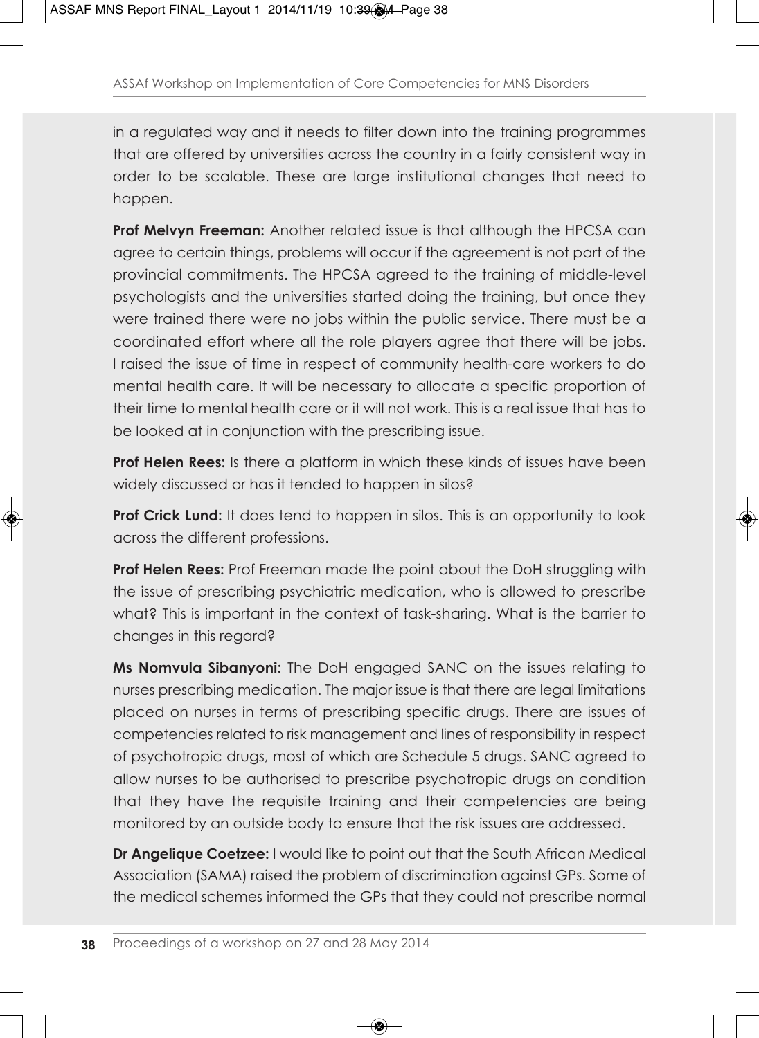in a regulated way and it needs to filter down into the training programmes that are offered by universities across the country in a fairly consistent way in order to be scalable. These are large institutional changes that need to happen.

**Prof Melvyn Freeman:** Another related issue is that although the HPCSA can agree to certain things, problems will occur if the agreement is not part of the provincial commitments. The HPCSA agreed to the training of middle-level psychologists and the universities started doing the training, but once they were trained there were no jobs within the public service. There must be a coordinated effort where all the role players agree that there will be jobs. I raised the issue of time in respect of community health-care workers to do mental health care. It will be necessary to allocate a specific proportion of their time to mental health care or it will not work. This is a real issue that has to be looked at in conjunction with the prescribing issue.

**Prof Helen Rees:** Is there a platform in which these kinds of issues have been widely discussed or has it tended to happen in silos?

**Prof Crick Lund:** It does tend to happen in silos. This is an opportunity to look across the different professions.

**Prof Helen Rees:** Prof Freeman made the point about the DoH struggling with the issue of prescribing psychiatric medication, who is allowed to prescribe what? This is important in the context of task-sharing. What is the barrier to changes in this regard?

**Ms Nomvula Sibanyoni:** The DoH engaged SANC on the issues relating to nurses prescribing medication. The major issue is that there are legal limitations placed on nurses in terms of prescribing specific drugs. There are issues of competencies related to risk management and lines of responsibility in respect of psychotropic drugs, most of which are Schedule 5 drugs. SANC agreed to allow nurses to be authorised to prescribe psychotropic drugs on condition that they have the requisite training and their competencies are being monitored by an outside body to ensure that the risk issues are addressed.

**Dr Angelique Coetzee:** I would like to point out that the South African Medical Association (SAMA) raised the problem of discrimination against GPs. Some of the medical schemes informed the GPs that they could not prescribe normal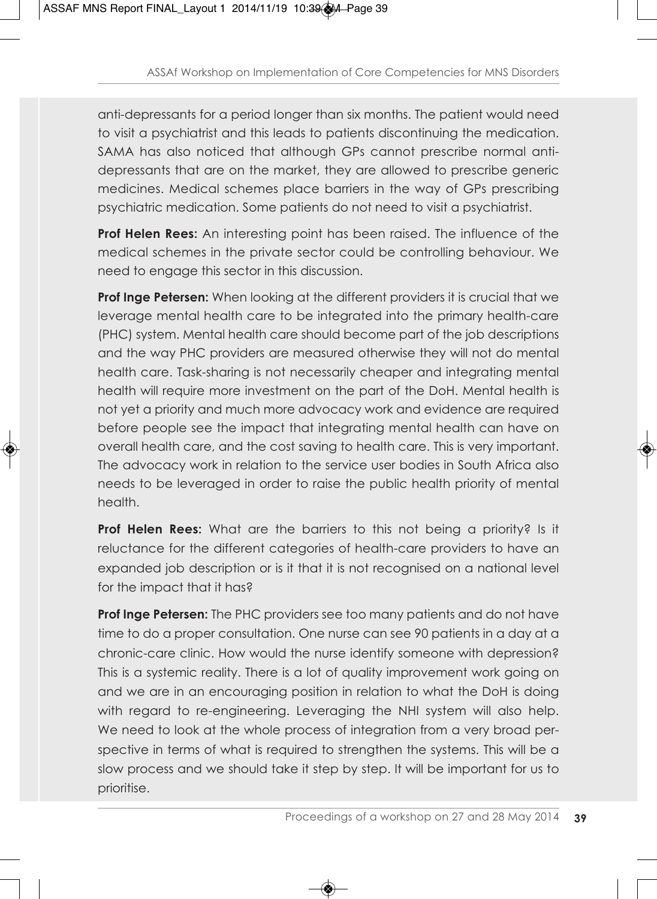anti-depressants for a period longer than six months. The patient would need to visit a psychiatrist and this leads to patients discontinuing the medication. SAMA has also noticed that although GPs cannot prescribe normal anti-depressants that are on the market, they are allowed to prescribe generic medicines. Medical schemes place barriers in the way of GPs prescribing psychiatric medication. Some patients do not need to visit a psychiatrist.

**Prof Helen Rees:** An interesting point has been raised. The influence of the medical schemes in the private sector could be controlling behaviour. We need to engage this sector in this discussion.

**Prof Inge Petersen:** When looking at the different providers it is crucial that we leverage mental health care to be integrated into the primary health-care (PHC) system. Mental health care should become part of the job descriptions and the way PHC providers are measured otherwise they will not do mental health care. Task-sharing is not necessarily cheaper and integrating mental health will require more investment on the part of the DoH. Mental health is not yet a priority and much more advocacy work and evidence are required before people see the impact that integrating mental health can have on overall health care, and the cost saving to health care. This is very important. The advocacy work in relation to the service user bodies in South Africa also needs to be leveraged in order to raise the public health priority of mental health.

**Prof Helen Rees:** What are the barriers to this not being a priority? Is it reluctance for the different categories of health-care providers to have an expanded job description or is it that it is not recognised on a national level for the impact that it has?

**Prof Inge Petersen:** The PHC providers see too many patients and do not have time to do a proper consultation. One nurse can see 90 patients in a day at a chronic-care clinic. How would the nurse identify someone with depression? This is a systemic reality. There is a lot of quality improvement work going on and we are in an encouraging position in relation to what the DoH is doing with regard to re-engineering. Leveraging the NHI system will also help. We need to look at the whole process of integration from a very broad perspective in terms of what is required to strengthen the systems. This will be a slow process and we should take it step by step. It will be important for us to prioritise.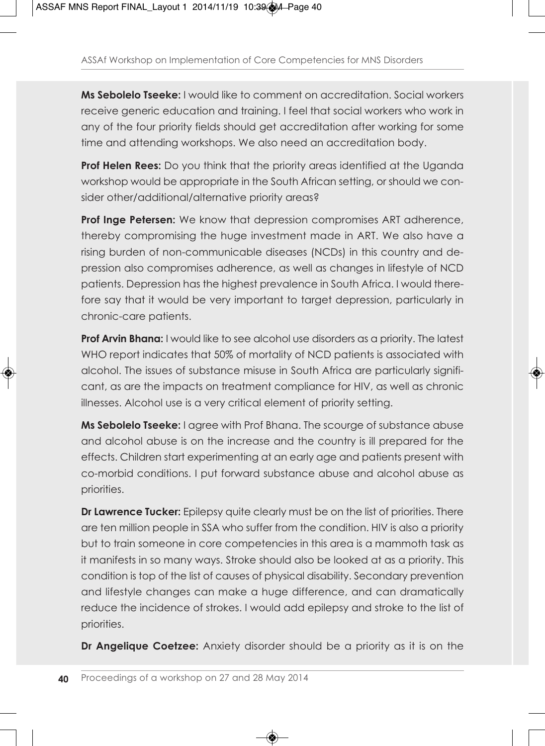**Ms Sebolelo Tseeke:** I would like to comment on accreditation. Social workers receive generic education and training. I feel that social workers who work in any of the four priority fields should get accreditation after working for some time and attending workshops. We also need an accreditation body.

**Prof Helen Rees:** Do you think that the priority areas identified at the Uganda workshop would be appropriate in the South African setting, or should we consider other/additional/alternative priority areas?

**Prof Inge Petersen:** We know that depression compromises ART adherence, thereby compromising the huge investment made in ART. We also have a rising burden of non-communicable diseases (NCDs) in this country and depression also compromises adherence, as well as changes in lifestyle of NCD patients. Depression has the highest prevalence in South Africa. I would therefore say that it would be very important to target depression, particularly in chronic-care patients.

**Prof Arvin Bhana:** I would like to see alcohol use disorders as a priority. The latest WHO report indicates that 50% of mortality of NCD patients is associated with alcohol. The issues of substance misuse in South Africa are particularly significant, as are the impacts on treatment compliance for HIV, as well as chronic illnesses. Alcohol use is a very critical element of priority setting.

**Ms Sebolelo Tseeke:** I agree with Prof Bhana. The scourge of substance abuse and alcohol abuse is on the increase and the country is ill prepared for the effects. Children start experimenting at an early age and patients present with co-morbid conditions. I put forward substance abuse and alcohol abuse as priorities.

**Dr Lawrence Tucker:** Epilepsy quite clearly must be on the list of priorities. There are ten million people in SSA who suffer from the condition. HIV is also a priority but to train someone in core competencies in this area is a mammoth task as it manifests in so many ways. Stroke should also be looked at as a priority. This condition is top of the list of causes of physical disability. Secondary prevention and lifestyle changes can make a huge difference, and can dramatically reduce the incidence of strokes. I would add epilepsy and stroke to the list of priorities.

**Dr Angelique Coetzee:** Anxiety disorder should be a priority as it is on the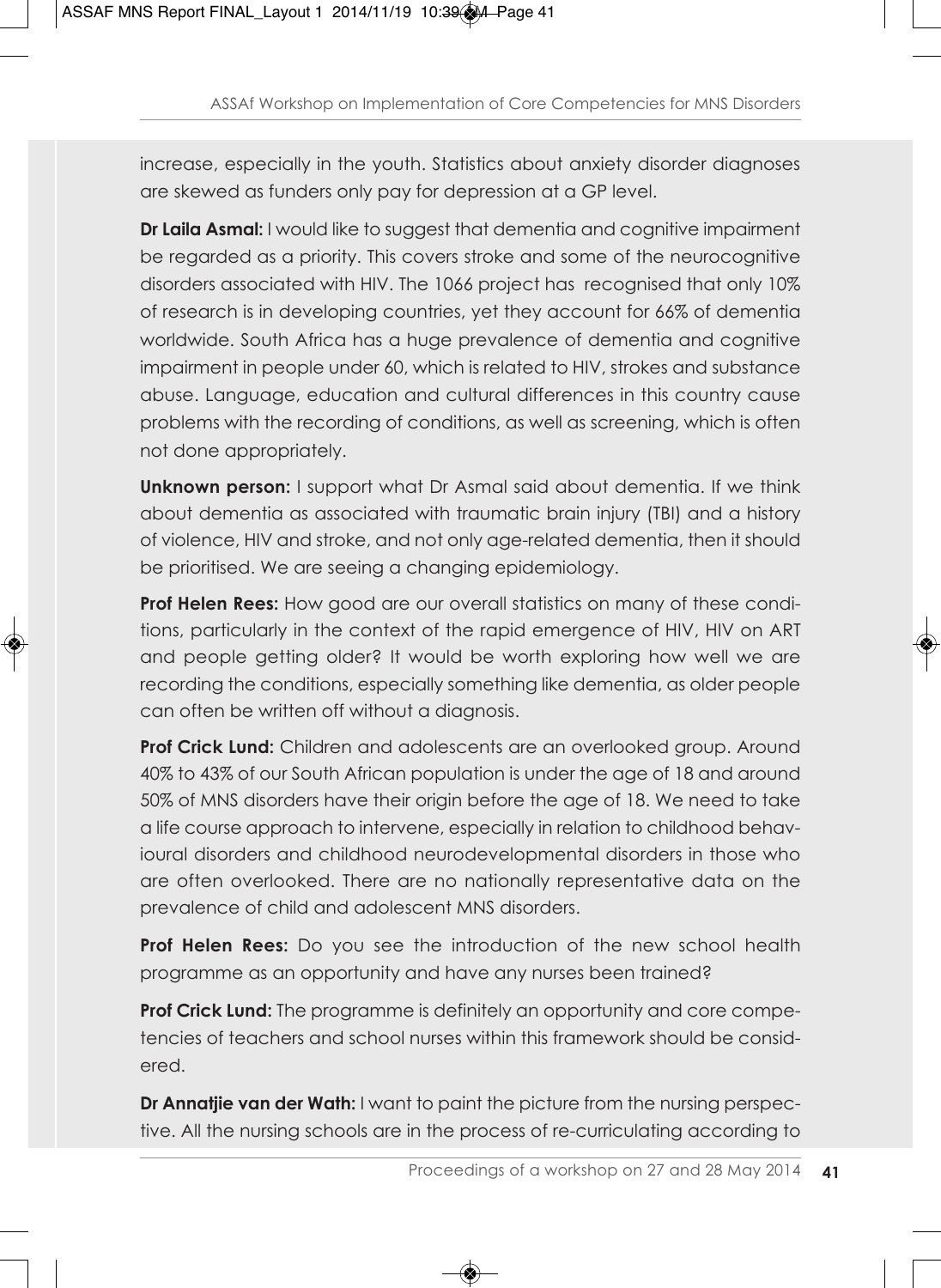increase, especially in the youth. Statistics about anxiety disorder diagnoses are skewed as funders only pay for depression at a GP level.

**Dr Laila Asmal:** I would like to suggest that dementia and cognitive impairment be regarded as a priority. This covers stroke and some of the neurocognitive disorders associated with HIV. The 1066 project has recognised that only 10% of research is in developing countries, yet they account for 66% of dementia worldwide. South Africa has a huge prevalence of dementia and cognitive impairment in people under 60, which is related to HIV, strokes and substance abuse. Language, education and cultural differences in this country cause problems with the recording of conditions, as well as screening, which is often not done appropriately.

**Unknown person:** I support what Dr Asmal said about dementia. If we think about dementia as associated with traumatic brain injury (TBI) and a history of violence, HIV and stroke, and not only age-related dementia, then it should be prioritised. We are seeing a changing epidemiology.

**Prof Helen Rees:** How good are our overall statistics on many of these conditions, particularly in the context of the rapid emergence of HIV, HIV on ART and people getting older? It would be worth exploring how well we are recording the conditions, especially something like dementia, as older people can often be written off without a diagnosis.

**Prof Crick Lund:** Children and adolescents are an overlooked group. Around 40% to 43% of our South African population is under the age of 18 and around 50% of MNS disorders have their origin before the age of 18. We need to take a life course approach to intervene, especially in relation to childhood behavioural disorders and childhood neurodevelopmental disorders in those who are often overlooked. There are no nationally representative data on the prevalence of child and adolescent MNS disorders.

**Prof Helen Rees:** Do you see the introduction of the new school health programme as an opportunity and have any nurses been trained?

**Prof Crick Lund:** The programme is definitely an opportunity and core competencies of teachers and school nurses within this framework should be considered.

**Dr Annatjie van der Wath:** I want to paint the picture from the nursing perspective. All the nursing schools are in the process of re-curriculating according to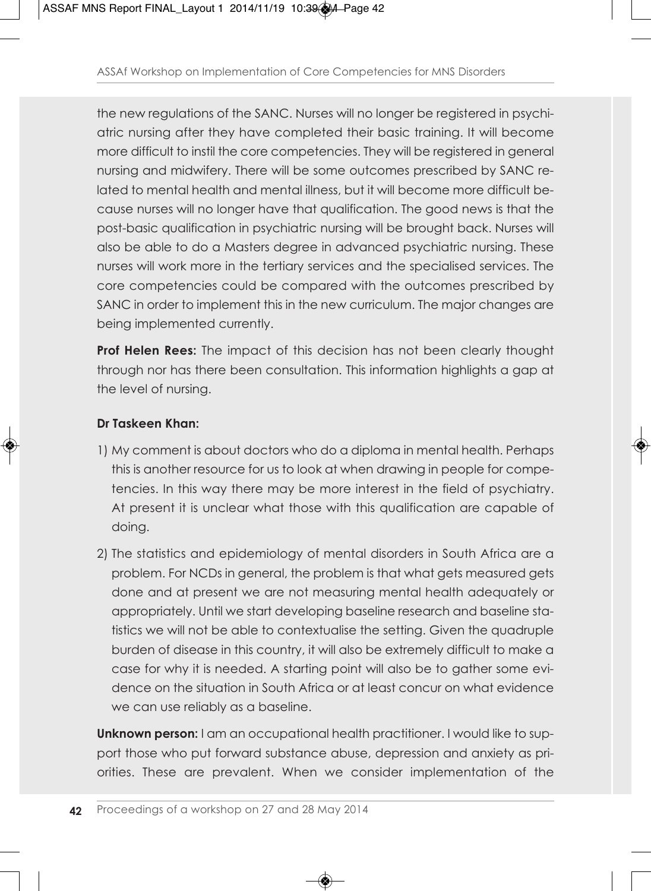the new regulations of the SANC. Nurses will no longer be registered in psychiatric nursing after they have completed their basic training. It will become more difficult to instil the core competencies. They will be registered in general nursing and midwifery. There will be some outcomes prescribed by SANC related to mental health and mental illness, but it will become more difficult because nurses will no longer have that qualification. The good news is that the post-basic qualification in psychiatric nursing will be brought back. Nurses will also be able to do a Masters degree in advanced psychiatric nursing. These nurses will work more in the tertiary services and the specialised services. The core competencies could be compared with the outcomes prescribed by SANC in order to implement this in the new curriculum. The major changes are being implemented currently.

**Prof Helen Rees:** The impact of this decision has not been clearly thought through nor has there been consultation. This information highlights a gap at the level of nursing.

**Dr Taskeen Khan:**

1) My comment is about doctors who do a diploma in mental health. Perhaps this is another resource for us to look at when drawing in people for competencies. In this way there may be more interest in the field of psychiatry. At present it is unclear what those with this qualification are capable of doing.

2) The statistics and epidemiology of mental disorders in South Africa are a problem. For NCDs in general, the problem is that what gets measured gets done and at present we are not measuring mental health adequately or appropriately. Until we start developing baseline research and baseline statistics we will not be able to contextualise the setting. Given the quadruple burden of disease in this country, it will also be extremely difficult to make a case for why it is needed. A starting point will also be to gather some evidence on the situation in South Africa or at least concur on what evidence we can use reliably as a baseline.

**Unknown person:** I am an occupational health practitioner. I would like to support those who put forward substance abuse, depression and anxiety as priorities. These are prevalent. When we consider implementation of the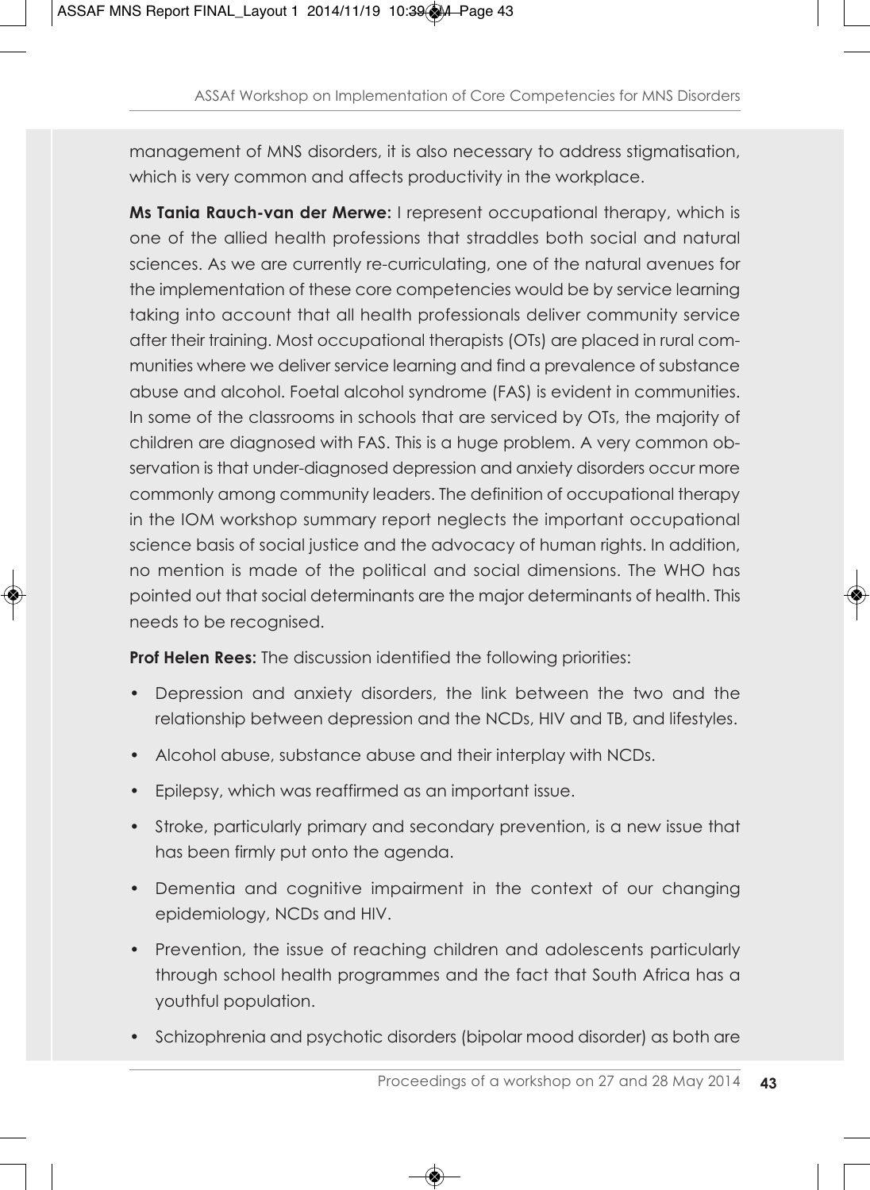management of MNS disorders, it is also necessary to address stigmatisation, which is very common and affects productivity in the workplace.

**Ms Tania Rauch-van der Merwe:** I represent occupational therapy, which is one of the allied health professions that straddles both social and natural sciences. As we are currently re-curriculating, one of the natural avenues for the implementation of these core competencies would be by service learning taking into account that all health professionals deliver community service after their training. Most occupational therapists (OTs) are placed in rural communities where we deliver service learning and find a prevalence of substance abuse and alcohol. Foetal alcohol syndrome (FAS) is evident in communities. In some of the classrooms in schools that are serviced by OTs, the majority of children are diagnosed with FAS. This is a huge problem. A very common observation is that under-diagnosed depression and anxiety disorders occur more commonly among community leaders. The definition of occupational therapy in the IOM workshop summary report neglects the important occupational science basis of social justice and the advocacy of human rights. In addition, no mention is made of the political and social dimensions. The WHO has pointed out that social determinants are the major determinants of health. This needs to be recognised.

**Prof Helen Rees:** The discussion identified the following priorities:

- Depression and anxiety disorders, the link between the two and the relationship between depression and the NCDs, HIV and TB, and lifestyles.
- Alcohol abuse, substance abuse and their interplay with NCDs.
- Epilepsy, which was reaffirmed as an important issue.
- Stroke, particularly primary and secondary prevention, is a new issue that has been firmly put onto the agenda.
- Dementia and cognitive impairment in the context of our changing epidemiology, NCDs and HIV.
- Prevention, the issue of reaching children and adolescents particularly through school health programmes and the fact that South Africa has a youthful population.
- Schizophrenia and psychotic disorders (bipolar mood disorder) as both are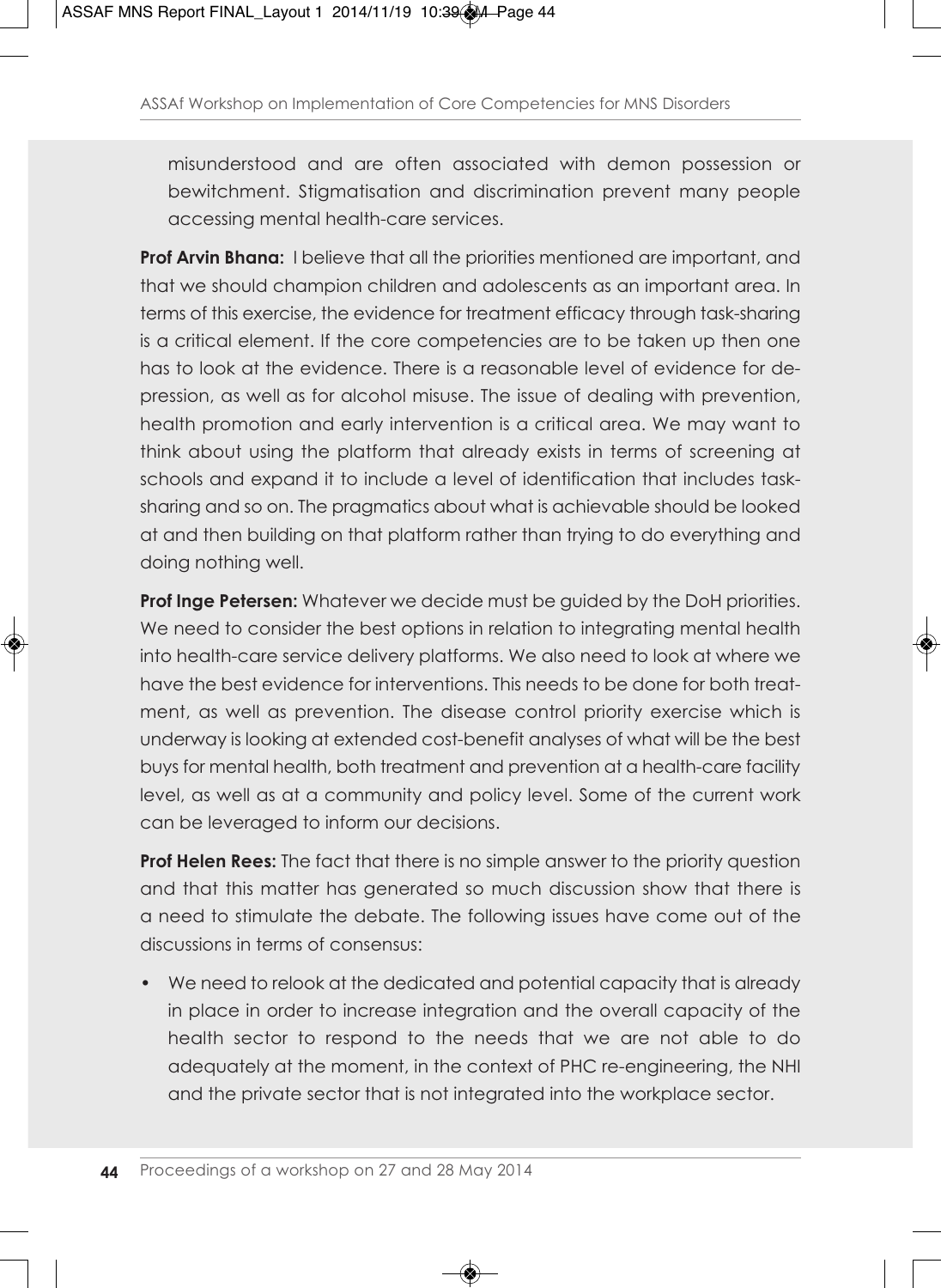misunderstood and are often associated with demon possession or bewitchment. Stigmatisation and discrimination prevent many people accessing mental health-care services.

**Prof Arvin Bhana:** I believe that all the priorities mentioned are important, and that we should champion children and adolescents as an important area. In terms of this exercise, the evidence for treatment efficacy through task-sharing is a critical element. If the core competencies are to be taken up then one has to look at the evidence. There is a reasonable level of evidence for depression, as well as for alcohol misuse. The issue of dealing with prevention, health promotion and early intervention is a critical area. We may want to think about using the platform that already exists in terms of screening at schools and expand it to include a level of identification that includes task-sharing and so on. The pragmatics about what is achievable should be looked at and then building on that platform rather than trying to do everything and doing nothing well.

**Prof Inge Petersen:** Whatever we decide must be guided by the DoH priorities. We need to consider the best options in relation to integrating mental health into health-care service delivery platforms. We also need to look at where we have the best evidence for interventions. This needs to be done for both treatment, as well as prevention. The disease control priority exercise which is underway is looking at extended cost-benefit analyses of what will be the best buys for mental health, both treatment and prevention at a health-care facility level, as well as at a community and policy level. Some of the current work can be leveraged to inform our decisions.

**Prof Helen Rees:** The fact that there is no simple answer to the priority question and that this matter has generated so much discussion show that there is a need to stimulate the debate. The following issues have come out of the discussions in terms of consensus:

- We need to relook at the dedicated and potential capacity that is already in place in order to increase integration and the overall capacity of the health sector to respond to the needs that we are not able to do adequately at the moment, in the context of PHC re-engineering, the NHI and the private sector that is not integrated into the workplace sector.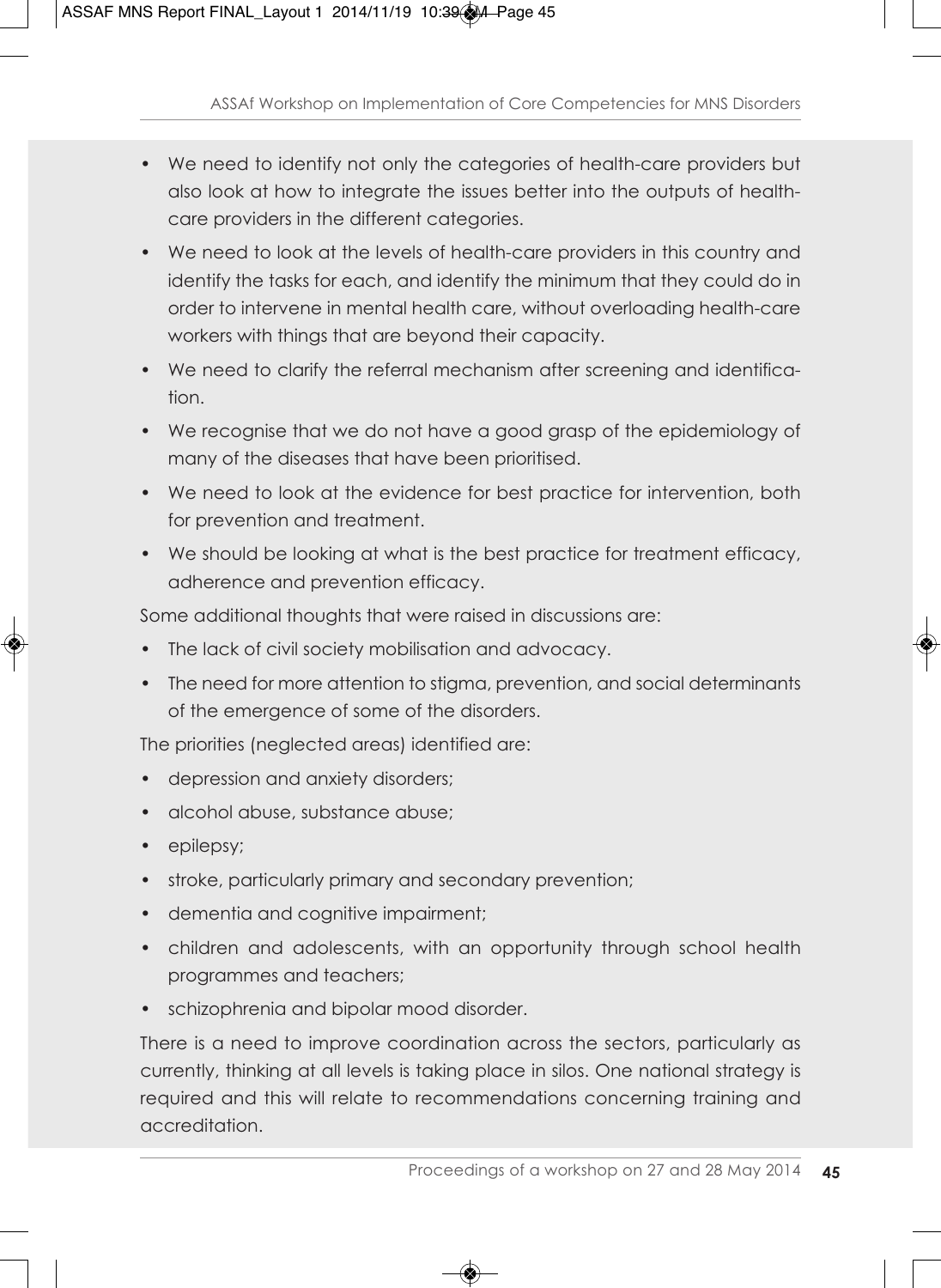- We need to identify not only the categories of health-care providers but also look at how to integrate the issues better into the outputs of health-care providers in the different categories.
- We need to look at the levels of health-care providers in this country and identify the tasks for each, and identify the minimum that they could do in order to intervene in mental health care, without overloading health-care workers with things that are beyond their capacity.
- We need to clarify the referral mechanism after screening and identification.
- We recognise that we do not have a good grasp of the epidemiology of many of the diseases that have been prioritised.
- We need to look at the evidence for best practice for intervention, both for prevention and treatment.
- We should be looking at what is the best practice for treatment efficacy, adherence and prevention efficacy.

Some additional thoughts that were raised in discussions are:

- The lack of civil society mobilisation and advocacy.
- The need for more attention to stigma, prevention, and social determinants of the emergence of some of the disorders.

The priorities (neglected areas) identified are:

- depression and anxiety disorders;
- alcohol abuse, substance abuse;
- epilepsy;
- stroke, particularly primary and secondary prevention;
- dementia and cognitive impairment;
- children and adolescents, with an opportunity through school health programmes and teachers;
- schizophrenia and bipolar mood disorder.

There is a need to improve coordination across the sectors, particularly as currently, thinking at all levels is taking place in silos. One national strategy is required and this will relate to recommendations concerning training and accreditation.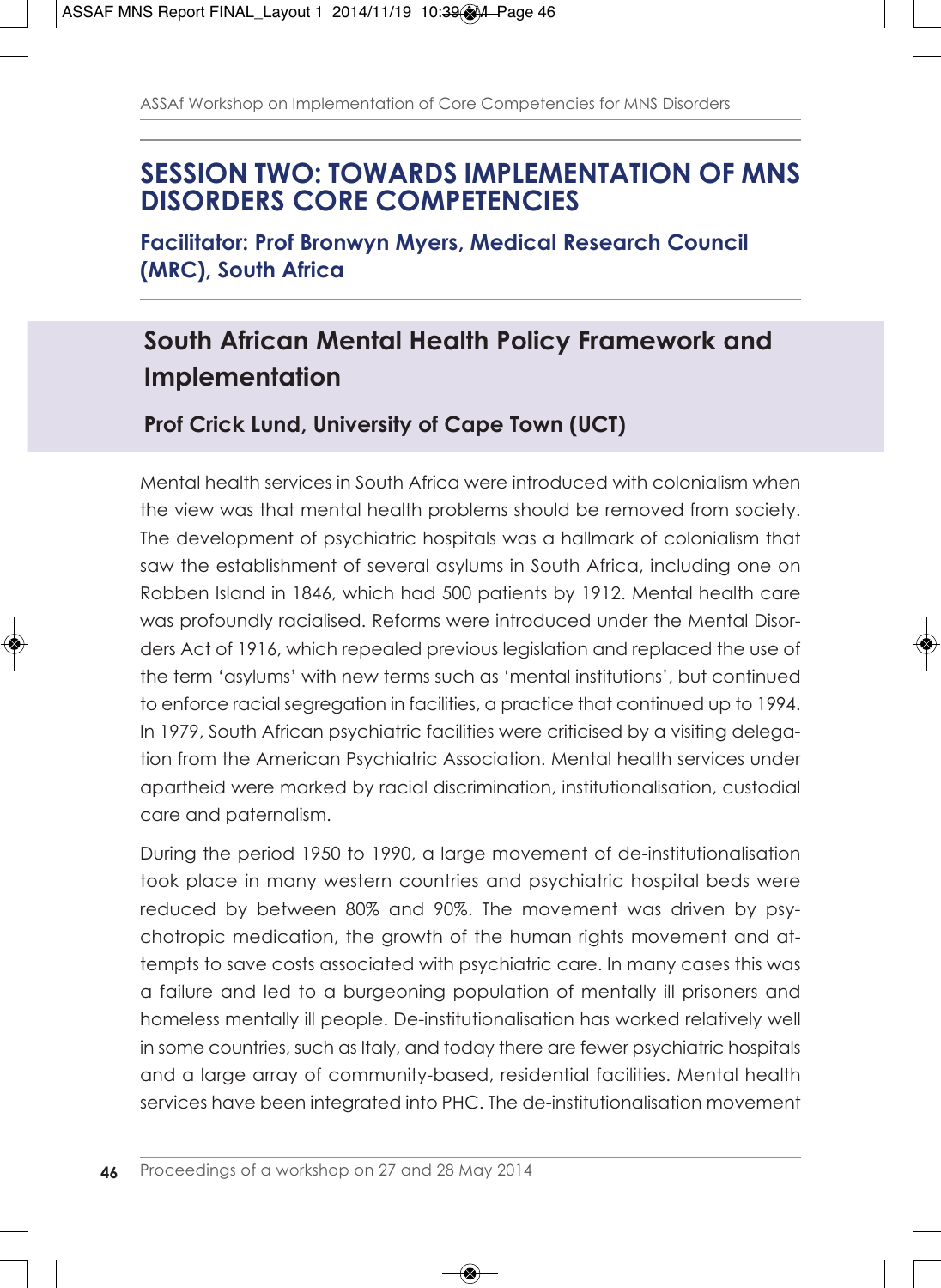# SESSION TWO: TOWARDS IMPLEMENTATION OF MNS DISORDERS CORE COMPETENCIES

**Facilitator: Prof Bronwyn Myers, Medical Research Council (MRC), South Africa**

## South African Mental Health Policy Framework and Implementation

**Prof Crick Lund, University of Cape Town (UCT)**

Mental health services in South Africa were introduced with colonialism when the view was that mental health problems should be removed from society. The development of psychiatric hospitals was a hallmark of colonialism that saw the establishment of several asylums in South Africa, including one on Robben Island in 1846, which had 500 patients by 1912. Mental health care was profoundly racialised. Reforms were introduced under the Mental Disorders Act of 1916, which repealed previous legislation and replaced the use of the term 'asylums' with new terms such as 'mental institutions', but continued to enforce racial segregation in facilities, a practice that continued up to 1994. In 1979, South African psychiatric facilities were criticised by a visiting delegation from the American Psychiatric Association. Mental health services under apartheid were marked by racial discrimination, institutionalisation, custodial care and paternalism.

During the period 1950 to 1990, a large movement of de-institutionalisation took place in many western countries and psychiatric hospital beds were reduced by between 80% and 90%. The movement was driven by psychotropic medication, the growth of the human rights movement and attempts to save costs associated with psychiatric care. In many cases this was a failure and led to a burgeoning population of mentally ill prisoners and homeless mentally ill people. De-institutionalisation has worked relatively well in some countries, such as Italy, and today there are fewer psychiatric hospitals and a large array of community-based, residential facilities. Mental health services have been integrated into PHC. The de-institutionalisation movement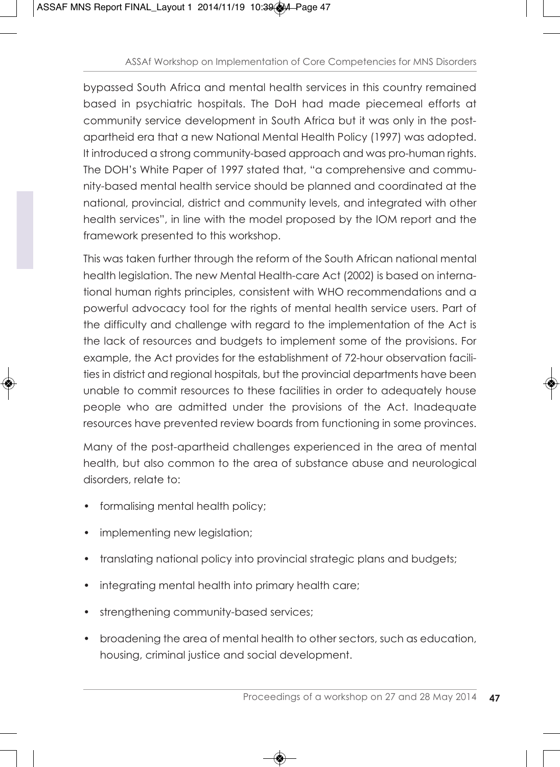bypassed South Africa and mental health services in this country remained based in psychiatric hospitals. The DoH had made piecemeal efforts at community service development in South Africa but it was only in the post-apartheid era that a new National Mental Health Policy (1997) was adopted. It introduced a strong community-based approach and was pro-human rights. The DOH's White Paper of 1997 stated that, "a comprehensive and community-based mental health service should be planned and coordinated at the national, provincial, district and community levels, and integrated with other health services", in line with the model proposed by the IOM report and the framework presented to this workshop.

This was taken further through the reform of the South African national mental health legislation. The new Mental Health-care Act (2002) is based on international human rights principles, consistent with WHO recommendations and a powerful advocacy tool for the rights of mental health service users. Part of the difficulty and challenge with regard to the implementation of the Act is the lack of resources and budgets to implement some of the provisions. For example, the Act provides for the establishment of 72-hour observation facilities in district and regional hospitals, but the provincial departments have been unable to commit resources to these facilities in order to adequately house people who are admitted under the provisions of the Act. Inadequate resources have prevented review boards from functioning in some provinces.

Many of the post-apartheid challenges experienced in the area of mental health, but also common to the area of substance abuse and neurological disorders, relate to:

- formalising mental health policy;
- implementing new legislation;
- translating national policy into provincial strategic plans and budgets;
- integrating mental health into primary health care;
- strengthening community-based services;
- broadening the area of mental health to other sectors, such as education, housing, criminal justice and social development.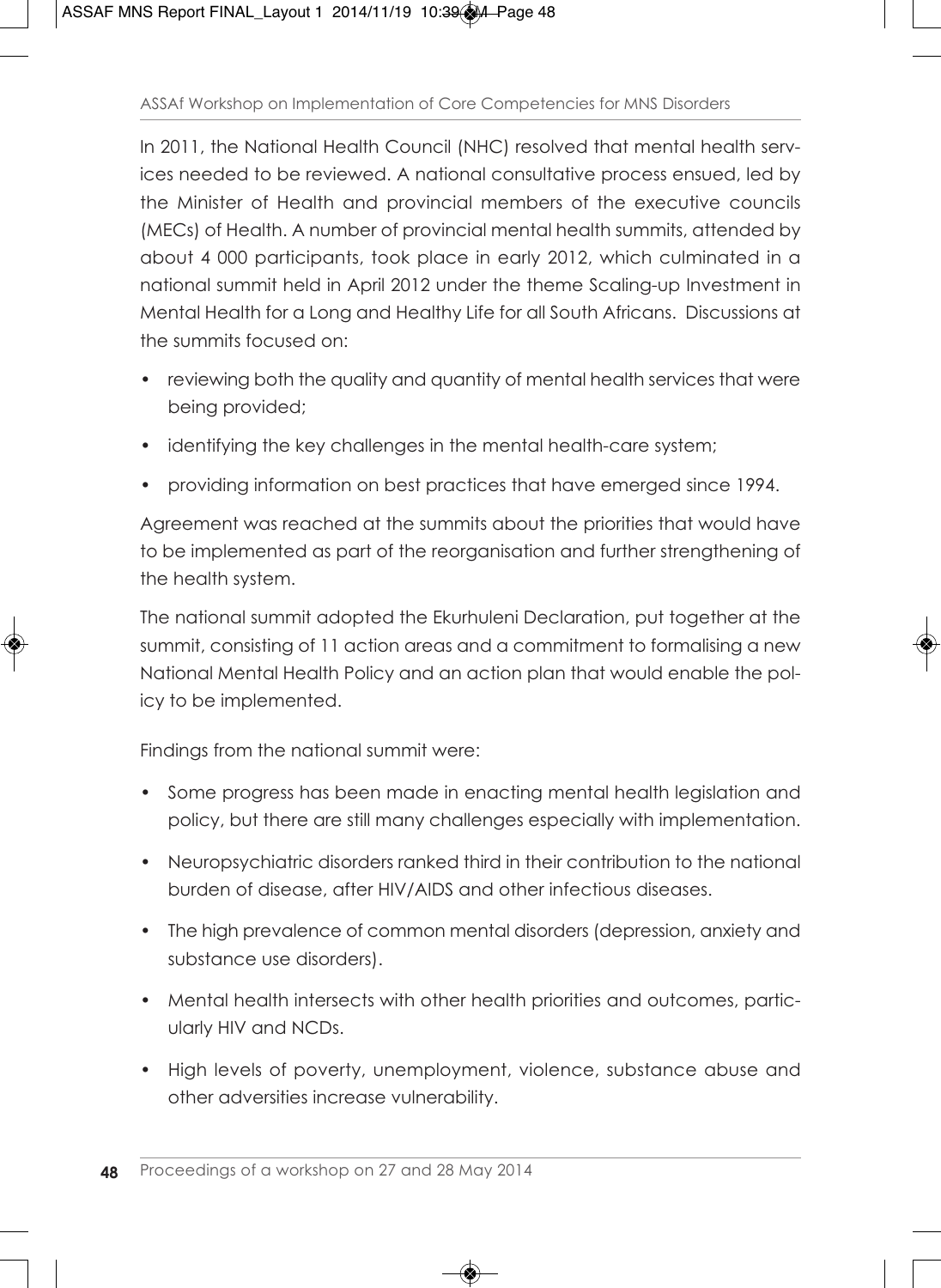In 2011, the National Health Council (NHC) resolved that mental health services needed to be reviewed. A national consultative process ensued, led by the Minister of Health and provincial members of the executive councils (MECs) of Health. A number of provincial mental health summits, attended by about 4 000 participants, took place in early 2012, which culminated in a national summit held in April 2012 under the theme Scaling-up Investment in Mental Health for a Long and Healthy Life for all South Africans. Discussions at the summits focused on:

- reviewing both the quality and quantity of mental health services that were being provided;
- identifying the key challenges in the mental health-care system;
- providing information on best practices that have emerged since 1994.

Agreement was reached at the summits about the priorities that would have to be implemented as part of the reorganisation and further strengthening of the health system.

The national summit adopted the Ekurhuleni Declaration, put together at the summit, consisting of 11 action areas and a commitment to formalising a new National Mental Health Policy and an action plan that would enable the policy to be implemented.

Findings from the national summit were:

- Some progress has been made in enacting mental health legislation and policy, but there are still many challenges especially with implementation.
- Neuropsychiatric disorders ranked third in their contribution to the national burden of disease, after HIV/AIDS and other infectious diseases.
- The high prevalence of common mental disorders (depression, anxiety and substance use disorders).
- Mental health intersects with other health priorities and outcomes, particularly HIV and NCDs.
- High levels of poverty, unemployment, violence, substance abuse and other adversities increase vulnerability.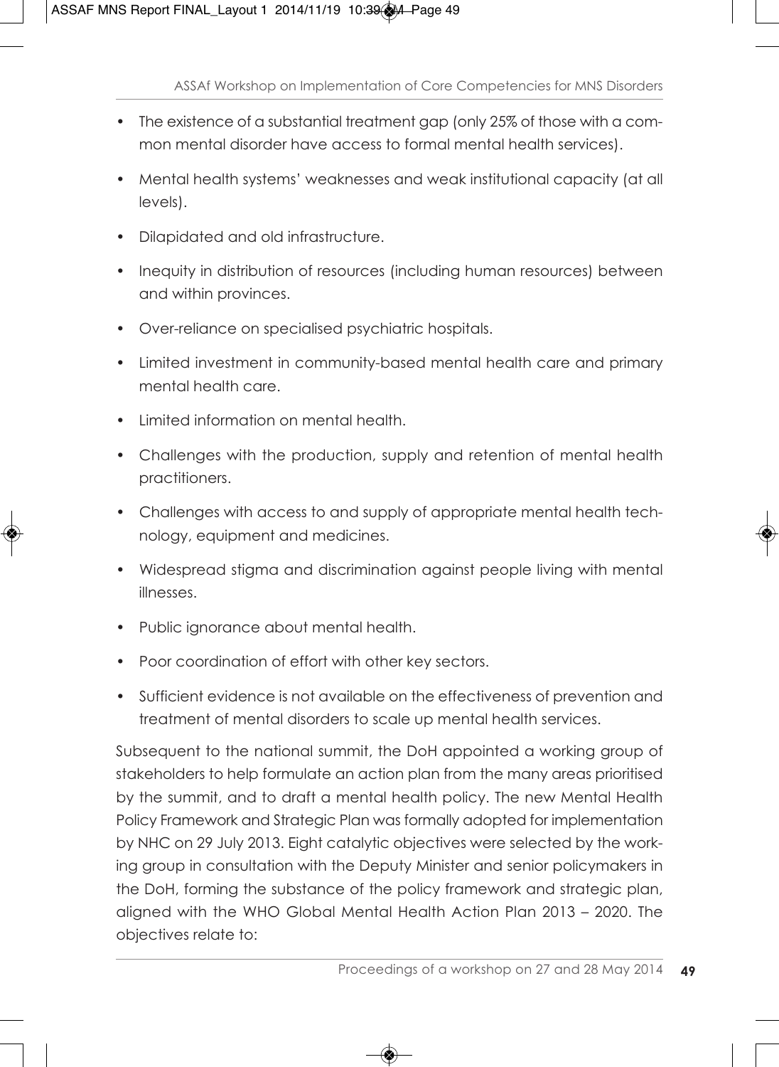- The existence of a substantial treatment gap (only 25% of those with a common mental disorder have access to formal mental health services).
- Mental health systems' weaknesses and weak institutional capacity (at all levels).
- Dilapidated and old infrastructure.
- Inequity in distribution of resources (including human resources) between and within provinces.
- Over-reliance on specialised psychiatric hospitals.
- Limited investment in community-based mental health care and primary mental health care.
- Limited information on mental health.
- Challenges with the production, supply and retention of mental health practitioners.
- Challenges with access to and supply of appropriate mental health technology, equipment and medicines.
- Widespread stigma and discrimination against people living with mental illnesses.
- Public ignorance about mental health.
- Poor coordination of effort with other key sectors.
- Sufficient evidence is not available on the effectiveness of prevention and treatment of mental disorders to scale up mental health services.

Subsequent to the national summit, the DoH appointed a working group of stakeholders to help formulate an action plan from the many areas prioritised by the summit, and to draft a mental health policy. The new Mental Health Policy Framework and Strategic Plan was formally adopted for implementation by NHC on 29 July 2013. Eight catalytic objectives were selected by the working group in consultation with the Deputy Minister and senior policymakers in the DoH, forming the substance of the policy framework and strategic plan, aligned with the WHO Global Mental Health Action Plan 2013 – 2020. The objectives relate to: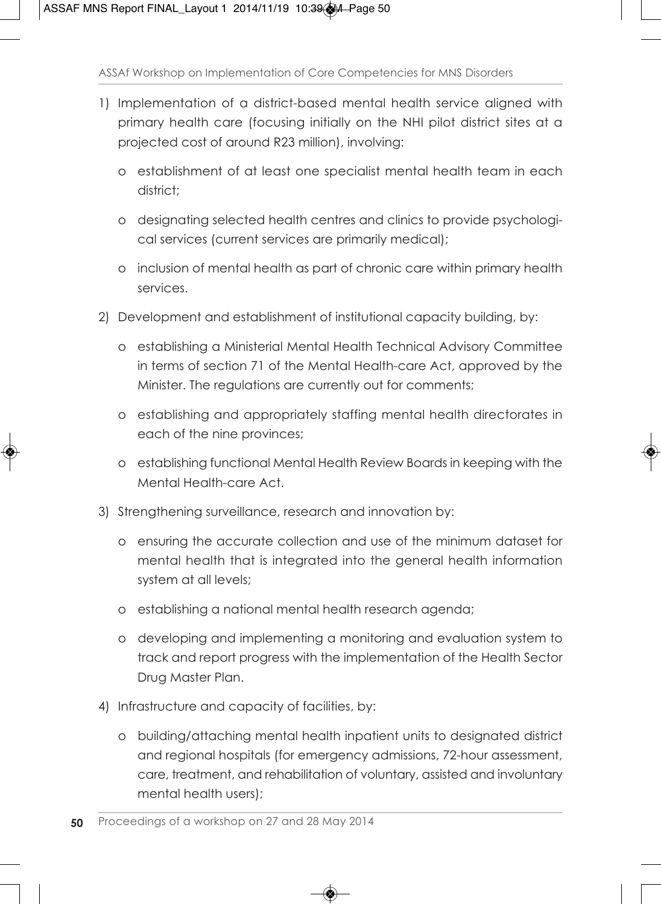1) Implementation of a district-based mental health service aligned with primary health care (focusing initially on the NHI pilot district sites at a projected cost of around R23 million), involving:

    - establishment of at least one specialist mental health team in each district;
    - designating selected health centres and clinics to provide psychological services (current services are primarily medical);
    - inclusion of mental health as part of chronic care within primary health services.

2) Development and establishment of institutional capacity building, by:

    - establishing a Ministerial Mental Health Technical Advisory Committee in terms of section 71 of the Mental Health-care Act, approved by the Minister. The regulations are currently out for comments;
    - establishing and appropriately staffing mental health directorates in each of the nine provinces;
    - establishing functional Mental Health Review Boards in keeping with the Mental Health-care Act.

3) Strengthening surveillance, research and innovation by:

    - ensuring the accurate collection and use of the minimum dataset for mental health that is integrated into the general health information system at all levels;
    - establishing a national mental health research agenda;
    - developing and implementing a monitoring and evaluation system to track and report progress with the implementation of the Health Sector Drug Master Plan.

4) Infrastructure and capacity of facilities, by:

    - building/attaching mental health inpatient units to designated district and regional hospitals (for emergency admissions, 72-hour assessment, care, treatment, and rehabilitation of voluntary, assisted and involuntary mental health users);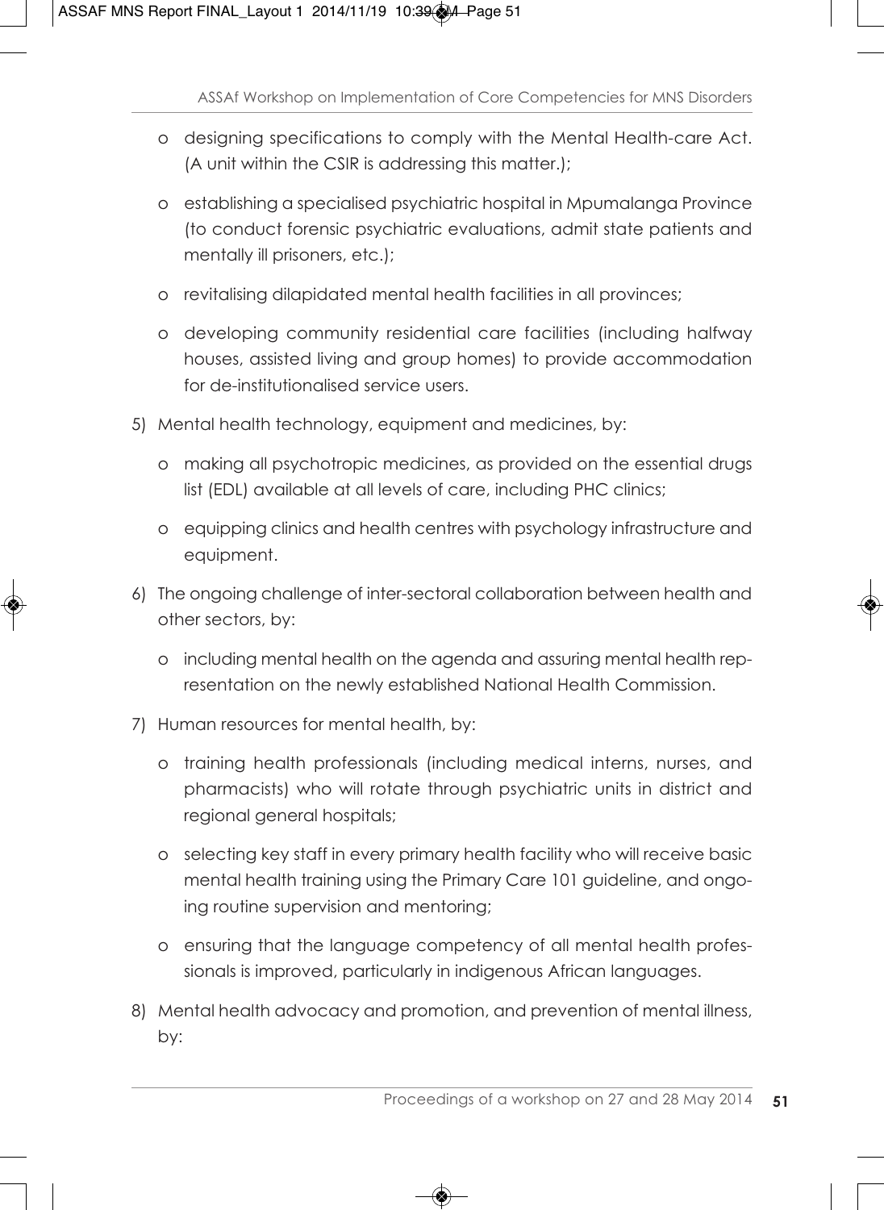- designing specifications to comply with the Mental Health-care Act. (A unit within the CSIR is addressing this matter.);
- establishing a specialised psychiatric hospital in Mpumalanga Province (to conduct forensic psychiatric evaluations, admit state patients and mentally ill prisoners, etc.);
- revitalising dilapidated mental health facilities in all provinces;
- developing community residential care facilities (including halfway houses, assisted living and group homes) to provide accommodation for de-institutionalised service users.

5) Mental health technology, equipment and medicines, by:
   - making all psychotropic medicines, as provided on the essential drugs list (EDL) available at all levels of care, including PHC clinics;
   - equipping clinics and health centres with psychology infrastructure and equipment.

6) The ongoing challenge of inter-sectoral collaboration between health and other sectors, by:
   - including mental health on the agenda and assuring mental health representation on the newly established National Health Commission.

7) Human resources for mental health, by:
   - training health professionals (including medical interns, nurses, and pharmacists) who will rotate through psychiatric units in district and regional general hospitals;
   - selecting key staff in every primary health facility who will receive basic mental health training using the Primary Care 101 guideline, and ongoing routine supervision and mentoring;
   - ensuring that the language competency of all mental health professionals is improved, particularly in indigenous African languages.

8) Mental health advocacy and promotion, and prevention of mental illness, by: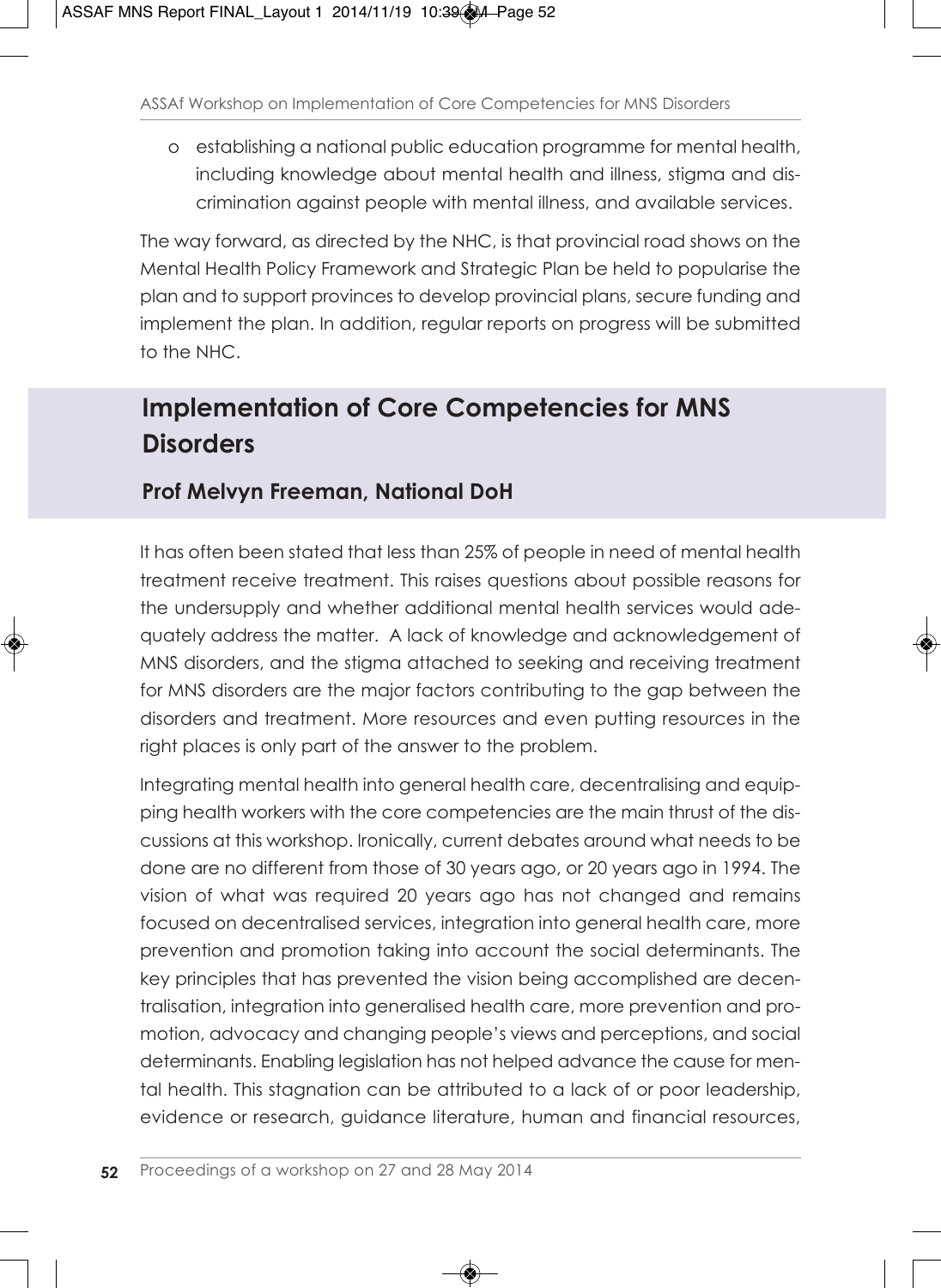- o establishing a national public education programme for mental health, including knowledge about mental health and illness, stigma and discrimination against people with mental illness, and available services.

The way forward, as directed by the NHC, is that provincial road shows on the Mental Health Policy Framework and Strategic Plan be held to popularise the plan and to support provinces to develop provincial plans, secure funding and implement the plan. In addition, regular reports on progress will be submitted to the NHC.

## Implementation of Core Competencies for MNS Disorders

### Prof Melvyn Freeman, National DoH

It has often been stated that less than 25% of people in need of mental health treatment receive treatment. This raises questions about possible reasons for the undersupply and whether additional mental health services would adequately address the matter. A lack of knowledge and acknowledgement of MNS disorders, and the stigma attached to seeking and receiving treatment for MNS disorders are the major factors contributing to the gap between the disorders and treatment. More resources and even putting resources in the right places is only part of the answer to the problem.

Integrating mental health into general health care, decentralising and equipping health workers with the core competencies are the main thrust of the discussions at this workshop. Ironically, current debates around what needs to be done are no different from those of 30 years ago, or 20 years ago in 1994. The vision of what was required 20 years ago has not changed and remains focused on decentralised services, integration into general health care, more prevention and promotion taking into account the social determinants. The key principles that has prevented the vision being accomplished are decentralisation, integration into generalised health care, more prevention and promotion, advocacy and changing people's views and perceptions, and social determinants. Enabling legislation has not helped advance the cause for mental health. This stagnation can be attributed to a lack of or poor leadership, evidence or research, guidance literature, human and financial resources,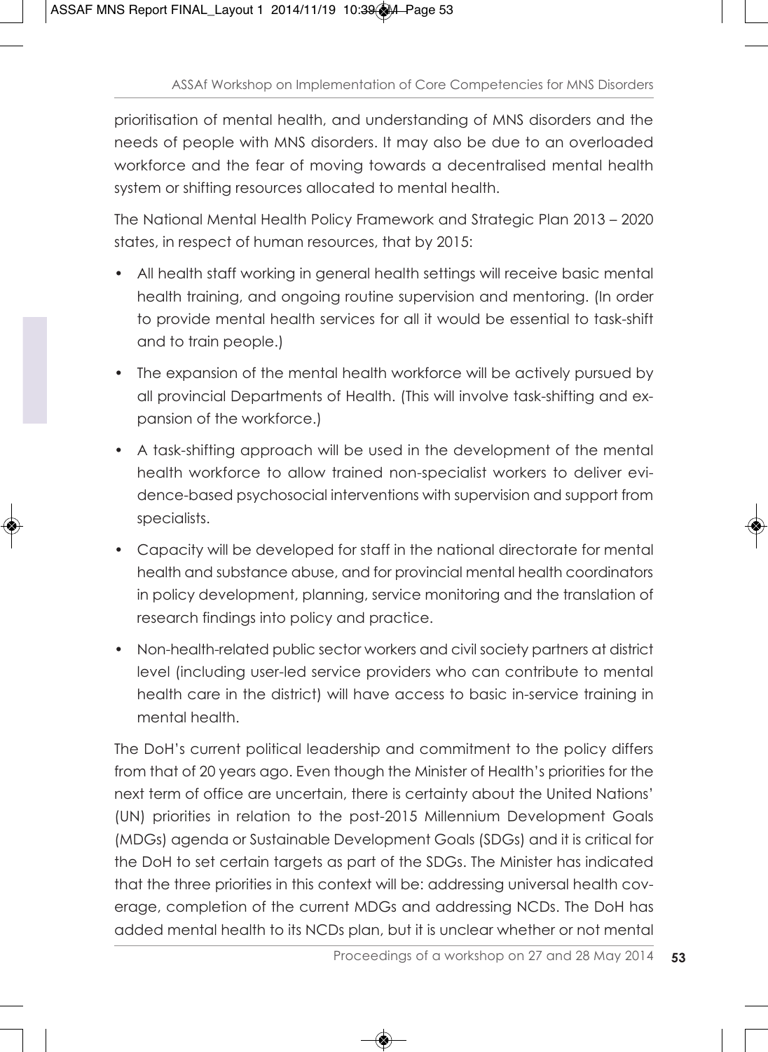prioritisation of mental health, and understanding of MNS disorders and the needs of people with MNS disorders. It may also be due to an overloaded workforce and the fear of moving towards a decentralised mental health system or shifting resources allocated to mental health.

The National Mental Health Policy Framework and Strategic Plan 2013 – 2020 states, in respect of human resources, that by 2015:

- All health staff working in general health settings will receive basic mental health training, and ongoing routine supervision and mentoring. (In order to provide mental health services for all it would be essential to task-shift and to train people.)
- The expansion of the mental health workforce will be actively pursued by all provincial Departments of Health. (This will involve task-shifting and expansion of the workforce.)
- A task-shifting approach will be used in the development of the mental health workforce to allow trained non-specialist workers to deliver evidence-based psychosocial interventions with supervision and support from specialists.
- Capacity will be developed for staff in the national directorate for mental health and substance abuse, and for provincial mental health coordinators in policy development, planning, service monitoring and the translation of research findings into policy and practice.
- Non-health-related public sector workers and civil society partners at district level (including user-led service providers who can contribute to mental health care in the district) will have access to basic in-service training in mental health.

The DoH's current political leadership and commitment to the policy differs from that of 20 years ago. Even though the Minister of Health's priorities for the next term of office are uncertain, there is certainty about the United Nations' (UN) priorities in relation to the post-2015 Millennium Development Goals (MDGs) agenda or Sustainable Development Goals (SDGs) and it is critical for the DoH to set certain targets as part of the SDGs. The Minister has indicated that the three priorities in this context will be: addressing universal health coverage, completion of the current MDGs and addressing NCDs. The DoH has added mental health to its NCDs plan, but it is unclear whether or not mental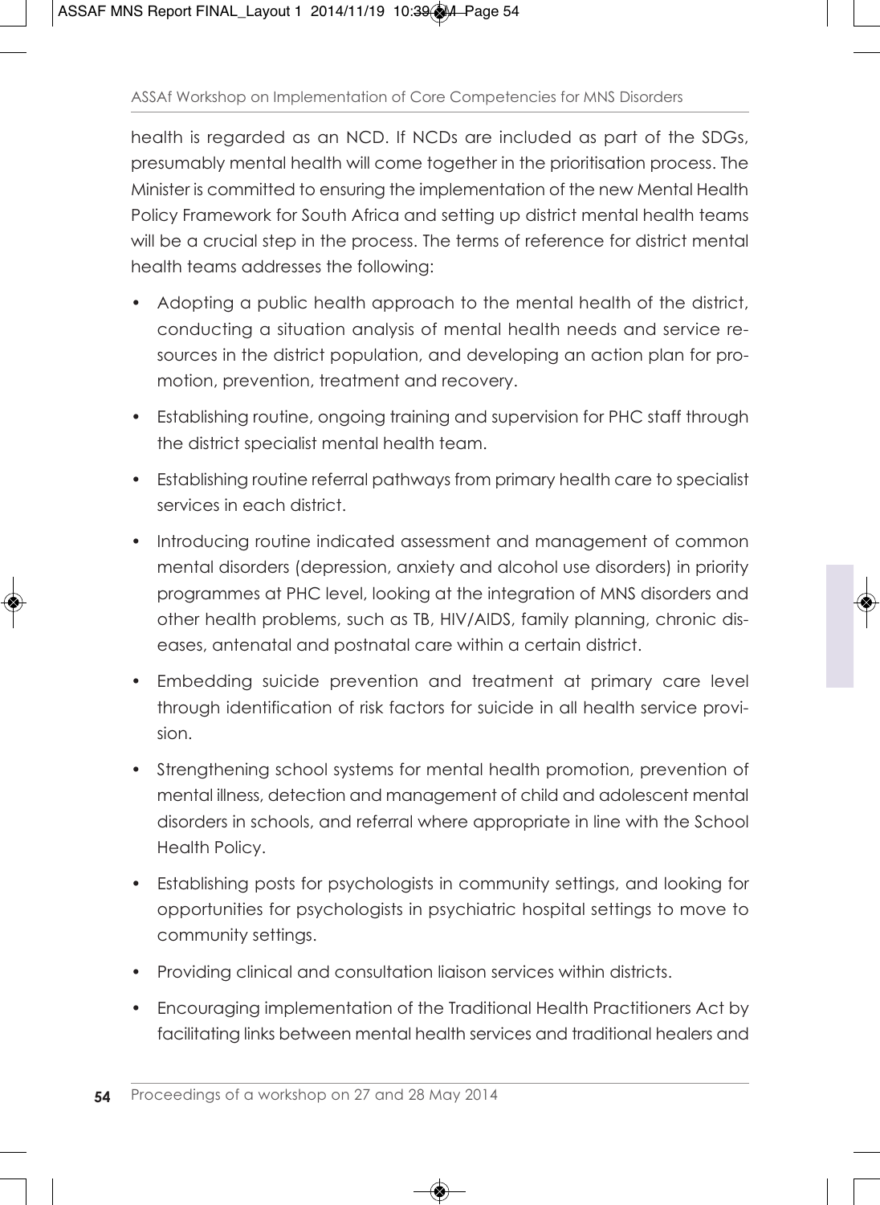health is regarded as an NCD. If NCDs are included as part of the SDGs, presumably mental health will come together in the prioritisation process. The Minister is committed to ensuring the implementation of the new Mental Health Policy Framework for South Africa and setting up district mental health teams will be a crucial step in the process. The terms of reference for district mental health teams addresses the following:

- Adopting a public health approach to the mental health of the district, conducting a situation analysis of mental health needs and service resources in the district population, and developing an action plan for promotion, prevention, treatment and recovery.
- Establishing routine, ongoing training and supervision for PHC staff through the district specialist mental health team.
- Establishing routine referral pathways from primary health care to specialist services in each district.
- Introducing routine indicated assessment and management of common mental disorders (depression, anxiety and alcohol use disorders) in priority programmes at PHC level, looking at the integration of MNS disorders and other health problems, such as TB, HIV/AIDS, family planning, chronic diseases, antenatal and postnatal care within a certain district.
- Embedding suicide prevention and treatment at primary care level through identification of risk factors for suicide in all health service provision.
- Strengthening school systems for mental health promotion, prevention of mental illness, detection and management of child and adolescent mental disorders in schools, and referral where appropriate in line with the School Health Policy.
- Establishing posts for psychologists in community settings, and looking for opportunities for psychologists in psychiatric hospital settings to move to community settings.
- Providing clinical and consultation liaison services within districts.
- Encouraging implementation of the Traditional Health Practitioners Act by facilitating links between mental health services and traditional healers and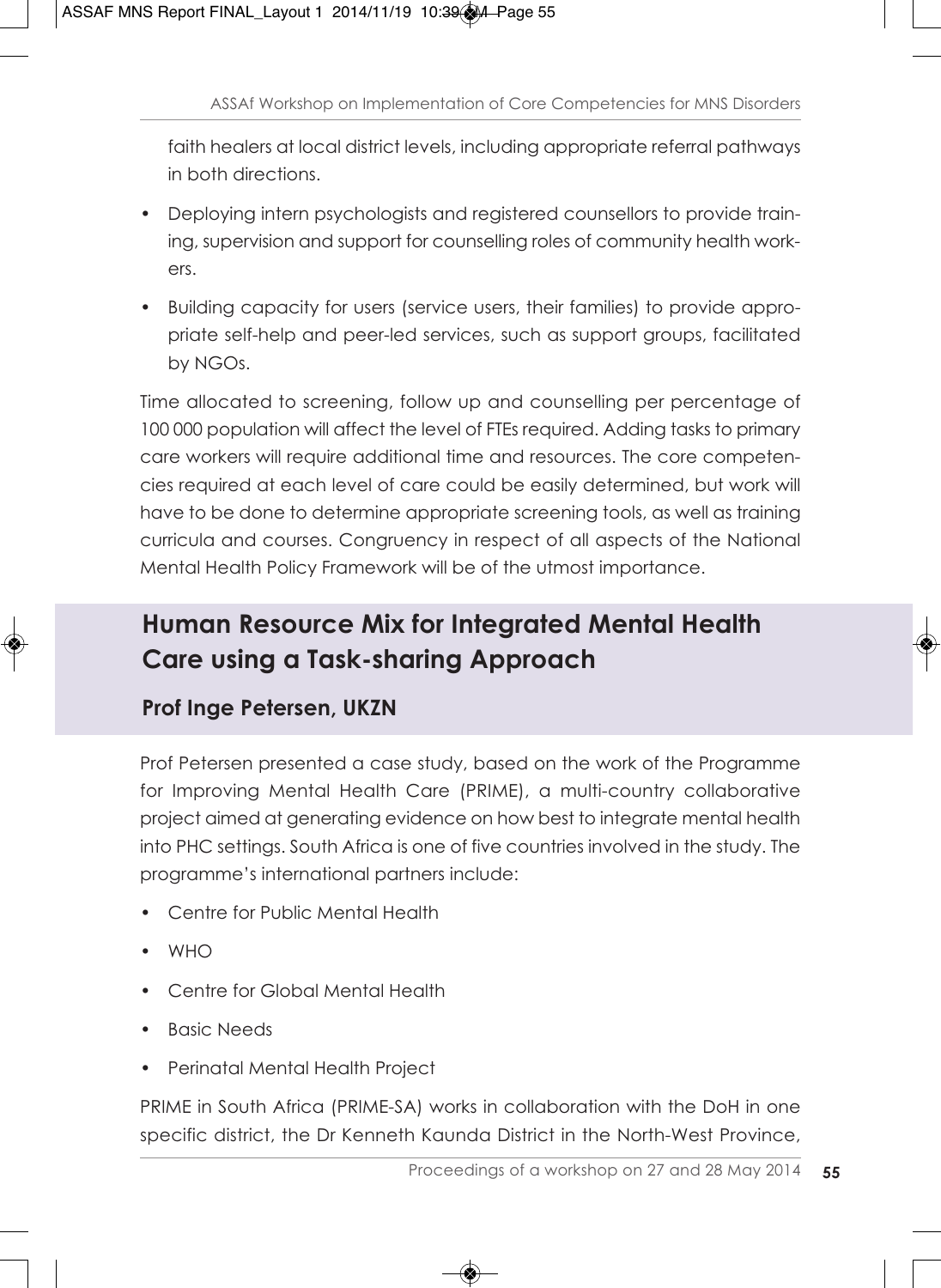faith healers at local district levels, including appropriate referral pathways in both directions.

- Deploying intern psychologists and registered counsellors to provide training, supervision and support for counselling roles of community health workers.
- Building capacity for users (service users, their families) to provide appropriate self-help and peer-led services, such as support groups, facilitated by NGOs.

Time allocated to screening, follow up and counselling per percentage of 100 000 population will affect the level of FTEs required. Adding tasks to primary care workers will require additional time and resources. The core competencies required at each level of care could be easily determined, but work will have to be done to determine appropriate screening tools, as well as training curricula and courses. Congruency in respect of all aspects of the National Mental Health Policy Framework will be of the utmost importance.

## Human Resource Mix for Integrated Mental Health Care using a Task-sharing Approach

### Prof Inge Petersen, UKZN

Prof Petersen presented a case study, based on the work of the Programme for Improving Mental Health Care (PRIME), a multi-country collaborative project aimed at generating evidence on how best to integrate mental health into PHC settings. South Africa is one of five countries involved in the study. The programme's international partners include:

- Centre for Public Mental Health
- WHO
- Centre for Global Mental Health
- Basic Needs
- Perinatal Mental Health Project

PRIME in South Africa (PRIME-SA) works in collaboration with the DoH in one specific district, the Dr Kenneth Kaunda District in the North-West Province,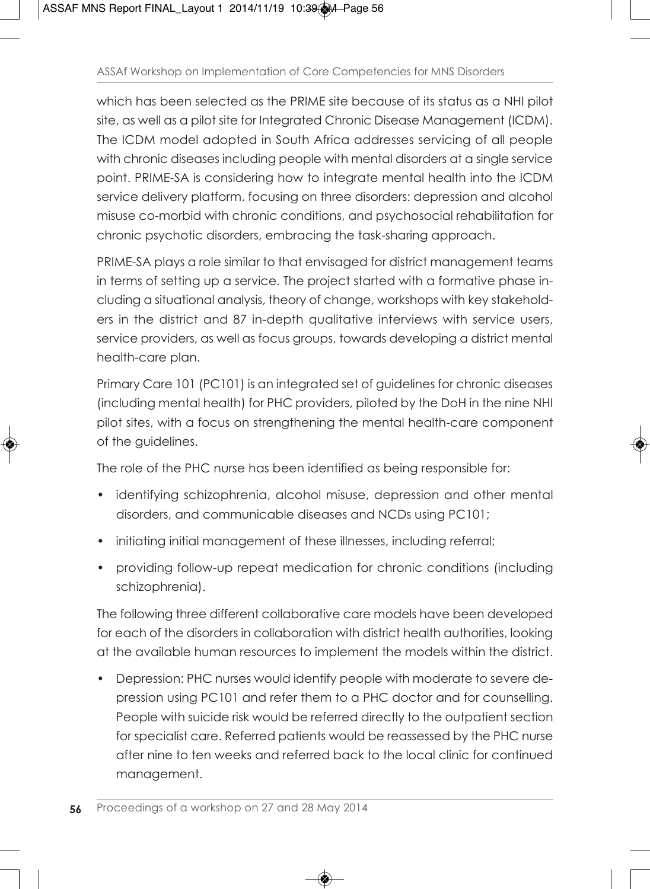which has been selected as the PRIME site because of its status as a NHI pilot site, as well as a pilot site for Integrated Chronic Disease Management (ICDM). The ICDM model adopted in South Africa addresses servicing of all people with chronic diseases including people with mental disorders at a single service point. PRIME-SA is considering how to integrate mental health into the ICDM service delivery platform, focusing on three disorders: depression and alcohol misuse co-morbid with chronic conditions, and psychosocial rehabilitation for chronic psychotic disorders, embracing the task-sharing approach.

PRIME-SA plays a role similar to that envisaged for district management teams in terms of setting up a service. The project started with a formative phase including a situational analysis, theory of change, workshops with key stakeholders in the district and 87 in-depth qualitative interviews with service users, service providers, as well as focus groups, towards developing a district mental health-care plan.

Primary Care 101 (PC101) is an integrated set of guidelines for chronic diseases (including mental health) for PHC providers, piloted by the DoH in the nine NHI pilot sites, with a focus on strengthening the mental health-care component of the guidelines.

The role of the PHC nurse has been identified as being responsible for:

- identifying schizophrenia, alcohol misuse, depression and other mental disorders, and communicable diseases and NCDs using PC101;
- initiating initial management of these illnesses, including referral;
- providing follow-up repeat medication for chronic conditions (including schizophrenia).

The following three different collaborative care models have been developed for each of the disorders in collaboration with district health authorities, looking at the available human resources to implement the models within the district.

- Depression: PHC nurses would identify people with moderate to severe depression using PC101 and refer them to a PHC doctor and for counselling. People with suicide risk would be referred directly to the outpatient section for specialist care. Referred patients would be reassessed by the PHC nurse after nine to ten weeks and referred back to the local clinic for continued management.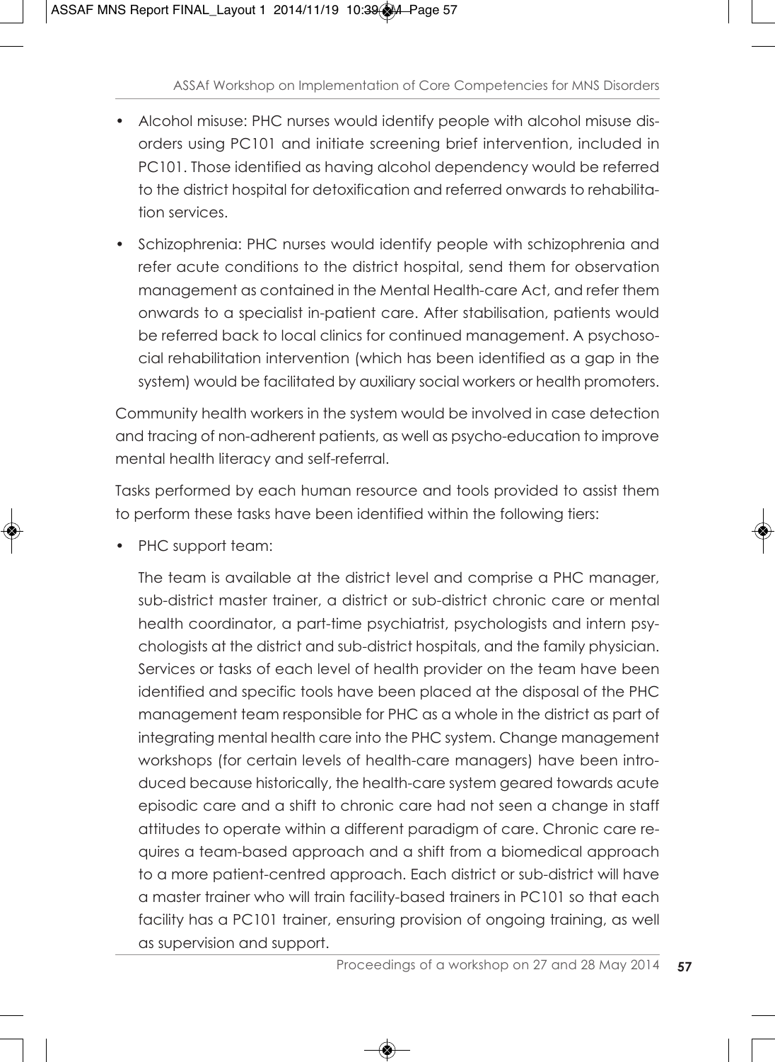- Alcohol misuse: PHC nurses would identify people with alcohol misuse disorders using PC101 and initiate screening brief intervention, included in PC101. Those identified as having alcohol dependency would be referred to the district hospital for detoxification and referred onwards to rehabilitation services.
- Schizophrenia: PHC nurses would identify people with schizophrenia and refer acute conditions to the district hospital, send them for observation management as contained in the Mental Health-care Act, and refer them onwards to a specialist in-patient care. After stabilisation, patients would be referred back to local clinics for continued management. A psychosocial rehabilitation intervention (which has been identified as a gap in the system) would be facilitated by auxiliary social workers or health promoters.

Community health workers in the system would be involved in case detection and tracing of non-adherent patients, as well as psycho-education to improve mental health literacy and self-referral.

Tasks performed by each human resource and tools provided to assist them to perform these tasks have been identified within the following tiers:

- PHC support team:

  The team is available at the district level and comprise a PHC manager, sub-district master trainer, a district or sub-district chronic care or mental health coordinator, a part-time psychiatrist, psychologists and intern psychologists at the district and sub-district hospitals, and the family physician. Services or tasks of each level of health provider on the team have been identified and specific tools have been placed at the disposal of the PHC management team responsible for PHC as a whole in the district as part of integrating mental health care into the PHC system. Change management workshops (for certain levels of health-care managers) have been introduced because historically, the health-care system geared towards acute episodic care and a shift to chronic care had not seen a change in staff attitudes to operate within a different paradigm of care. Chronic care requires a team-based approach and a shift from a biomedical approach to a more patient-centred approach. Each district or sub-district will have a master trainer who will train facility-based trainers in PC101 so that each facility has a PC101 trainer, ensuring provision of ongoing training, as well as supervision and support.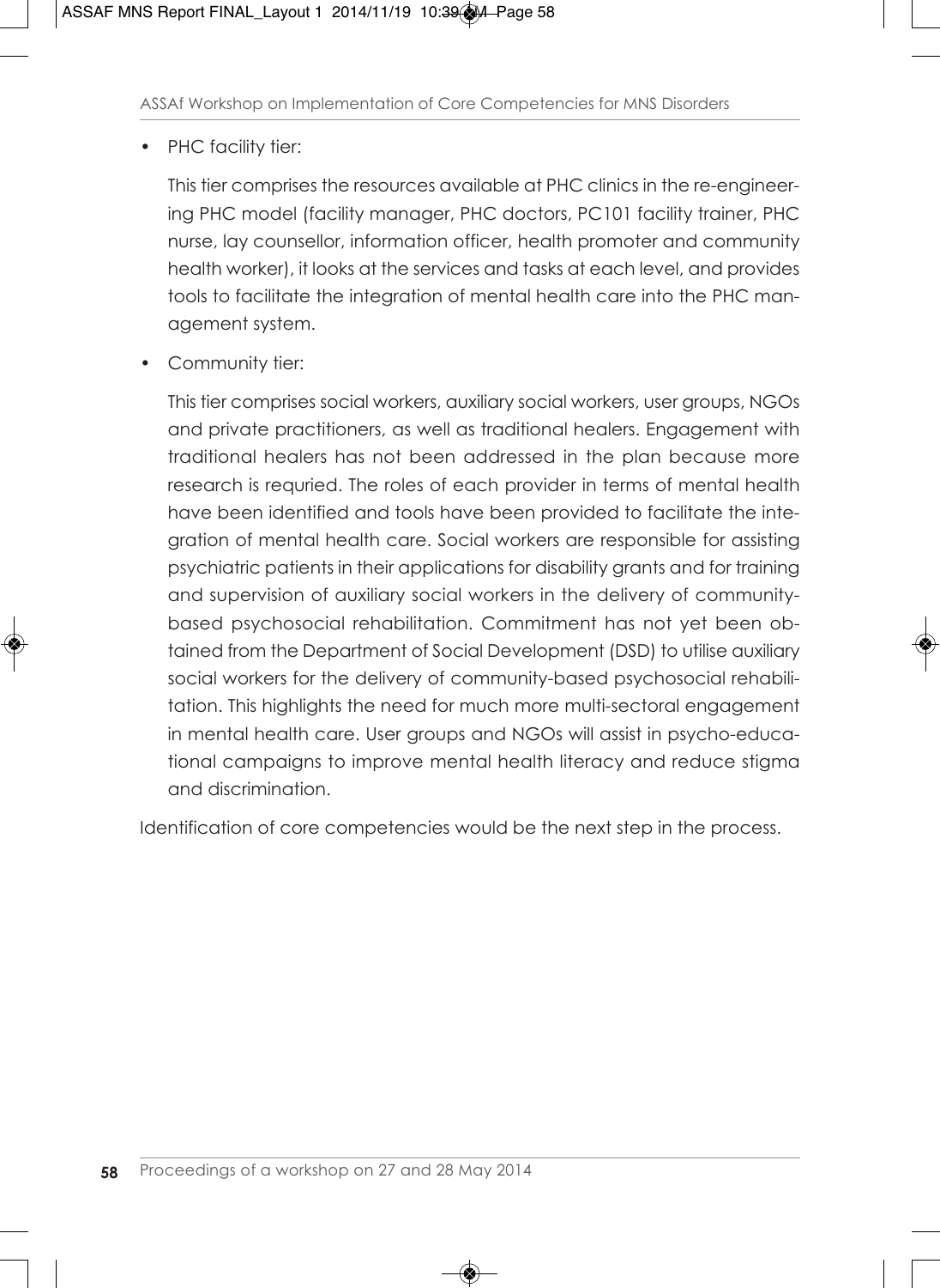- PHC facility tier:

  This tier comprises the resources available at PHC clinics in the re-engineering PHC model (facility manager, PHC doctors, PC101 facility trainer, PHC nurse, lay counsellor, information officer, health promoter and community health worker), it looks at the services and tasks at each level, and provides tools to facilitate the integration of mental health care into the PHC management system.

- Community tier:

  This tier comprises social workers, auxiliary social workers, user groups, NGOs and private practitioners, as well as traditional healers. Engagement with traditional healers has not been addressed in the plan because more research is requried. The roles of each provider in terms of mental health have been identified and tools have been provided to facilitate the integration of mental health care. Social workers are responsible for assisting psychiatric patients in their applications for disability grants and for training and supervision of auxiliary social workers in the delivery of community-based psychosocial rehabilitation. Commitment has not yet been obtained from the Department of Social Development (DSD) to utilise auxiliary social workers for the delivery of community-based psychosocial rehabilitation. This highlights the need for much more multi-sectoral engagement in mental health care. User groups and NGOs will assist in psycho-educational campaigns to improve mental health literacy and reduce stigma and discrimination.

Identification of core competencies would be the next step in the process.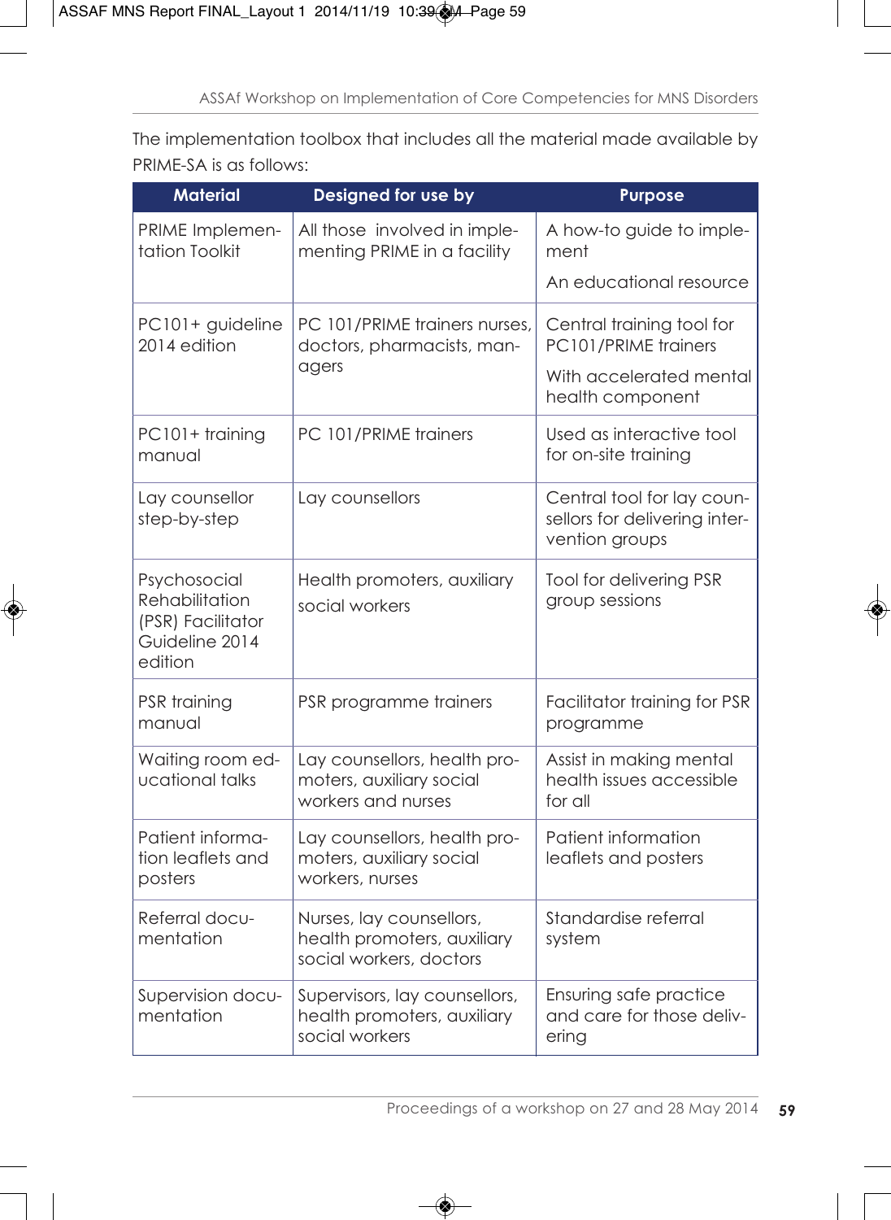The implementation toolbox that includes all the material made available by PRIME-SA is as follows:

| Material | Designed for use by | Purpose |
|---|---|---|
| PRIME Implementation Toolkit | All those involved in implementing PRIME in a facility | A how-to guide to implement<br><br>An educational resource |
| PC101+ guideline 2014 edition | PC 101/PRIME trainers nurses, doctors, pharmacists, managers | Central training tool for PC101/PRIME trainers<br><br>With accelerated mental health component |
| PC101+ training manual | PC 101/PRIME trainers | Used as interactive tool for on-site training |
| Lay counsellor step-by-step | Lay counsellors | Central tool for lay counsellors for delivering intervention groups |
| Psychosocial Rehabilitation (PSR) Facilitator Guideline 2014 edition | Health promoters, auxiliary social workers | Tool for delivering PSR group sessions |
| PSR training manual | PSR programme trainers | Facilitator training for PSR programme |
| Waiting room educational talks | Lay counsellors, health promoters, auxiliary social workers and nurses | Assist in making mental health issues accessible for all |
| Patient information leaflets and posters | Lay counsellors, health promoters, auxiliary social workers, nurses | Patient information leaflets and posters |
| Referral documentation | Nurses, lay counsellors, health promoters, auxiliary social workers, doctors | Standardise referral system |
| Supervision documentation | Supervisors, lay counsellors, health promoters, auxiliary social workers | Ensuring safe practice and care for those delivering |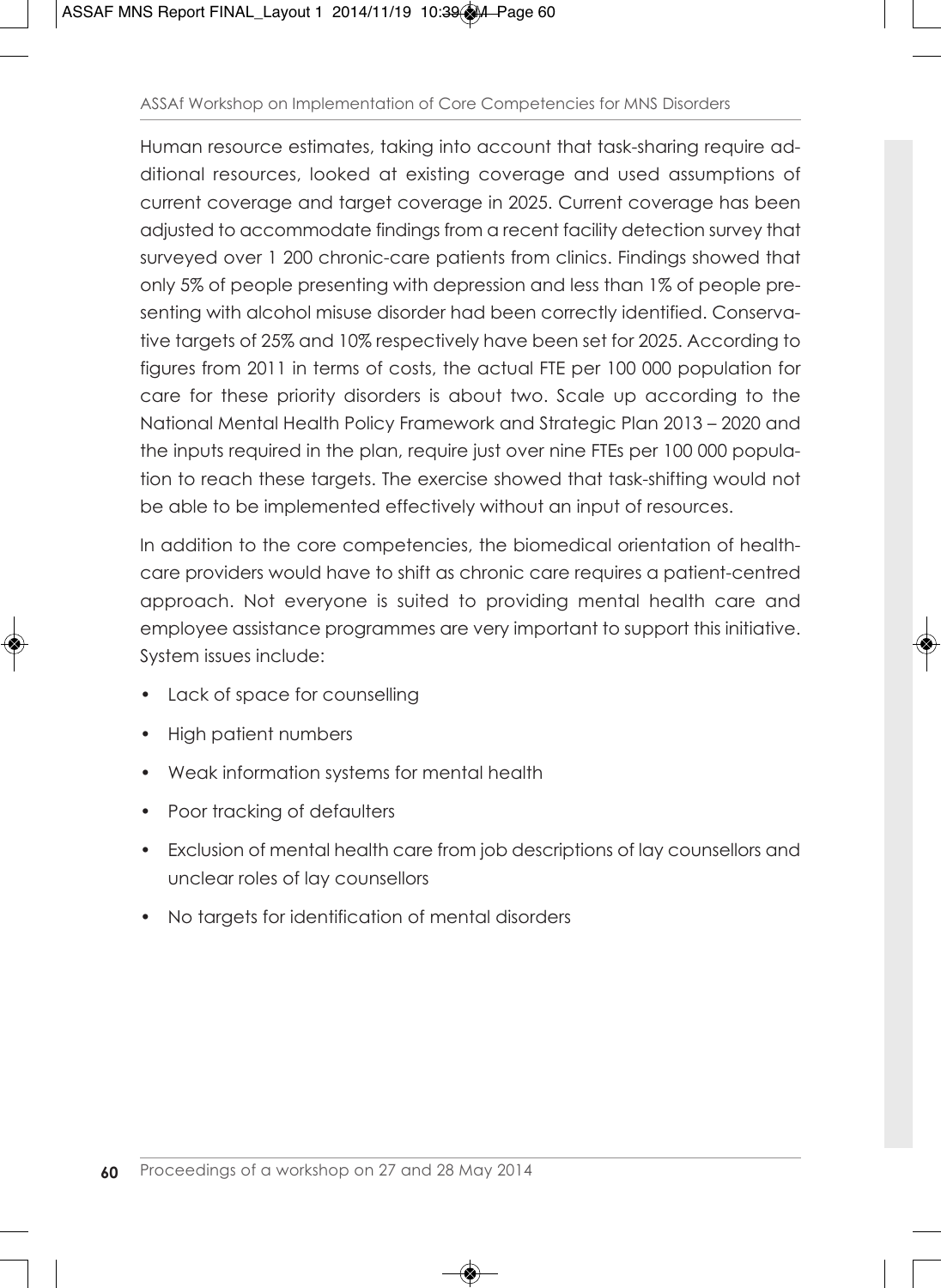Human resource estimates, taking into account that task-sharing require additional resources, looked at existing coverage and used assumptions of current coverage and target coverage in 2025. Current coverage has been adjusted to accommodate findings from a recent facility detection survey that surveyed over 1 200 chronic-care patients from clinics. Findings showed that only 5% of people presenting with depression and less than 1% of people presenting with alcohol misuse disorder had been correctly identified. Conservative targets of 25% and 10% respectively have been set for 2025. According to figures from 2011 in terms of costs, the actual FTE per 100 000 population for care for these priority disorders is about two. Scale up according to the National Mental Health Policy Framework and Strategic Plan 2013 – 2020 and the inputs required in the plan, require just over nine FTEs per 100 000 population to reach these targets. The exercise showed that task-shifting would not be able to be implemented effectively without an input of resources.

In addition to the core competencies, the biomedical orientation of healthcare providers would have to shift as chronic care requires a patient-centred approach. Not everyone is suited to providing mental health care and employee assistance programmes are very important to support this initiative. System issues include:

- Lack of space for counselling
- High patient numbers
- Weak information systems for mental health
- Poor tracking of defaulters
- Exclusion of mental health care from job descriptions of lay counsellors and unclear roles of lay counsellors
- No targets for identification of mental disorders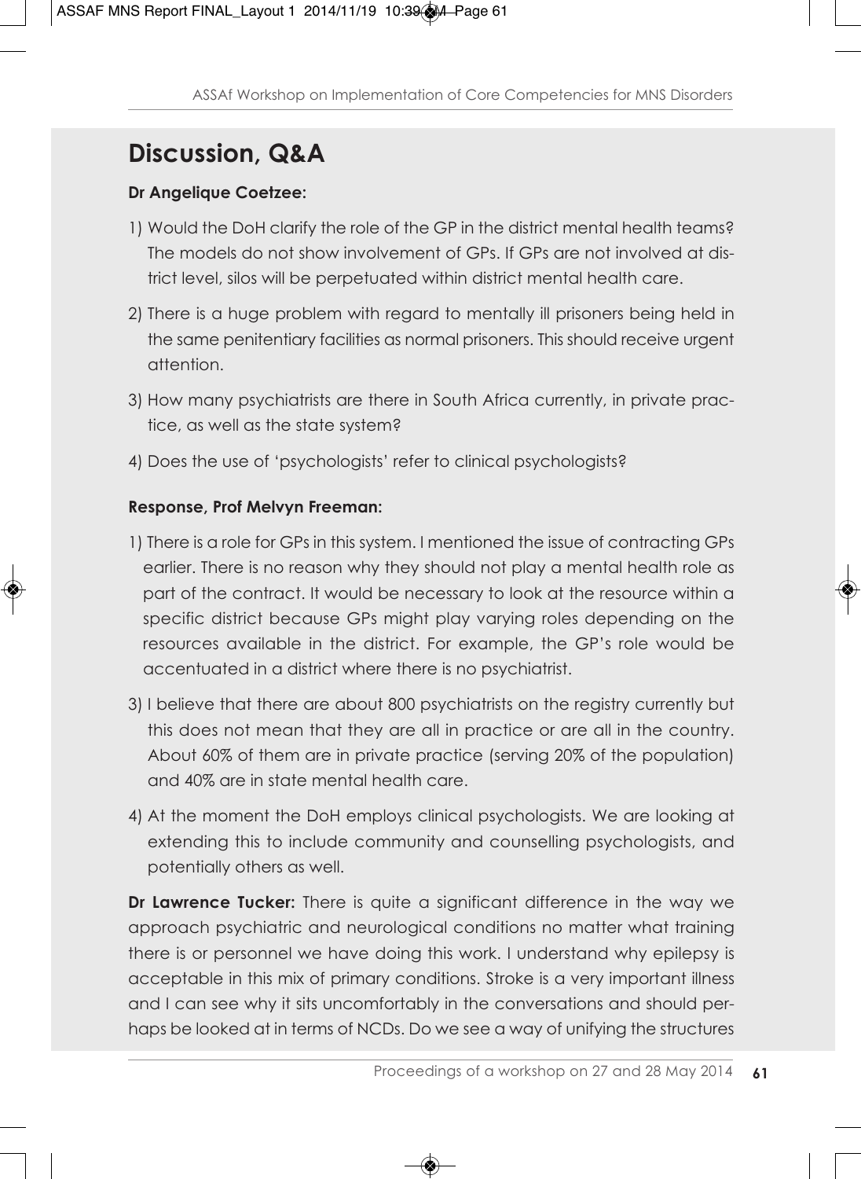## Discussion, Q&A

**Dr Angelique Coetzee:**

1) Would the DoH clarify the role of the GP in the district mental health teams? The models do not show involvement of GPs. If GPs are not involved at district level, silos will be perpetuated within district mental health care.
2) There is a huge problem with regard to mentally ill prisoners being held in the same penitentiary facilities as normal prisoners. This should receive urgent attention.
3) How many psychiatrists are there in South Africa currently, in private practice, as well as the state system?
4) Does the use of 'psychologists' refer to clinical psychologists?

**Response, Prof Melvyn Freeman:**

1) There is a role for GPs in this system. I mentioned the issue of contracting GPs earlier. There is no reason why they should not play a mental health role as part of the contract. It would be necessary to look at the resource within a specific district because GPs might play varying roles depending on the resources available in the district. For example, the GP's role would be accentuated in a district where there is no psychiatrist.
3) I believe that there are about 800 psychiatrists on the registry currently but this does not mean that they are all in practice or are all in the country. About 60% of them are in private practice (serving 20% of the population) and 40% are in state mental health care.
4) At the moment the DoH employs clinical psychologists. We are looking at extending this to include community and counselling psychologists, and potentially others as well.

**Dr Lawrence Tucker:** There is quite a significant difference in the way we approach psychiatric and neurological conditions no matter what training there is or personnel we have doing this work. I understand why epilepsy is acceptable in this mix of primary conditions. Stroke is a very important illness and I can see why it sits uncomfortably in the conversations and should perhaps be looked at in terms of NCDs. Do we see a way of unifying the structures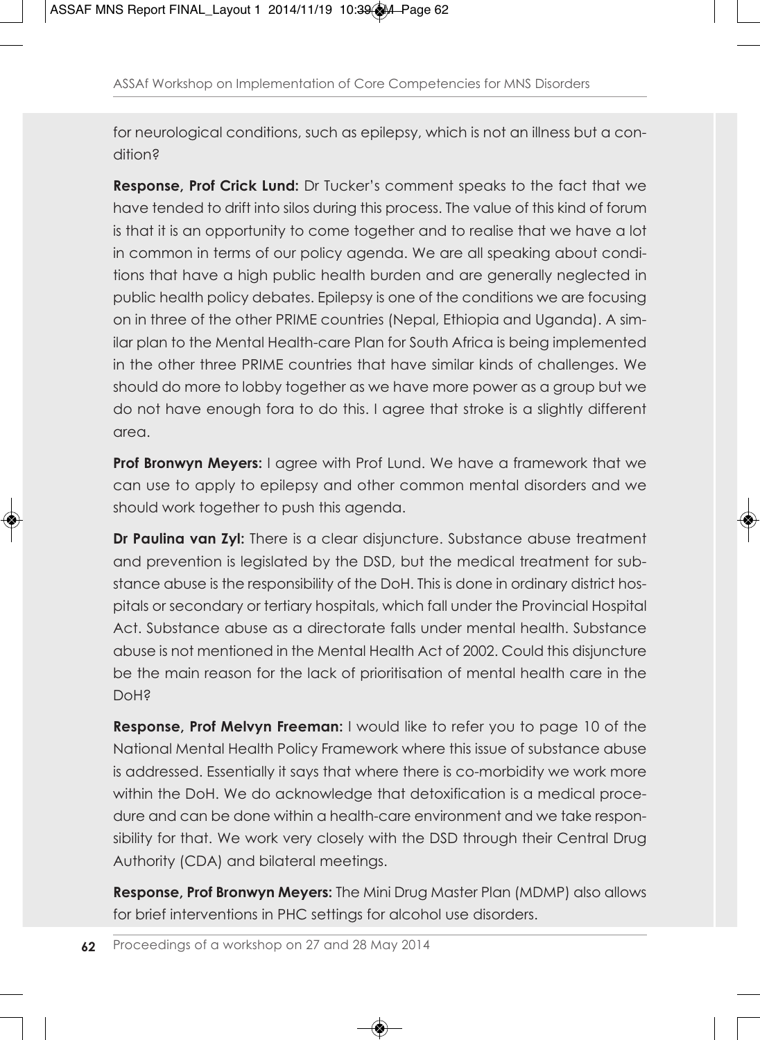for neurological conditions, such as epilepsy, which is not an illness but a condition?

**Response, Prof Crick Lund:** Dr Tucker's comment speaks to the fact that we have tended to drift into silos during this process. The value of this kind of forum is that it is an opportunity to come together and to realise that we have a lot in common in terms of our policy agenda. We are all speaking about conditions that have a high public health burden and are generally neglected in public health policy debates. Epilepsy is one of the conditions we are focusing on in three of the other PRIME countries (Nepal, Ethiopia and Uganda). A similar plan to the Mental Health-care Plan for South Africa is being implemented in the other three PRIME countries that have similar kinds of challenges. We should do more to lobby together as we have more power as a group but we do not have enough fora to do this. I agree that stroke is a slightly different area.

**Prof Bronwyn Meyers:** I agree with Prof Lund. We have a framework that we can use to apply to epilepsy and other common mental disorders and we should work together to push this agenda.

**Dr Paulina van Zyl:** There is a clear disjuncture. Substance abuse treatment and prevention is legislated by the DSD, but the medical treatment for substance abuse is the responsibility of the DoH. This is done in ordinary district hospitals or secondary or tertiary hospitals, which fall under the Provincial Hospital Act. Substance abuse as a directorate falls under mental health. Substance abuse is not mentioned in the Mental Health Act of 2002. Could this disjuncture be the main reason for the lack of prioritisation of mental health care in the DoH?

**Response, Prof Melvyn Freeman:** I would like to refer you to page 10 of the National Mental Health Policy Framework where this issue of substance abuse is addressed. Essentially it says that where there is co-morbidity we work more within the DoH. We do acknowledge that detoxification is a medical procedure and can be done within a health-care environment and we take responsibility for that. We work very closely with the DSD through their Central Drug Authority (CDA) and bilateral meetings.

**Response, Prof Bronwyn Meyers:** The Mini Drug Master Plan (MDMP) also allows for brief interventions in PHC settings for alcohol use disorders.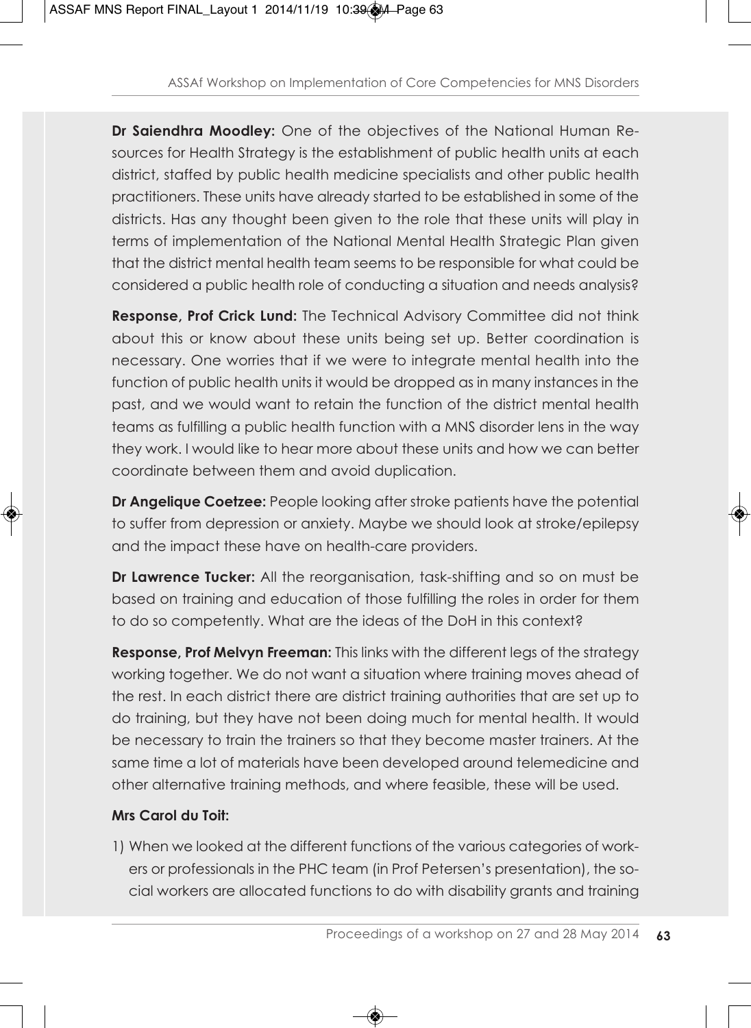**Dr Saiendhra Moodley:** One of the objectives of the National Human Resources for Health Strategy is the establishment of public health units at each district, staffed by public health medicine specialists and other public health practitioners. These units have already started to be established in some of the districts. Has any thought been given to the role that these units will play in terms of implementation of the National Mental Health Strategic Plan given that the district mental health team seems to be responsible for what could be considered a public health role of conducting a situation and needs analysis?

**Response, Prof Crick Lund:** The Technical Advisory Committee did not think about this or know about these units being set up. Better coordination is necessary. One worries that if we were to integrate mental health into the function of public health units it would be dropped as in many instances in the past, and we would want to retain the function of the district mental health teams as fulfilling a public health function with a MNS disorder lens in the way they work. I would like to hear more about these units and how we can better coordinate between them and avoid duplication.

**Dr Angelique Coetzee:** People looking after stroke patients have the potential to suffer from depression or anxiety. Maybe we should look at stroke/epilepsy and the impact these have on health-care providers.

**Dr Lawrence Tucker:** All the reorganisation, task-shifting and so on must be based on training and education of those fulfilling the roles in order for them to do so competently. What are the ideas of the DoH in this context?

**Response, Prof Melvyn Freeman:** This links with the different legs of the strategy working together. We do not want a situation where training moves ahead of the rest. In each district there are district training authorities that are set up to do training, but they have not been doing much for mental health. It would be necessary to train the trainers so that they become master trainers. At the same time a lot of materials have been developed around telemedicine and other alternative training methods, and where feasible, these will be used.

**Mrs Carol du Toit:**

1) When we looked at the different functions of the various categories of workers or professionals in the PHC team (in Prof Petersen's presentation), the social workers are allocated functions to do with disability grants and training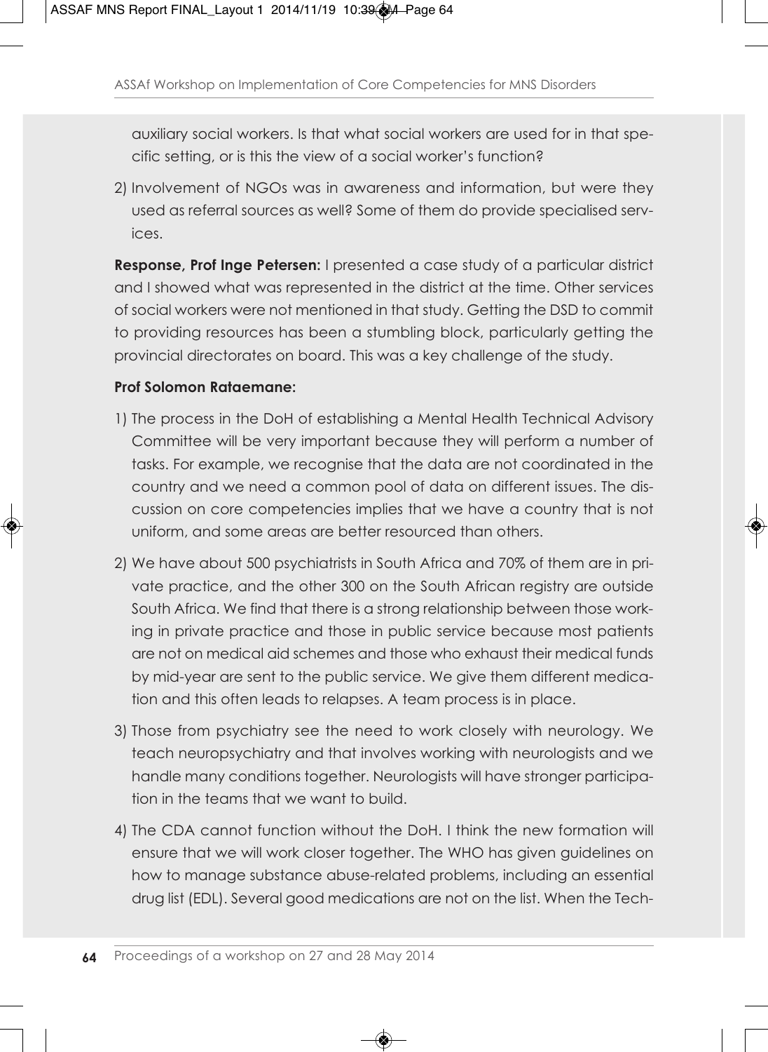auxiliary social workers. Is that what social workers are used for in that specific setting, or is this the view of a social worker's function?

2) Involvement of NGOs was in awareness and information, but were they used as referral sources as well? Some of them do provide specialised services.

**Response, Prof Inge Petersen:** I presented a case study of a particular district and I showed what was represented in the district at the time. Other services of social workers were not mentioned in that study. Getting the DSD to commit to providing resources has been a stumbling block, particularly getting the provincial directorates on board. This was a key challenge of the study.

**Prof Solomon Rataemane:**

1) The process in the DoH of establishing a Mental Health Technical Advisory Committee will be very important because they will perform a number of tasks. For example, we recognise that the data are not coordinated in the country and we need a common pool of data on different issues. The discussion on core competencies implies that we have a country that is not uniform, and some areas are better resourced than others.

2) We have about 500 psychiatrists in South Africa and 70% of them are in private practice, and the other 300 on the South African registry are outside South Africa. We find that there is a strong relationship between those working in private practice and those in public service because most patients are not on medical aid schemes and those who exhaust their medical funds by mid-year are sent to the public service. We give them different medication and this often leads to relapses. A team process is in place.

3) Those from psychiatry see the need to work closely with neurology. We teach neuropsychiatry and that involves working with neurologists and we handle many conditions together. Neurologists will have stronger participation in the teams that we want to build.

4) The CDA cannot function without the DoH. I think the new formation will ensure that we will work closer together. The WHO has given guidelines on how to manage substance abuse-related problems, including an essential drug list (EDL). Several good medications are not on the list. When the Tech-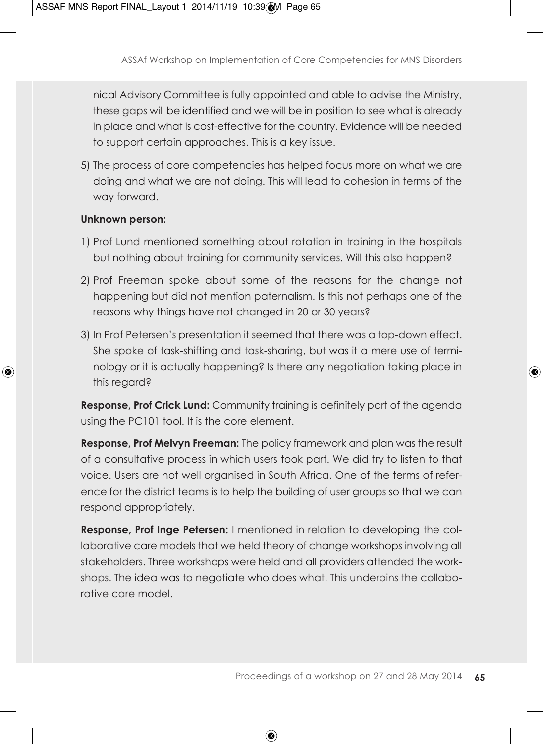nical Advisory Committee is fully appointed and able to advise the Ministry, these gaps will be identified and we will be in position to see what is already in place and what is cost-effective for the country. Evidence will be needed to support certain approaches. This is a key issue.

5) The process of core competencies has helped focus more on what we are doing and what we are not doing. This will lead to cohesion in terms of the way forward.

**Unknown person:**

1) Prof Lund mentioned something about rotation in training in the hospitals but nothing about training for community services. Will this also happen?

2) Prof Freeman spoke about some of the reasons for the change not happening but did not mention paternalism. Is this not perhaps one of the reasons why things have not changed in 20 or 30 years?

3) In Prof Petersen's presentation it seemed that there was a top-down effect. She spoke of task-shifting and task-sharing, but was it a mere use of terminology or it is actually happening? Is there any negotiation taking place in this regard?

**Response, Prof Crick Lund:** Community training is definitely part of the agenda using the PC101 tool. It is the core element.

**Response, Prof Melvyn Freeman:** The policy framework and plan was the result of a consultative process in which users took part. We did try to listen to that voice. Users are not well organised in South Africa. One of the terms of reference for the district teams is to help the building of user groups so that we can respond appropriately.

**Response, Prof Inge Petersen:** I mentioned in relation to developing the collaborative care models that we held theory of change workshops involving all stakeholders. Three workshops were held and all providers attended the workshops. The idea was to negotiate who does what. This underpins the collaborative care model.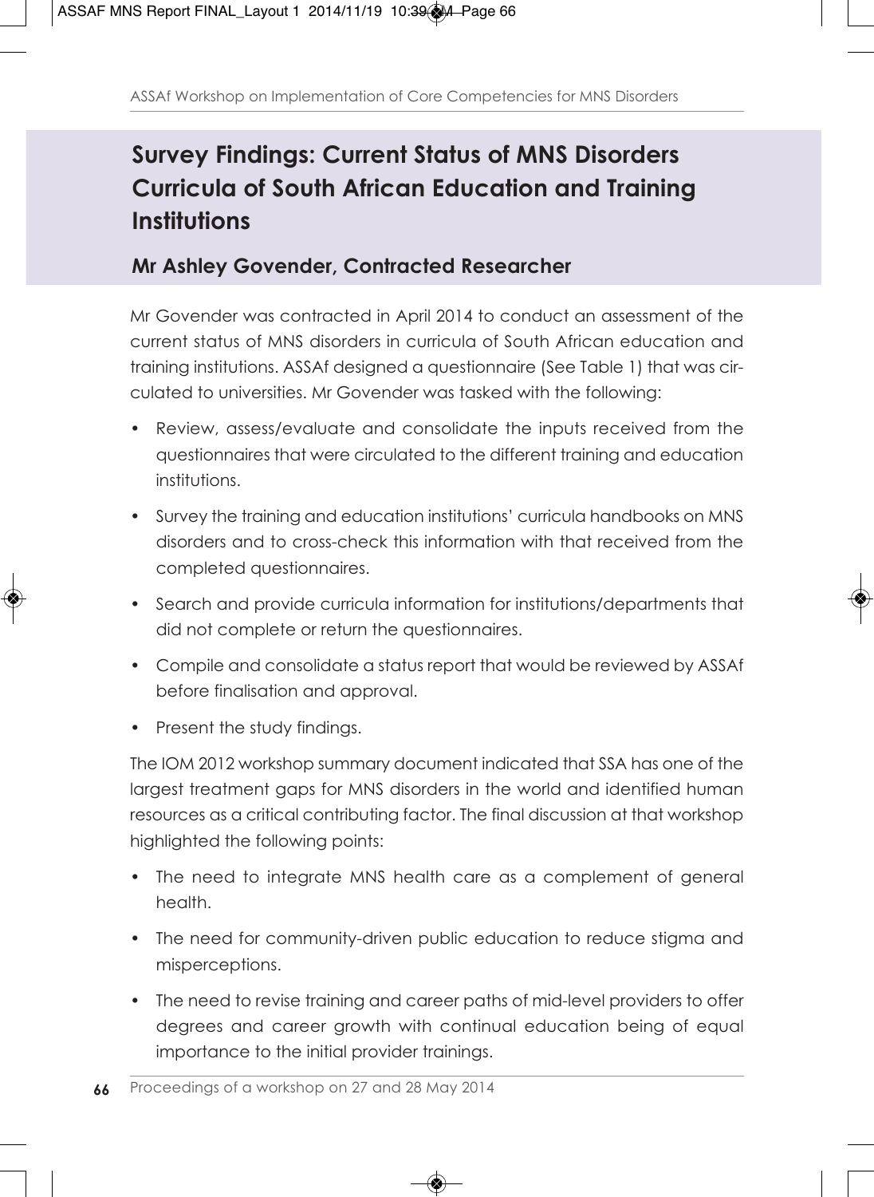## Survey Findings: Current Status of MNS Disorders Curricula of South African Education and Training Institutions

### Mr Ashley Govender, Contracted Researcher

Mr Govender was contracted in April 2014 to conduct an assessment of the current status of MNS disorders in curricula of South African education and training institutions. ASSAf designed a questionnaire (See Table 1) that was circulated to universities. Mr Govender was tasked with the following:

- Review, assess/evaluate and consolidate the inputs received from the questionnaires that were circulated to the different training and education institutions.
- Survey the training and education institutions' curricula handbooks on MNS disorders and to cross-check this information with that received from the completed questionnaires.
- Search and provide curricula information for institutions/departments that did not complete or return the questionnaires.
- Compile and consolidate a status report that would be reviewed by ASSAf before finalisation and approval.
- Present the study findings.

The IOM 2012 workshop summary document indicated that SSA has one of the largest treatment gaps for MNS disorders in the world and identified human resources as a critical contributing factor. The final discussion at that workshop highlighted the following points:

- The need to integrate MNS health care as a complement of general health.
- The need for community-driven public education to reduce stigma and misperceptions.
- The need to revise training and career paths of mid-level providers to offer degrees and career growth with continual education being of equal importance to the initial provider trainings.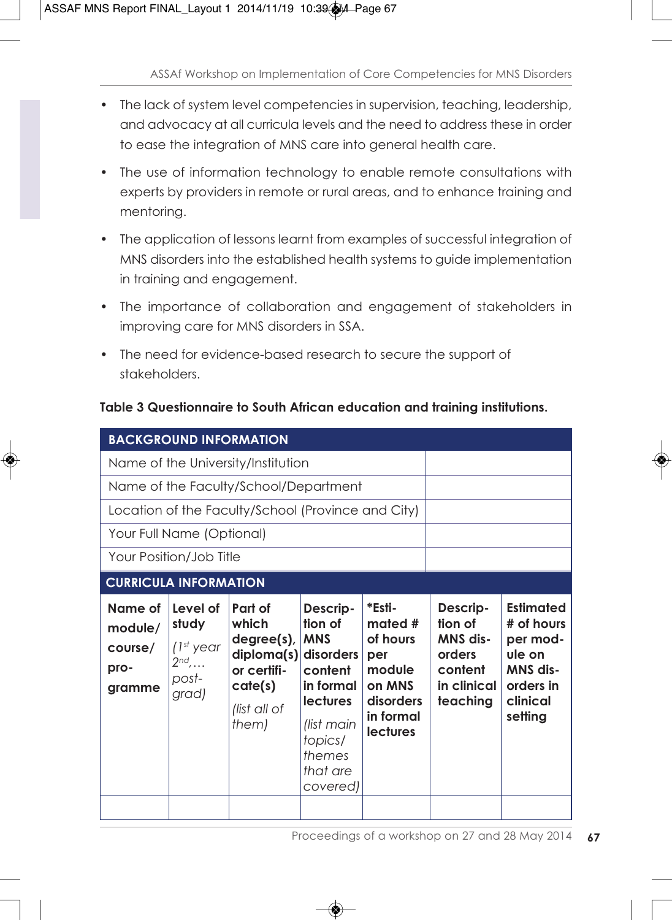- The lack of system level competencies in supervision, teaching, leadership, and advocacy at all curricula levels and the need to address these in order to ease the integration of MNS care into general health care.
- The use of information technology to enable remote consultations with experts by providers in remote or rural areas, and to enhance training and mentoring.
- The application of lessons learnt from examples of successful integration of MNS disorders into the established health systems to guide implementation in training and engagement.
- The importance of collaboration and engagement of stakeholders in improving care for MNS disorders in SSA.
- The need for evidence-based research to secure the support of stakeholders.

**Table 3 Questionnaire to South African education and training institutions.**

| **BACKGROUND INFORMATION** | |
|---|---|
| Name of the University/Institution | |
| Name of the Faculty/School/Department | |
| Location of the Faculty/School (Province and City) | |
| Your Full Name (Optional) | |
| Your Position/Job Title | |

| **CURRICULA INFORMATION** | | | | | | |
|---|---|---|---|---|---|---|
| **Name of module/ course/ programme** | **Level of study** *(1st year 2nd,… post-grad)* | **Part of which degree(s), diploma(s) or certificate(s)** *(list all of them)* | **Description of MNS disorders content in formal lectures** *(list main topics/ themes that are covered)* | **\*Estimated # of hours per module on MNS disorders in formal lectures** | **Description of MNS disorders content in clinical teaching** | **Estimated # of hours per module on MNS disorders in clinical setting** |
| | | | | | | |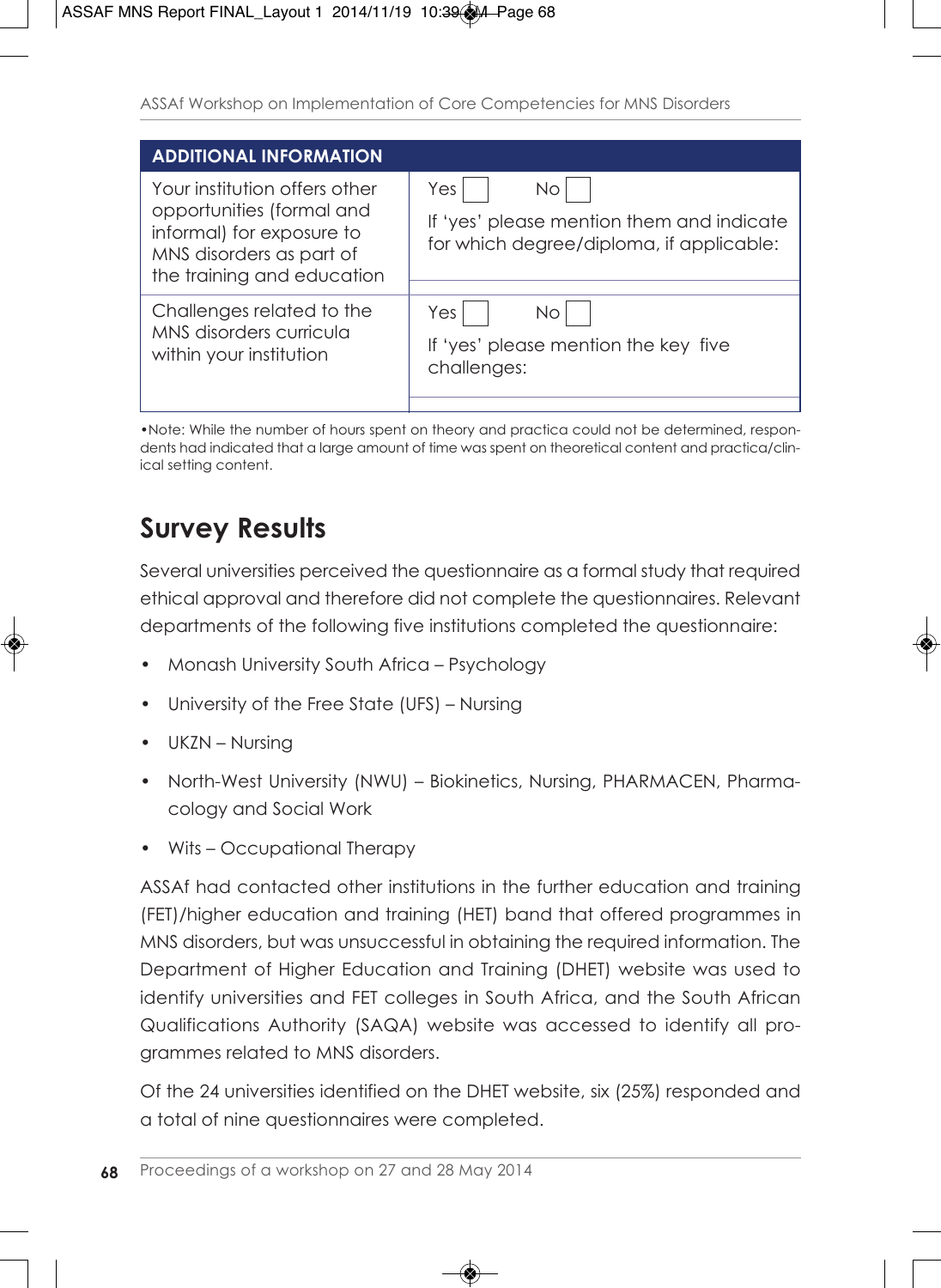| ADDITIONAL INFORMATION | |
|---|---|
| Your institution offers other opportunities (formal and informal) for exposure to MNS disorders as part of the training and education | Yes ☐ No ☐<br>If 'yes' please mention them and indicate for which degree/diploma, if applicable: |
| Challenges related to the MNS disorders curricula within your institution | Yes ☐ No ☐<br>If 'yes' please mention the key five challenges: |

•Note: While the number of hours spent on theory and practica could not be determined, respondents had indicated that a large amount of time was spent on theoretical content and practica/clinical setting content.

## Survey Results

Several universities perceived the questionnaire as a formal study that required ethical approval and therefore did not complete the questionnaires. Relevant departments of the following five institutions completed the questionnaire:

- Monash University South Africa – Psychology
- University of the Free State (UFS) – Nursing
- UKZN – Nursing
- North-West University (NWU) – Biokinetics, Nursing, PHARMACEN, Pharmacology and Social Work
- Wits – Occupational Therapy

ASSAf had contacted other institutions in the further education and training (FET)/higher education and training (HET) band that offered programmes in MNS disorders, but was unsuccessful in obtaining the required information. The Department of Higher Education and Training (DHET) website was used to identify universities and FET colleges in South Africa, and the South African Qualifications Authority (SAQA) website was accessed to identify all programmes related to MNS disorders.

Of the 24 universities identified on the DHET website, six (25%) responded and a total of nine questionnaires were completed.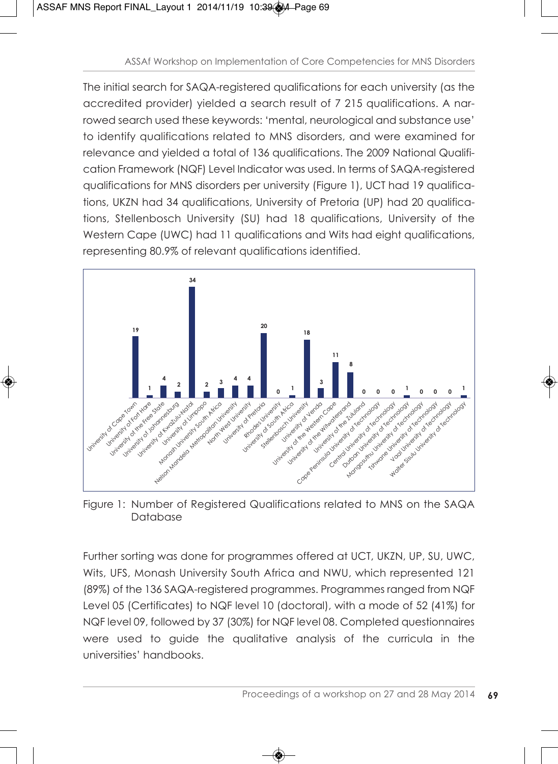The initial search for SAQA-registered qualifications for each university (as the accredited provider) yielded a search result of 7 215 qualifications. A narrowed search used these keywords: 'mental, neurological and substance use' to identify qualifications related to MNS disorders, and were examined for relevance and yielded a total of 136 qualifications. The 2009 National Qualification Framework (NQF) Level Indicator was used. In terms of SAQA-registered qualifications for MNS disorders per university (Figure 1), UCT had 19 qualifications, UKZN had 34 qualifications, University of Pretoria (UP) had 20 qualifications, Stellenbosch University (SU) had 18 qualifications, University of the Western Cape (UWC) had 11 qualifications and Wits had eight qualifications, representing 80.9% of relevant qualifications identified.

| University | Number of qualifications |
|---|---|
| University of Cape Town | 19 |
| University of Fort Hare | 1 |
| University of the Free State | 4 |
| University of Johannesburg | 2 |
| University of KwaZulu-Natal | 34 |
| University of Limpopo | 2 |
| Monash University South Africa | 3 |
| Nelson Mandela Metropolitan University | 4 |
| North West University | 4 |
| University of Pretoria | 20 |
| Rhodes University | 0 |
| University of South Africa | 1 |
| Stellenbosch University | 18 |
| University of Venda | 3 |
| University of the Western Cape | 11 |
| University of the Witwatersrand | 8 |
| University of the Zululand | 0 |
| Cape Peninsula University of Technology | 0 |
| Central University of Technology | 0 |
| Durban University of Technology | 1 |
| Mangosuthu University of Technology | 0 |
| Tshwane University of Technology | 0 |
| Vaal University of Technology | 0 |
| Walter Sisulu University of Technology | 1 |

Figure 1: Number of Registered Qualifications related to MNS on the SAQA Database

Further sorting was done for programmes offered at UCT, UKZN, UP, SU, UWC, Wits, UFS, Monash University South Africa and NWU, which represented 121 (89%) of the 136 SAQA-registered programmes. Programmes ranged from NQF Level 05 (Certificates) to NQF level 10 (doctoral), with a mode of 52 (41%) for NQF level 09, followed by 37 (30%) for NQF level 08. Completed questionnaires were used to guide the qualitative analysis of the curricula in the universities' handbooks.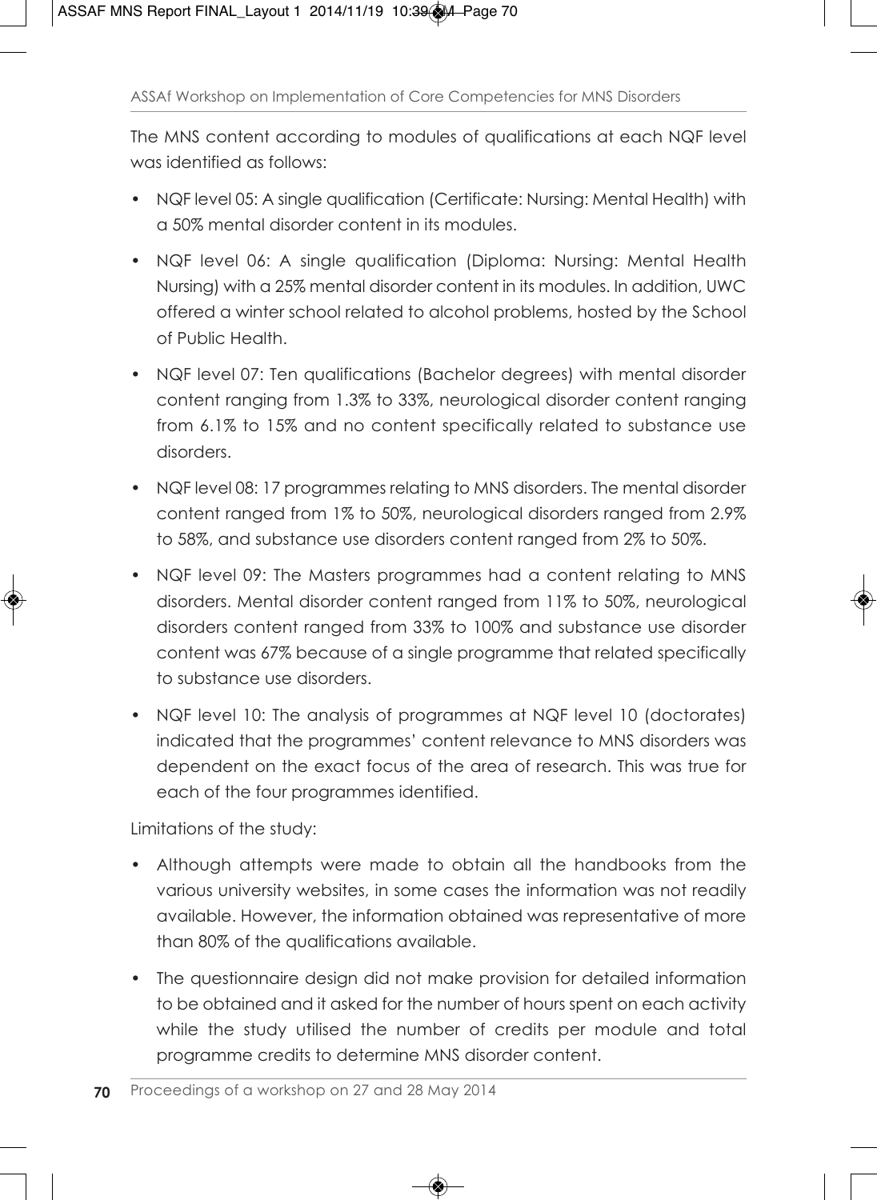The MNS content according to modules of qualifications at each NQF level was identified as follows:

- NQF level 05: A single qualification (Certificate: Nursing: Mental Health) with a 50% mental disorder content in its modules.
- NQF level 06: A single qualification (Diploma: Nursing: Mental Health Nursing) with a 25% mental disorder content in its modules. In addition, UWC offered a winter school related to alcohol problems, hosted by the School of Public Health.
- NQF level 07: Ten qualifications (Bachelor degrees) with mental disorder content ranging from 1.3% to 33%, neurological disorder content ranging from 6.1% to 15% and no content specifically related to substance use disorders.
- NQF level 08: 17 programmes relating to MNS disorders. The mental disorder content ranged from 1% to 50%, neurological disorders ranged from 2.9% to 58%, and substance use disorders content ranged from 2% to 50%.
- NQF level 09: The Masters programmes had a content relating to MNS disorders. Mental disorder content ranged from 11% to 50%, neurological disorders content ranged from 33% to 100% and substance use disorder content was 67% because of a single programme that related specifically to substance use disorders.
- NQF level 10: The analysis of programmes at NQF level 10 (doctorates) indicated that the programmes' content relevance to MNS disorders was dependent on the exact focus of the area of research. This was true for each of the four programmes identified.

Limitations of the study:

- Although attempts were made to obtain all the handbooks from the various university websites, in some cases the information was not readily available. However, the information obtained was representative of more than 80% of the qualifications available.
- The questionnaire design did not make provision for detailed information to be obtained and it asked for the number of hours spent on each activity while the study utilised the number of credits per module and total programme credits to determine MNS disorder content.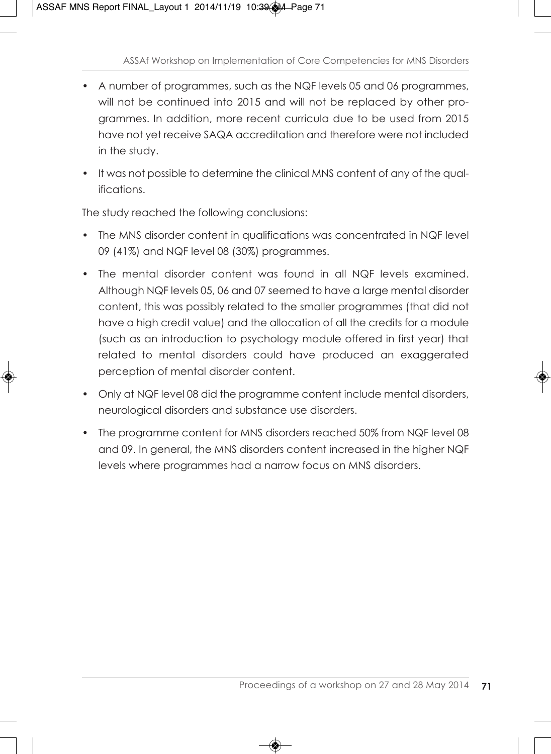- A number of programmes, such as the NQF levels 05 and 06 programmes, will not be continued into 2015 and will not be replaced by other programmes. In addition, more recent curricula due to be used from 2015 have not yet receive SAQA accreditation and therefore were not included in the study.
- It was not possible to determine the clinical MNS content of any of the qualifications.

The study reached the following conclusions:

- The MNS disorder content in qualifications was concentrated in NQF level 09 (41%) and NQF level 08 (30%) programmes.
- The mental disorder content was found in all NQF levels examined. Although NQF levels 05, 06 and 07 seemed to have a large mental disorder content, this was possibly related to the smaller programmes (that did not have a high credit value) and the allocation of all the credits for a module (such as an introduction to psychology module offered in first year) that related to mental disorders could have produced an exaggerated perception of mental disorder content.
- Only at NQF level 08 did the programme content include mental disorders, neurological disorders and substance use disorders.
- The programme content for MNS disorders reached 50% from NQF level 08 and 09. In general, the MNS disorders content increased in the higher NQF levels where programmes had a narrow focus on MNS disorders.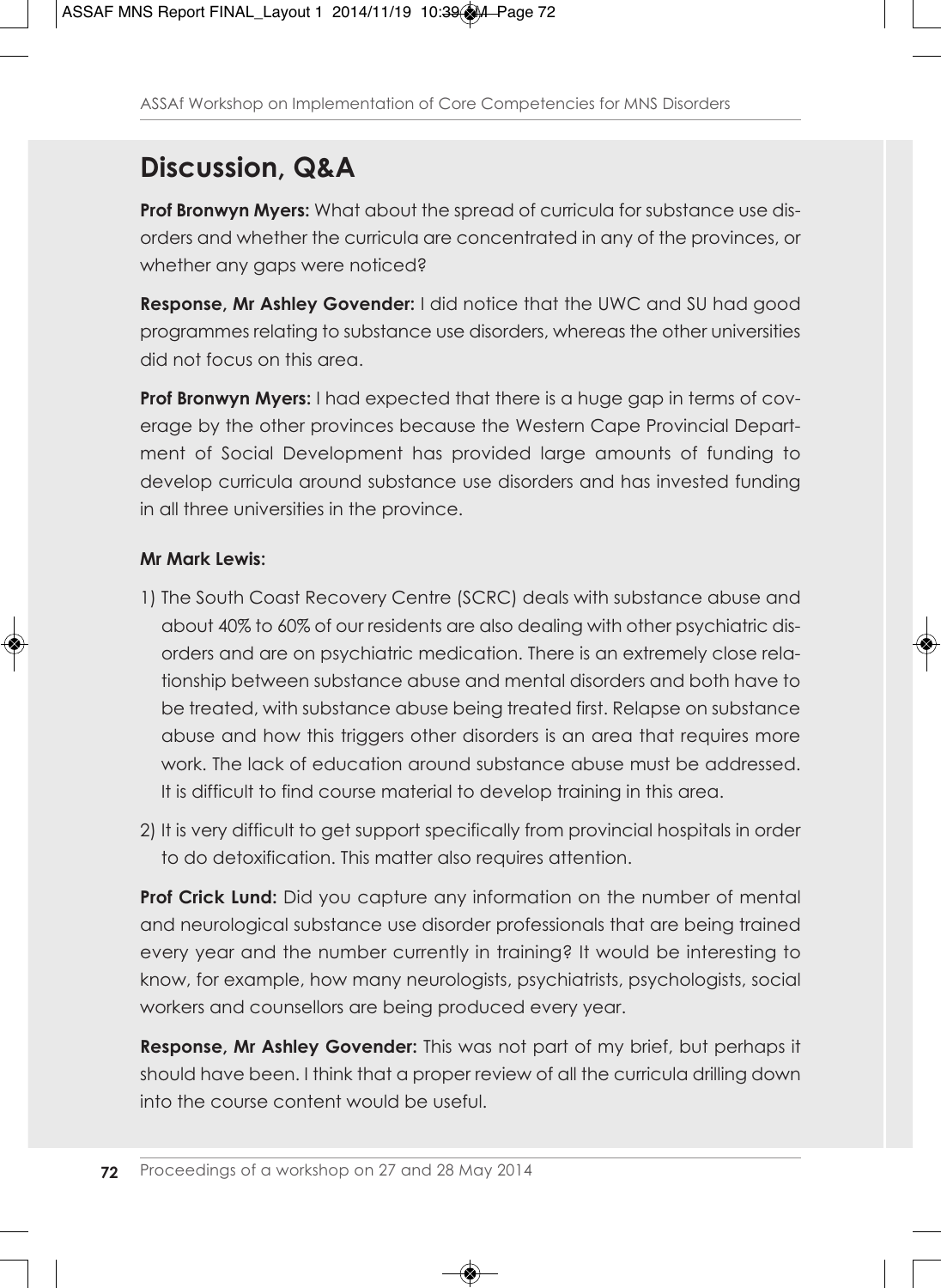## Discussion, Q&A

**Prof Bronwyn Myers:** What about the spread of curricula for substance use disorders and whether the curricula are concentrated in any of the provinces, or whether any gaps were noticed?

**Response, Mr Ashley Govender:** I did notice that the UWC and SU had good programmes relating to substance use disorders, whereas the other universities did not focus on this area.

**Prof Bronwyn Myers:** I had expected that there is a huge gap in terms of coverage by the other provinces because the Western Cape Provincial Department of Social Development has provided large amounts of funding to develop curricula around substance use disorders and has invested funding in all three universities in the province.

**Mr Mark Lewis:**

1) The South Coast Recovery Centre (SCRC) deals with substance abuse and about 40% to 60% of our residents are also dealing with other psychiatric disorders and are on psychiatric medication. There is an extremely close relationship between substance abuse and mental disorders and both have to be treated, with substance abuse being treated first. Relapse on substance abuse and how this triggers other disorders is an area that requires more work. The lack of education around substance abuse must be addressed. It is difficult to find course material to develop training in this area.
2) It is very difficult to get support specifically from provincial hospitals in order to do detoxification. This matter also requires attention.

**Prof Crick Lund:** Did you capture any information on the number of mental and neurological substance use disorder professionals that are being trained every year and the number currently in training? It would be interesting to know, for example, how many neurologists, psychiatrists, psychologists, social workers and counsellors are being produced every year.

**Response, Mr Ashley Govender:** This was not part of my brief, but perhaps it should have been. I think that a proper review of all the curricula drilling down into the course content would be useful.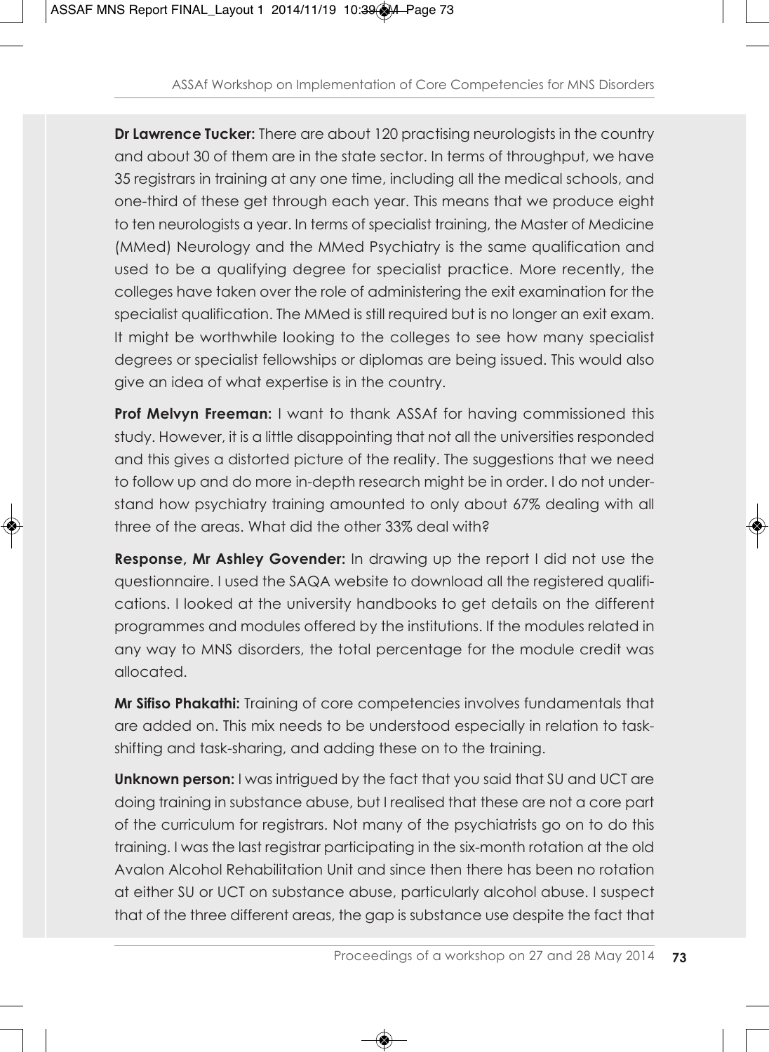**Dr Lawrence Tucker:** There are about 120 practising neurologists in the country and about 30 of them are in the state sector. In terms of throughput, we have 35 registrars in training at any one time, including all the medical schools, and one-third of these get through each year. This means that we produce eight to ten neurologists a year. In terms of specialist training, the Master of Medicine (MMed) Neurology and the MMed Psychiatry is the same qualification and used to be a qualifying degree for specialist practice. More recently, the colleges have taken over the role of administering the exit examination for the specialist qualification. The MMed is still required but is no longer an exit exam. It might be worthwhile looking to the colleges to see how many specialist degrees or specialist fellowships or diplomas are being issued. This would also give an idea of what expertise is in the country.

**Prof Melvyn Freeman:** I want to thank ASSAf for having commissioned this study. However, it is a little disappointing that not all the universities responded and this gives a distorted picture of the reality. The suggestions that we need to follow up and do more in-depth research might be in order. I do not understand how psychiatry training amounted to only about 67% dealing with all three of the areas. What did the other 33% deal with?

**Response, Mr Ashley Govender:** In drawing up the report I did not use the questionnaire. I used the SAQA website to download all the registered qualifications. I looked at the university handbooks to get details on the different programmes and modules offered by the institutions. If the modules related in any way to MNS disorders, the total percentage for the module credit was allocated.

**Mr Sifiso Phakathi:** Training of core competencies involves fundamentals that are added on. This mix needs to be understood especially in relation to task-shifting and task-sharing, and adding these on to the training.

**Unknown person:** I was intrigued by the fact that you said that SU and UCT are doing training in substance abuse, but I realised that these are not a core part of the curriculum for registrars. Not many of the psychiatrists go on to do this training. I was the last registrar participating in the six-month rotation at the old Avalon Alcohol Rehabilitation Unit and since then there has been no rotation at either SU or UCT on substance abuse, particularly alcohol abuse. I suspect that of the three different areas, the gap is substance use despite the fact that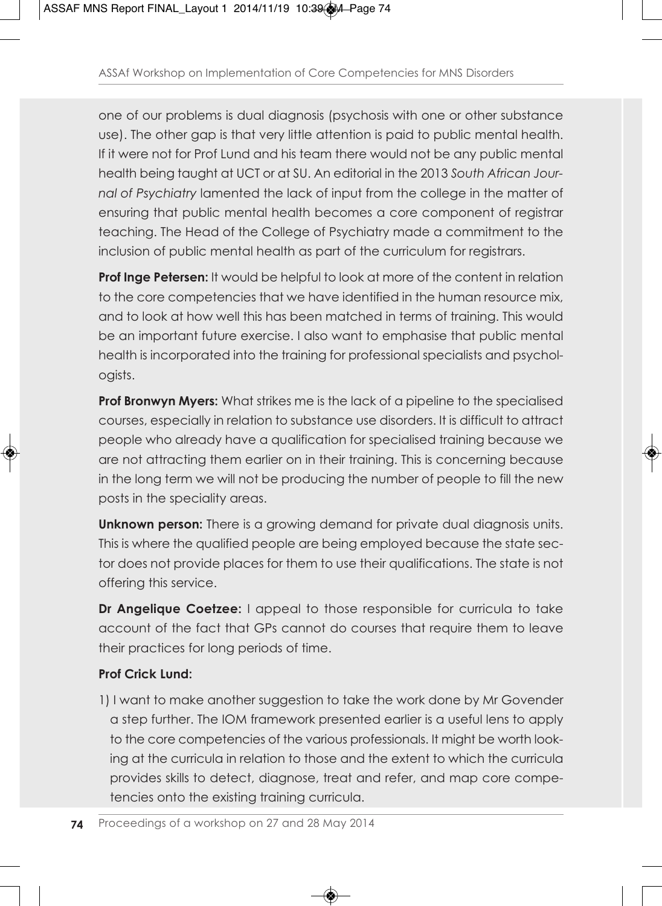one of our problems is dual diagnosis (psychosis with one or other substance use). The other gap is that very little attention is paid to public mental health. If it were not for Prof Lund and his team there would not be any public mental health being taught at UCT or at SU. An editorial in the 2013 *South African Journal of Psychiatry* lamented the lack of input from the college in the matter of ensuring that public mental health becomes a core component of registrar teaching. The Head of the College of Psychiatry made a commitment to the inclusion of public mental health as part of the curriculum for registrars.

**Prof Inge Petersen:** It would be helpful to look at more of the content in relation to the core competencies that we have identified in the human resource mix, and to look at how well this has been matched in terms of training. This would be an important future exercise. I also want to emphasise that public mental health is incorporated into the training for professional specialists and psychologists.

**Prof Bronwyn Myers:** What strikes me is the lack of a pipeline to the specialised courses, especially in relation to substance use disorders. It is difficult to attract people who already have a qualification for specialised training because we are not attracting them earlier on in their training. This is concerning because in the long term we will not be producing the number of people to fill the new posts in the speciality areas.

**Unknown person:** There is a growing demand for private dual diagnosis units. This is where the qualified people are being employed because the state sector does not provide places for them to use their qualifications. The state is not offering this service.

**Dr Angelique Coetzee:** I appeal to those responsible for curricula to take account of the fact that GPs cannot do courses that require them to leave their practices for long periods of time.

**Prof Crick Lund:**

1) I want to make another suggestion to take the work done by Mr Govender a step further. The IOM framework presented earlier is a useful lens to apply to the core competencies of the various professionals. It might be worth looking at the curricula in relation to those and the extent to which the curricula provides skills to detect, diagnose, treat and refer, and map core competencies onto the existing training curricula.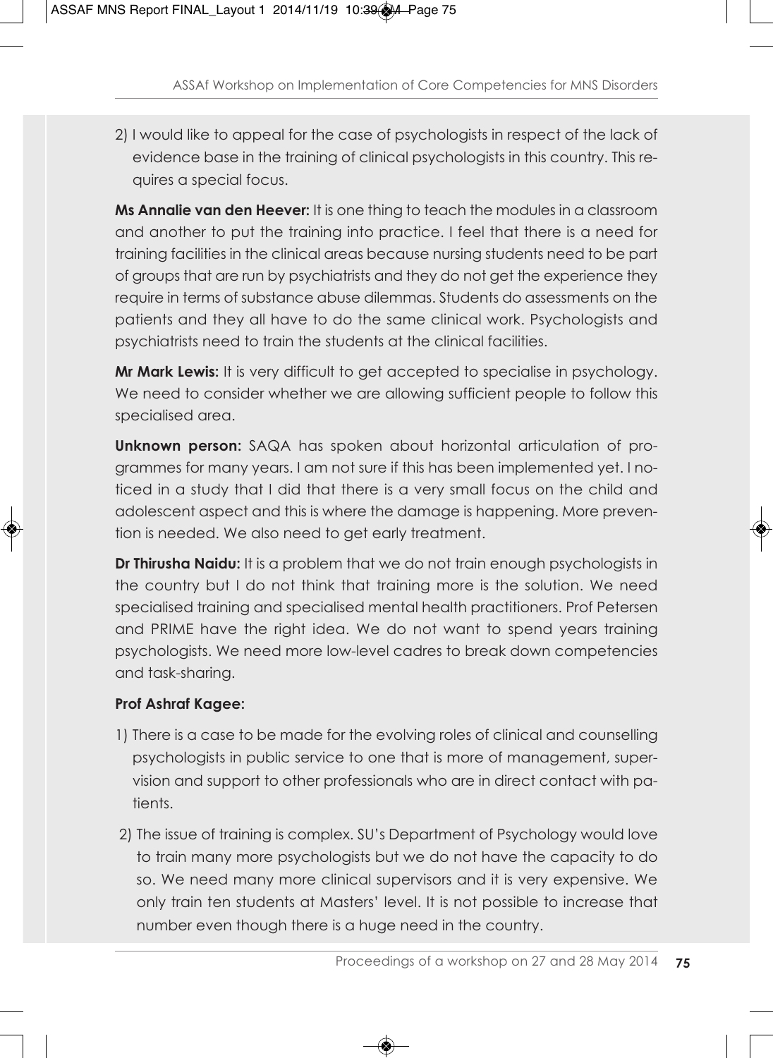2) I would like to appeal for the case of psychologists in respect of the lack of evidence base in the training of clinical psychologists in this country. This requires a special focus.

**Ms Annalie van den Heever:** It is one thing to teach the modules in a classroom and another to put the training into practice. I feel that there is a need for training facilities in the clinical areas because nursing students need to be part of groups that are run by psychiatrists and they do not get the experience they require in terms of substance abuse dilemmas. Students do assessments on the patients and they all have to do the same clinical work. Psychologists and psychiatrists need to train the students at the clinical facilities.

**Mr Mark Lewis:** It is very difficult to get accepted to specialise in psychology. We need to consider whether we are allowing sufficient people to follow this specialised area.

**Unknown person:** SAQA has spoken about horizontal articulation of programmes for many years. I am not sure if this has been implemented yet. I noticed in a study that I did that there is a very small focus on the child and adolescent aspect and this is where the damage is happening. More prevention is needed. We also need to get early treatment.

**Dr Thirusha Naidu:** It is a problem that we do not train enough psychologists in the country but I do not think that training more is the solution. We need specialised training and specialised mental health practitioners. Prof Petersen and PRIME have the right idea. We do not want to spend years training psychologists. We need more low-level cadres to break down competencies and task-sharing.

**Prof Ashraf Kagee:**

1) There is a case to be made for the evolving roles of clinical and counselling psychologists in public service to one that is more of management, supervision and support to other professionals who are in direct contact with patients.

2) The issue of training is complex. SU's Department of Psychology would love to train many more psychologists but we do not have the capacity to do so. We need many more clinical supervisors and it is very expensive. We only train ten students at Masters' level. It is not possible to increase that number even though there is a huge need in the country.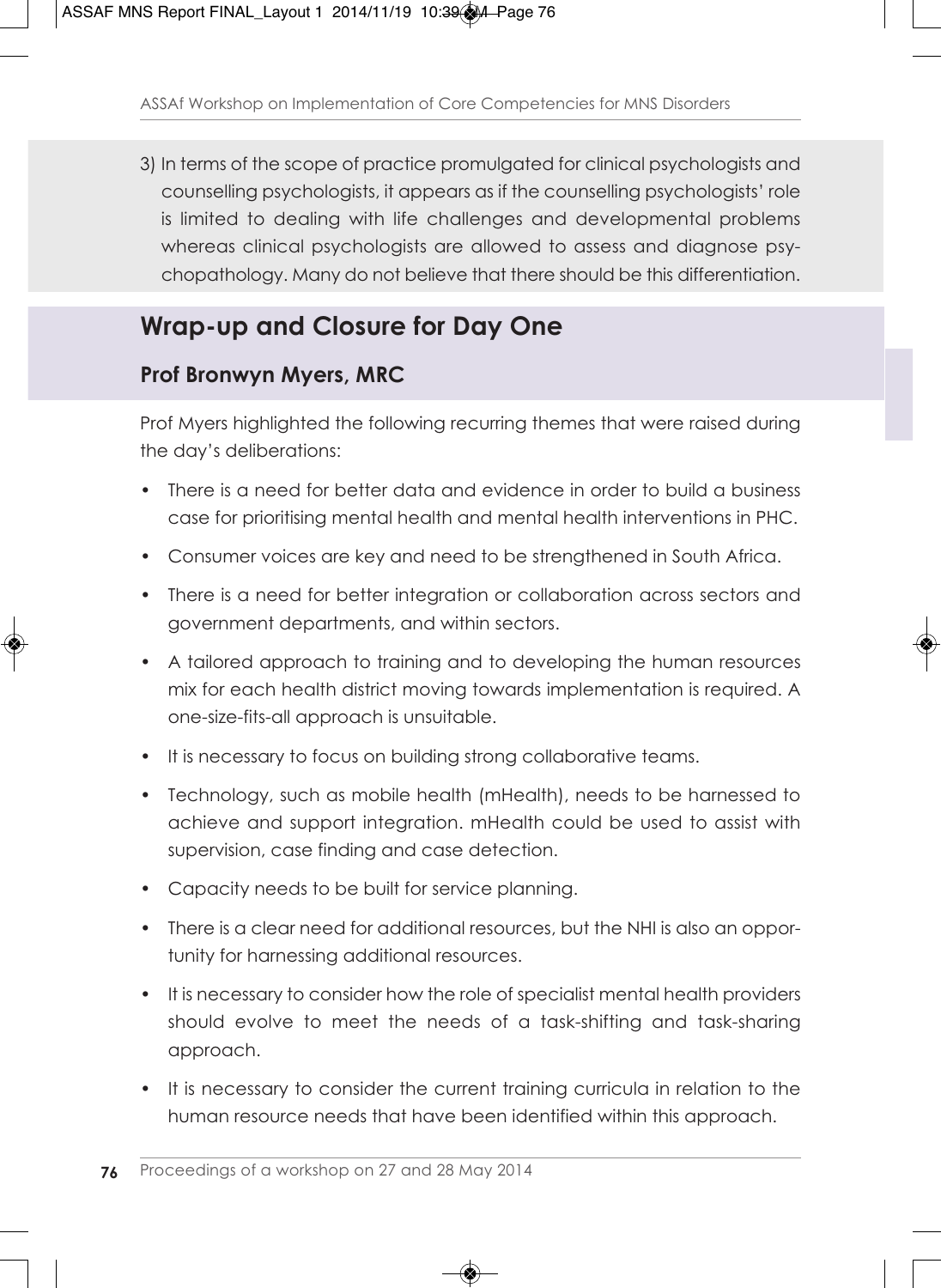3) In terms of the scope of practice promulgated for clinical psychologists and counselling psychologists, it appears as if the counselling psychologists' role is limited to dealing with life challenges and developmental problems whereas clinical psychologists are allowed to assess and diagnose psychopathology. Many do not believe that there should be this differentiation.

## Wrap-up and Closure for Day One

### Prof Bronwyn Myers, MRC

Prof Myers highlighted the following recurring themes that were raised during the day's deliberations:

- There is a need for better data and evidence in order to build a business case for prioritising mental health and mental health interventions in PHC.
- Consumer voices are key and need to be strengthened in South Africa.
- There is a need for better integration or collaboration across sectors and government departments, and within sectors.
- A tailored approach to training and to developing the human resources mix for each health district moving towards implementation is required. A one-size-fits-all approach is unsuitable.
- It is necessary to focus on building strong collaborative teams.
- Technology, such as mobile health (mHealth), needs to be harnessed to achieve and support integration. mHealth could be used to assist with supervision, case finding and case detection.
- Capacity needs to be built for service planning.
- There is a clear need for additional resources, but the NHI is also an opportunity for harnessing additional resources.
- It is necessary to consider how the role of specialist mental health providers should evolve to meet the needs of a task-shifting and task-sharing approach.
- It is necessary to consider the current training curricula in relation to the human resource needs that have been identified within this approach.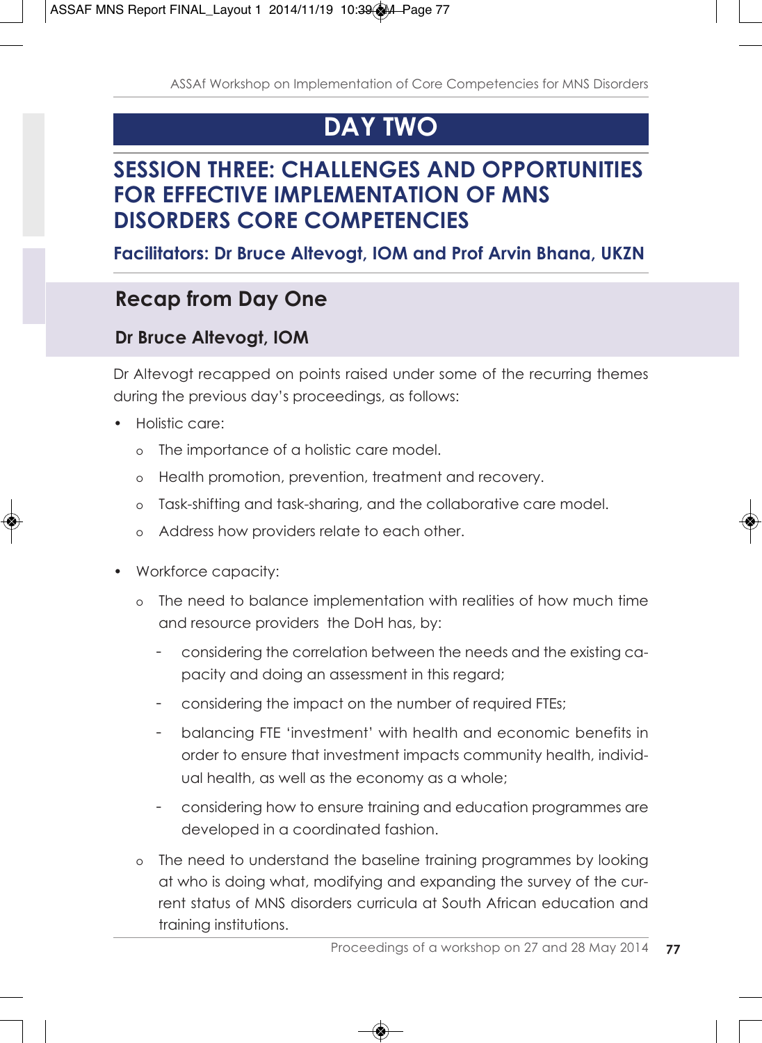# DAY TWO

## SESSION THREE: CHALLENGES AND OPPORTUNITIES FOR EFFECTIVE IMPLEMENTATION OF MNS DISORDERS CORE COMPETENCIES

**Facilitators: Dr Bruce Altevogt, IOM and Prof Arvin Bhana, UKZN**

### Recap from Day One

**Dr Bruce Altevogt, IOM**

Dr Altevogt recapped on points raised under some of the recurring themes during the previous day's proceedings, as follows:

- Holistic care:
  - The importance of a holistic care model.
  - Health promotion, prevention, treatment and recovery.
  - Task-shifting and task-sharing, and the collaborative care model.
  - Address how providers relate to each other.

- Workforce capacity:
  - The need to balance implementation with realities of how much time and resource providers the DoH has, by:
    - considering the correlation between the needs and the existing capacity and doing an assessment in this regard;
    - considering the impact on the number of required FTEs;
    - balancing FTE 'investment' with health and economic benefits in order to ensure that investment impacts community health, individual health, as well as the economy as a whole;
    - considering how to ensure training and education programmes are developed in a coordinated fashion.
  - The need to understand the baseline training programmes by looking at who is doing what, modifying and expanding the survey of the current status of MNS disorders curricula at South African education and training institutions.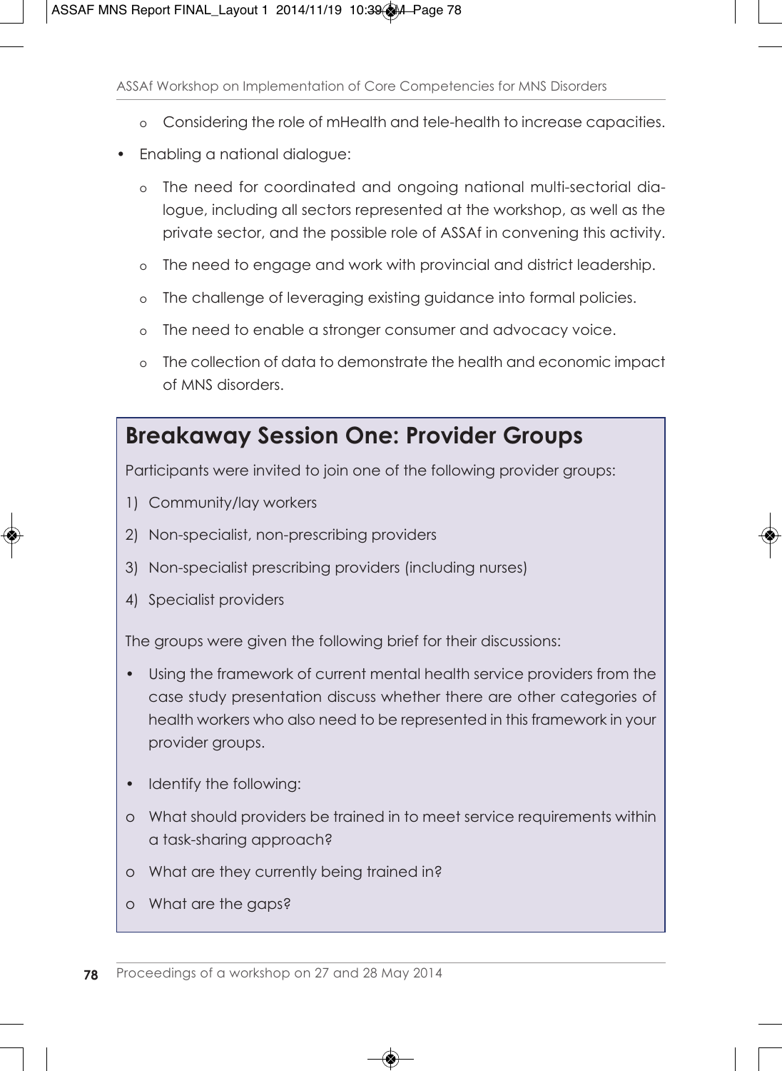- Considering the role of mHealth and tele-health to increase capacities.

- Enabling a national dialogue:
  - The need for coordinated and ongoing national multi-sectorial dialogue, including all sectors represented at the workshop, as well as the private sector, and the possible role of ASSAf in convening this activity.
  - The need to engage and work with provincial and district leadership.
  - The challenge of leveraging existing guidance into formal policies.
  - The need to enable a stronger consumer and advocacy voice.
  - The collection of data to demonstrate the health and economic impact of MNS disorders.

## Breakaway Session One: Provider Groups

Participants were invited to join one of the following provider groups:

1) Community/lay workers
2) Non-specialist, non-prescribing providers
3) Non-specialist prescribing providers (including nurses)
4) Specialist providers

The groups were given the following brief for their discussions:

- Using the framework of current mental health service providers from the case study presentation discuss whether there are other categories of health workers who also need to be represented in this framework in your provider groups.
- Identify the following:
  - What should providers be trained in to meet service requirements within a task-sharing approach?
  - What are they currently being trained in?
  - What are the gaps?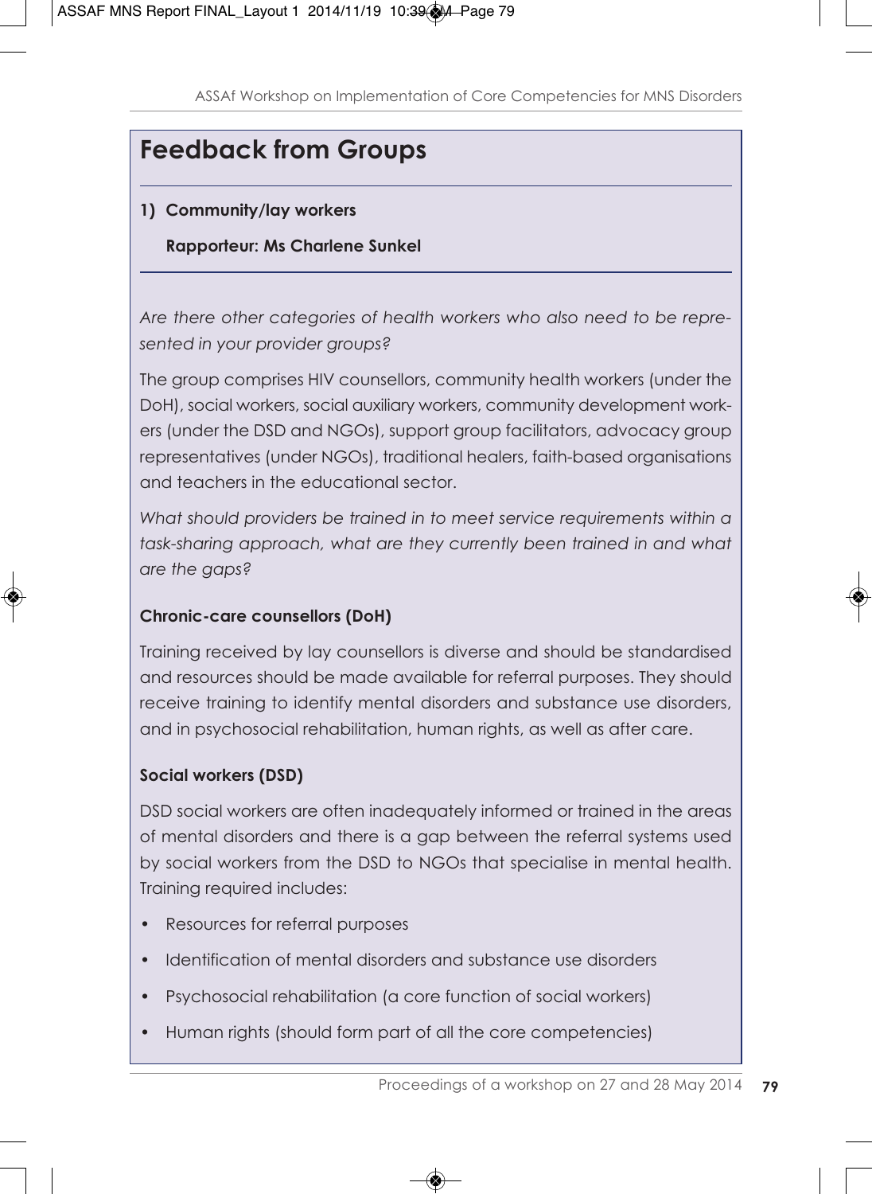## Feedback from Groups

### 1) Community/lay workers

**Rapporteur: Ms Charlene Sunkel**

*Are there other categories of health workers who also need to be represented in your provider groups?*

The group comprises HIV counsellors, community health workers (under the DoH), social workers, social auxiliary workers, community development workers (under the DSD and NGOs), support group facilitators, advocacy group representatives (under NGOs), traditional healers, faith-based organisations and teachers in the educational sector.

*What should providers be trained in to meet service requirements within a task-sharing approach, what are they currently been trained in and what are the gaps?*

#### Chronic-care counsellors (DoH)

Training received by lay counsellors is diverse and should be standardised and resources should be made available for referral purposes. They should receive training to identify mental disorders and substance use disorders, and in psychosocial rehabilitation, human rights, as well as after care.

#### Social workers (DSD)

DSD social workers are often inadequately informed or trained in the areas of mental disorders and there is a gap between the referral systems used by social workers from the DSD to NGOs that specialise in mental health. Training required includes:

- Resources for referral purposes
- Identification of mental disorders and substance use disorders
- Psychosocial rehabilitation (a core function of social workers)
- Human rights (should form part of all the core competencies)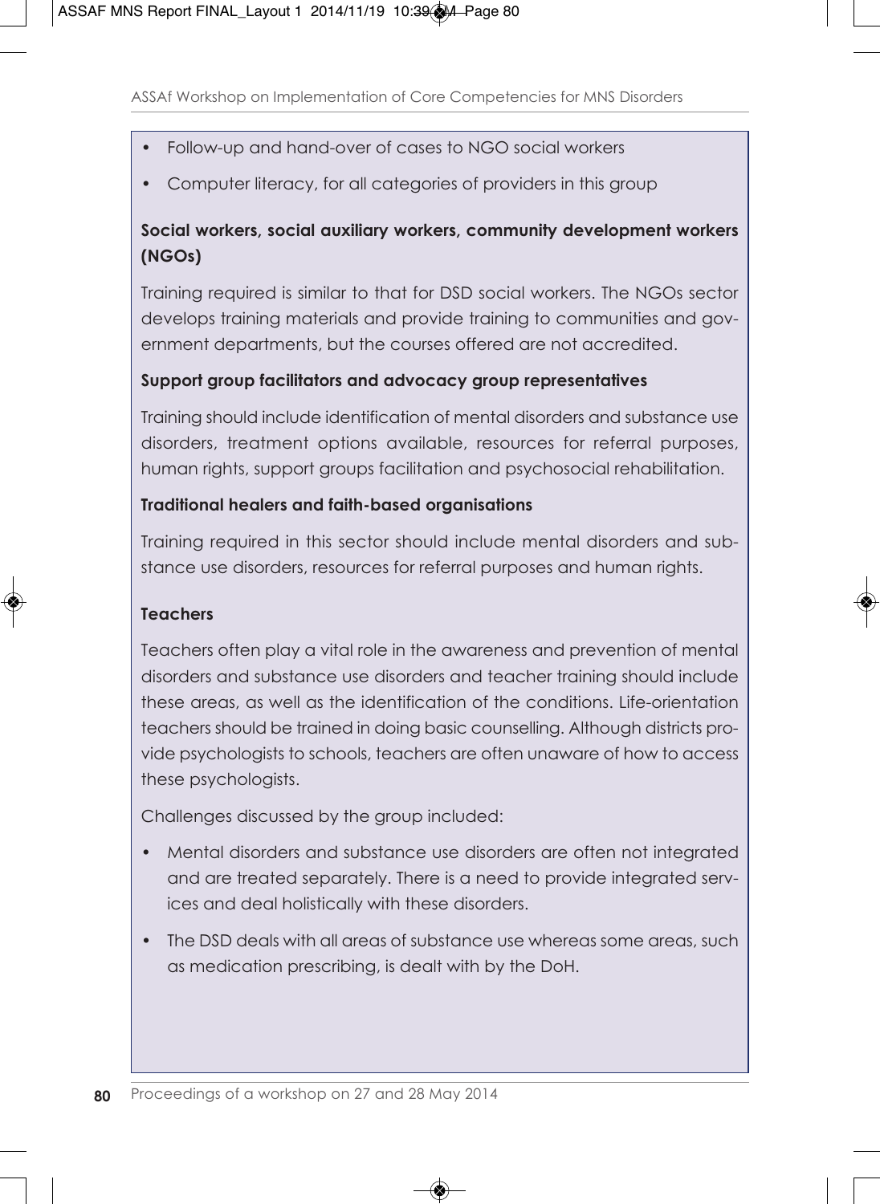- Follow-up and hand-over of cases to NGO social workers
- Computer literacy, for all categories of providers in this group

**Social workers, social auxiliary workers, community development workers (NGOs)**

Training required is similar to that for DSD social workers. The NGOs sector develops training materials and provide training to communities and government departments, but the courses offered are not accredited.

**Support group facilitators and advocacy group representatives**

Training should include identification of mental disorders and substance use disorders, treatment options available, resources for referral purposes, human rights, support groups facilitation and psychosocial rehabilitation.

**Traditional healers and faith-based organisations**

Training required in this sector should include mental disorders and substance use disorders, resources for referral purposes and human rights.

**Teachers**

Teachers often play a vital role in the awareness and prevention of mental disorders and substance use disorders and teacher training should include these areas, as well as the identification of the conditions. Life-orientation teachers should be trained in doing basic counselling. Although districts provide psychologists to schools, teachers are often unaware of how to access these psychologists.

Challenges discussed by the group included:

- Mental disorders and substance use disorders are often not integrated and are treated separately. There is a need to provide integrated services and deal holistically with these disorders.
- The DSD deals with all areas of substance use whereas some areas, such as medication prescribing, is dealt with by the DoH.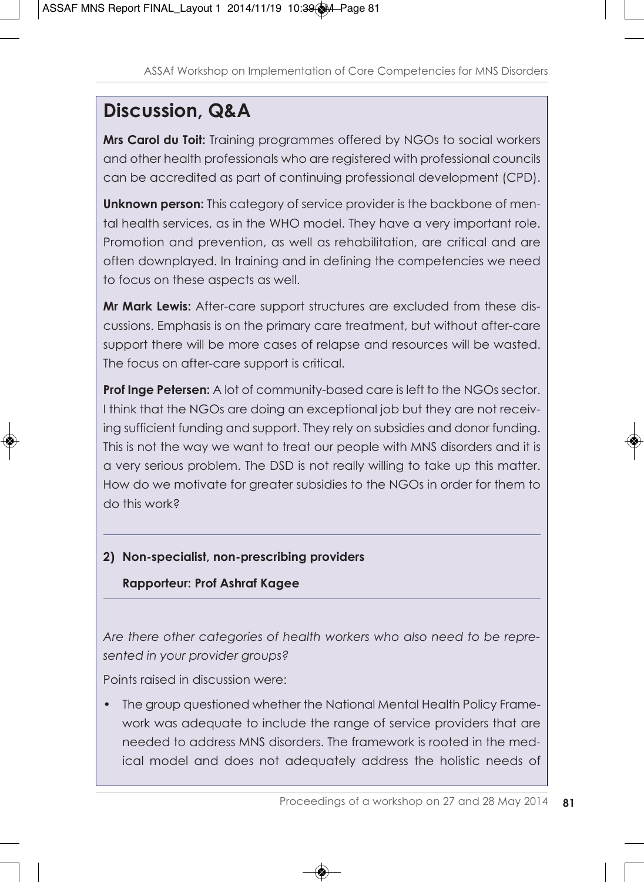## Discussion, Q&A

**Mrs Carol du Toit:** Training programmes offered by NGOs to social workers and other health professionals who are registered with professional councils can be accredited as part of continuing professional development (CPD).

**Unknown person:** This category of service provider is the backbone of mental health services, as in the WHO model. They have a very important role. Promotion and prevention, as well as rehabilitation, are critical and are often downplayed. In training and in defining the competencies we need to focus on these aspects as well.

**Mr Mark Lewis:** After-care support structures are excluded from these discussions. Emphasis is on the primary care treatment, but without after-care support there will be more cases of relapse and resources will be wasted. The focus on after-care support is critical.

**Prof Inge Petersen:** A lot of community-based care is left to the NGOs sector. I think that the NGOs are doing an exceptional job but they are not receiving sufficient funding and support. They rely on subsidies and donor funding. This is not the way we want to treat our people with MNS disorders and it is a very serious problem. The DSD is not really willing to take up this matter. How do we motivate for greater subsidies to the NGOs in order for them to do this work?

---

**2) Non-specialist, non-prescribing providers**

**Rapporteur: Prof Ashraf Kagee**

---

*Are there other categories of health workers who also need to be represented in your provider groups?*

Points raised in discussion were:

- The group questioned whether the National Mental Health Policy Framework was adequate to include the range of service providers that are needed to address MNS disorders. The framework is rooted in the medical model and does not adequately address the holistic needs of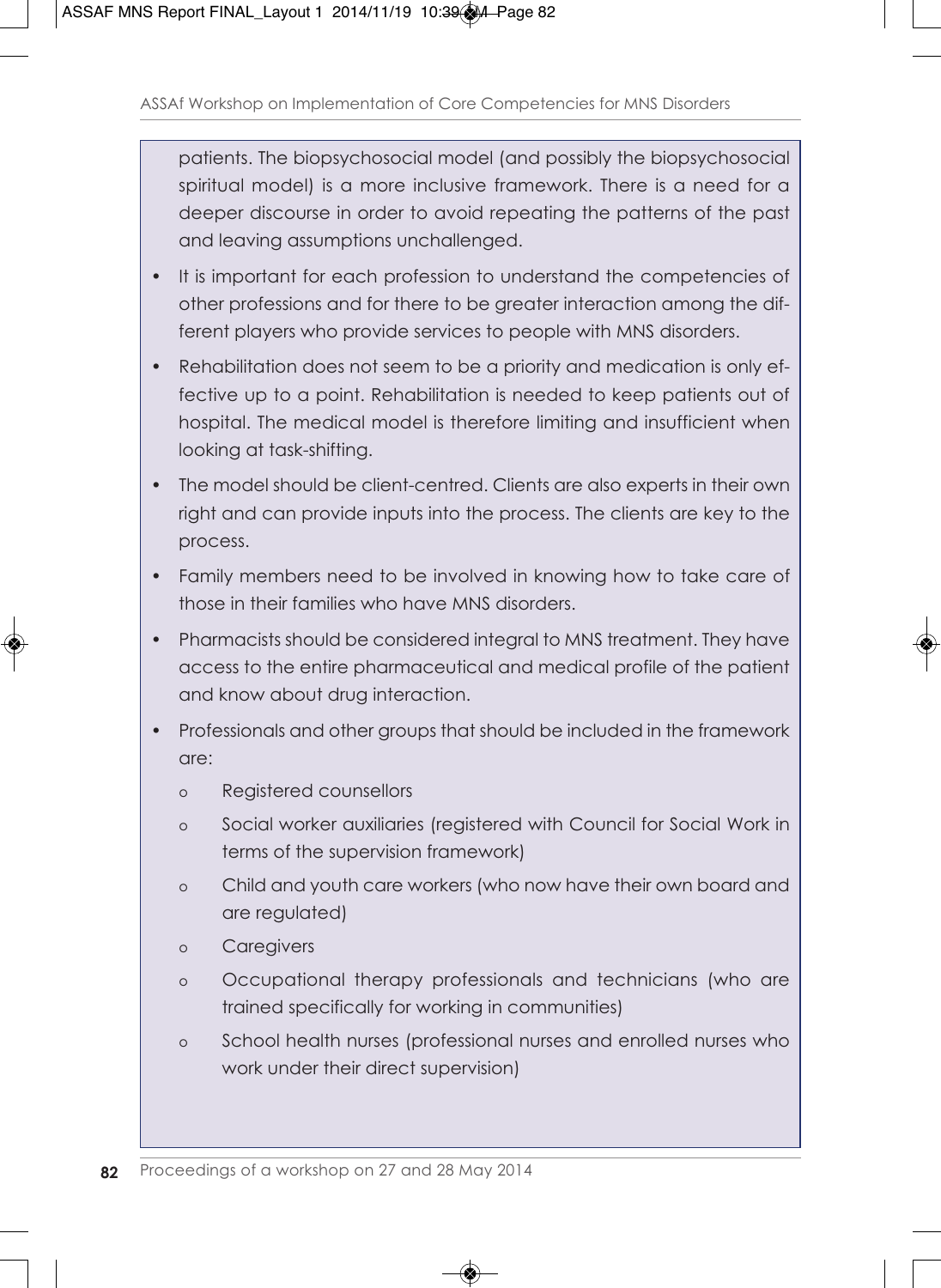patients. The biopsychosocial model (and possibly the biopsychosocial spiritual model) is a more inclusive framework. There is a need for a deeper discourse in order to avoid repeating the patterns of the past and leaving assumptions unchallenged.

- It is important for each profession to understand the competencies of other professions and for there to be greater interaction among the different players who provide services to people with MNS disorders.
- Rehabilitation does not seem to be a priority and medication is only effective up to a point. Rehabilitation is needed to keep patients out of hospital. The medical model is therefore limiting and insufficient when looking at task-shifting.
- The model should be client-centred. Clients are also experts in their own right and can provide inputs into the process. The clients are key to the process.
- Family members need to be involved in knowing how to take care of those in their families who have MNS disorders.
- Pharmacists should be considered integral to MNS treatment. They have access to the entire pharmaceutical and medical profile of the patient and know about drug interaction.
- Professionals and other groups that should be included in the framework are:
  - Registered counsellors
  - Social worker auxiliaries (registered with Council for Social Work in terms of the supervision framework)
  - Child and youth care workers (who now have their own board and are regulated)
  - Caregivers
  - Occupational therapy professionals and technicians (who are trained specifically for working in communities)
  - School health nurses (professional nurses and enrolled nurses who work under their direct supervision)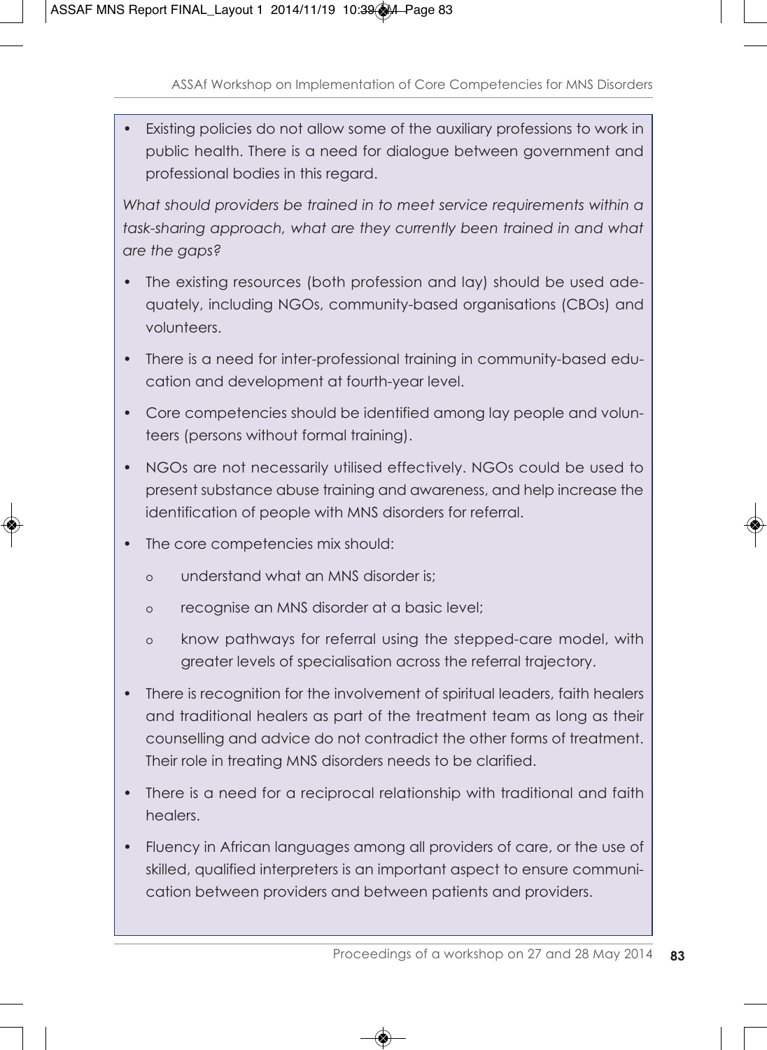- Existing policies do not allow some of the auxiliary professions to work in public health. There is a need for dialogue between government and professional bodies in this regard.

*What should providers be trained in to meet service requirements within a task-sharing approach, what are they currently been trained in and what are the gaps?*

- The existing resources (both profession and lay) should be used adequately, including NGOs, community-based organisations (CBOs) and volunteers.
- There is a need for inter-professional training in community-based education and development at fourth-year level.
- Core competencies should be identified among lay people and volunteers (persons without formal training).
- NGOs are not necessarily utilised effectively. NGOs could be used to present substance abuse training and awareness, and help increase the identification of people with MNS disorders for referral.
- The core competencies mix should:
  - understand what an MNS disorder is;
  - recognise an MNS disorder at a basic level;
  - know pathways for referral using the stepped-care model, with greater levels of specialisation across the referral trajectory.
- There is recognition for the involvement of spiritual leaders, faith healers and traditional healers as part of the treatment team as long as their counselling and advice do not contradict the other forms of treatment. Their role in treating MNS disorders needs to be clarified.
- There is a need for a reciprocal relationship with traditional and faith healers.
- Fluency in African languages among all providers of care, or the use of skilled, qualified interpreters is an important aspect to ensure communication between providers and between patients and providers.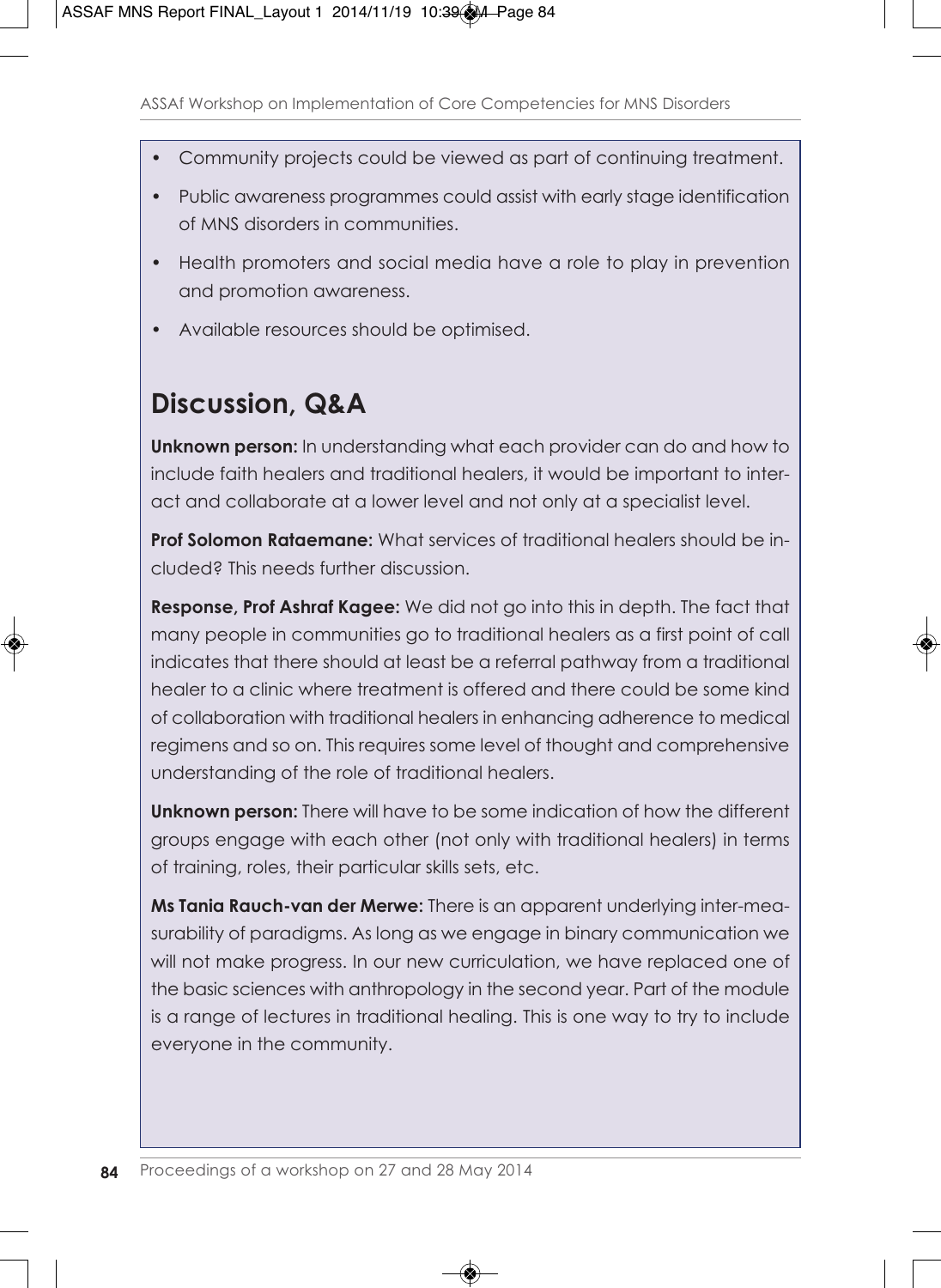- Community projects could be viewed as part of continuing treatment.
- Public awareness programmes could assist with early stage identification of MNS disorders in communities.
- Health promoters and social media have a role to play in prevention and promotion awareness.
- Available resources should be optimised.

## Discussion, Q&A

**Unknown person:** In understanding what each provider can do and how to include faith healers and traditional healers, it would be important to interact and collaborate at a lower level and not only at a specialist level.

**Prof Solomon Rataemane:** What services of traditional healers should be included? This needs further discussion.

**Response, Prof Ashraf Kagee:** We did not go into this in depth. The fact that many people in communities go to traditional healers as a first point of call indicates that there should at least be a referral pathway from a traditional healer to a clinic where treatment is offered and there could be some kind of collaboration with traditional healers in enhancing adherence to medical regimens and so on. This requires some level of thought and comprehensive understanding of the role of traditional healers.

**Unknown person:** There will have to be some indication of how the different groups engage with each other (not only with traditional healers) in terms of training, roles, their particular skills sets, etc.

**Ms Tania Rauch-van der Merwe:** There is an apparent underlying inter-measurability of paradigms. As long as we engage in binary communication we will not make progress. In our new curriculation, we have replaced one of the basic sciences with anthropology in the second year. Part of the module is a range of lectures in traditional healing. This is one way to try to include everyone in the community.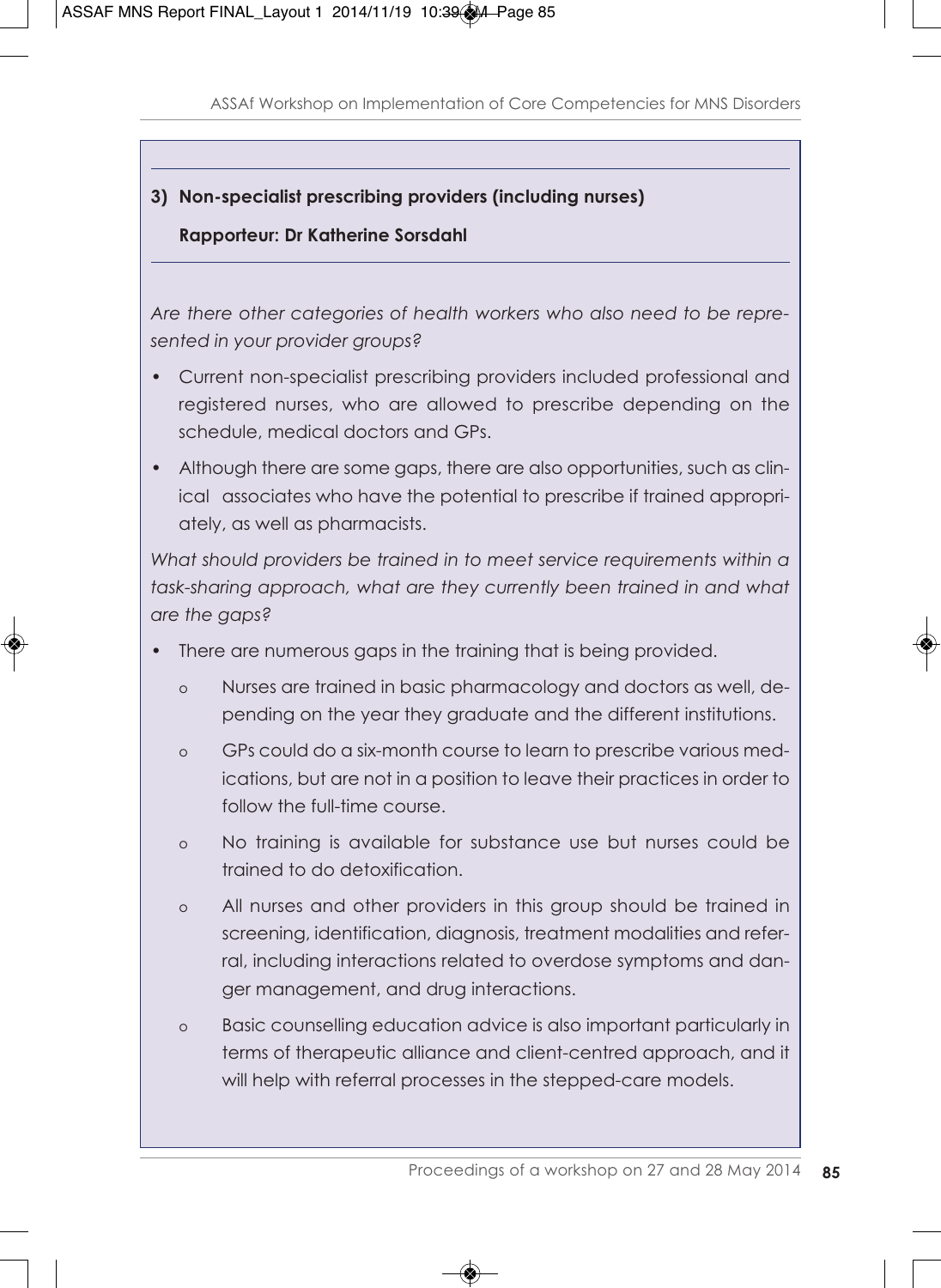### 3) Non-specialist prescribing providers (including nurses)

**Rapporteur: Dr Katherine Sorsdahl**

*Are there other categories of health workers who also need to be represented in your provider groups?*

- Current non-specialist prescribing providers included professional and registered nurses, who are allowed to prescribe depending on the schedule, medical doctors and GPs.
- Although there are some gaps, there are also opportunities, such as clinical associates who have the potential to prescribe if trained appropriately, as well as pharmacists.

*What should providers be trained in to meet service requirements within a task-sharing approach, what are they currently been trained in and what are the gaps?*

- There are numerous gaps in the training that is being provided.
  - Nurses are trained in basic pharmacology and doctors as well, depending on the year they graduate and the different institutions.
  - GPs could do a six-month course to learn to prescribe various medications, but are not in a position to leave their practices in order to follow the full-time course.
  - No training is available for substance use but nurses could be trained to do detoxification.
  - All nurses and other providers in this group should be trained in screening, identification, diagnosis, treatment modalities and referral, including interactions related to overdose symptoms and danger management, and drug interactions.
  - Basic counselling education advice is also important particularly in terms of therapeutic alliance and client-centred approach, and it will help with referral processes in the stepped-care models.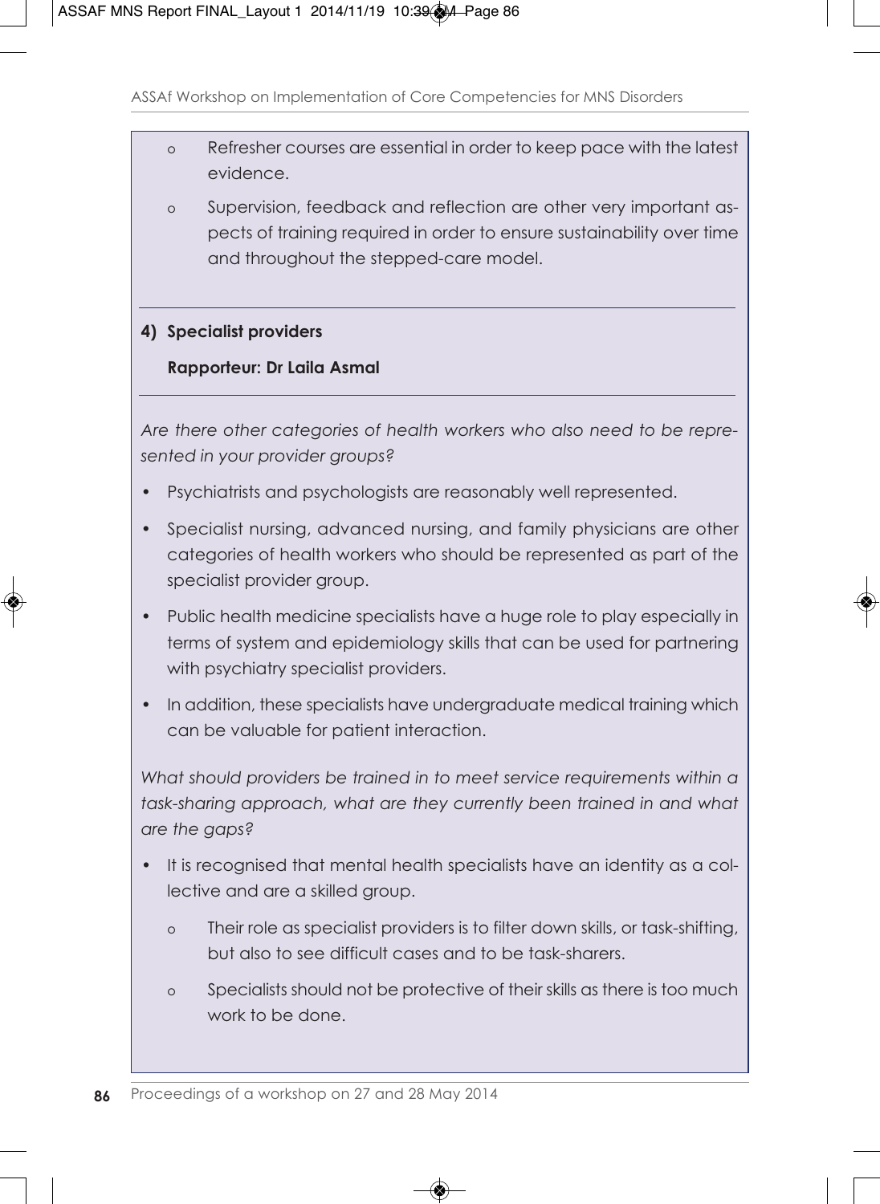- Refresher courses are essential in order to keep pace with the latest evidence.
- Supervision, feedback and reflection are other very important aspects of training required in order to ensure sustainability over time and throughout the stepped-care model.

### 4) Specialist providers

**Rapporteur: Dr Laila Asmal**

*Are there other categories of health workers who also need to be represented in your provider groups?*

- Psychiatrists and psychologists are reasonably well represented.
- Specialist nursing, advanced nursing, and family physicians are other categories of health workers who should be represented as part of the specialist provider group.
- Public health medicine specialists have a huge role to play especially in terms of system and epidemiology skills that can be used for partnering with psychiatry specialist providers.
- In addition, these specialists have undergraduate medical training which can be valuable for patient interaction.

*What should providers be trained in to meet service requirements within a task-sharing approach, what are they currently been trained in and what are the gaps?*

- It is recognised that mental health specialists have an identity as a collective and are a skilled group.
  - Their role as specialist providers is to filter down skills, or task-shifting, but also to see difficult cases and to be task-sharers.
  - Specialists should not be protective of their skills as there is too much work to be done.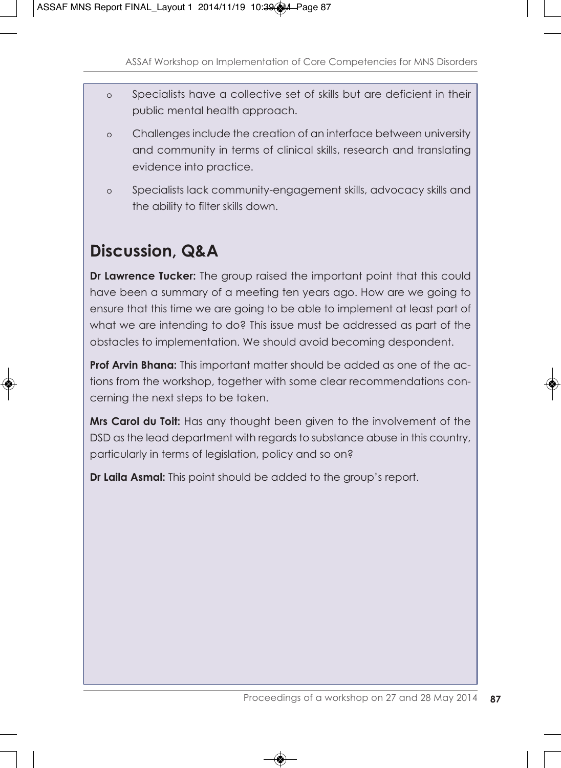- Specialists have a collective set of skills but are deficient in their public mental health approach.
- Challenges include the creation of an interface between university and community in terms of clinical skills, research and translating evidence into practice.
- Specialists lack community-engagement skills, advocacy skills and the ability to filter skills down.

## Discussion, Q&A

**Dr Lawrence Tucker:** The group raised the important point that this could have been a summary of a meeting ten years ago. How are we going to ensure that this time we are going to be able to implement at least part of what we are intending to do? This issue must be addressed as part of the obstacles to implementation. We should avoid becoming despondent.

**Prof Arvin Bhana:** This important matter should be added as one of the actions from the workshop, together with some clear recommendations concerning the next steps to be taken.

**Mrs Carol du Toit:** Has any thought been given to the involvement of the DSD as the lead department with regards to substance abuse in this country, particularly in terms of legislation, policy and so on?

**Dr Laila Asmal:** This point should be added to the group's report.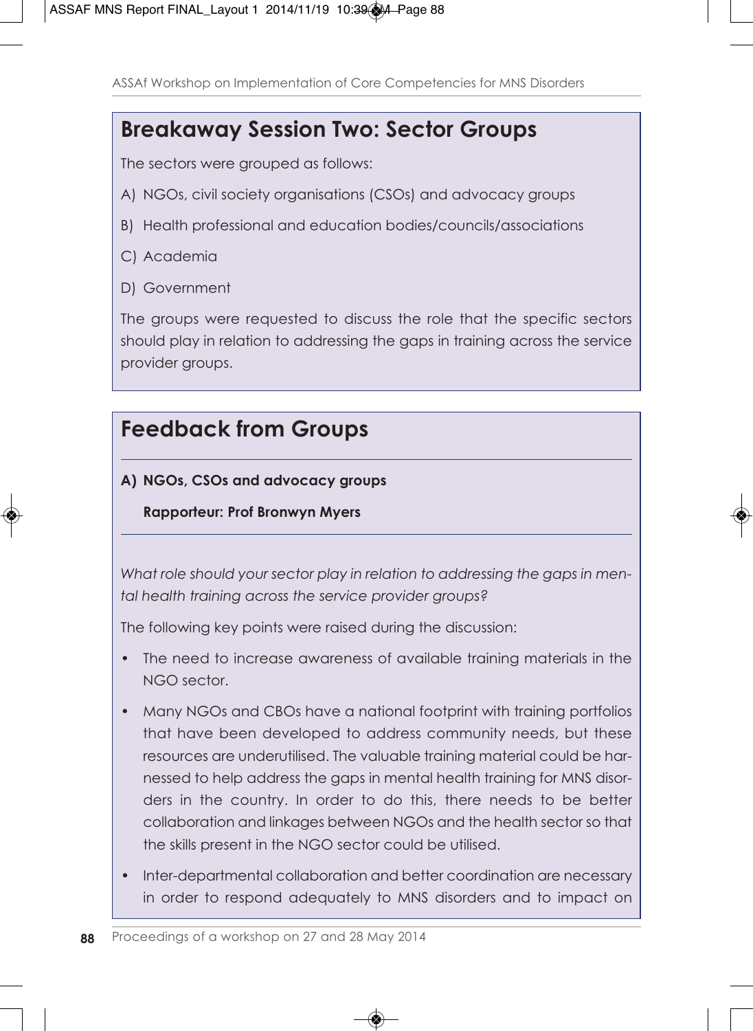## Breakaway Session Two: Sector Groups

The sectors were grouped as follows:

A) NGOs, civil society organisations (CSOs) and advocacy groups

B) Health professional and education bodies/councils/associations

C) Academia

D) Government

The groups were requested to discuss the role that the specific sectors should play in relation to addressing the gaps in training across the service provider groups.

## Feedback from Groups

**A) NGOs, CSOs and advocacy groups**

**Rapporteur: Prof Bronwyn Myers**

*What role should your sector play in relation to addressing the gaps in mental health training across the service provider groups?*

The following key points were raised during the discussion:

- The need to increase awareness of available training materials in the NGO sector.
- Many NGOs and CBOs have a national footprint with training portfolios that have been developed to address community needs, but these resources are underutilised. The valuable training material could be harnessed to help address the gaps in mental health training for MNS disorders in the country. In order to do this, there needs to be better collaboration and linkages between NGOs and the health sector so that the skills present in the NGO sector could be utilised.
- Inter-departmental collaboration and better coordination are necessary in order to respond adequately to MNS disorders and to impact on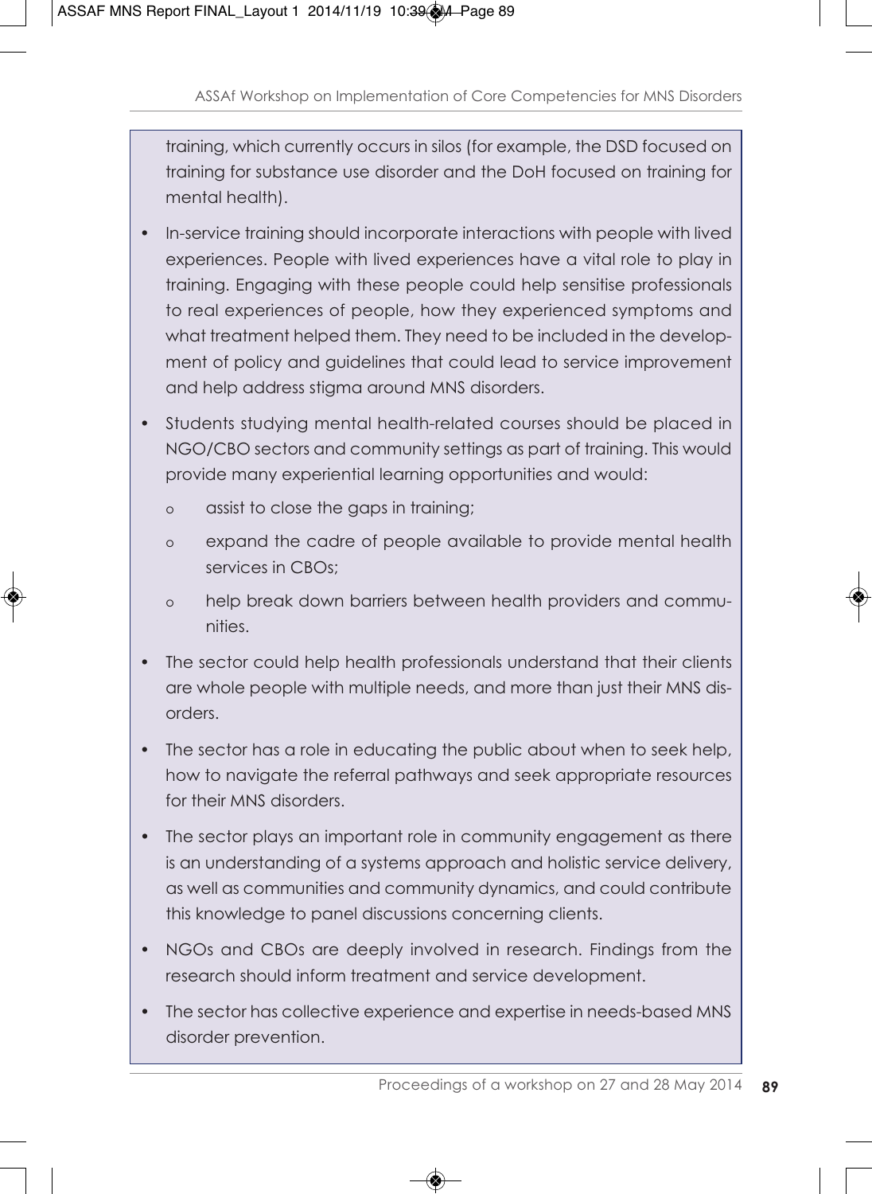training, which currently occurs in silos (for example, the DSD focused on training for substance use disorder and the DoH focused on training for mental health).

- In-service training should incorporate interactions with people with lived experiences. People with lived experiences have a vital role to play in training. Engaging with these people could help sensitise professionals to real experiences of people, how they experienced symptoms and what treatment helped them. They need to be included in the development of policy and guidelines that could lead to service improvement and help address stigma around MNS disorders.
- Students studying mental health-related courses should be placed in NGO/CBO sectors and community settings as part of training. This would provide many experiential learning opportunities and would:
  - assist to close the gaps in training;
  - expand the cadre of people available to provide mental health services in CBOs;
  - help break down barriers between health providers and communities.
- The sector could help health professionals understand that their clients are whole people with multiple needs, and more than just their MNS disorders.
- The sector has a role in educating the public about when to seek help, how to navigate the referral pathways and seek appropriate resources for their MNS disorders.
- The sector plays an important role in community engagement as there is an understanding of a systems approach and holistic service delivery, as well as communities and community dynamics, and could contribute this knowledge to panel discussions concerning clients.
- NGOs and CBOs are deeply involved in research. Findings from the research should inform treatment and service development.
- The sector has collective experience and expertise in needs-based MNS disorder prevention.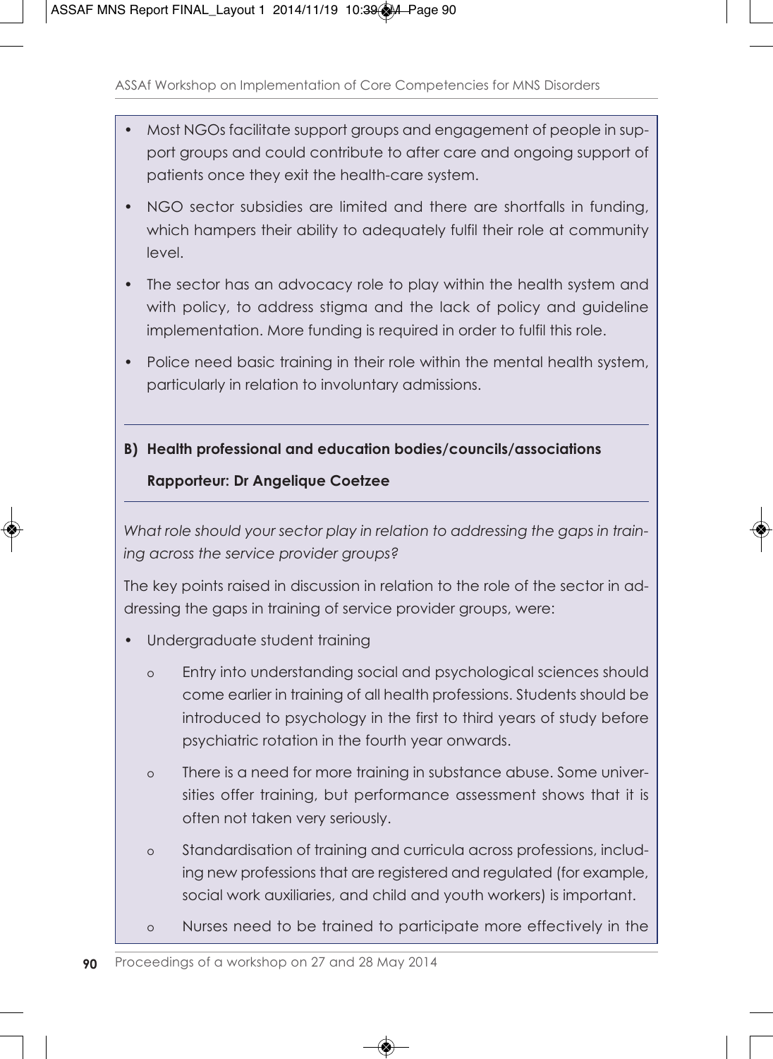- Most NGOs facilitate support groups and engagement of people in support groups and could contribute to after care and ongoing support of patients once they exit the health-care system.
- NGO sector subsidies are limited and there are shortfalls in funding, which hampers their ability to adequately fulfil their role at community level.
- The sector has an advocacy role to play within the health system and with policy, to address stigma and the lack of policy and guideline implementation. More funding is required in order to fulfil this role.
- Police need basic training in their role within the mental health system, particularly in relation to involuntary admissions.

---

**B) Health professional and education bodies/councils/associations**

**Rapporteur: Dr Angelique Coetzee**

---

*What role should your sector play in relation to addressing the gaps in training across the service provider groups?*

The key points raised in discussion in relation to the role of the sector in addressing the gaps in training of service provider groups, were:

- Undergraduate student training
  - Entry into understanding social and psychological sciences should come earlier in training of all health professions. Students should be introduced to psychology in the first to third years of study before psychiatric rotation in the fourth year onwards.
  - There is a need for more training in substance abuse. Some universities offer training, but performance assessment shows that it is often not taken very seriously.
  - Standardisation of training and curricula across professions, including new professions that are registered and regulated (for example, social work auxiliaries, and child and youth workers) is important.
  - Nurses need to be trained to participate more effectively in the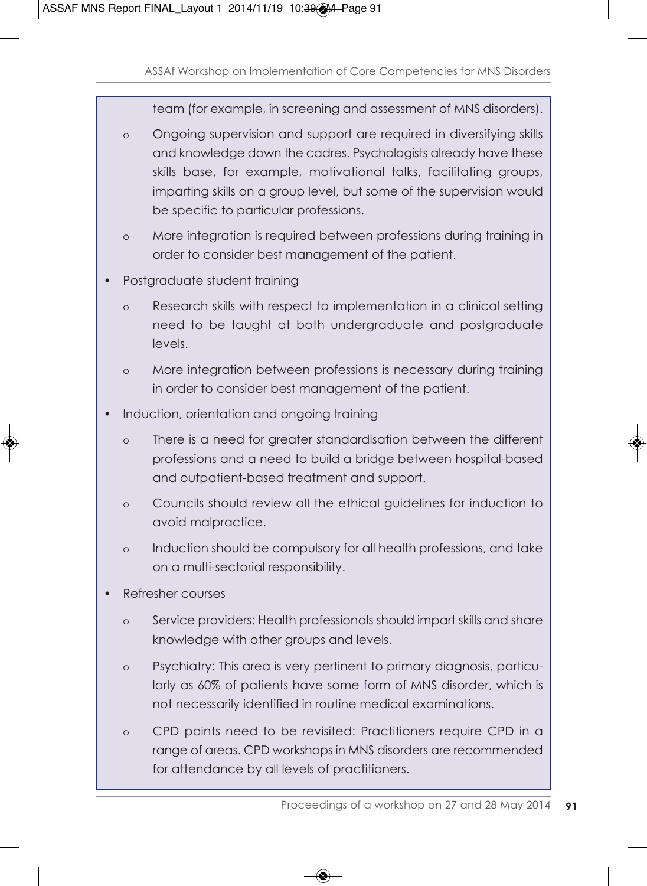team (for example, in screening and assessment of MNS disorders).

  - Ongoing supervision and support are required in diversifying skills and knowledge down the cadres. Psychologists already have these skills base, for example, motivational talks, facilitating groups, imparting skills on a group level, but some of the supervision would be specific to particular professions.
  - More integration is required between professions during training in order to consider best management of the patient.

- Postgraduate student training
  - Research skills with respect to implementation in a clinical setting need to be taught at both undergraduate and postgraduate levels.
  - More integration between professions is necessary during training in order to consider best management of the patient.
- Induction, orientation and ongoing training
  - There is a need for greater standardisation between the different professions and a need to build a bridge between hospital-based and outpatient-based treatment and support.
  - Councils should review all the ethical guidelines for induction to avoid malpractice.
  - Induction should be compulsory for all health professions, and take on a multi-sectorial responsibility.
- Refresher courses
  - Service providers: Health professionals should impart skills and share knowledge with other groups and levels.
  - Psychiatry: This area is very pertinent to primary diagnosis, particularly as 60% of patients have some form of MNS disorder, which is not necessarily identified in routine medical examinations.
  - CPD points need to be revisited: Practitioners require CPD in a range of areas. CPD workshops in MNS disorders are recommended for attendance by all levels of practitioners.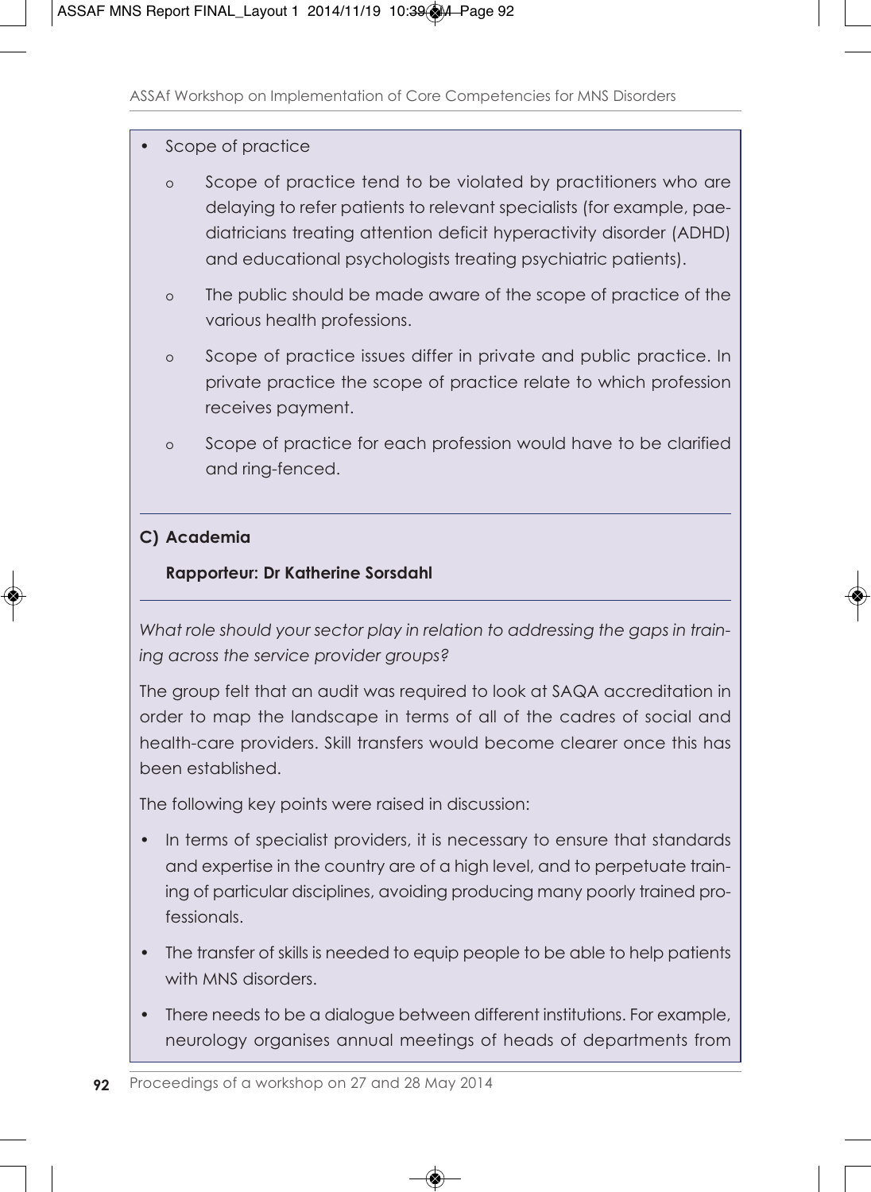- Scope of practice
    - Scope of practice tend to be violated by practitioners who are delaying to refer patients to relevant specialists (for example, paediatricians treating attention deficit hyperactivity disorder (ADHD) and educational psychologists treating psychiatric patients).
    - The public should be made aware of the scope of practice of the various health professions.
    - Scope of practice issues differ in private and public practice. In private practice the scope of practice relate to which profession receives payment.
    - Scope of practice for each profession would have to be clarified and ring-fenced.

---

### C) Academia

**Rapporteur: Dr Katherine Sorsdahl**

---

*What role should your sector play in relation to addressing the gaps in training across the service provider groups?*

The group felt that an audit was required to look at SAQA accreditation in order to map the landscape in terms of all of the cadres of social and health-care providers. Skill transfers would become clearer once this has been established.

The following key points were raised in discussion:

- In terms of specialist providers, it is necessary to ensure that standards and expertise in the country are of a high level, and to perpetuate training of particular disciplines, avoiding producing many poorly trained professionals.
- The transfer of skills is needed to equip people to be able to help patients with MNS disorders.
- There needs to be a dialogue between different institutions. For example, neurology organises annual meetings of heads of departments from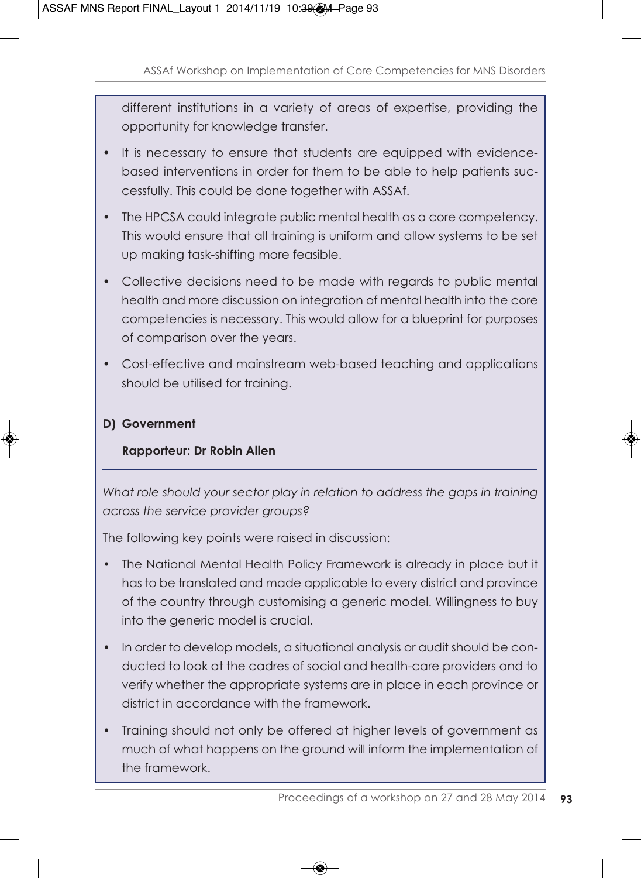different institutions in a variety of areas of expertise, providing the opportunity for knowledge transfer.

- It is necessary to ensure that students are equipped with evidence-based interventions in order for them to be able to help patients successfully. This could be done together with ASSAf.
- The HPCSA could integrate public mental health as a core competency. This would ensure that all training is uniform and allow systems to be set up making task-shifting more feasible.
- Collective decisions need to be made with regards to public mental health and more discussion on integration of mental health into the core competencies is necessary. This would allow for a blueprint for purposes of comparison over the years.
- Cost-effective and mainstream web-based teaching and applications should be utilised for training.

**D) Government**

**Rapporteur: Dr Robin Allen**

*What role should your sector play in relation to address the gaps in training across the service provider groups?*

The following key points were raised in discussion:

- The National Mental Health Policy Framework is already in place but it has to be translated and made applicable to every district and province of the country through customising a generic model. Willingness to buy into the generic model is crucial.
- In order to develop models, a situational analysis or audit should be conducted to look at the cadres of social and health-care providers and to verify whether the appropriate systems are in place in each province or district in accordance with the framework.
- Training should not only be offered at higher levels of government as much of what happens on the ground will inform the implementation of the framework.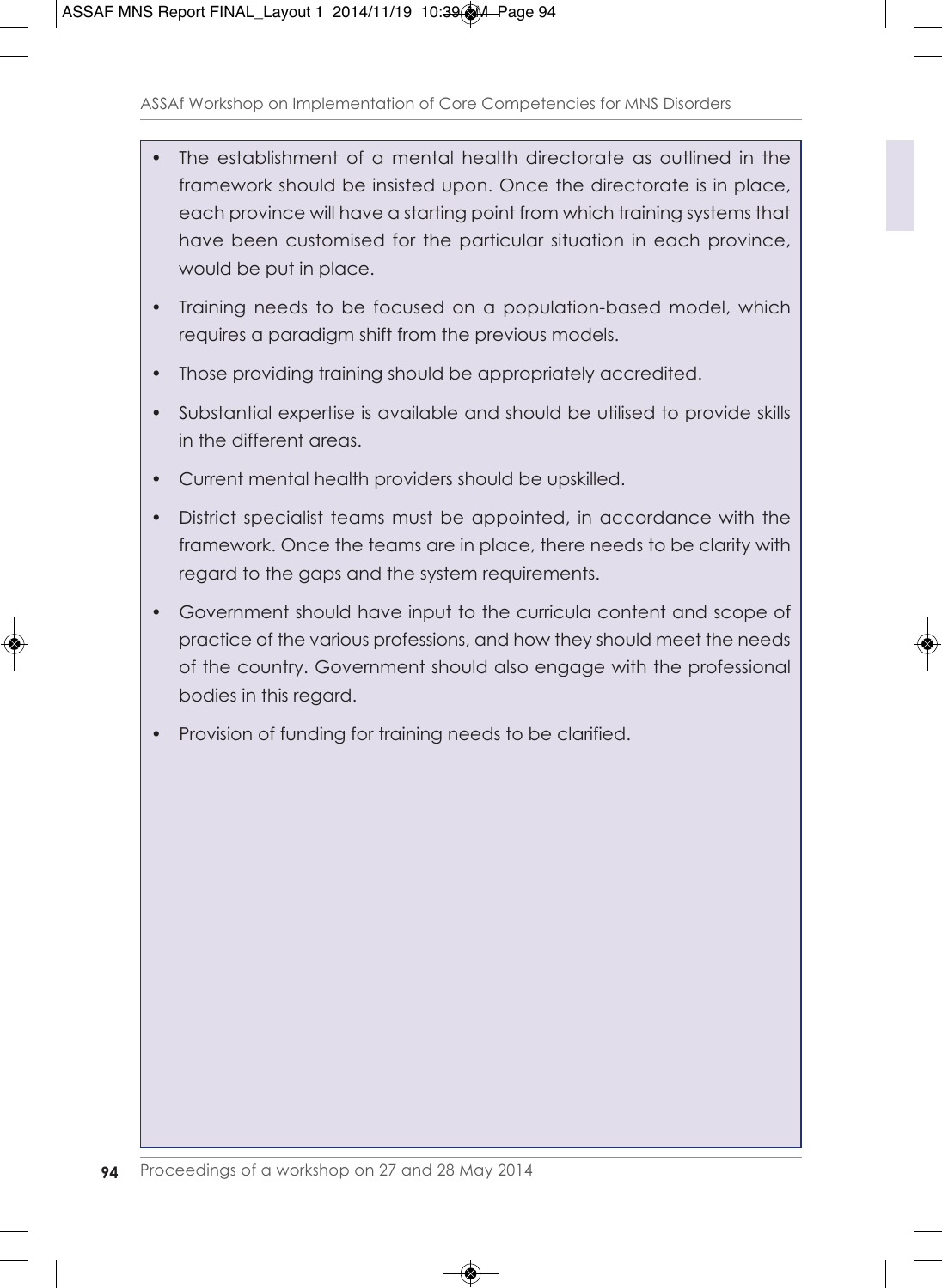- The establishment of a mental health directorate as outlined in the framework should be insisted upon. Once the directorate is in place, each province will have a starting point from which training systems that have been customised for the particular situation in each province, would be put in place.
- Training needs to be focused on a population-based model, which requires a paradigm shift from the previous models.
- Those providing training should be appropriately accredited.
- Substantial expertise is available and should be utilised to provide skills in the different areas.
- Current mental health providers should be upskilled.
- District specialist teams must be appointed, in accordance with the framework. Once the teams are in place, there needs to be clarity with regard to the gaps and the system requirements.
- Government should have input to the curricula content and scope of practice of the various professions, and how they should meet the needs of the country. Government should also engage with the professional bodies in this regard.
- Provision of funding for training needs to be clarified.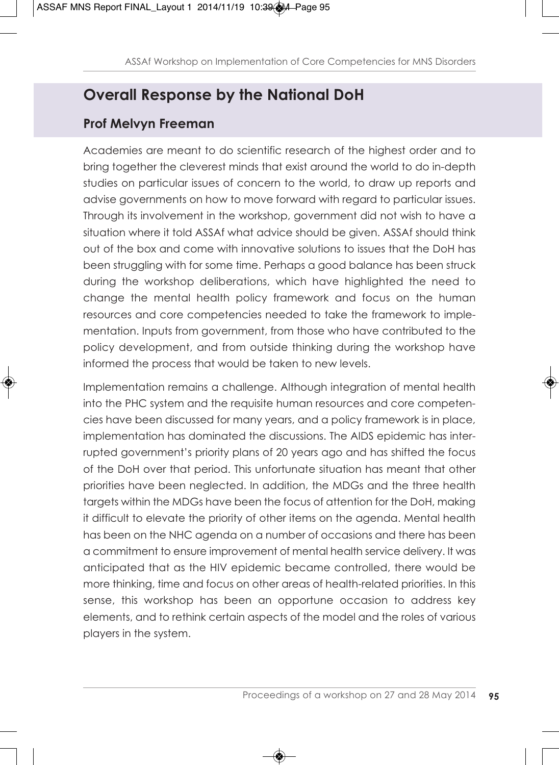## Overall Response by the National DoH

### Prof Melvyn Freeman

Academies are meant to do scientific research of the highest order and to bring together the cleverest minds that exist around the world to do in-depth studies on particular issues of concern to the world, to draw up reports and advise governments on how to move forward with regard to particular issues. Through its involvement in the workshop, government did not wish to have a situation where it told ASSAf what advice should be given. ASSAf should think out of the box and come with innovative solutions to issues that the DoH has been struggling with for some time. Perhaps a good balance has been struck during the workshop deliberations, which have highlighted the need to change the mental health policy framework and focus on the human resources and core competencies needed to take the framework to implementation. Inputs from government, from those who have contributed to the policy development, and from outside thinking during the workshop have informed the process that would be taken to new levels.

Implementation remains a challenge. Although integration of mental health into the PHC system and the requisite human resources and core competencies have been discussed for many years, and a policy framework is in place, implementation has dominated the discussions. The AIDS epidemic has interrupted government's priority plans of 20 years ago and has shifted the focus of the DoH over that period. This unfortunate situation has meant that other priorities have been neglected. In addition, the MDGs and the three health targets within the MDGs have been the focus of attention for the DoH, making it difficult to elevate the priority of other items on the agenda. Mental health has been on the NHC agenda on a number of occasions and there has been a commitment to ensure improvement of mental health service delivery. It was anticipated that as the HIV epidemic became controlled, there would be more thinking, time and focus on other areas of health-related priorities. In this sense, this workshop has been an opportune occasion to address key elements, and to rethink certain aspects of the model and the roles of various players in the system.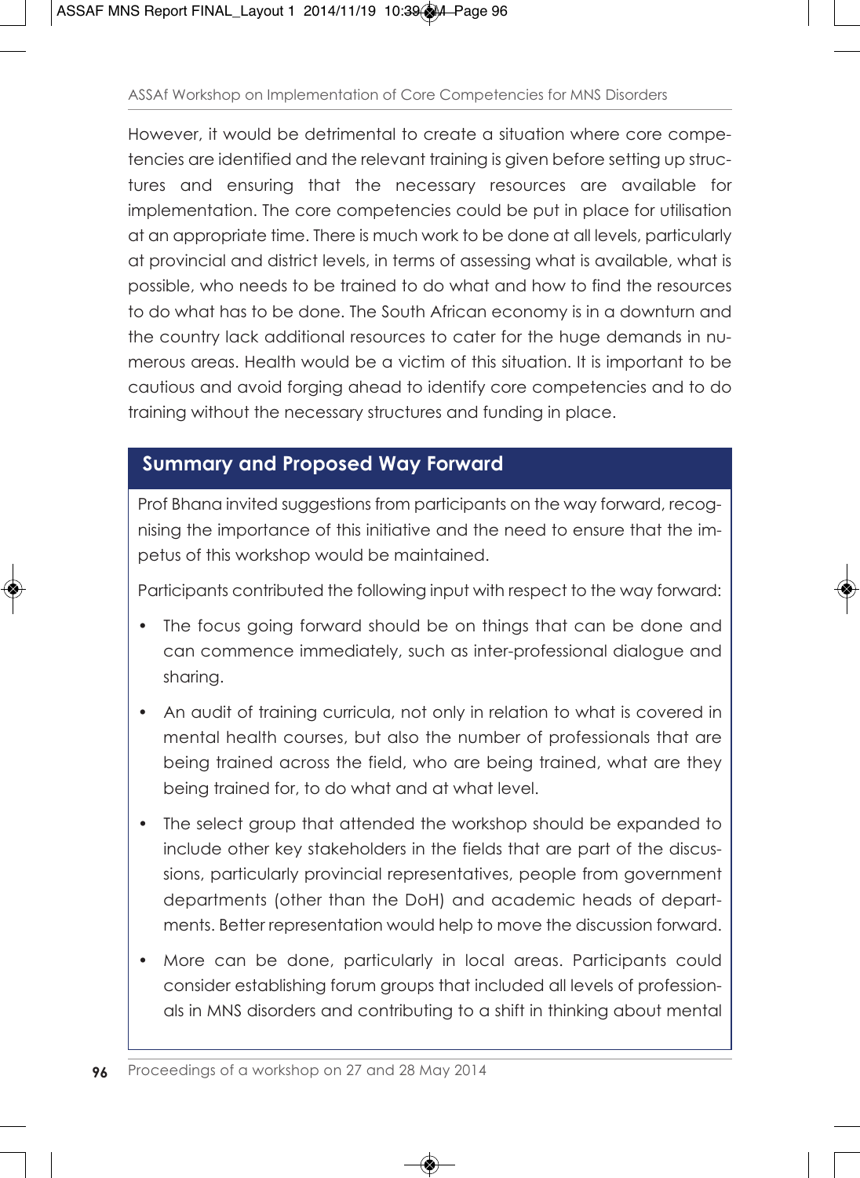However, it would be detrimental to create a situation where core competencies are identified and the relevant training is given before setting up structures and ensuring that the necessary resources are available for implementation. The core competencies could be put in place for utilisation at an appropriate time. There is much work to be done at all levels, particularly at provincial and district levels, in terms of assessing what is available, what is possible, who needs to be trained to do what and how to find the resources to do what has to be done. The South African economy is in a downturn and the country lack additional resources to cater for the huge demands in numerous areas. Health would be a victim of this situation. It is important to be cautious and avoid forging ahead to identify core competencies and to do training without the necessary structures and funding in place.

## Summary and Proposed Way Forward

Prof Bhana invited suggestions from participants on the way forward, recognising the importance of this initiative and the need to ensure that the impetus of this workshop would be maintained.

Participants contributed the following input with respect to the way forward:

- The focus going forward should be on things that can be done and can commence immediately, such as inter-professional dialogue and sharing.
- An audit of training curricula, not only in relation to what is covered in mental health courses, but also the number of professionals that are being trained across the field, who are being trained, what are they being trained for, to do what and at what level.
- The select group that attended the workshop should be expanded to include other key stakeholders in the fields that are part of the discussions, particularly provincial representatives, people from government departments (other than the DoH) and academic heads of departments. Better representation would help to move the discussion forward.
- More can be done, particularly in local areas. Participants could consider establishing forum groups that included all levels of professionals in MNS disorders and contributing to a shift in thinking about mental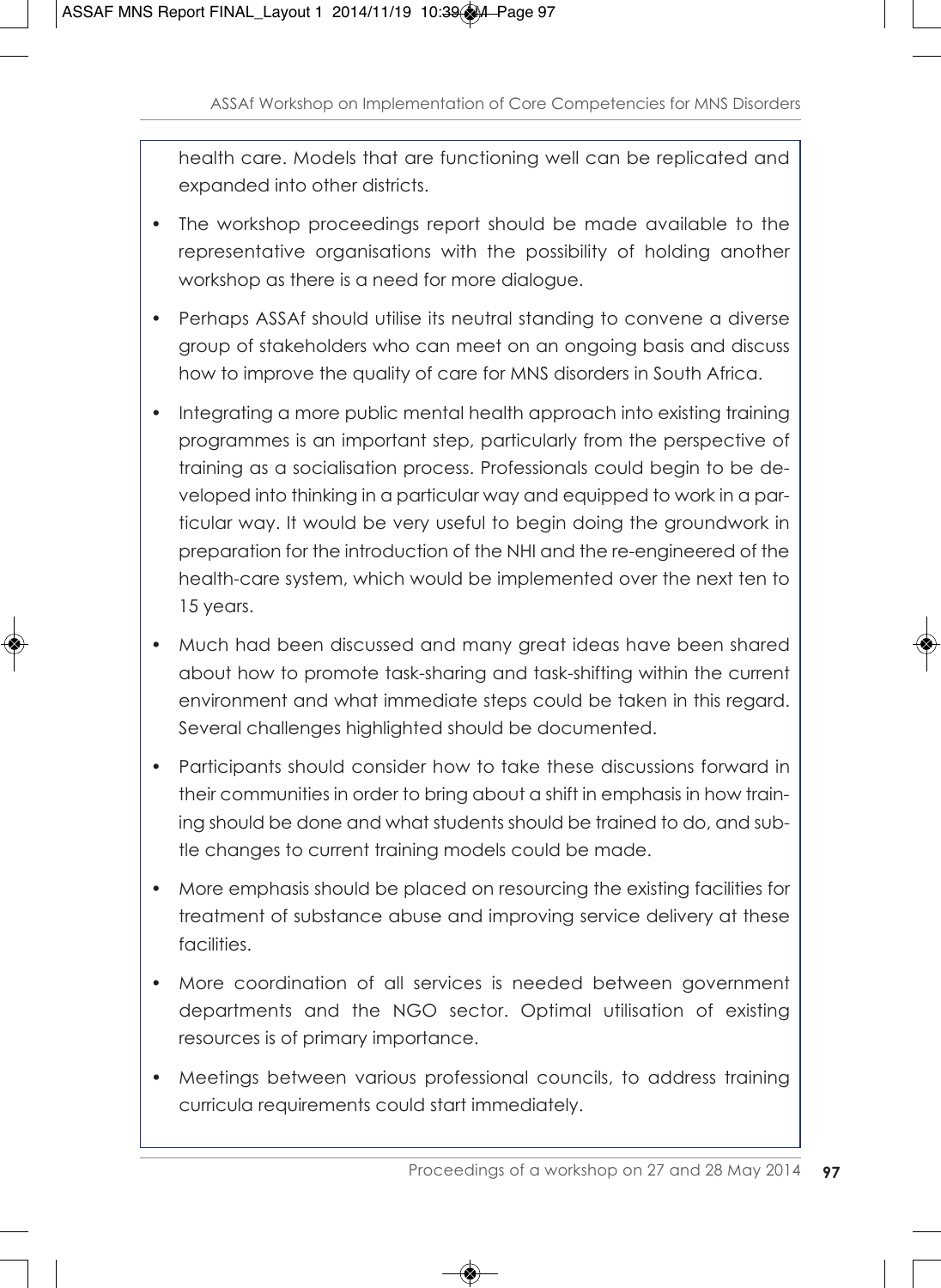health care. Models that are functioning well can be replicated and expanded into other districts.

- The workshop proceedings report should be made available to the representative organisations with the possibility of holding another workshop as there is a need for more dialogue.
- Perhaps ASSAf should utilise its neutral standing to convene a diverse group of stakeholders who can meet on an ongoing basis and discuss how to improve the quality of care for MNS disorders in South Africa.
- Integrating a more public mental health approach into existing training programmes is an important step, particularly from the perspective of training as a socialisation process. Professionals could begin to be developed into thinking in a particular way and equipped to work in a particular way. It would be very useful to begin doing the groundwork in preparation for the introduction of the NHI and the re-engineered of the health-care system, which would be implemented over the next ten to 15 years.
- Much had been discussed and many great ideas have been shared about how to promote task-sharing and task-shifting within the current environment and what immediate steps could be taken in this regard. Several challenges highlighted should be documented.
- Participants should consider how to take these discussions forward in their communities in order to bring about a shift in emphasis in how training should be done and what students should be trained to do, and subtle changes to current training models could be made.
- More emphasis should be placed on resourcing the existing facilities for treatment of substance abuse and improving service delivery at these facilities.
- More coordination of all services is needed between government departments and the NGO sector. Optimal utilisation of existing resources is of primary importance.
- Meetings between various professional councils, to address training curricula requirements could start immediately.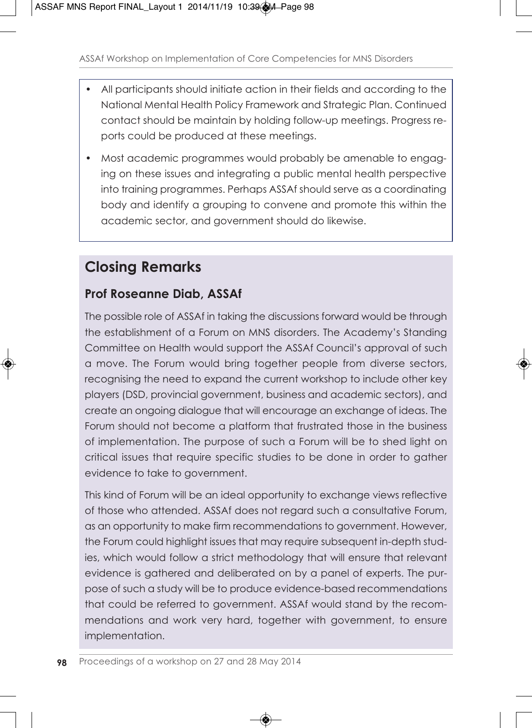- All participants should initiate action in their fields and according to the National Mental Health Policy Framework and Strategic Plan. Continued contact should be maintain by holding follow-up meetings. Progress reports could be produced at these meetings.
- Most academic programmes would probably be amenable to engaging on these issues and integrating a public mental health perspective into training programmes. Perhaps ASSAf should serve as a coordinating body and identify a grouping to convene and promote this within the academic sector, and government should do likewise.

## Closing Remarks

### Prof Roseanne Diab, ASSAf

The possible role of ASSAf in taking the discussions forward would be through the establishment of a Forum on MNS disorders. The Academy's Standing Committee on Health would support the ASSAf Council's approval of such a move. The Forum would bring together people from diverse sectors, recognising the need to expand the current workshop to include other key players (DSD, provincial government, business and academic sectors), and create an ongoing dialogue that will encourage an exchange of ideas. The Forum should not become a platform that frustrated those in the business of implementation. The purpose of such a Forum will be to shed light on critical issues that require specific studies to be done in order to gather evidence to take to government.

This kind of Forum will be an ideal opportunity to exchange views reflective of those who attended. ASSAf does not regard such a consultative Forum, as an opportunity to make firm recommendations to government. However, the Forum could highlight issues that may require subsequent in-depth studies, which would follow a strict methodology that will ensure that relevant evidence is gathered and deliberated on by a panel of experts. The purpose of such a study will be to produce evidence-based recommendations that could be referred to government. ASSAf would stand by the recommendations and work very hard, together with government, to ensure implementation.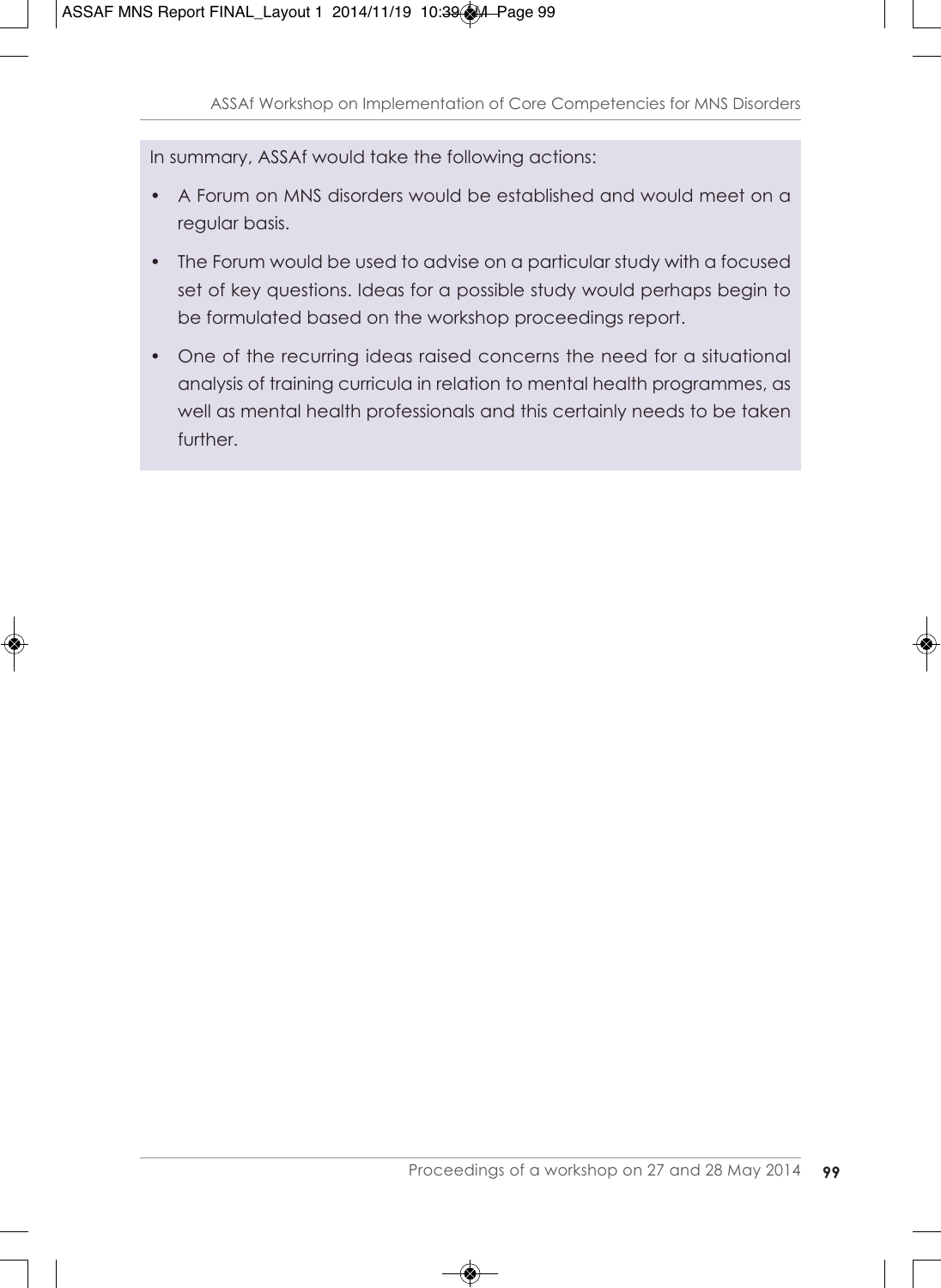In summary, ASSAf would take the following actions:

- A Forum on MNS disorders would be established and would meet on a regular basis.
- The Forum would be used to advise on a particular study with a focused set of key questions. Ideas for a possible study would perhaps begin to be formulated based on the workshop proceedings report.
- One of the recurring ideas raised concerns the need for a situational analysis of training curricula in relation to mental health programmes, as well as mental health professionals and this certainly needs to be taken further.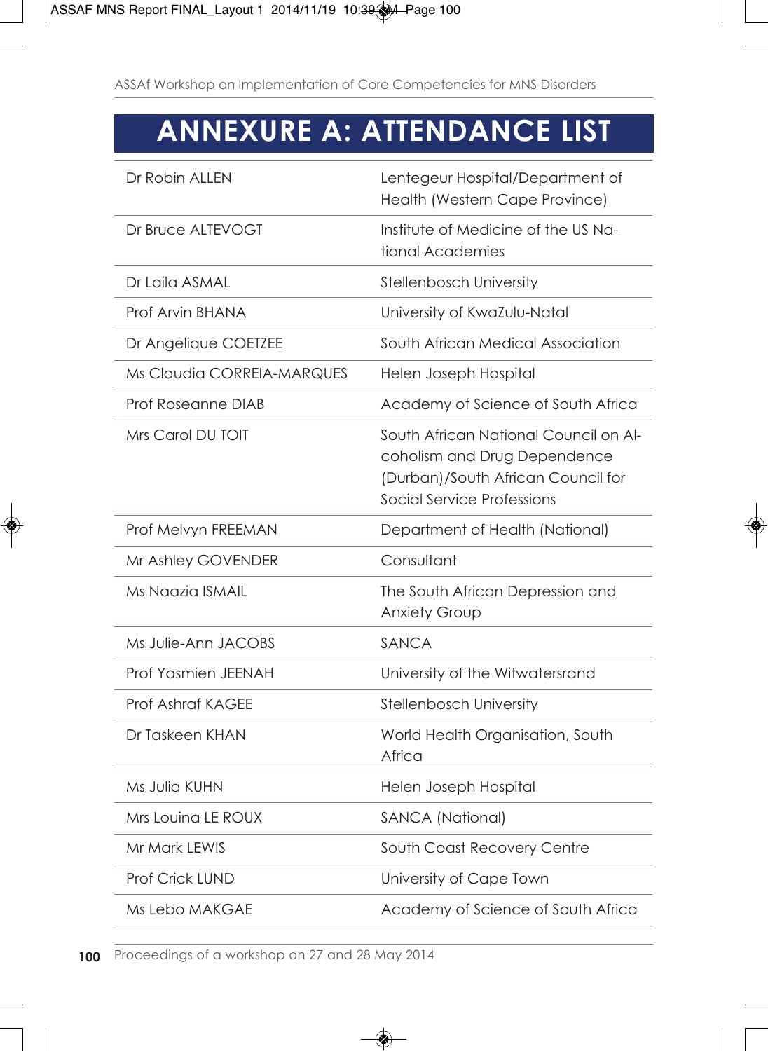# ANNEXURE A: ATTENDANCE LIST

| | |
|---|---|
| Dr Robin ALLEN | Lentegeur Hospital/Department of Health (Western Cape Province) |
| Dr Bruce ALTEVOGT | Institute of Medicine of the US National Academies |
| Dr Laila ASMAL | Stellenbosch University |
| Prof Arvin BHANA | University of KwaZulu-Natal |
| Dr Angelique COETZEE | South African Medical Association |
| Ms Claudia CORREIA-MARQUES | Helen Joseph Hospital |
| Prof Roseanne DIAB | Academy of Science of South Africa |
| Mrs Carol DU TOIT | South African National Council on Alcoholism and Drug Dependence (Durban)/South African Council for Social Service Professions |
| Prof Melvyn FREEMAN | Department of Health (National) |
| Mr Ashley GOVENDER | Consultant |
| Ms Naazia ISMAIL | The South African Depression and Anxiety Group |
| Ms Julie-Ann JACOBS | SANCA |
| Prof Yasmien JEENAH | University of the Witwatersrand |
| Prof Ashraf KAGEE | Stellenbosch University |
| Dr Taskeen KHAN | World Health Organisation, South Africa |
| Ms Julia KUHN | Helen Joseph Hospital |
| Mrs Louina LE ROUX | SANCA (National) |
| Mr Mark LEWIS | South Coast Recovery Centre |
| Prof Crick LUND | University of Cape Town |
| Ms Lebo MAKGAE | Academy of Science of South Africa |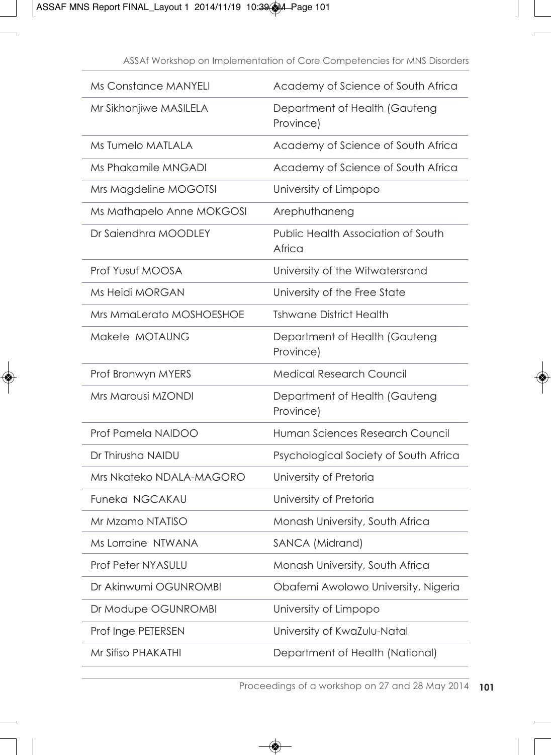| | |
|---|---|
| Ms Constance MANYELI | Academy of Science of South Africa |
| Mr Sikhonjiwe MASILELA | Department of Health (Gauteng Province) |
| Ms Tumelo MATLALA | Academy of Science of South Africa |
| Ms Phakamile MNGADI | Academy of Science of South Africa |
| Mrs Magdeline MOGOTSI | University of Limpopo |
| Ms Mathapelo Anne MOKGOSI | Arephuthaneng |
| Dr Saiendhra MOODLEY | Public Health Association of South Africa |
| Prof Yusuf MOOSA | University of the Witwatersrand |
| Ms Heidi MORGAN | University of the Free State |
| Mrs MmaLerato MOSHOESHOE | Tshwane District Health |
| Makete MOTAUNG | Department of Health (Gauteng Province) |
| Prof Bronwyn MYERS | Medical Research Council |
| Mrs Marousi MZONDI | Department of Health (Gauteng Province) |
| Prof Pamela NAIDOO | Human Sciences Research Council |
| Dr Thirusha NAIDU | Psychological Society of South Africa |
| Mrs Nkateko NDALA-MAGORO | University of Pretoria |
| Funeka NGCAKAU | University of Pretoria |
| Mr Mzamo NTATISO | Monash University, South Africa |
| Ms Lorraine NTWANA | SANCA (Midrand) |
| Prof Peter NYASULU | Monash University, South Africa |
| Dr Akinwumi OGUNROMBI | Obafemi Awolowo University, Nigeria |
| Dr Modupe OGUNROMBI | University of Limpopo |
| Prof Inge PETERSEN | University of KwaZulu-Natal |
| Mr Sifiso PHAKATHI | Department of Health (National) |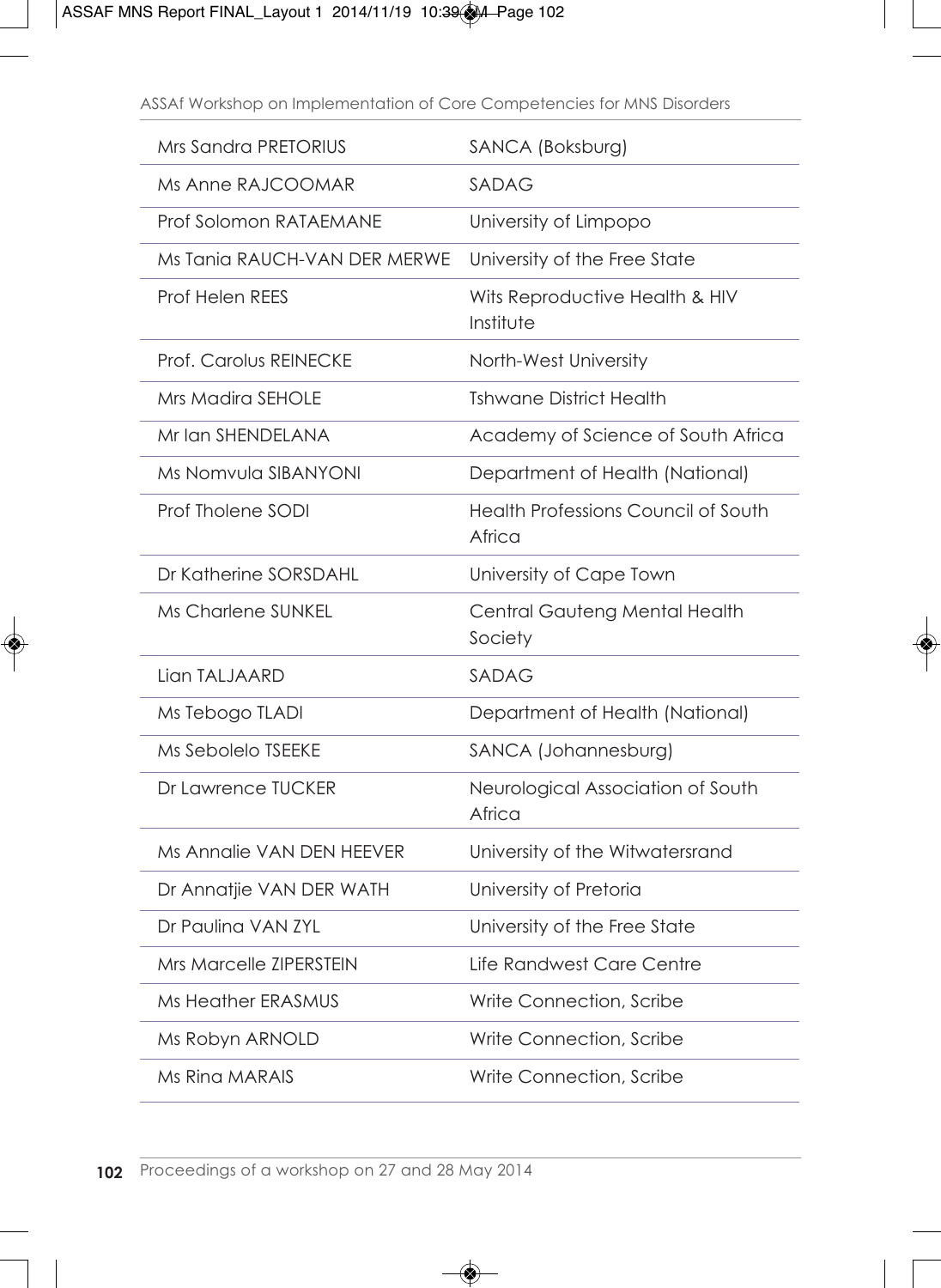| | |
|---|---|
| Mrs Sandra PRETORIUS | SANCA (Boksburg) |
| Ms Anne RAJCOOMAR | SADAG |
| Prof Solomon RATAEMANE | University of Limpopo |
| Ms Tania RAUCH-VAN DER MERWE | University of the Free State |
| Prof Helen REES | Wits Reproductive Health & HIV Institute |
| Prof. Carolus REINECKE | North-West University |
| Mrs Madira SEHOLE | Tshwane District Health |
| Mr Ian SHENDELANA | Academy of Science of South Africa |
| Ms Nomvula SIBANYONI | Department of Health (National) |
| Prof Tholene SODI | Health Professions Council of South Africa |
| Dr Katherine SORSDAHL | University of Cape Town |
| Ms Charlene SUNKEL | Central Gauteng Mental Health Society |
| Lian TALJAARD | SADAG |
| Ms Tebogo TLADI | Department of Health (National) |
| Ms Sebolelo TSEEKE | SANCA (Johannesburg) |
| Dr Lawrence TUCKER | Neurological Association of South Africa |
| Ms Annalie VAN DEN HEEVER | University of the Witwatersrand |
| Dr Annatjie VAN DER WATH | University of Pretoria |
| Dr Paulina VAN ZYL | University of the Free State |
| Mrs Marcelle ZIPERSTEIN | Life Randwest Care Centre |
| Ms Heather ERASMUS | Write Connection, Scribe |
| Ms Robyn ARNOLD | Write Connection, Scribe |
| Ms Rina MARAIS | Write Connection, Scribe |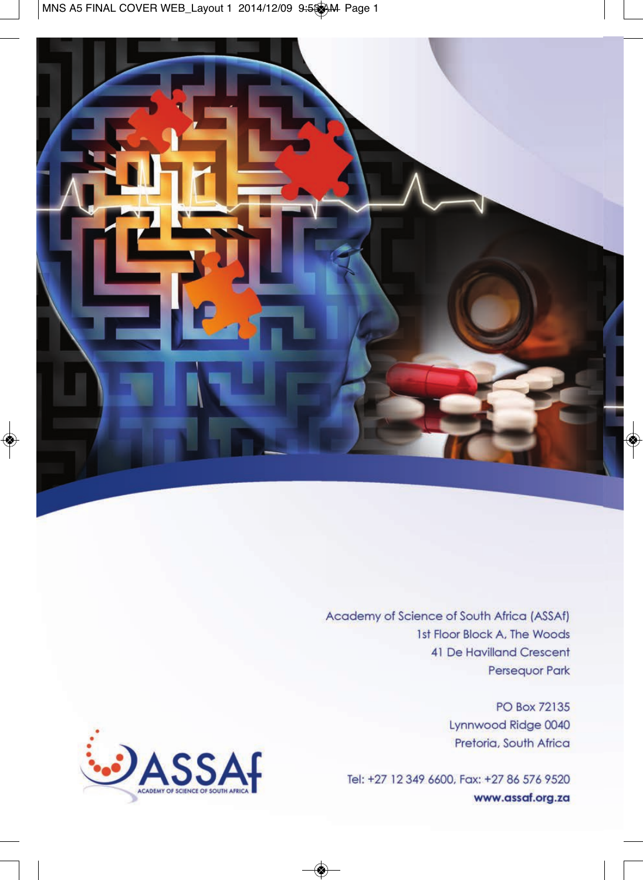Academy of Science of South Africa (ASSAf)
1st Floor Block A, The Woods
41 De Havilland Crescent
Persequor Park

PO Box 72135
Lynnwood Ridge 0040
Pretoria, South Africa

Tel: +27 12 349 6600, Fax: +27 86 576 9520
**www.assaf.org.za**

ASSAf
ACADEMY OF SCIENCE OF SOUTH AFRICA